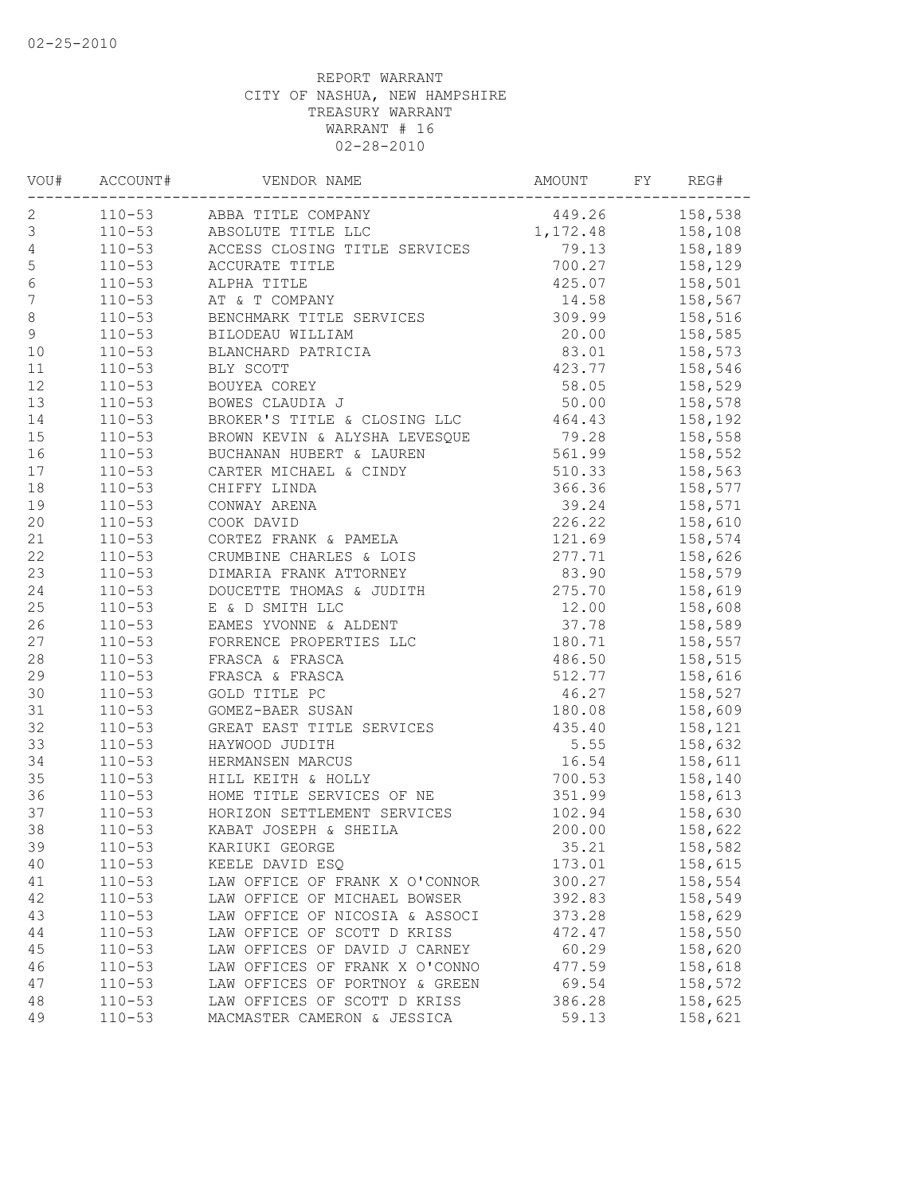02-25-2010

REPORT WARRANT
CITY OF NASHUA, NEW HAMPSHIRE
TREASURY WARRANT
WARRANT # 16
02-28-2010

| VOU# | ACCOUNT# | VENDOR NAME | AMOUNT | FY | REG# |
|---|---|---|---|---|---|
| 2 | 110-53 | ABBA TITLE COMPANY | 449.26 | | 158,538 |
| 3 | 110-53 | ABSOLUTE TITLE LLC | 1,172.48 | | 158,108 |
| 4 | 110-53 | ACCESS CLOSING TITLE SERVICES | 79.13 | | 158,189 |
| 5 | 110-53 | ACCURATE TITLE | 700.27 | | 158,129 |
| 6 | 110-53 | ALPHA TITLE | 425.07 | | 158,501 |
| 7 | 110-53 | AT & T COMPANY | 14.58 | | 158,567 |
| 8 | 110-53 | BENCHMARK TITLE SERVICES | 309.99 | | 158,516 |
| 9 | 110-53 | BILODEAU WILLIAM | 20.00 | | 158,585 |
| 10 | 110-53 | BLANCHARD PATRICIA | 83.01 | | 158,573 |
| 11 | 110-53 | BLY SCOTT | 423.77 | | 158,546 |
| 12 | 110-53 | BOUYEA COREY | 58.05 | | 158,529 |
| 13 | 110-53 | BOWES CLAUDIA J | 50.00 | | 158,578 |
| 14 | 110-53 | BROKER'S TITLE & CLOSING LLC | 464.43 | | 158,192 |
| 15 | 110-53 | BROWN KEVIN & ALYSHA LEVESQUE | 79.28 | | 158,558 |
| 16 | 110-53 | BUCHANAN HUBERT & LAUREN | 561.99 | | 158,552 |
| 17 | 110-53 | CARTER MICHAEL & CINDY | 510.33 | | 158,563 |
| 18 | 110-53 | CHIFFY LINDA | 366.36 | | 158,577 |
| 19 | 110-53 | CONWAY ARENA | 39.24 | | 158,571 |
| 20 | 110-53 | COOK DAVID | 226.22 | | 158,610 |
| 21 | 110-53 | CORTEZ FRANK & PAMELA | 121.69 | | 158,574 |
| 22 | 110-53 | CRUMBINE CHARLES & LOIS | 277.71 | | 158,626 |
| 23 | 110-53 | DIMARIA FRANK ATTORNEY | 83.90 | | 158,579 |
| 24 | 110-53 | DOUCETTE THOMAS & JUDITH | 275.70 | | 158,619 |
| 25 | 110-53 | E & D SMITH LLC | 12.00 | | 158,608 |
| 26 | 110-53 | EAMES YVONNE & ALDENT | 37.78 | | 158,589 |
| 27 | 110-53 | FORRENCE PROPERTIES LLC | 180.71 | | 158,557 |
| 28 | 110-53 | FRASCA & FRASCA | 486.50 | | 158,515 |
| 29 | 110-53 | FRASCA & FRASCA | 512.77 | | 158,616 |
| 30 | 110-53 | GOLD TITLE PC | 46.27 | | 158,527 |
| 31 | 110-53 | GOMEZ-BAER SUSAN | 180.08 | | 158,609 |
| 32 | 110-53 | GREAT EAST TITLE SERVICES | 435.40 | | 158,121 |
| 33 | 110-53 | HAYWOOD JUDITH | 5.55 | | 158,632 |
| 34 | 110-53 | HERMANSEN MARCUS | 16.54 | | 158,611 |
| 35 | 110-53 | HILL KEITH & HOLLY | 700.53 | | 158,140 |
| 36 | 110-53 | HOME TITLE SERVICES OF NE | 351.99 | | 158,613 |
| 37 | 110-53 | HORIZON SETTLEMENT SERVICES | 102.94 | | 158,630 |
| 38 | 110-53 | KABAT JOSEPH & SHEILA | 200.00 | | 158,622 |
| 39 | 110-53 | KARIUKI GEORGE | 35.21 | | 158,582 |
| 40 | 110-53 | KEELE DAVID ESQ | 173.01 | | 158,615 |
| 41 | 110-53 | LAW OFFICE OF FRANK X O'CONNOR | 300.27 | | 158,554 |
| 42 | 110-53 | LAW OFFICE OF MICHAEL BOWSER | 392.83 | | 158,549 |
| 43 | 110-53 | LAW OFFICE OF NICOSIA & ASSOCI | 373.28 | | 158,629 |
| 44 | 110-53 | LAW OFFICE OF SCOTT D KRISS | 472.47 | | 158,550 |
| 45 | 110-53 | LAW OFFICES OF DAVID J CARNEY | 60.29 | | 158,620 |
| 46 | 110-53 | LAW OFFICES OF FRANK X O'CONNO | 477.59 | | 158,618 |
| 47 | 110-53 | LAW OFFICES OF PORTNOY & GREEN | 69.54 | | 158,572 |
| 48 | 110-53 | LAW OFFICES OF SCOTT D KRISS | 386.28 | | 158,625 |
| 49 | 110-53 | MACMASTER CAMERON & JESSICA | 59.13 | | 158,621 |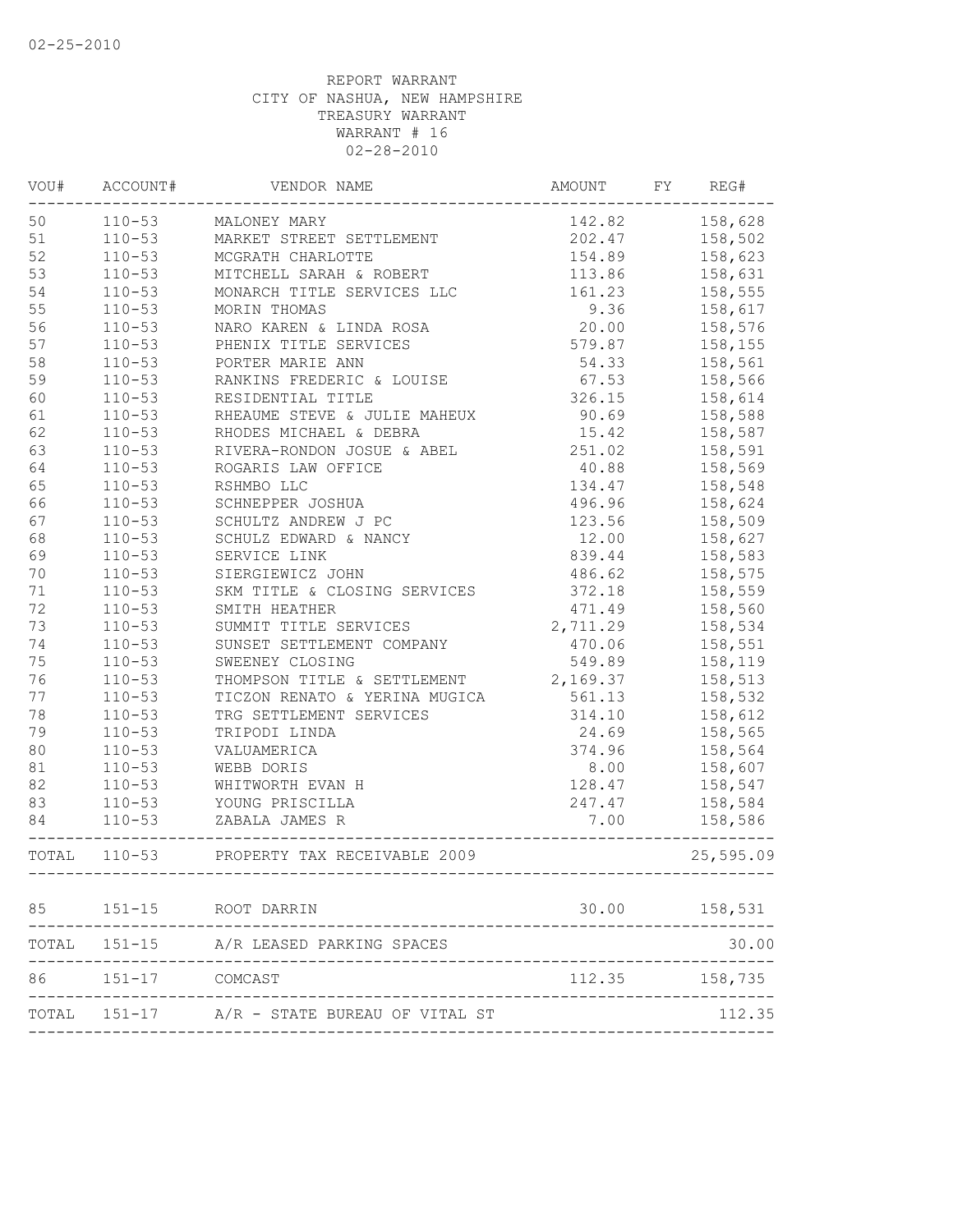02-25-2010

REPORT WARRANT
CITY OF NASHUA, NEW HAMPSHIRE
TREASURY WARRANT
WARRANT # 16
02-28-2010

| VOU# | ACCOUNT# | VENDOR NAME | AMOUNT | FY | REG# |
|---|---|---|---|---|---|
| 50 | 110-53 | MALONEY MARY | 142.82 | | 158,628 |
| 51 | 110-53 | MARKET STREET SETTLEMENT | 202.47 | | 158,502 |
| 52 | 110-53 | MCGRATH CHARLOTTE | 154.89 | | 158,623 |
| 53 | 110-53 | MITCHELL SARAH & ROBERT | 113.86 | | 158,631 |
| 54 | 110-53 | MONARCH TITLE SERVICES LLC | 161.23 | | 158,555 |
| 55 | 110-53 | MORIN THOMAS | 9.36 | | 158,617 |
| 56 | 110-53 | NARO KAREN & LINDA ROSA | 20.00 | | 158,576 |
| 57 | 110-53 | PHENIX TITLE SERVICES | 579.87 | | 158,155 |
| 58 | 110-53 | PORTER MARIE ANN | 54.33 | | 158,561 |
| 59 | 110-53 | RANKINS FREDERIC & LOUISE | 67.53 | | 158,566 |
| 60 | 110-53 | RESIDENTIAL TITLE | 326.15 | | 158,614 |
| 61 | 110-53 | RHEAUME STEVE & JULIE MAHEUX | 90.69 | | 158,588 |
| 62 | 110-53 | RHODES MICHAEL & DEBRA | 15.42 | | 158,587 |
| 63 | 110-53 | RIVERA-RONDON JOSUE & ABEL | 251.02 | | 158,591 |
| 64 | 110-53 | ROGARIS LAW OFFICE | 40.88 | | 158,569 |
| 65 | 110-53 | RSHMBO LLC | 134.47 | | 158,548 |
| 66 | 110-53 | SCHNEPPER JOSHUA | 496.96 | | 158,624 |
| 67 | 110-53 | SCHULTZ ANDREW J PC | 123.56 | | 158,509 |
| 68 | 110-53 | SCHULZ EDWARD & NANCY | 12.00 | | 158,627 |
| 69 | 110-53 | SERVICE LINK | 839.44 | | 158,583 |
| 70 | 110-53 | SIERGIEWICZ JOHN | 486.62 | | 158,575 |
| 71 | 110-53 | SKM TITLE & CLOSING SERVICES | 372.18 | | 158,559 |
| 72 | 110-53 | SMITH HEATHER | 471.49 | | 158,560 |
| 73 | 110-53 | SUMMIT TITLE SERVICES | 2,711.29 | | 158,534 |
| 74 | 110-53 | SUNSET SETTLEMENT COMPANY | 470.06 | | 158,551 |
| 75 | 110-53 | SWEENEY CLOSING | 549.89 | | 158,119 |
| 76 | 110-53 | THOMPSON TITLE & SETTLEMENT | 2,169.37 | | 158,513 |
| 77 | 110-53 | TICZON RENATO & YERINA MUGICA | 561.13 | | 158,532 |
| 78 | 110-53 | TRG SETTLEMENT SERVICES | 314.10 | | 158,612 |
| 79 | 110-53 | TRIPODI LINDA | 24.69 | | 158,565 |
| 80 | 110-53 | VALUAMERICA | 374.96 | | 158,564 |
| 81 | 110-53 | WEBB DORIS | 8.00 | | 158,607 |
| 82 | 110-53 | WHITWORTH EVAN H | 128.47 | | 158,547 |
| 83 | 110-53 | YOUNG PRISCILLA | 247.47 | | 158,584 |
| 84 | 110-53 | ZABALA JAMES R | 7.00 | | 158,586 |
| TOTAL | 110-53 | PROPERTY TAX RECEIVABLE 2009 | | | 25,595.09 |
| 85 | 151-15 | ROOT DARRIN | 30.00 | | 158,531 |
| TOTAL | 151-15 | A/R LEASED PARKING SPACES | | | 30.00 |
| 86 | 151-17 | COMCAST | 112.35 | | 158,735 |
| TOTAL | 151-17 | A/R - STATE BUREAU OF VITAL ST | | | 112.35 |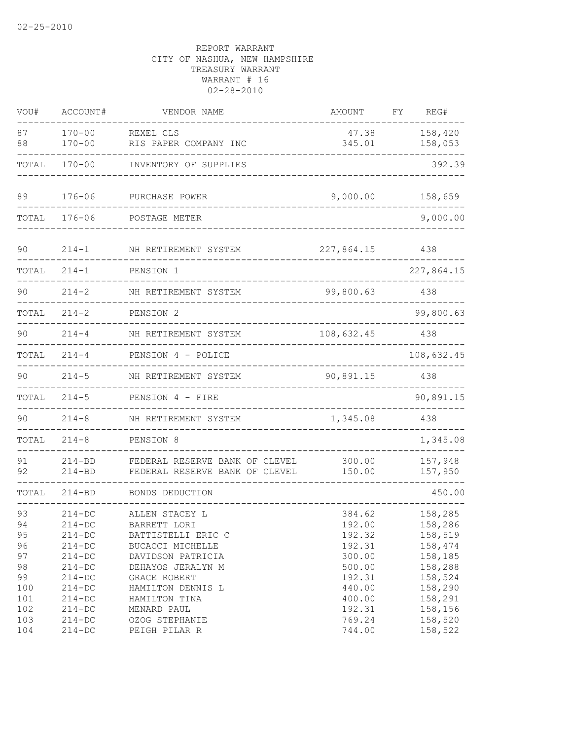REPORT WARRANT
CITY OF NASHUA, NEW HAMPSHIRE
TREASURY WARRANT
WARRANT # 16
02-28-2010

| VOU# | ACCOUNT# | VENDOR NAME | AMOUNT | FY | REG# |
|---|---|---|---|---|---|
| 87 | 170-00 | REXEL CLS | 47.38 | | 158,420 |
| 88 | 170-00 | RIS PAPER COMPANY INC | 345.01 | | 158,053 |
| TOTAL | 170-00 | INVENTORY OF SUPPLIES | | | 392.39 |
| 89 | 176-06 | PURCHASE POWER | 9,000.00 | | 158,659 |
| TOTAL | 176-06 | POSTAGE METER | | | 9,000.00 |
| 90 | 214-1 | NH RETIREMENT SYSTEM | 227,864.15 | | 438 |
| TOTAL | 214-1 | PENSION 1 | | | 227,864.15 |
| 90 | 214-2 | NH RETIREMENT SYSTEM | 99,800.63 | | 438 |
| TOTAL | 214-2 | PENSION 2 | | | 99,800.63 |
| 90 | 214-4 | NH RETIREMENT SYSTEM | 108,632.45 | | 438 |
| TOTAL | 214-4 | PENSION 4 - POLICE | | | 108,632.45 |
| 90 | 214-5 | NH RETIREMENT SYSTEM | 90,891.15 | | 438 |
| TOTAL | 214-5 | PENSION 4 - FIRE | | | 90,891.15 |
| 90 | 214-8 | NH RETIREMENT SYSTEM | 1,345.08 | | 438 |
| TOTAL | 214-8 | PENSION 8 | | | 1,345.08 |
| 91 | 214-BD | FEDERAL RESERVE BANK OF CLEVEL | 300.00 | | 157,948 |
| 92 | 214-BD | FEDERAL RESERVE BANK OF CLEVEL | 150.00 | | 157,950 |
| TOTAL | 214-BD | BONDS DEDUCTION | | | 450.00 |
| 93 | 214-DC | ALLEN STACEY L | 384.62 | | 158,285 |
| 94 | 214-DC | BARRETT LORI | 192.00 | | 158,286 |
| 95 | 214-DC | BATTISTELLI ERIC C | 192.32 | | 158,519 |
| 96 | 214-DC | BUCACCI MICHELLE | 192.31 | | 158,474 |
| 97 | 214-DC | DAVIDSON PATRICIA | 300.00 | | 158,185 |
| 98 | 214-DC | DEHAYOS JERALYN M | 500.00 | | 158,288 |
| 99 | 214-DC | GRACE ROBERT | 192.31 | | 158,524 |
| 100 | 214-DC | HAMILTON DENNIS L | 440.00 | | 158,290 |
| 101 | 214-DC | HAMILTON TINA | 400.00 | | 158,291 |
| 102 | 214-DC | MENARD PAUL | 192.31 | | 158,156 |
| 103 | 214-DC | OZOG STEPHANIE | 769.24 | | 158,520 |
| 104 | 214-DC | PEIGH PILAR R | 744.00 | | 158,522 |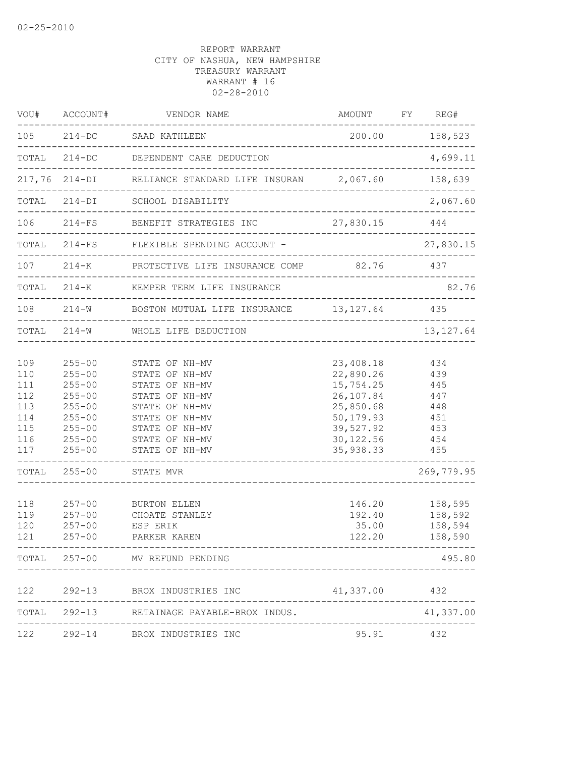02-25-2010

REPORT WARRANT
CITY OF NASHUA, NEW HAMPSHIRE
TREASURY WARRANT
WARRANT # 16
02-28-2010

| VOU# | ACCOUNT# | VENDOR NAME | AMOUNT | FY | REG# |
|---|---|---|---|---|---|
| 105 | 214-DC | SAAD KATHLEEN | 200.00 | | 158,523 |
| TOTAL | 214-DC | DEPENDENT CARE DEDUCTION | | | 4,699.11 |
| 217,76 | 214-DI | RELIANCE STANDARD LIFE INSURAN | 2,067.60 | | 158,639 |
| TOTAL | 214-DI | SCHOOL DISABILITY | | | 2,067.60 |
| 106 | 214-FS | BENEFIT STRATEGIES INC | 27,830.15 | | 444 |
| TOTAL | 214-FS | FLEXIBLE SPENDING ACCOUNT - | | | 27,830.15 |
| 107 | 214-K | PROTECTIVE LIFE INSURANCE COMP | 82.76 | | 437 |
| TOTAL | 214-K | KEMPER TERM LIFE INSURANCE | | | 82.76 |
| 108 | 214-W | BOSTON MUTUAL LIFE INSURANCE | 13,127.64 | | 435 |
| TOTAL | 214-W | WHOLE LIFE DEDUCTION | | | 13,127.64 |
| 109 | 255-00 | STATE OF NH-MV | 23,408.18 | | 434 |
| 110 | 255-00 | STATE OF NH-MV | 22,890.26 | | 439 |
| 111 | 255-00 | STATE OF NH-MV | 15,754.25 | | 445 |
| 112 | 255-00 | STATE OF NH-MV | 26,107.84 | | 447 |
| 113 | 255-00 | STATE OF NH-MV | 25,850.68 | | 448 |
| 114 | 255-00 | STATE OF NH-MV | 50,179.93 | | 451 |
| 115 | 255-00 | STATE OF NH-MV | 39,527.92 | | 453 |
| 116 | 255-00 | STATE OF NH-MV | 30,122.56 | | 454 |
| 117 | 255-00 | STATE OF NH-MV | 35,938.33 | | 455 |
| TOTAL | 255-00 | STATE MVR | | | 269,779.95 |
| 118 | 257-00 | BURTON ELLEN | 146.20 | | 158,595 |
| 119 | 257-00 | CHOATE STANLEY | 192.40 | | 158,592 |
| 120 | 257-00 | ESP ERIK | 35.00 | | 158,594 |
| 121 | 257-00 | PARKER KAREN | 122.20 | | 158,590 |
| TOTAL | 257-00 | MV REFUND PENDING | | | 495.80 |
| 122 | 292-13 | BROX INDUSTRIES INC | 41,337.00 | | 432 |
| TOTAL | 292-13 | RETAINAGE PAYABLE-BROX INDUS. | | | 41,337.00 |
| 122 | 292-14 | BROX INDUSTRIES INC | 95.91 | | 432 |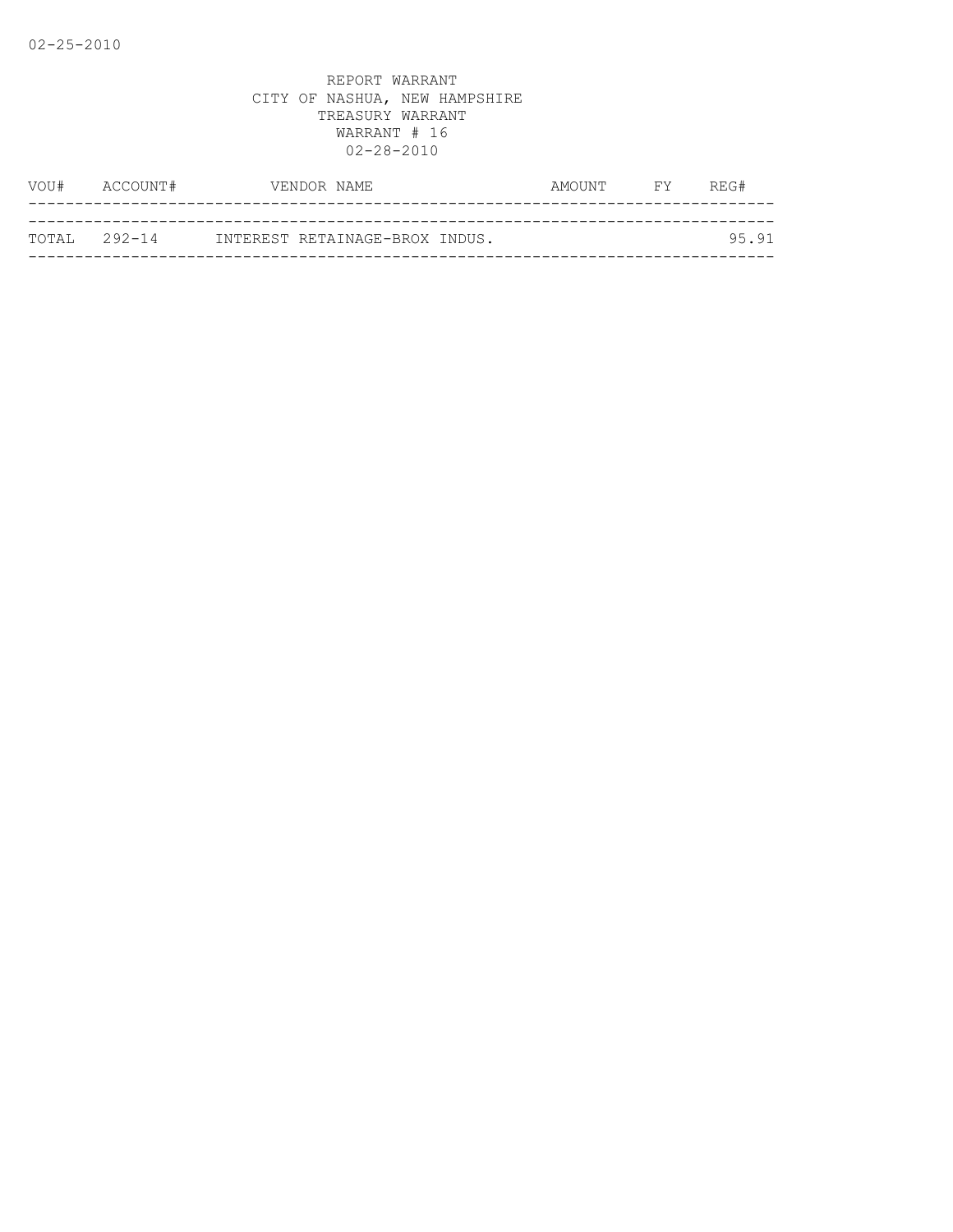REPORT WARRANT
CITY OF NASHUA, NEW HAMPSHIRE
TREASURY WARRANT
WARRANT # 16
02-28-2010

| VOU# | ACCOUNT# | VENDOR NAME | AMOUNT | FY | REG# |
|---|---|---|---|---|---|
| TOTAL | 292-14 | INTEREST RETAINAGE-BROX INDUS. | | | 95.91 |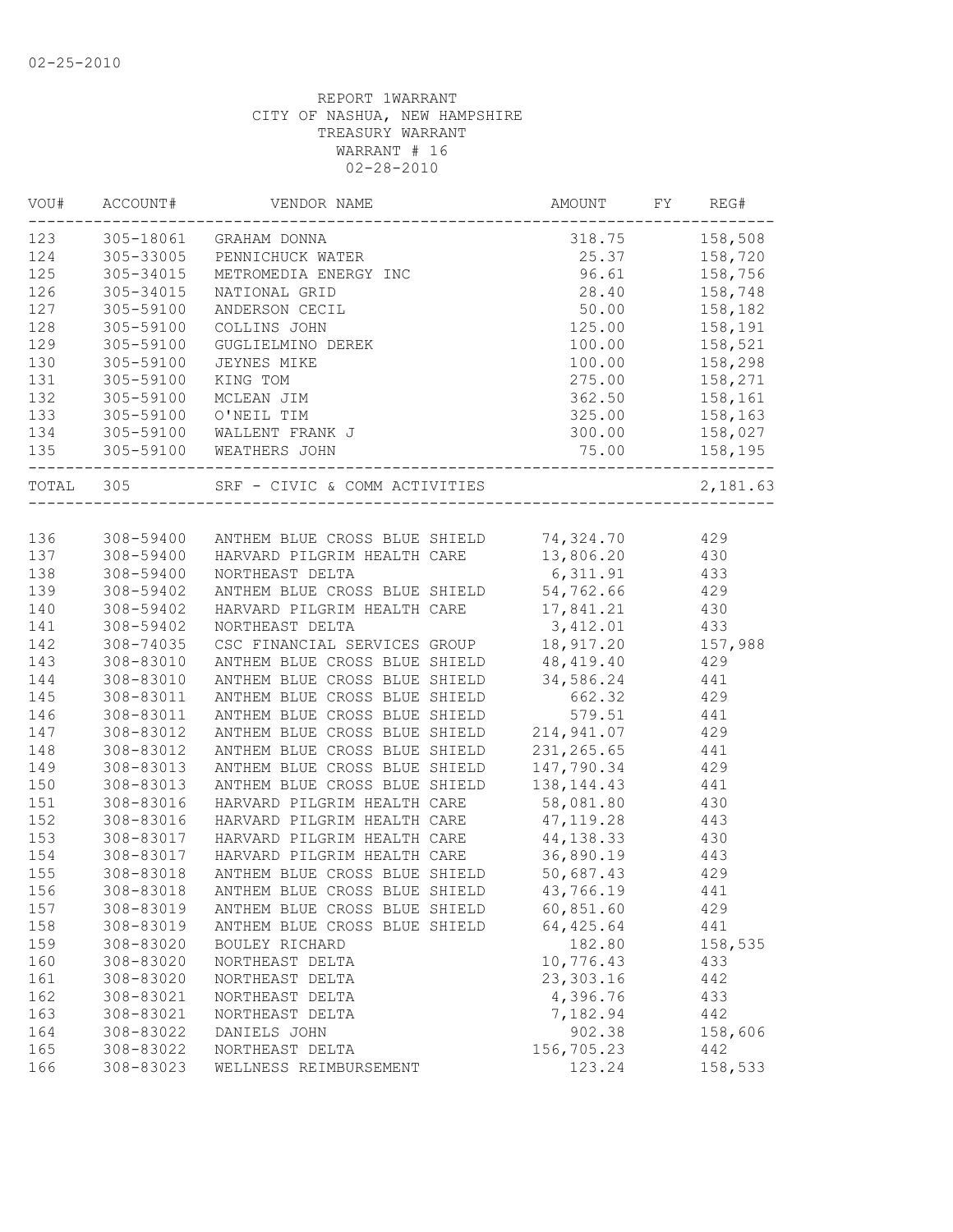02-25-2010

REPORT 1WARRANT
CITY OF NASHUA, NEW HAMPSHIRE
TREASURY WARRANT
WARRANT # 16
02-28-2010

| VOU# | ACCOUNT# | VENDOR NAME | AMOUNT | FY | REG# |
|---|---|---|---|---|---|
| 123 | 305-18061 | GRAHAM DONNA | 318.75 | | 158,508 |
| 124 | 305-33005 | PENNICHUCK WATER | 25.37 | | 158,720 |
| 125 | 305-34015 | METROMEDIA ENERGY INC | 96.61 | | 158,756 |
| 126 | 305-34015 | NATIONAL GRID | 28.40 | | 158,748 |
| 127 | 305-59100 | ANDERSON CECIL | 50.00 | | 158,182 |
| 128 | 305-59100 | COLLINS JOHN | 125.00 | | 158,191 |
| 129 | 305-59100 | GUGLIELMINO DEREK | 100.00 | | 158,521 |
| 130 | 305-59100 | JEYNES MIKE | 100.00 | | 158,298 |
| 131 | 305-59100 | KING TOM | 275.00 | | 158,271 |
| 132 | 305-59100 | MCLEAN JIM | 362.50 | | 158,161 |
| 133 | 305-59100 | O'NEIL TIM | 325.00 | | 158,163 |
| 134 | 305-59100 | WALLENT FRANK J | 300.00 | | 158,027 |
| 135 | 305-59100 | WEATHERS JOHN | 75.00 | | 158,195 |
| TOTAL | 305 | SRF - CIVIC & COMM ACTIVITIES | | | 2,181.63 |
| 136 | 308-59400 | ANTHEM BLUE CROSS BLUE SHIELD | 74,324.70 | | 429 |
| 137 | 308-59400 | HARVARD PILGRIM HEALTH CARE | 13,806.20 | | 430 |
| 138 | 308-59400 | NORTHEAST DELTA | 6,311.91 | | 433 |
| 139 | 308-59402 | ANTHEM BLUE CROSS BLUE SHIELD | 54,762.66 | | 429 |
| 140 | 308-59402 | HARVARD PILGRIM HEALTH CARE | 17,841.21 | | 430 |
| 141 | 308-59402 | NORTHEAST DELTA | 3,412.01 | | 433 |
| 142 | 308-74035 | CSC FINANCIAL SERVICES GROUP | 18,917.20 | | 157,988 |
| 143 | 308-83010 | ANTHEM BLUE CROSS BLUE SHIELD | 48,419.40 | | 429 |
| 144 | 308-83010 | ANTHEM BLUE CROSS BLUE SHIELD | 34,586.24 | | 441 |
| 145 | 308-83011 | ANTHEM BLUE CROSS BLUE SHIELD | 662.32 | | 429 |
| 146 | 308-83011 | ANTHEM BLUE CROSS BLUE SHIELD | 579.51 | | 441 |
| 147 | 308-83012 | ANTHEM BLUE CROSS BLUE SHIELD | 214,941.07 | | 429 |
| 148 | 308-83012 | ANTHEM BLUE CROSS BLUE SHIELD | 231,265.65 | | 441 |
| 149 | 308-83013 | ANTHEM BLUE CROSS BLUE SHIELD | 147,790.34 | | 429 |
| 150 | 308-83013 | ANTHEM BLUE CROSS BLUE SHIELD | 138,144.43 | | 441 |
| 151 | 308-83016 | HARVARD PILGRIM HEALTH CARE | 58,081.80 | | 430 |
| 152 | 308-83016 | HARVARD PILGRIM HEALTH CARE | 47,119.28 | | 443 |
| 153 | 308-83017 | HARVARD PILGRIM HEALTH CARE | 44,138.33 | | 430 |
| 154 | 308-83017 | HARVARD PILGRIM HEALTH CARE | 36,890.19 | | 443 |
| 155 | 308-83018 | ANTHEM BLUE CROSS BLUE SHIELD | 50,687.43 | | 429 |
| 156 | 308-83018 | ANTHEM BLUE CROSS BLUE SHIELD | 43,766.19 | | 441 |
| 157 | 308-83019 | ANTHEM BLUE CROSS BLUE SHIELD | 60,851.60 | | 429 |
| 158 | 308-83019 | ANTHEM BLUE CROSS BLUE SHIELD | 64,425.64 | | 441 |
| 159 | 308-83020 | BOULEY RICHARD | 182.80 | | 158,535 |
| 160 | 308-83020 | NORTHEAST DELTA | 10,776.43 | | 433 |
| 161 | 308-83020 | NORTHEAST DELTA | 23,303.16 | | 442 |
| 162 | 308-83021 | NORTHEAST DELTA | 4,396.76 | | 433 |
| 163 | 308-83021 | NORTHEAST DELTA | 7,182.94 | | 442 |
| 164 | 308-83022 | DANIELS JOHN | 902.38 | | 158,606 |
| 165 | 308-83022 | NORTHEAST DELTA | 156,705.23 | | 442 |
| 166 | 308-83023 | WELLNESS REIMBURSEMENT | 123.24 | | 158,533 |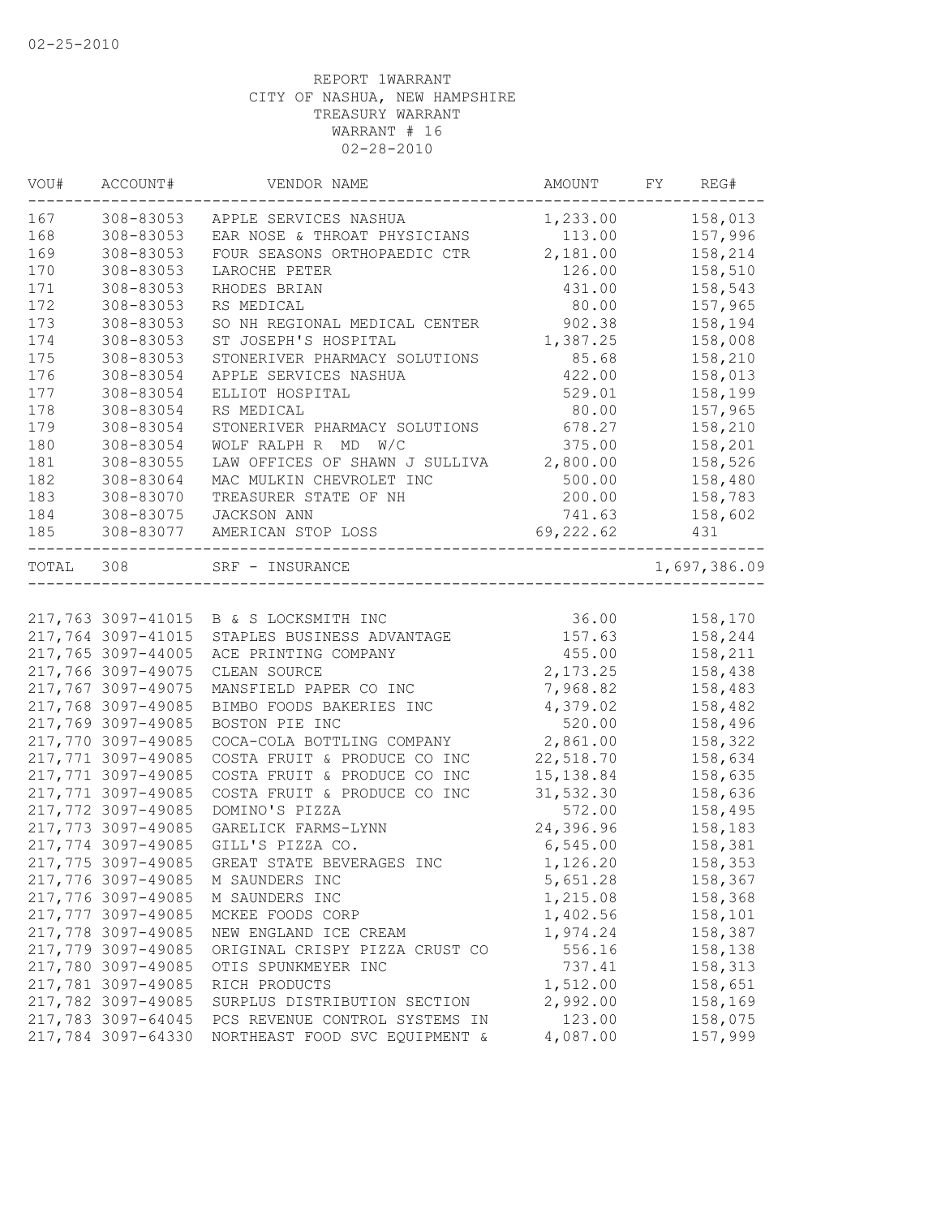02-25-2010

REPORT 1WARRANT
CITY OF NASHUA, NEW HAMPSHIRE
TREASURY WARRANT
WARRANT # 16
02-28-2010

| VOU# | ACCOUNT# | VENDOR NAME | AMOUNT | FY | REG# |
|---|---|---|---|---|---|
| 167 | 308-83053 | APPLE SERVICES NASHUA | 1,233.00 | | 158,013 |
| 168 | 308-83053 | EAR NOSE & THROAT PHYSICIANS | 113.00 | | 157,996 |
| 169 | 308-83053 | FOUR SEASONS ORTHOPAEDIC CTR | 2,181.00 | | 158,214 |
| 170 | 308-83053 | LAROCHE PETER | 126.00 | | 158,510 |
| 171 | 308-83053 | RHODES BRIAN | 431.00 | | 158,543 |
| 172 | 308-83053 | RS MEDICAL | 80.00 | | 157,965 |
| 173 | 308-83053 | SO NH REGIONAL MEDICAL CENTER | 902.38 | | 158,194 |
| 174 | 308-83053 | ST JOSEPH'S HOSPITAL | 1,387.25 | | 158,008 |
| 175 | 308-83053 | STONERIVER PHARMACY SOLUTIONS | 85.68 | | 158,210 |
| 176 | 308-83054 | APPLE SERVICES NASHUA | 422.00 | | 158,013 |
| 177 | 308-83054 | ELLIOT HOSPITAL | 529.01 | | 158,199 |
| 178 | 308-83054 | RS MEDICAL | 80.00 | | 157,965 |
| 179 | 308-83054 | STONERIVER PHARMACY SOLUTIONS | 678.27 | | 158,210 |
| 180 | 308-83054 | WOLF RALPH R MD W/C | 375.00 | | 158,201 |
| 181 | 308-83055 | LAW OFFICES OF SHAWN J SULLIVA | 2,800.00 | | 158,526 |
| 182 | 308-83064 | MAC MULKIN CHEVROLET INC | 500.00 | | 158,480 |
| 183 | 308-83070 | TREASURER STATE OF NH | 200.00 | | 158,783 |
| 184 | 308-83075 | JACKSON ANN | 741.63 | | 158,602 |
| 185 | 308-83077 | AMERICAN STOP LOSS | 69,222.62 | | 431 |
| TOTAL | 308 | SRF - INSURANCE | | | 1,697,386.09 |

| VOU# | ACCOUNT# | VENDOR NAME | AMOUNT | FY | REG# |
|---|---|---|---|---|---|
| 217,763 | 3097-41015 | B & S LOCKSMITH INC | 36.00 | | 158,170 |
| 217,764 | 3097-41015 | STAPLES BUSINESS ADVANTAGE | 157.63 | | 158,244 |
| 217,765 | 3097-44005 | ACE PRINTING COMPANY | 455.00 | | 158,211 |
| 217,766 | 3097-49075 | CLEAN SOURCE | 2,173.25 | | 158,438 |
| 217,767 | 3097-49075 | MANSFIELD PAPER CO INC | 7,968.82 | | 158,483 |
| 217,768 | 3097-49085 | BIMBO FOODS BAKERIES INC | 4,379.02 | | 158,482 |
| 217,769 | 3097-49085 | BOSTON PIE INC | 520.00 | | 158,496 |
| 217,770 | 3097-49085 | COCA-COLA BOTTLING COMPANY | 2,861.00 | | 158,322 |
| 217,771 | 3097-49085 | COSTA FRUIT & PRODUCE CO INC | 22,518.70 | | 158,634 |
| 217,771 | 3097-49085 | COSTA FRUIT & PRODUCE CO INC | 15,138.84 | | 158,635 |
| 217,771 | 3097-49085 | COSTA FRUIT & PRODUCE CO INC | 31,532.30 | | 158,636 |
| 217,772 | 3097-49085 | DOMINO'S PIZZA | 572.00 | | 158,495 |
| 217,773 | 3097-49085 | GARELICK FARMS-LYNN | 24,396.96 | | 158,183 |
| 217,774 | 3097-49085 | GILL'S PIZZA CO. | 6,545.00 | | 158,381 |
| 217,775 | 3097-49085 | GREAT STATE BEVERAGES INC | 1,126.20 | | 158,353 |
| 217,776 | 3097-49085 | M SAUNDERS INC | 5,651.28 | | 158,367 |
| 217,776 | 3097-49085 | M SAUNDERS INC | 1,215.08 | | 158,368 |
| 217,777 | 3097-49085 | MCKEE FOODS CORP | 1,402.56 | | 158,101 |
| 217,778 | 3097-49085 | NEW ENGLAND ICE CREAM | 1,974.24 | | 158,387 |
| 217,779 | 3097-49085 | ORIGINAL CRISPY PIZZA CRUST CO | 556.16 | | 158,138 |
| 217,780 | 3097-49085 | OTIS SPUNKMEYER INC | 737.41 | | 158,313 |
| 217,781 | 3097-49085 | RICH PRODUCTS | 1,512.00 | | 158,651 |
| 217,782 | 3097-49085 | SURPLUS DISTRIBUTION SECTION | 2,992.00 | | 158,169 |
| 217,783 | 3097-64045 | PCS REVENUE CONTROL SYSTEMS IN | 123.00 | | 158,075 |
| 217,784 | 3097-64330 | NORTHEAST FOOD SVC EQUIPMENT & | 4,087.00 | | 157,999 |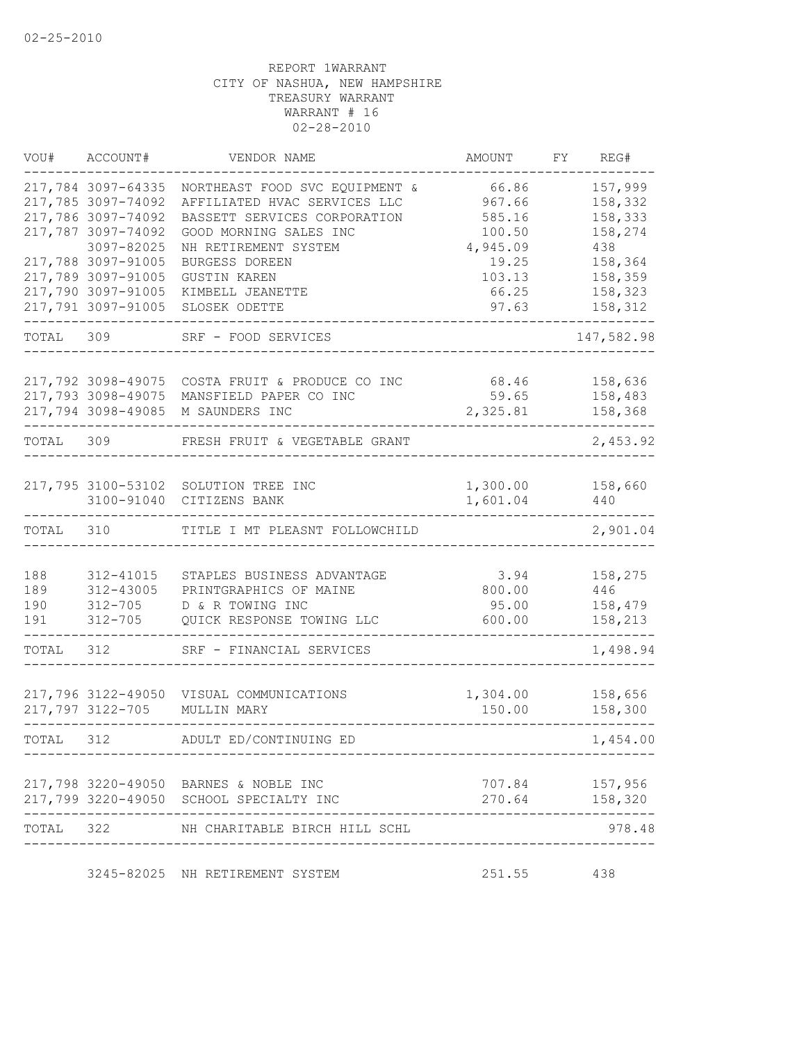02-25-2010

REPORT 1WARRANT
CITY OF NASHUA, NEW HAMPSHIRE
TREASURY WARRANT
WARRANT # 16
02-28-2010

| VOU# | ACCOUNT# | VENDOR NAME | AMOUNT | FY | REG# |
|---|---|---|---|---|---|
| 217,784 | 3097-64335 | NORTHEAST FOOD SVC EQUIPMENT & | 66.86 | | 157,999 |
| 217,785 | 3097-74092 | AFFILIATED HVAC SERVICES LLC | 967.66 | | 158,332 |
| 217,786 | 3097-74092 | BASSETT SERVICES CORPORATION | 585.16 | | 158,333 |
| 217,787 | 3097-74092 | GOOD MORNING SALES INC | 100.50 | | 158,274 |
| | 3097-82025 | NH RETIREMENT SYSTEM | 4,945.09 | | 438 |
| 217,788 | 3097-91005 | BURGESS DOREEN | 19.25 | | 158,364 |
| 217,789 | 3097-91005 | GUSTIN KAREN | 103.13 | | 158,359 |
| 217,790 | 3097-91005 | KIMBELL JEANETTE | 66.25 | | 158,323 |
| 217,791 | 3097-91005 | SLOSEK ODETTE | 97.63 | | 158,312 |
| TOTAL | 309 | SRF - FOOD SERVICES | | | 147,582.98 |
| 217,792 | 3098-49075 | COSTA FRUIT & PRODUCE CO INC | 68.46 | | 158,636 |
| 217,793 | 3098-49075 | MANSFIELD PAPER CO INC | 59.65 | | 158,483 |
| 217,794 | 3098-49085 | M SAUNDERS INC | 2,325.81 | | 158,368 |
| TOTAL | 309 | FRESH FRUIT & VEGETABLE GRANT | | | 2,453.92 |
| 217,795 | 3100-53102 | SOLUTION TREE INC | 1,300.00 | | 158,660 |
| | 3100-91040 | CITIZENS BANK | 1,601.04 | | 440 |
| TOTAL | 310 | TITLE I MT PLEASNT FOLLOWCHILD | | | 2,901.04 |
| 188 | 312-41015 | STAPLES BUSINESS ADVANTAGE | 3.94 | | 158,275 |
| 189 | 312-43005 | PRINTGRAPHICS OF MAINE | 800.00 | | 446 |
| 190 | 312-705 | D & R TOWING INC | 95.00 | | 158,479 |
| 191 | 312-705 | QUICK RESPONSE TOWING LLC | 600.00 | | 158,213 |
| TOTAL | 312 | SRF - FINANCIAL SERVICES | | | 1,498.94 |
| 217,796 | 3122-49050 | VISUAL COMMUNICATIONS | 1,304.00 | | 158,656 |
| 217,797 | 3122-705 | MULLIN MARY | 150.00 | | 158,300 |
| TOTAL | 312 | ADULT ED/CONTINUING ED | | | 1,454.00 |
| 217,798 | 3220-49050 | BARNES & NOBLE INC | 707.84 | | 157,956 |
| 217,799 | 3220-49050 | SCHOOL SPECIALTY INC | 270.64 | | 158,320 |
| TOTAL | 322 | NH CHARITABLE BIRCH HILL SCHL | | | 978.48 |
| | 3245-82025 | NH RETIREMENT SYSTEM | 251.55 | | 438 |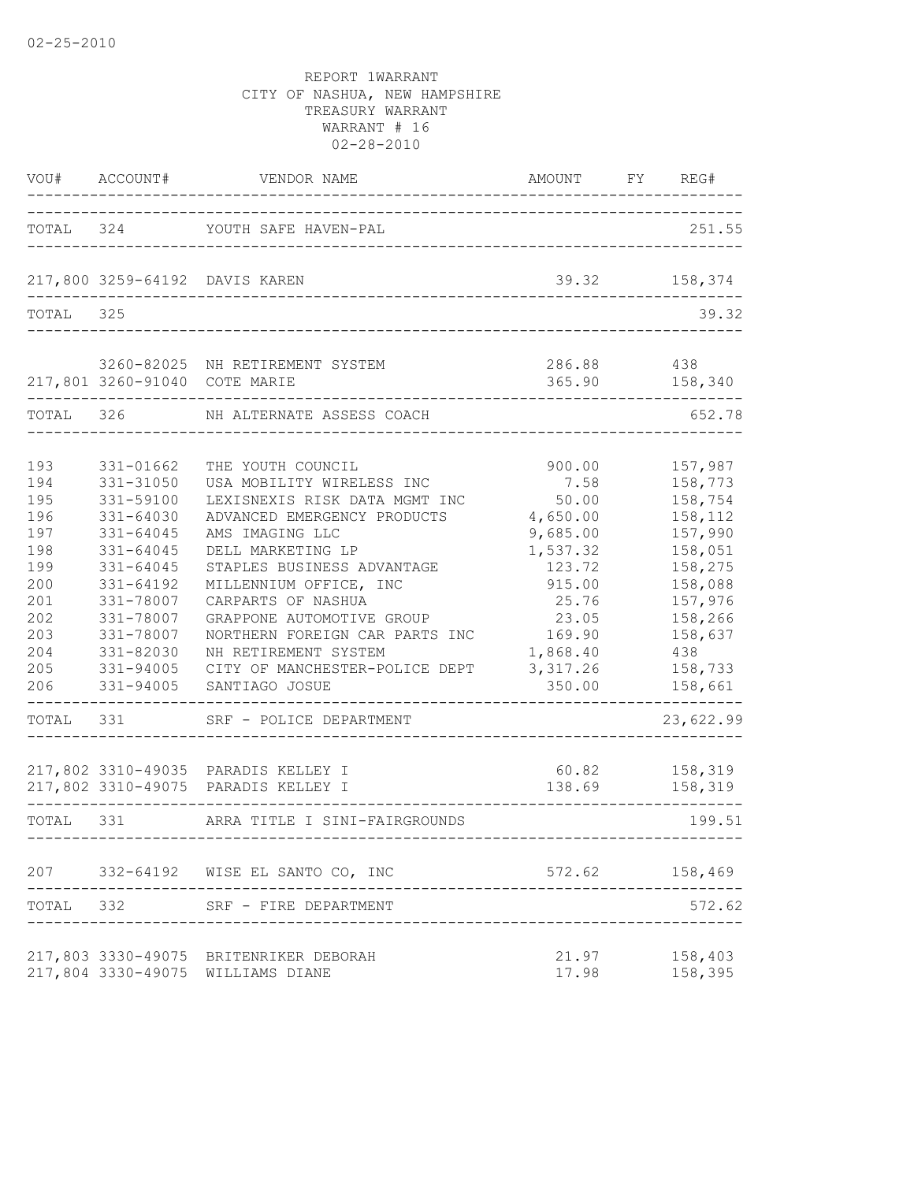02-25-2010

REPORT 1WARRANT
CITY OF NASHUA, NEW HAMPSHIRE
TREASURY WARRANT
WARRANT # 16
02-28-2010

| VOU# | ACCOUNT# | VENDOR NAME | AMOUNT | FY | REG# |
|---|---|---|---|---|---|
| TOTAL | 324 | YOUTH SAFE HAVEN-PAL | | | 251.55 |
| 217,800 | 3259-64192 | DAVIS KAREN | 39.32 | | 158,374 |
| TOTAL | 325 | | | | 39.32 |
| | 3260-82025 | NH RETIREMENT SYSTEM | 286.88 | | 438 |
| 217,801 | 3260-91040 | COTE MARIE | 365.90 | | 158,340 |
| TOTAL | 326 | NH ALTERNATE ASSESS COACH | | | 652.78 |
| 193 | 331-01662 | THE YOUTH COUNCIL | 900.00 | | 157,987 |
| 194 | 331-31050 | USA MOBILITY WIRELESS INC | 7.58 | | 158,773 |
| 195 | 331-59100 | LEXISNEXIS RISK DATA MGMT INC | 50.00 | | 158,754 |
| 196 | 331-64030 | ADVANCED EMERGENCY PRODUCTS | 4,650.00 | | 158,112 |
| 197 | 331-64045 | AMS IMAGING LLC | 9,685.00 | | 157,990 |
| 198 | 331-64045 | DELL MARKETING LP | 1,537.32 | | 158,051 |
| 199 | 331-64045 | STAPLES BUSINESS ADVANTAGE | 123.72 | | 158,275 |
| 200 | 331-64192 | MILLENNIUM OFFICE, INC | 915.00 | | 158,088 |
| 201 | 331-78007 | CARPARTS OF NASHUA | 25.76 | | 157,976 |
| 202 | 331-78007 | GRAPPONE AUTOMOTIVE GROUP | 23.05 | | 158,266 |
| 203 | 331-78007 | NORTHERN FOREIGN CAR PARTS INC | 169.90 | | 158,637 |
| 204 | 331-82030 | NH RETIREMENT SYSTEM | 1,868.40 | | 438 |
| 205 | 331-94005 | CITY OF MANCHESTER-POLICE DEPT | 3,317.26 | | 158,733 |
| 206 | 331-94005 | SANTIAGO JOSUE | 350.00 | | 158,661 |
| TOTAL | 331 | SRF - POLICE DEPARTMENT | | | 23,622.99 |
| 217,802 | 3310-49035 | PARADIS KELLEY I | 60.82 | | 158,319 |
| 217,802 | 3310-49075 | PARADIS KELLEY I | 138.69 | | 158,319 |
| TOTAL | 331 | ARRA TITLE I SINI-FAIRGROUNDS | | | 199.51 |
| 207 | 332-64192 | WISE EL SANTO CO, INC | 572.62 | | 158,469 |
| TOTAL | 332 | SRF - FIRE DEPARTMENT | | | 572.62 |
| 217,803 | 3330-49075 | BRITENRIKER DEBORAH | 21.97 | | 158,403 |
| 217,804 | 3330-49075 | WILLIAMS DIANE | 17.98 | | 158,395 |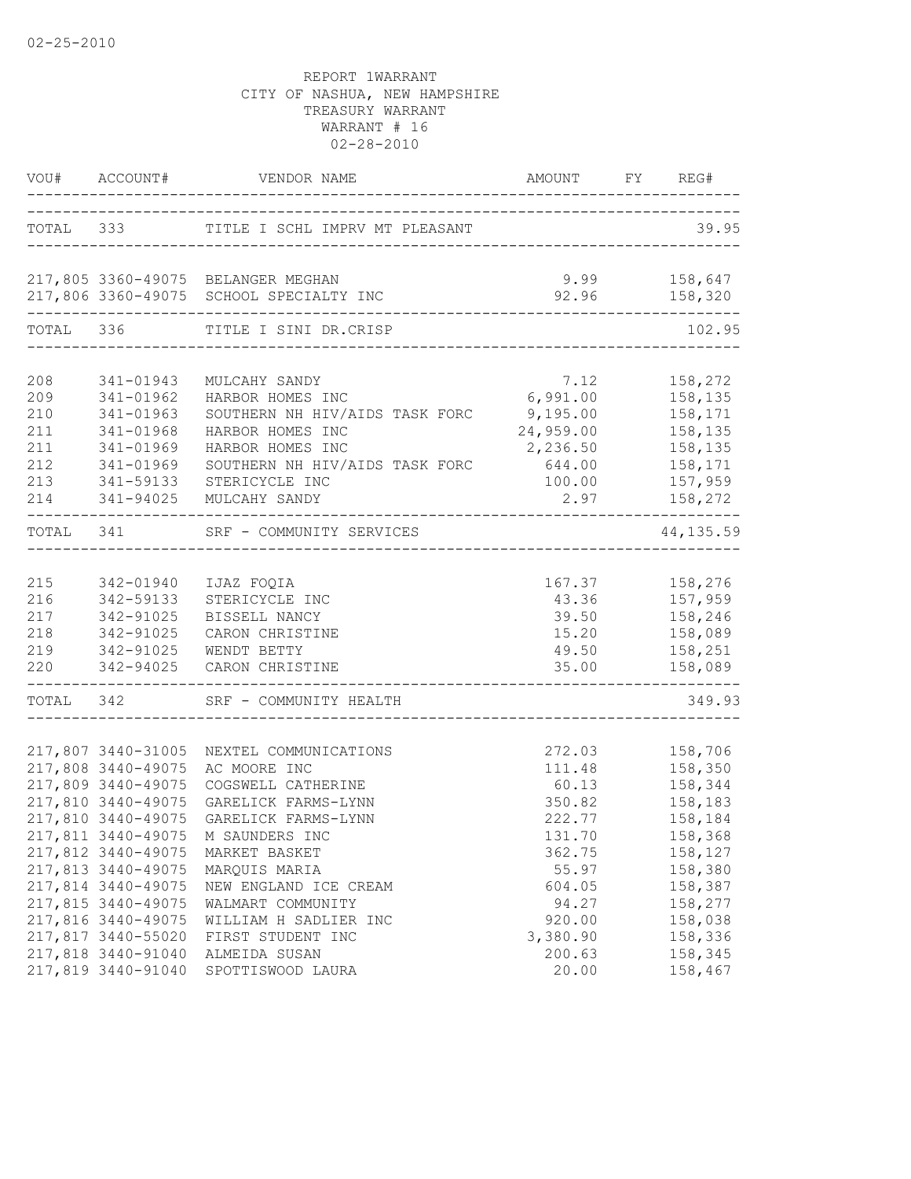02-25-2010

REPORT 1WARRANT
CITY OF NASHUA, NEW HAMPSHIRE
TREASURY WARRANT
WARRANT # 16
02-28-2010

| VOU# | ACCOUNT# | VENDOR NAME | AMOUNT | FY | REG# |
|---|---|---|---|---|---|
| TOTAL | 333 | TITLE I SCHL IMPRV MT PLEASANT | | | 39.95 |
| 217,805 | 3360-49075 | BELANGER MEGHAN | 9.99 | | 158,647 |
| 217,806 | 3360-49075 | SCHOOL SPECIALTY INC | 92.96 | | 158,320 |
| TOTAL | 336 | TITLE I SINI DR.CRISP | | | 102.95 |
| 208 | 341-01943 | MULCAHY SANDY | 7.12 | | 158,272 |
| 209 | 341-01962 | HARBOR HOMES INC | 6,991.00 | | 158,135 |
| 210 | 341-01963 | SOUTHERN NH HIV/AIDS TASK FORC | 9,195.00 | | 158,171 |
| 211 | 341-01968 | HARBOR HOMES INC | 24,959.00 | | 158,135 |
| 211 | 341-01969 | HARBOR HOMES INC | 2,236.50 | | 158,135 |
| 212 | 341-01969 | SOUTHERN NH HIV/AIDS TASK FORC | 644.00 | | 158,171 |
| 213 | 341-59133 | STERICYCLE INC | 100.00 | | 157,959 |
| 214 | 341-94025 | MULCAHY SANDY | 2.97 | | 158,272 |
| TOTAL | 341 | SRF - COMMUNITY SERVICES | | | 44,135.59 |
| 215 | 342-01940 | IJAZ FOQIA | 167.37 | | 158,276 |
| 216 | 342-59133 | STERICYCLE INC | 43.36 | | 157,959 |
| 217 | 342-91025 | BISSELL NANCY | 39.50 | | 158,246 |
| 218 | 342-91025 | CARON CHRISTINE | 15.20 | | 158,089 |
| 219 | 342-91025 | WENDT BETTY | 49.50 | | 158,251 |
| 220 | 342-94025 | CARON CHRISTINE | 35.00 | | 158,089 |
| TOTAL | 342 | SRF - COMMUNITY HEALTH | | | 349.93 |
| 217,807 | 3440-31005 | NEXTEL COMMUNICATIONS | 272.03 | | 158,706 |
| 217,808 | 3440-49075 | AC MOORE INC | 111.48 | | 158,350 |
| 217,809 | 3440-49075 | COGSWELL CATHERINE | 60.13 | | 158,344 |
| 217,810 | 3440-49075 | GARELICK FARMS-LYNN | 350.82 | | 158,183 |
| 217,810 | 3440-49075 | GARELICK FARMS-LYNN | 222.77 | | 158,184 |
| 217,811 | 3440-49075 | M SAUNDERS INC | 131.70 | | 158,368 |
| 217,812 | 3440-49075 | MARKET BASKET | 362.75 | | 158,127 |
| 217,813 | 3440-49075 | MARQUIS MARIA | 55.97 | | 158,380 |
| 217,814 | 3440-49075 | NEW ENGLAND ICE CREAM | 604.05 | | 158,387 |
| 217,815 | 3440-49075 | WALMART COMMUNITY | 94.27 | | 158,277 |
| 217,816 | 3440-49075 | WILLIAM H SADLIER INC | 920.00 | | 158,038 |
| 217,817 | 3440-55020 | FIRST STUDENT INC | 3,380.90 | | 158,336 |
| 217,818 | 3440-91040 | ALMEIDA SUSAN | 200.63 | | 158,345 |
| 217,819 | 3440-91040 | SPOTTISWOOD LAURA | 20.00 | | 158,467 |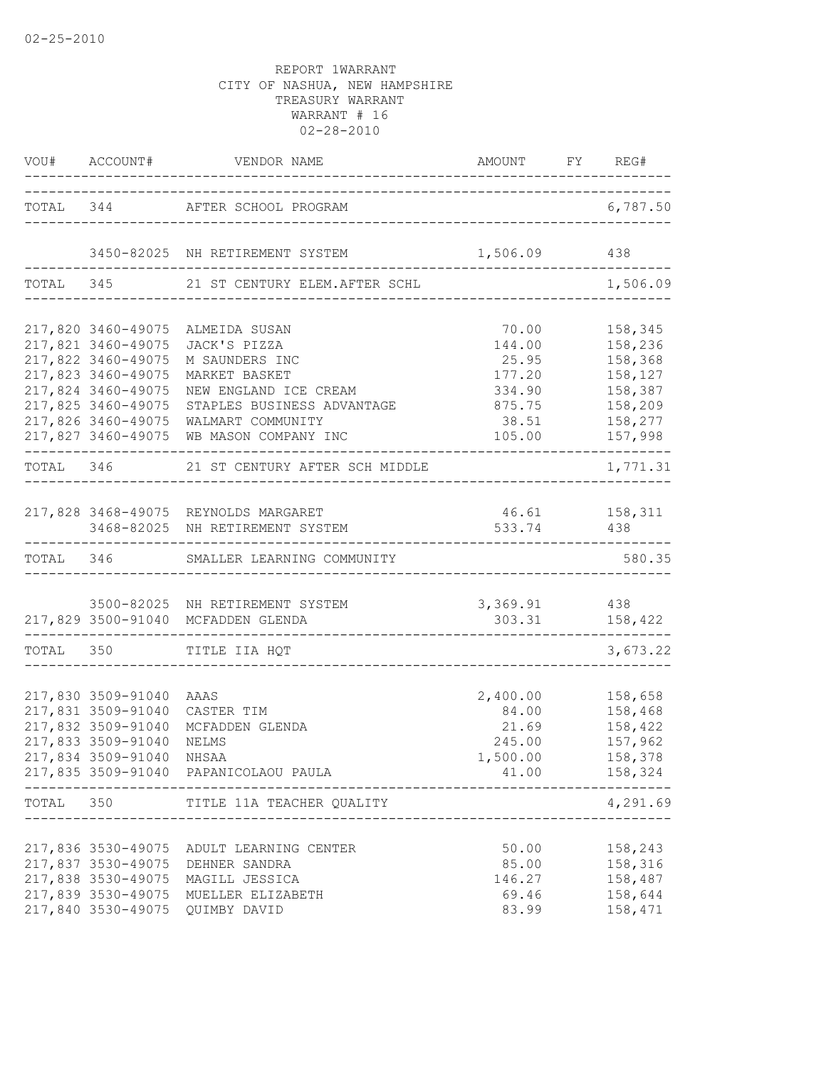02-25-2010

REPORT 1WARRANT
CITY OF NASHUA, NEW HAMPSHIRE
TREASURY WARRANT
WARRANT # 16
02-28-2010

| VOU# | ACCOUNT# | VENDOR NAME | AMOUNT | FY | REG# |
|---|---|---|---|---|---|
| TOTAL | 344 | AFTER SCHOOL PROGRAM | | | 6,787.50 |
| | 3450-82025 | NH RETIREMENT SYSTEM | 1,506.09 | | 438 |
| TOTAL | 345 | 21 ST CENTURY ELEM.AFTER SCHL | | | 1,506.09 |
| 217,820 | 3460-49075 | ALMEIDA SUSAN | 70.00 | | 158,345 |
| 217,821 | 3460-49075 | JACK'S PIZZA | 144.00 | | 158,236 |
| 217,822 | 3460-49075 | M SAUNDERS INC | 25.95 | | 158,368 |
| 217,823 | 3460-49075 | MARKET BASKET | 177.20 | | 158,127 |
| 217,824 | 3460-49075 | NEW ENGLAND ICE CREAM | 334.90 | | 158,387 |
| 217,825 | 3460-49075 | STAPLES BUSINESS ADVANTAGE | 875.75 | | 158,209 |
| 217,826 | 3460-49075 | WALMART COMMUNITY | 38.51 | | 158,277 |
| 217,827 | 3460-49075 | WB MASON COMPANY INC | 105.00 | | 157,998 |
| TOTAL | 346 | 21 ST CENTURY AFTER SCH MIDDLE | | | 1,771.31 |
| 217,828 | 3468-49075 | REYNOLDS MARGARET | 46.61 | | 158,311 |
| | 3468-82025 | NH RETIREMENT SYSTEM | 533.74 | | 438 |
| TOTAL | 346 | SMALLER LEARNING COMMUNITY | | | 580.35 |
| | 3500-82025 | NH RETIREMENT SYSTEM | 3,369.91 | | 438 |
| 217,829 | 3500-91040 | MCFADDEN GLENDA | 303.31 | | 158,422 |
| TOTAL | 350 | TITLE IIA HQT | | | 3,673.22 |
| 217,830 | 3509-91040 | AAAS | 2,400.00 | | 158,658 |
| 217,831 | 3509-91040 | CASTER TIM | 84.00 | | 158,468 |
| 217,832 | 3509-91040 | MCFADDEN GLENDA | 21.69 | | 158,422 |
| 217,833 | 3509-91040 | NELMS | 245.00 | | 157,962 |
| 217,834 | 3509-91040 | NHSAA | 1,500.00 | | 158,378 |
| 217,835 | 3509-91040 | PAPANICOLAOU PAULA | 41.00 | | 158,324 |
| TOTAL | 350 | TITLE 11A TEACHER QUALITY | | | 4,291.69 |
| 217,836 | 3530-49075 | ADULT LEARNING CENTER | 50.00 | | 158,243 |
| 217,837 | 3530-49075 | DEHNER SANDRA | 85.00 | | 158,316 |
| 217,838 | 3530-49075 | MAGILL JESSICA | 146.27 | | 158,487 |
| 217,839 | 3530-49075 | MUELLER ELIZABETH | 69.46 | | 158,644 |
| 217,840 | 3530-49075 | QUIMBY DAVID | 83.99 | | 158,471 |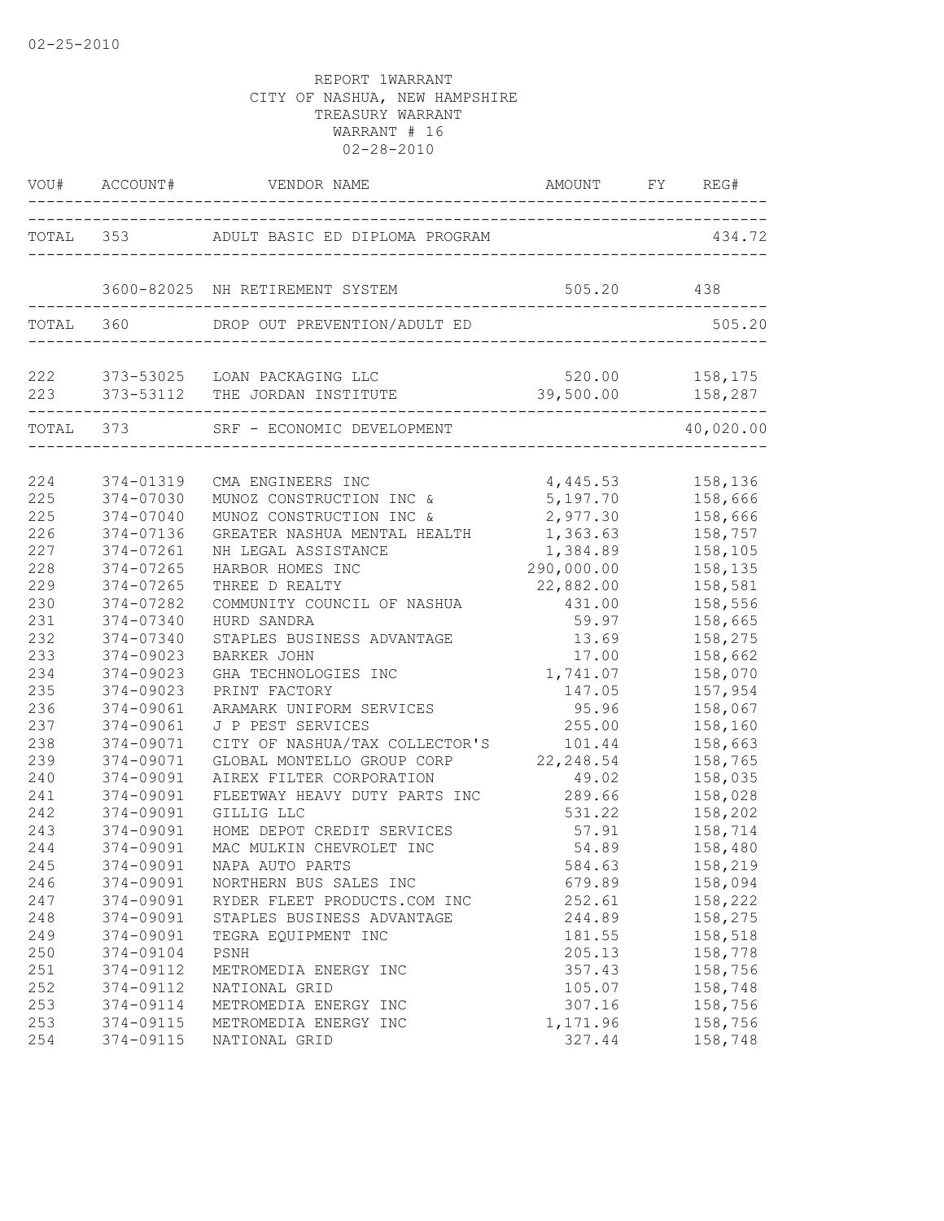REPORT 1WARRANT
CITY OF NASHUA, NEW HAMPSHIRE
TREASURY WARRANT
WARRANT # 16
02-28-2010

| VOU# | ACCOUNT# | VENDOR NAME | AMOUNT | FY | REG# |
|---|---|---|---|---|---|
| TOTAL | 353 | ADULT BASIC ED DIPLOMA PROGRAM | | | 434.72 |
| | 3600-82025 | NH RETIREMENT SYSTEM | 505.20 | | 438 |
| TOTAL | 360 | DROP OUT PREVENTION/ADULT ED | | | 505.20 |
| 222 | 373-53025 | LOAN PACKAGING LLC | 520.00 | | 158,175 |
| 223 | 373-53112 | THE JORDAN INSTITUTE | 39,500.00 | | 158,287 |
| TOTAL | 373 | SRF - ECONOMIC DEVELOPMENT | | | 40,020.00 |
| 224 | 374-01319 | CMA ENGINEERS INC | 4,445.53 | | 158,136 |
| 225 | 374-07030 | MUNOZ CONSTRUCTION INC & | 5,197.70 | | 158,666 |
| 225 | 374-07040 | MUNOZ CONSTRUCTION INC & | 2,977.30 | | 158,666 |
| 226 | 374-07136 | GREATER NASHUA MENTAL HEALTH | 1,363.63 | | 158,757 |
| 227 | 374-07261 | NH LEGAL ASSISTANCE | 1,384.89 | | 158,105 |
| 228 | 374-07265 | HARBOR HOMES INC | 290,000.00 | | 158,135 |
| 229 | 374-07265 | THREE D REALTY | 22,882.00 | | 158,581 |
| 230 | 374-07282 | COMMUNITY COUNCIL OF NASHUA | 431.00 | | 158,556 |
| 231 | 374-07340 | HURD SANDRA | 59.97 | | 158,665 |
| 232 | 374-07340 | STAPLES BUSINESS ADVANTAGE | 13.69 | | 158,275 |
| 233 | 374-09023 | BARKER JOHN | 17.00 | | 158,662 |
| 234 | 374-09023 | GHA TECHNOLOGIES INC | 1,741.07 | | 158,070 |
| 235 | 374-09023 | PRINT FACTORY | 147.05 | | 157,954 |
| 236 | 374-09061 | ARAMARK UNIFORM SERVICES | 95.96 | | 158,067 |
| 237 | 374-09061 | J P PEST SERVICES | 255.00 | | 158,160 |
| 238 | 374-09071 | CITY OF NASHUA/TAX COLLECTOR'S | 101.44 | | 158,663 |
| 239 | 374-09071 | GLOBAL MONTELLO GROUP CORP | 22,248.54 | | 158,765 |
| 240 | 374-09091 | AIREX FILTER CORPORATION | 49.02 | | 158,035 |
| 241 | 374-09091 | FLEETWAY HEAVY DUTY PARTS INC | 289.66 | | 158,028 |
| 242 | 374-09091 | GILLIG LLC | 531.22 | | 158,202 |
| 243 | 374-09091 | HOME DEPOT CREDIT SERVICES | 57.91 | | 158,714 |
| 244 | 374-09091 | MAC MULKIN CHEVROLET INC | 54.89 | | 158,480 |
| 245 | 374-09091 | NAPA AUTO PARTS | 584.63 | | 158,219 |
| 246 | 374-09091 | NORTHERN BUS SALES INC | 679.89 | | 158,094 |
| 247 | 374-09091 | RYDER FLEET PRODUCTS.COM INC | 252.61 | | 158,222 |
| 248 | 374-09091 | STAPLES BUSINESS ADVANTAGE | 244.89 | | 158,275 |
| 249 | 374-09091 | TEGRA EQUIPMENT INC | 181.55 | | 158,518 |
| 250 | 374-09104 | PSNH | 205.13 | | 158,778 |
| 251 | 374-09112 | METROMEDIA ENERGY INC | 357.43 | | 158,756 |
| 252 | 374-09112 | NATIONAL GRID | 105.07 | | 158,748 |
| 253 | 374-09114 | METROMEDIA ENERGY INC | 307.16 | | 158,756 |
| 253 | 374-09115 | METROMEDIA ENERGY INC | 1,171.96 | | 158,756 |
| 254 | 374-09115 | NATIONAL GRID | 327.44 | | 158,748 |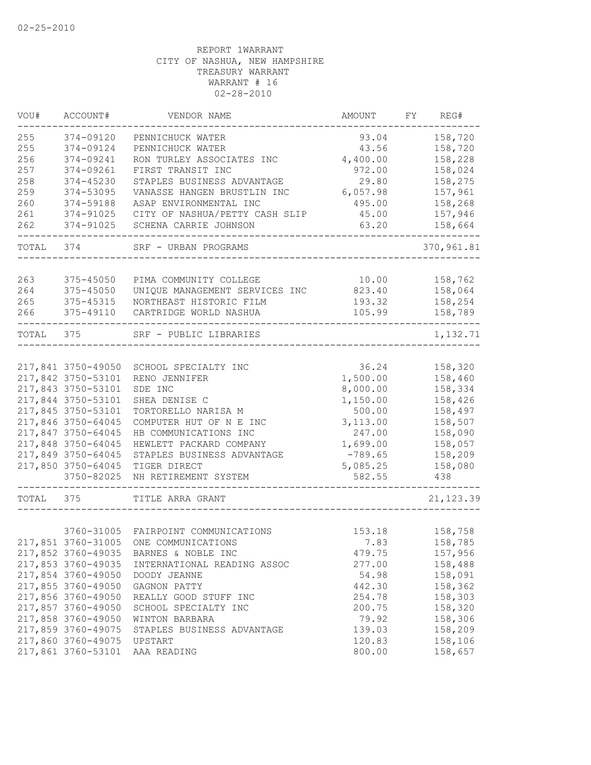02-25-2010

REPORT 1WARRANT
CITY OF NASHUA, NEW HAMPSHIRE
TREASURY WARRANT
WARRANT # 16
02-28-2010

| VOU# | ACCOUNT# | VENDOR NAME | AMOUNT | FY | REG# |
|---|---|---|---|---|---|
| 255 | 374-09120 | PENNICHUCK WATER | 93.04 | | 158,720 |
| 255 | 374-09124 | PENNICHUCK WATER | 43.56 | | 158,720 |
| 256 | 374-09241 | RON TURLEY ASSOCIATES INC | 4,400.00 | | 158,228 |
| 257 | 374-09261 | FIRST TRANSIT INC | 972.00 | | 158,024 |
| 258 | 374-45230 | STAPLES BUSINESS ADVANTAGE | 29.80 | | 158,275 |
| 259 | 374-53095 | VANASSE HANGEN BRUSTLIN INC | 6,057.98 | | 157,961 |
| 260 | 374-59188 | ASAP ENVIRONMENTAL INC | 495.00 | | 158,268 |
| 261 | 374-91025 | CITY OF NASHUA/PETTY CASH SLIP | 45.00 | | 157,946 |
| 262 | 374-91025 | SCHENA CARRIE JOHNSON | 63.20 | | 158,664 |
| TOTAL | 374 | SRF - URBAN PROGRAMS | | | 370,961.81 |
| 263 | 375-45050 | PIMA COMMUNITY COLLEGE | 10.00 | | 158,762 |
| 264 | 375-45050 | UNIQUE MANAGEMENT SERVICES INC | 823.40 | | 158,064 |
| 265 | 375-45315 | NORTHEAST HISTORIC FILM | 193.32 | | 158,254 |
| 266 | 375-49110 | CARTRIDGE WORLD NASHUA | 105.99 | | 158,789 |
| TOTAL | 375 | SRF - PUBLIC LIBRARIES | | | 1,132.71 |
| 217,841 | 3750-49050 | SCHOOL SPECIALTY INC | 36.24 | | 158,320 |
| 217,842 | 3750-53101 | RENO JENNIFER | 1,500.00 | | 158,460 |
| 217,843 | 3750-53101 | SDE INC | 8,000.00 | | 158,334 |
| 217,844 | 3750-53101 | SHEA DENISE C | 1,150.00 | | 158,426 |
| 217,845 | 3750-53101 | TORTORELLO NARISA M | 500.00 | | 158,497 |
| 217,846 | 3750-64045 | COMPUTER HUT OF N E INC | 3,113.00 | | 158,507 |
| 217,847 | 3750-64045 | HB COMMUNICATIONS INC | 247.00 | | 158,090 |
| 217,848 | 3750-64045 | HEWLETT PACKARD COMPANY | 1,699.00 | | 158,057 |
| 217,849 | 3750-64045 | STAPLES BUSINESS ADVANTAGE | -789.65 | | 158,209 |
| 217,850 | 3750-64045 | TIGER DIRECT | 5,085.25 | | 158,080 |
| | 3750-82025 | NH RETIREMENT SYSTEM | 582.55 | | 438 |
| TOTAL | 375 | TITLE ARRA GRANT | | | 21,123.39 |
| | 3760-31005 | FAIRPOINT COMMUNICATIONS | 153.18 | | 158,758 |
| 217,851 | 3760-31005 | ONE COMMUNICATIONS | 7.83 | | 158,785 |
| 217,852 | 3760-49035 | BARNES & NOBLE INC | 479.75 | | 157,956 |
| 217,853 | 3760-49035 | INTERNATIONAL READING ASSOC | 277.00 | | 158,488 |
| 217,854 | 3760-49050 | DOODY JEANNE | 54.98 | | 158,091 |
| 217,855 | 3760-49050 | GAGNON PATTY | 442.30 | | 158,362 |
| 217,856 | 3760-49050 | REALLY GOOD STUFF INC | 254.78 | | 158,303 |
| 217,857 | 3760-49050 | SCHOOL SPECIALTY INC | 200.75 | | 158,320 |
| 217,858 | 3760-49050 | WINTON BARBARA | 79.92 | | 158,306 |
| 217,859 | 3760-49075 | STAPLES BUSINESS ADVANTAGE | 139.03 | | 158,209 |
| 217,860 | 3760-49075 | UPSTART | 120.83 | | 158,106 |
| 217,861 | 3760-53101 | AAA READING | 800.00 | | 158,657 |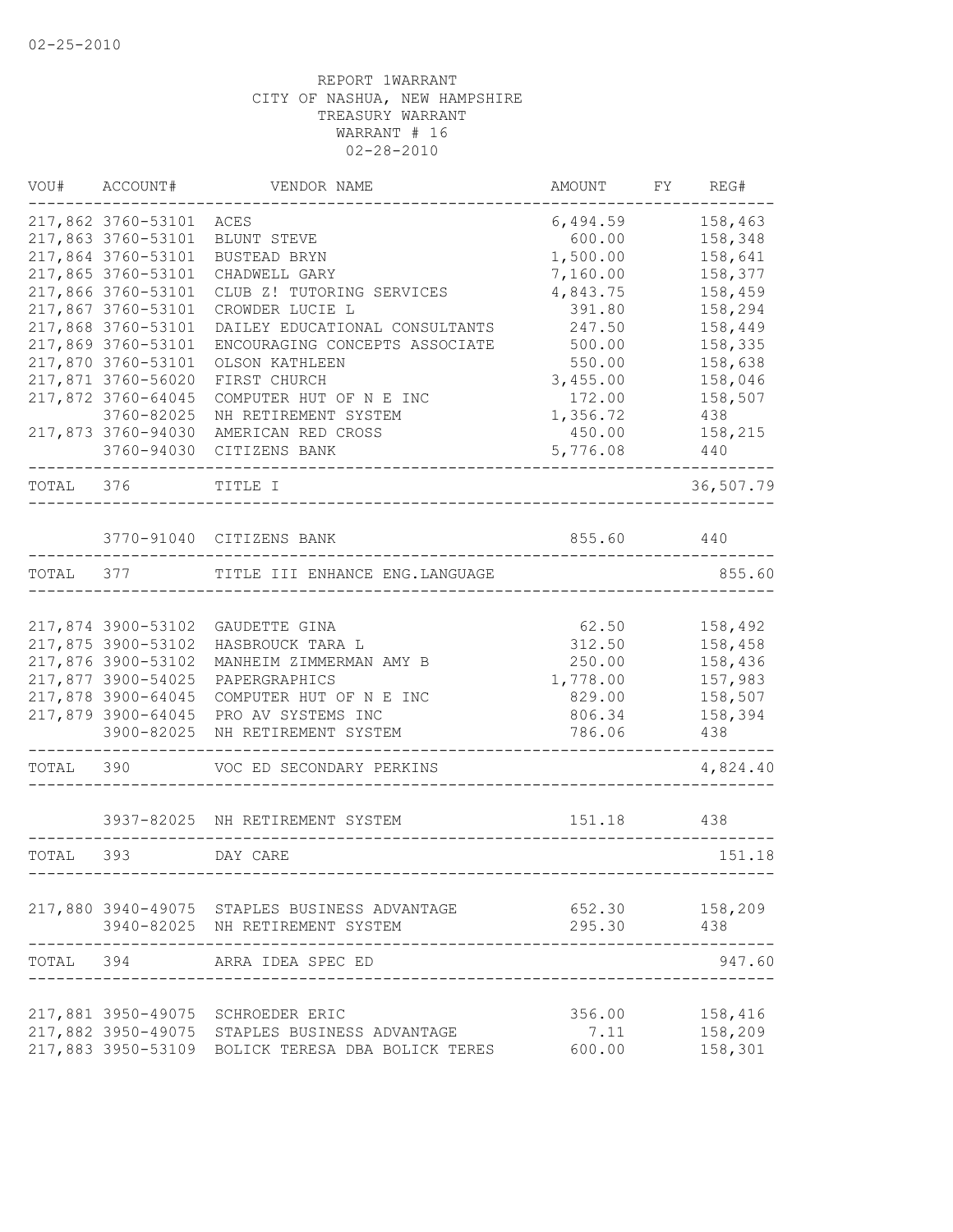REPORT 1WARRANT
CITY OF NASHUA, NEW HAMPSHIRE
TREASURY WARRANT
WARRANT # 16
02-28-2010

| VOU# | ACCOUNT# | VENDOR NAME | AMOUNT | FY | REG# |
|---|---|---|---|---|---|
| 217,862 | 3760-53101 | ACES | 6,494.59 | | 158,463 |
| 217,863 | 3760-53101 | BLUNT STEVE | 600.00 | | 158,348 |
| 217,864 | 3760-53101 | BUSTEAD BRYN | 1,500.00 | | 158,641 |
| 217,865 | 3760-53101 | CHADWELL GARY | 7,160.00 | | 158,377 |
| 217,866 | 3760-53101 | CLUB Z! TUTORING SERVICES | 4,843.75 | | 158,459 |
| 217,867 | 3760-53101 | CROWDER LUCIE L | 391.80 | | 158,294 |
| 217,868 | 3760-53101 | DAILEY EDUCATIONAL CONSULTANTS | 247.50 | | 158,449 |
| 217,869 | 3760-53101 | ENCOURAGING CONCEPTS ASSOCIATE | 500.00 | | 158,335 |
| 217,870 | 3760-53101 | OLSON KATHLEEN | 550.00 | | 158,638 |
| 217,871 | 3760-56020 | FIRST CHURCH | 3,455.00 | | 158,046 |
| 217,872 | 3760-64045 | COMPUTER HUT OF N E INC | 172.00 | | 158,507 |
| | 3760-82025 | NH RETIREMENT SYSTEM | 1,356.72 | | 438 |
| 217,873 | 3760-94030 | AMERICAN RED CROSS | 450.00 | | 158,215 |
| | 3760-94030 | CITIZENS BANK | 5,776.08 | | 440 |
| TOTAL | 376 | TITLE I | | | 36,507.79 |
| | 3770-91040 | CITIZENS BANK | 855.60 | | 440 |
| TOTAL | 377 | TITLE III ENHANCE ENG.LANGUAGE | | | 855.60 |
| 217,874 | 3900-53102 | GAUDETTE GINA | 62.50 | | 158,492 |
| 217,875 | 3900-53102 | HASBROUCK TARA L | 312.50 | | 158,458 |
| 217,876 | 3900-53102 | MANHEIM ZIMMERMAN AMY B | 250.00 | | 158,436 |
| 217,877 | 3900-54025 | PAPERGRAPHICS | 1,778.00 | | 157,983 |
| 217,878 | 3900-64045 | COMPUTER HUT OF N E INC | 829.00 | | 158,507 |
| 217,879 | 3900-64045 | PRO AV SYSTEMS INC | 806.34 | | 158,394 |
| | 3900-82025 | NH RETIREMENT SYSTEM | 786.06 | | 438 |
| TOTAL | 390 | VOC ED SECONDARY PERKINS | | | 4,824.40 |
| | 3937-82025 | NH RETIREMENT SYSTEM | 151.18 | | 438 |
| TOTAL | 393 | DAY CARE | | | 151.18 |
| 217,880 | 3940-49075 | STAPLES BUSINESS ADVANTAGE | 652.30 | | 158,209 |
| | 3940-82025 | NH RETIREMENT SYSTEM | 295.30 | | 438 |
| TOTAL | 394 | ARRA IDEA SPEC ED | | | 947.60 |
| 217,881 | 3950-49075 | SCHROEDER ERIC | 356.00 | | 158,416 |
| 217,882 | 3950-49075 | STAPLES BUSINESS ADVANTAGE | 7.11 | | 158,209 |
| 217,883 | 3950-53109 | BOLICK TERESA DBA BOLICK TERES | 600.00 | | 158,301 |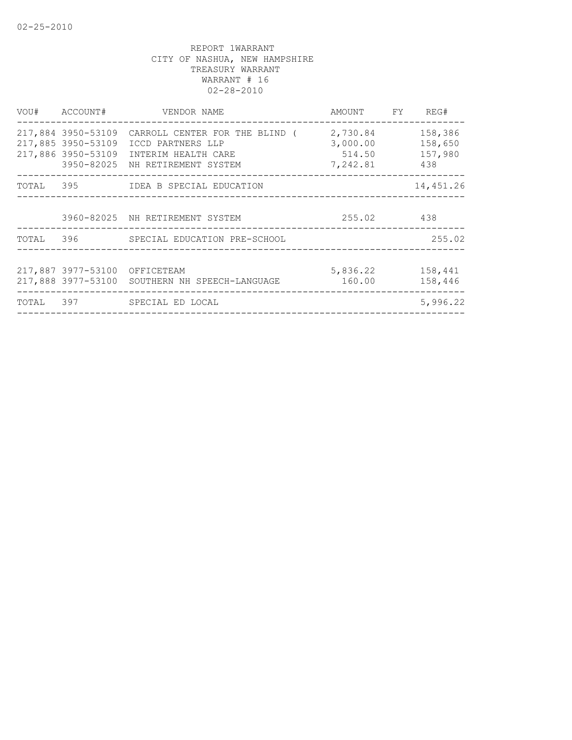02-25-2010

REPORT 1WARRANT
CITY OF NASHUA, NEW HAMPSHIRE
TREASURY WARRANT
WARRANT # 16
02-28-2010

| VOU# | ACCOUNT# | VENDOR NAME | AMOUNT | FY | REG# |
|---|---|---|---|---|---|
| 217,884 | 3950-53109 | CARROLL CENTER FOR THE BLIND ( | 2,730.84 | | 158,386 |
| 217,885 | 3950-53109 | ICCD PARTNERS LLP | 3,000.00 | | 158,650 |
| 217,886 | 3950-53109 | INTERIM HEALTH CARE | 514.50 | | 157,980 |
| | 3950-82025 | NH RETIREMENT SYSTEM | 7,242.81 | | 438 |
| TOTAL | 395 | IDEA B SPECIAL EDUCATION | | | 14,451.26 |
| | 3960-82025 | NH RETIREMENT SYSTEM | 255.02 | | 438 |
| TOTAL | 396 | SPECIAL EDUCATION PRE-SCHOOL | | | 255.02 |
| 217,887 | 3977-53100 | OFFICETEAM | 5,836.22 | | 158,441 |
| 217,888 | 3977-53100 | SOUTHERN NH SPEECH-LANGUAGE | 160.00 | | 158,446 |
| TOTAL | 397 | SPECIAL ED LOCAL | | | 5,996.22 |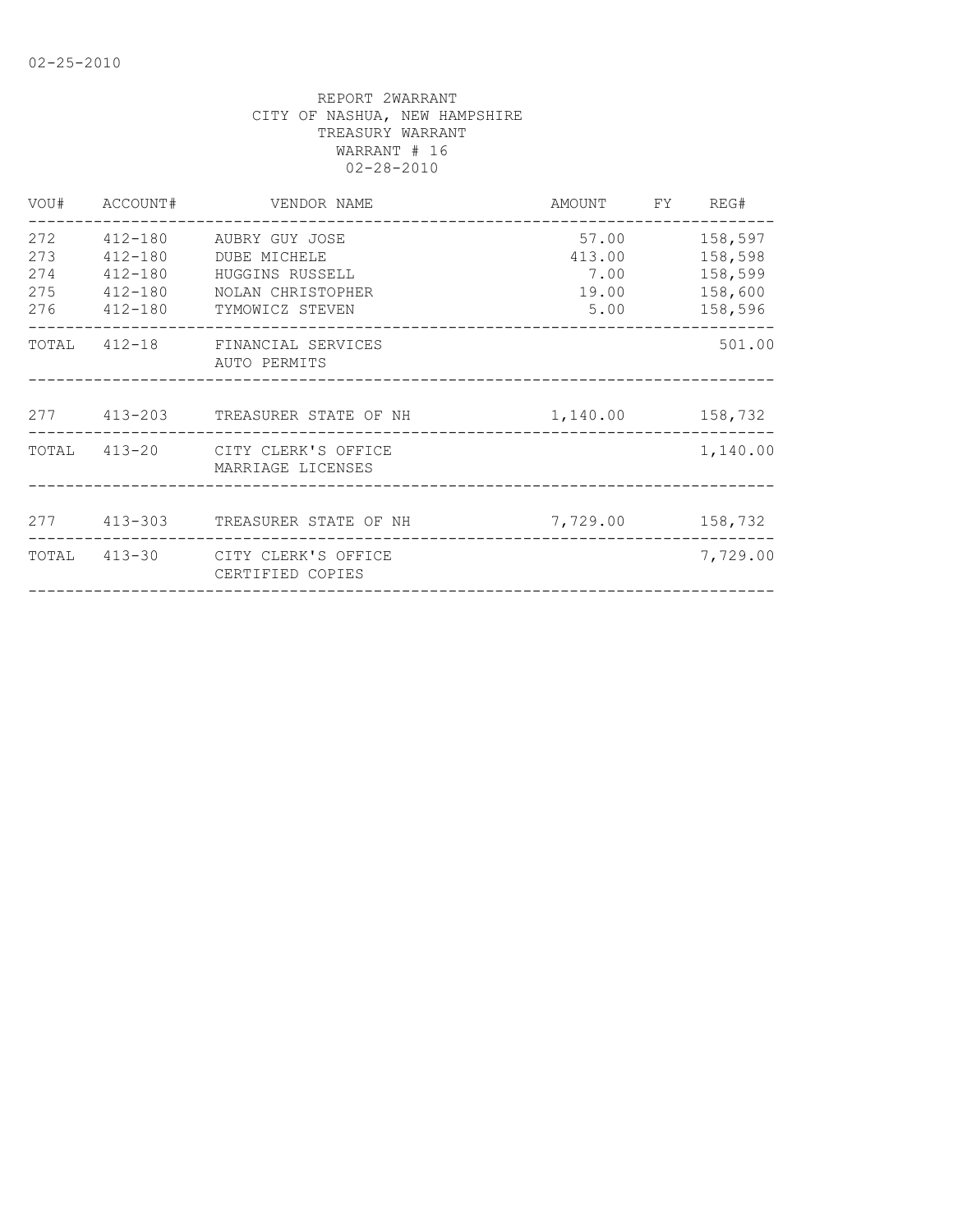02-25-2010

REPORT 2WARRANT
CITY OF NASHUA, NEW HAMPSHIRE
TREASURY WARRANT
WARRANT # 16
02-28-2010

| VOU# | ACCOUNT# | VENDOR NAME | AMOUNT | FY | REG# |
|---|---|---|---|---|---|
| 272 | 412-180 | AUBRY GUY JOSE | 57.00 | | 158,597 |
| 273 | 412-180 | DUBE MICHELE | 413.00 | | 158,598 |
| 274 | 412-180 | HUGGINS RUSSELL | 7.00 | | 158,599 |
| 275 | 412-180 | NOLAN CHRISTOPHER | 19.00 | | 158,600 |
| 276 | 412-180 | TYMOWICZ STEVEN | 5.00 | | 158,596 |
| TOTAL | 412-18 | FINANCIAL SERVICES AUTO PERMITS | | | 501.00 |
| 277 | 413-203 | TREASURER STATE OF NH | 1,140.00 | | 158,732 |
| TOTAL | 413-20 | CITY CLERK'S OFFICE MARRIAGE LICENSES | | | 1,140.00 |
| 277 | 413-303 | TREASURER STATE OF NH | 7,729.00 | | 158,732 |
| TOTAL | 413-30 | CITY CLERK'S OFFICE CERTIFIED COPIES | | | 7,729.00 |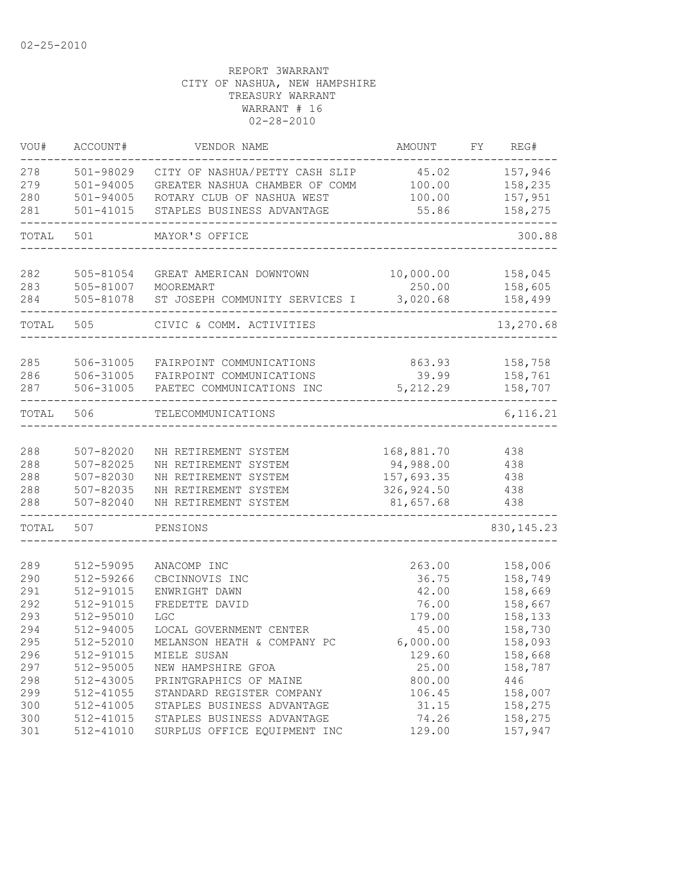02-25-2010

REPORT 3WARRANT
CITY OF NASHUA, NEW HAMPSHIRE
TREASURY WARRANT
WARRANT # 16
02-28-2010

| VOU# | ACCOUNT# | VENDOR NAME | AMOUNT | FY | REG# |
|---|---|---|---|---|---|
| 278 | 501-98029 | CITY OF NASHUA/PETTY CASH SLIP | 45.02 | | 157,946 |
| 279 | 501-94005 | GREATER NASHUA CHAMBER OF COMM | 100.00 | | 158,235 |
| 280 | 501-94005 | ROTARY CLUB OF NASHUA WEST | 100.00 | | 157,951 |
| 281 | 501-41015 | STAPLES BUSINESS ADVANTAGE | 55.86 | | 158,275 |
| TOTAL | 501 | MAYOR'S OFFICE | | | 300.88 |
| 282 | 505-81054 | GREAT AMERICAN DOWNTOWN | 10,000.00 | | 158,045 |
| 283 | 505-81007 | MOOREMART | 250.00 | | 158,605 |
| 284 | 505-81078 | ST JOSEPH COMMUNITY SERVICES I | 3,020.68 | | 158,499 |
| TOTAL | 505 | CIVIC & COMM. ACTIVITIES | | | 13,270.68 |
| 285 | 506-31005 | FAIRPOINT COMMUNICATIONS | 863.93 | | 158,758 |
| 286 | 506-31005 | FAIRPOINT COMMUNICATIONS | 39.99 | | 158,761 |
| 287 | 506-31005 | PAETEC COMMUNICATIONS INC | 5,212.29 | | 158,707 |
| TOTAL | 506 | TELECOMMUNICATIONS | | | 6,116.21 |
| 288 | 507-82020 | NH RETIREMENT SYSTEM | 168,881.70 | | 438 |
| 288 | 507-82025 | NH RETIREMENT SYSTEM | 94,988.00 | | 438 |
| 288 | 507-82030 | NH RETIREMENT SYSTEM | 157,693.35 | | 438 |
| 288 | 507-82035 | NH RETIREMENT SYSTEM | 326,924.50 | | 438 |
| 288 | 507-82040 | NH RETIREMENT SYSTEM | 81,657.68 | | 438 |
| TOTAL | 507 | PENSIONS | | | 830,145.23 |
| 289 | 512-59095 | ANACOMP INC | 263.00 | | 158,006 |
| 290 | 512-59266 | CBCINNOVIS INC | 36.75 | | 158,749 |
| 291 | 512-91015 | ENWRIGHT DAWN | 42.00 | | 158,669 |
| 292 | 512-91015 | FREDETTE DAVID | 76.00 | | 158,667 |
| 293 | 512-95010 | LGC | 179.00 | | 158,133 |
| 294 | 512-94005 | LOCAL GOVERNMENT CENTER | 45.00 | | 158,730 |
| 295 | 512-52010 | MELANSON HEATH & COMPANY PC | 6,000.00 | | 158,093 |
| 296 | 512-91015 | MIELE SUSAN | 129.60 | | 158,668 |
| 297 | 512-95005 | NEW HAMPSHIRE GFOA | 25.00 | | 158,787 |
| 298 | 512-43005 | PRINTGRAPHICS OF MAINE | 800.00 | | 446 |
| 299 | 512-41055 | STANDARD REGISTER COMPANY | 106.45 | | 158,007 |
| 300 | 512-41005 | STAPLES BUSINESS ADVANTAGE | 31.15 | | 158,275 |
| 300 | 512-41015 | STAPLES BUSINESS ADVANTAGE | 74.26 | | 158,275 |
| 301 | 512-41010 | SURPLUS OFFICE EQUIPMENT INC | 129.00 | | 157,947 |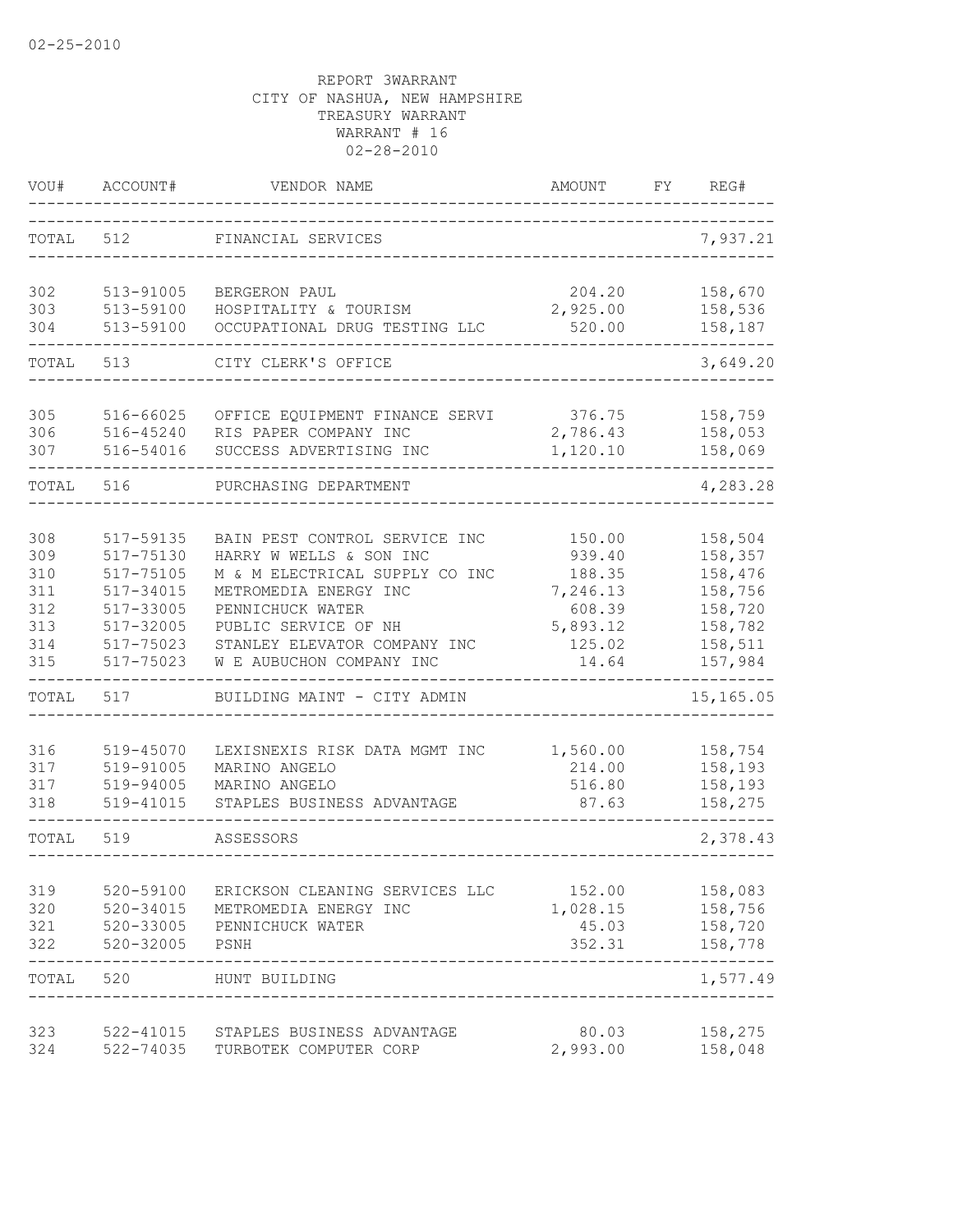02-25-2010

REPORT 3WARRANT
CITY OF NASHUA, NEW HAMPSHIRE
TREASURY WARRANT
WARRANT # 16
02-28-2010

| VOU# | ACCOUNT# | VENDOR NAME | AMOUNT | FY | REG# |
|---|---|---|---|---|---|
| TOTAL | 512 | FINANCIAL SERVICES | | | 7,937.21 |
| 302 | 513-91005 | BERGERON PAUL | 204.20 | | 158,670 |
| 303 | 513-59100 | HOSPITALITY & TOURISM | 2,925.00 | | 158,536 |
| 304 | 513-59100 | OCCUPATIONAL DRUG TESTING LLC | 520.00 | | 158,187 |
| TOTAL | 513 | CITY CLERK'S OFFICE | | | 3,649.20 |
| 305 | 516-66025 | OFFICE EQUIPMENT FINANCE SERVI | 376.75 | | 158,759 |
| 306 | 516-45240 | RIS PAPER COMPANY INC | 2,786.43 | | 158,053 |
| 307 | 516-54016 | SUCCESS ADVERTISING INC | 1,120.10 | | 158,069 |
| TOTAL | 516 | PURCHASING DEPARTMENT | | | 4,283.28 |
| 308 | 517-59135 | BAIN PEST CONTROL SERVICE INC | 150.00 | | 158,504 |
| 309 | 517-75130 | HARRY W WELLS & SON INC | 939.40 | | 158,357 |
| 310 | 517-75105 | M & M ELECTRICAL SUPPLY CO INC | 188.35 | | 158,476 |
| 311 | 517-34015 | METROMEDIA ENERGY INC | 7,246.13 | | 158,756 |
| 312 | 517-33005 | PENNICHUCK WATER | 608.39 | | 158,720 |
| 313 | 517-32005 | PUBLIC SERVICE OF NH | 5,893.12 | | 158,782 |
| 314 | 517-75023 | STANLEY ELEVATOR COMPANY INC | 125.02 | | 158,511 |
| 315 | 517-75023 | W E AUBUCHON COMPANY INC | 14.64 | | 157,984 |
| TOTAL | 517 | BUILDING MAINT - CITY ADMIN | | | 15,165.05 |
| 316 | 519-45070 | LEXISNEXIS RISK DATA MGMT INC | 1,560.00 | | 158,754 |
| 317 | 519-91005 | MARINO ANGELO | 214.00 | | 158,193 |
| 317 | 519-94005 | MARINO ANGELO | 516.80 | | 158,193 |
| 318 | 519-41015 | STAPLES BUSINESS ADVANTAGE | 87.63 | | 158,275 |
| TOTAL | 519 | ASSESSORS | | | 2,378.43 |
| 319 | 520-59100 | ERICKSON CLEANING SERVICES LLC | 152.00 | | 158,083 |
| 320 | 520-34015 | METROMEDIA ENERGY INC | 1,028.15 | | 158,756 |
| 321 | 520-33005 | PENNICHUCK WATER | 45.03 | | 158,720 |
| 322 | 520-32005 | PSNH | 352.31 | | 158,778 |
| TOTAL | 520 | HUNT BUILDING | | | 1,577.49 |
| 323 | 522-41015 | STAPLES BUSINESS ADVANTAGE | 80.03 | | 158,275 |
| 324 | 522-74035 | TURBOTEK COMPUTER CORP | 2,993.00 | | 158,048 |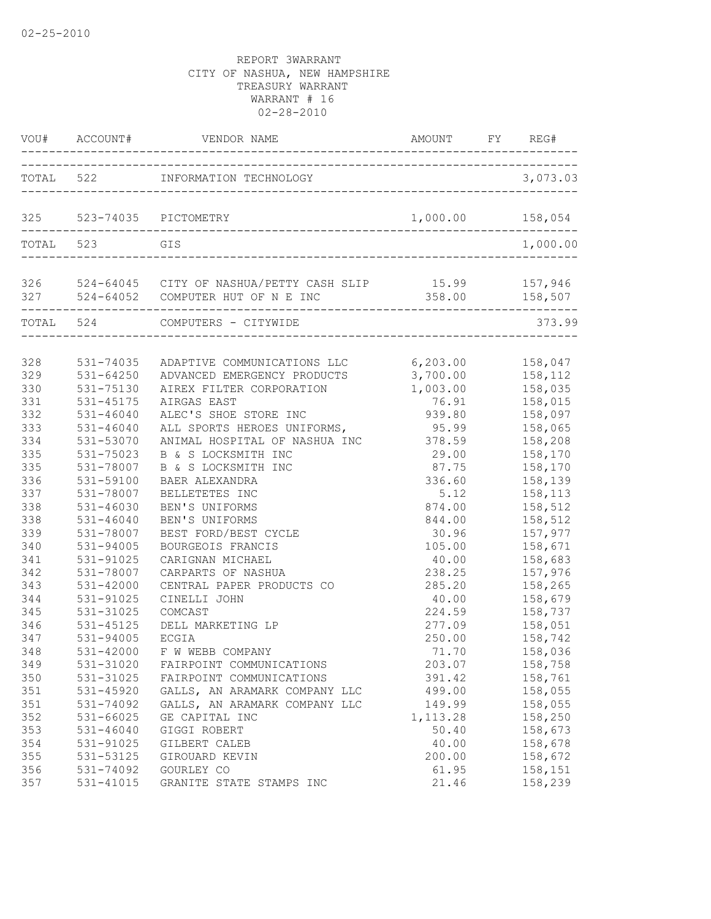02-25-2010

REPORT 3WARRANT
CITY OF NASHUA, NEW HAMPSHIRE
TREASURY WARRANT
WARRANT # 16
02-28-2010

| VOU# | ACCOUNT# | VENDOR NAME | AMOUNT | FY | REG# |
|---|---|---|---|---|---|
| TOTAL | 522 | INFORMATION TECHNOLOGY | | | 3,073.03 |
| 325 | 523-74035 | PICTOMETRY | 1,000.00 | | 158,054 |
| TOTAL | 523 | GIS | | | 1,000.00 |
| 326 | 524-64045 | CITY OF NASHUA/PETTY CASH SLIP | 15.99 | | 157,946 |
| 327 | 524-64052 | COMPUTER HUT OF N E INC | 358.00 | | 158,507 |
| TOTAL | 524 | COMPUTERS - CITYWIDE | | | 373.99 |
| 328 | 531-74035 | ADAPTIVE COMMUNICATIONS LLC | 6,203.00 | | 158,047 |
| 329 | 531-64250 | ADVANCED EMERGENCY PRODUCTS | 3,700.00 | | 158,112 |
| 330 | 531-75130 | AIREX FILTER CORPORATION | 1,003.00 | | 158,035 |
| 331 | 531-45175 | AIRGAS EAST | 76.91 | | 158,015 |
| 332 | 531-46040 | ALEC'S SHOE STORE INC | 939.80 | | 158,097 |
| 333 | 531-46040 | ALL SPORTS HEROES UNIFORMS, | 95.99 | | 158,065 |
| 334 | 531-53070 | ANIMAL HOSPITAL OF NASHUA INC | 378.59 | | 158,208 |
| 335 | 531-75023 | B & S LOCKSMITH INC | 29.00 | | 158,170 |
| 335 | 531-78007 | B & S LOCKSMITH INC | 87.75 | | 158,170 |
| 336 | 531-59100 | BAER ALEXANDRA | 336.60 | | 158,139 |
| 337 | 531-78007 | BELLETETES INC | 5.12 | | 158,113 |
| 338 | 531-46030 | BEN'S UNIFORMS | 874.00 | | 158,512 |
| 338 | 531-46040 | BEN'S UNIFORMS | 844.00 | | 158,512 |
| 339 | 531-78007 | BEST FORD/BEST CYCLE | 30.96 | | 157,977 |
| 340 | 531-94005 | BOURGEOIS FRANCIS | 105.00 | | 158,671 |
| 341 | 531-91025 | CARIGNAN MICHAEL | 40.00 | | 158,683 |
| 342 | 531-78007 | CARPARTS OF NASHUA | 238.25 | | 157,976 |
| 343 | 531-42000 | CENTRAL PAPER PRODUCTS CO | 285.20 | | 158,265 |
| 344 | 531-91025 | CINELLI JOHN | 40.00 | | 158,679 |
| 345 | 531-31025 | COMCAST | 224.59 | | 158,737 |
| 346 | 531-45125 | DELL MARKETING LP | 277.09 | | 158,051 |
| 347 | 531-94005 | ECGIA | 250.00 | | 158,742 |
| 348 | 531-42000 | F W WEBB COMPANY | 71.70 | | 158,036 |
| 349 | 531-31020 | FAIRPOINT COMMUNICATIONS | 203.07 | | 158,758 |
| 350 | 531-31025 | FAIRPOINT COMMUNICATIONS | 391.42 | | 158,761 |
| 351 | 531-45920 | GALLS, AN ARAMARK COMPANY LLC | 499.00 | | 158,055 |
| 351 | 531-74092 | GALLS, AN ARAMARK COMPANY LLC | 149.99 | | 158,055 |
| 352 | 531-66025 | GE CAPITAL INC | 1,113.28 | | 158,250 |
| 353 | 531-46040 | GIGGI ROBERT | 50.40 | | 158,673 |
| 354 | 531-91025 | GILBERT CALEB | 40.00 | | 158,678 |
| 355 | 531-53125 | GIROUARD KEVIN | 200.00 | | 158,672 |
| 356 | 531-74092 | GOURLEY CO | 61.95 | | 158,151 |
| 357 | 531-41015 | GRANITE STATE STAMPS INC | 21.46 | | 158,239 |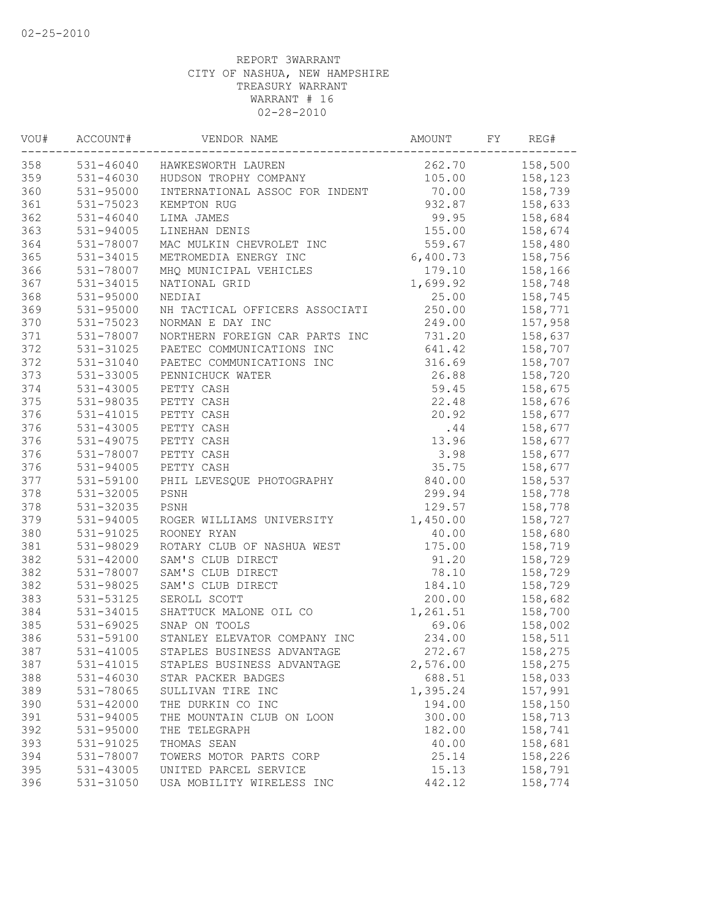REPORT 3WARRANT
CITY OF NASHUA, NEW HAMPSHIRE
TREASURY WARRANT
WARRANT # 16
02-28-2010

| VOU# | ACCOUNT# | VENDOR NAME | AMOUNT | FY | REG# |
|---|---|---|---|---|---|
| 358 | 531-46040 | HAWKESWORTH LAUREN | 262.70 | | 158,500 |
| 359 | 531-46030 | HUDSON TROPHY COMPANY | 105.00 | | 158,123 |
| 360 | 531-95000 | INTERNATIONAL ASSOC FOR INDENT | 70.00 | | 158,739 |
| 361 | 531-75023 | KEMPTON RUG | 932.87 | | 158,633 |
| 362 | 531-46040 | LIMA JAMES | 99.95 | | 158,684 |
| 363 | 531-94005 | LINEHAN DENIS | 155.00 | | 158,674 |
| 364 | 531-78007 | MAC MULKIN CHEVROLET INC | 559.67 | | 158,480 |
| 365 | 531-34015 | METROMEDIA ENERGY INC | 6,400.73 | | 158,756 |
| 366 | 531-78007 | MHQ MUNICIPAL VEHICLES | 179.10 | | 158,166 |
| 367 | 531-34015 | NATIONAL GRID | 1,699.92 | | 158,748 |
| 368 | 531-95000 | NEDIAI | 25.00 | | 158,745 |
| 369 | 531-95000 | NH TACTICAL OFFICERS ASSOCIATI | 250.00 | | 158,771 |
| 370 | 531-75023 | NORMAN E DAY INC | 249.00 | | 157,958 |
| 371 | 531-78007 | NORTHERN FOREIGN CAR PARTS INC | 731.20 | | 158,637 |
| 372 | 531-31025 | PAETEC COMMUNICATIONS INC | 641.42 | | 158,707 |
| 372 | 531-31040 | PAETEC COMMUNICATIONS INC | 316.69 | | 158,707 |
| 373 | 531-33005 | PENNICHUCK WATER | 26.88 | | 158,720 |
| 374 | 531-43005 | PETTY CASH | 59.45 | | 158,675 |
| 375 | 531-98035 | PETTY CASH | 22.48 | | 158,676 |
| 376 | 531-41015 | PETTY CASH | 20.92 | | 158,677 |
| 376 | 531-43005 | PETTY CASH | .44 | | 158,677 |
| 376 | 531-49075 | PETTY CASH | 13.96 | | 158,677 |
| 376 | 531-78007 | PETTY CASH | 3.98 | | 158,677 |
| 376 | 531-94005 | PETTY CASH | 35.75 | | 158,677 |
| 377 | 531-59100 | PHIL LEVESQUE PHOTOGRAPHY | 840.00 | | 158,537 |
| 378 | 531-32005 | PSNH | 299.94 | | 158,778 |
| 378 | 531-32035 | PSNH | 129.57 | | 158,778 |
| 379 | 531-94005 | ROGER WILLIAMS UNIVERSITY | 1,450.00 | | 158,727 |
| 380 | 531-91025 | ROONEY RYAN | 40.00 | | 158,680 |
| 381 | 531-98029 | ROTARY CLUB OF NASHUA WEST | 175.00 | | 158,719 |
| 382 | 531-42000 | SAM'S CLUB DIRECT | 91.20 | | 158,729 |
| 382 | 531-78007 | SAM'S CLUB DIRECT | 78.10 | | 158,729 |
| 382 | 531-98025 | SAM'S CLUB DIRECT | 184.10 | | 158,729 |
| 383 | 531-53125 | SEROLL SCOTT | 200.00 | | 158,682 |
| 384 | 531-34015 | SHATTUCK MALONE OIL CO | 1,261.51 | | 158,700 |
| 385 | 531-69025 | SNAP ON TOOLS | 69.06 | | 158,002 |
| 386 | 531-59100 | STANLEY ELEVATOR COMPANY INC | 234.00 | | 158,511 |
| 387 | 531-41005 | STAPLES BUSINESS ADVANTAGE | 272.67 | | 158,275 |
| 387 | 531-41015 | STAPLES BUSINESS ADVANTAGE | 2,576.00 | | 158,275 |
| 388 | 531-46030 | STAR PACKER BADGES | 688.51 | | 158,033 |
| 389 | 531-78065 | SULLIVAN TIRE INC | 1,395.24 | | 157,991 |
| 390 | 531-42000 | THE DURKIN CO INC | 194.00 | | 158,150 |
| 391 | 531-94005 | THE MOUNTAIN CLUB ON LOON | 300.00 | | 158,713 |
| 392 | 531-95000 | THE TELEGRAPH | 182.00 | | 158,741 |
| 393 | 531-91025 | THOMAS SEAN | 40.00 | | 158,681 |
| 394 | 531-78007 | TOWERS MOTOR PARTS CORP | 25.14 | | 158,226 |
| 395 | 531-43005 | UNITED PARCEL SERVICE | 15.13 | | 158,791 |
| 396 | 531-31050 | USA MOBILITY WIRELESS INC | 442.12 | | 158,774 |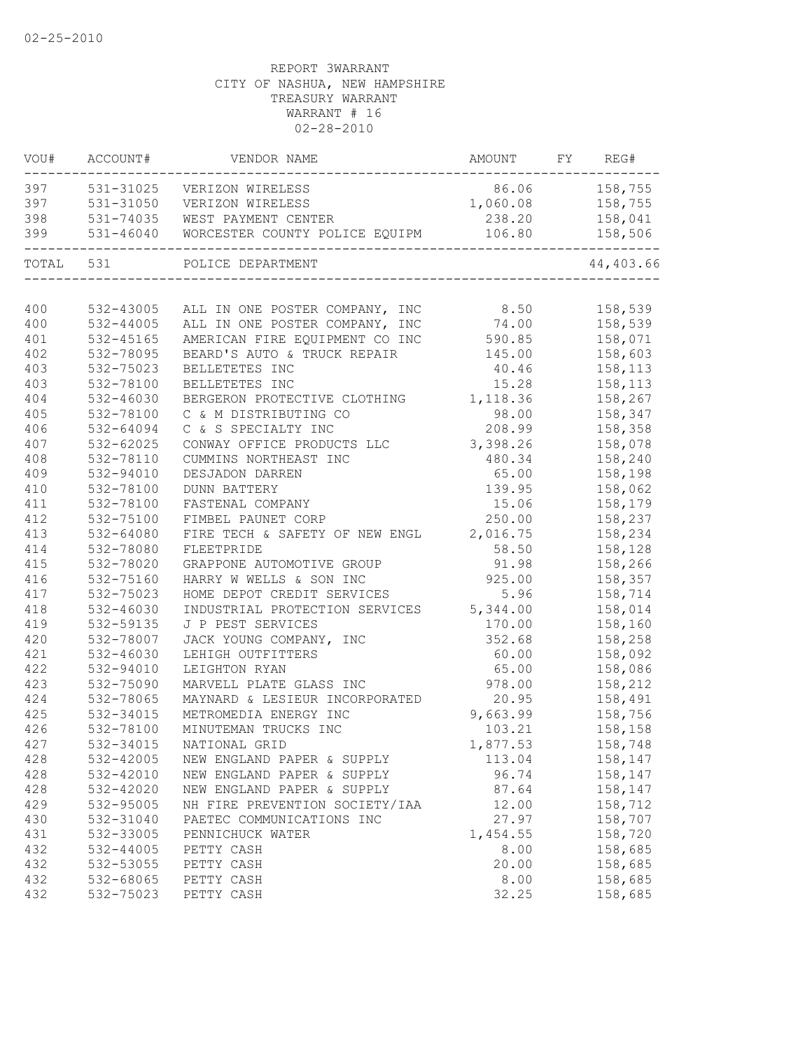02-25-2010

REPORT 3WARRANT
CITY OF NASHUA, NEW HAMPSHIRE
TREASURY WARRANT
WARRANT # 16
02-28-2010

| VOU# | ACCOUNT# | VENDOR NAME | AMOUNT | FY | REG# |
|---|---|---|---|---|---|
| 397 | 531-31025 | VERIZON WIRELESS | 86.06 | | 158,755 |
| 397 | 531-31050 | VERIZON WIRELESS | 1,060.08 | | 158,755 |
| 398 | 531-74035 | WEST PAYMENT CENTER | 238.20 | | 158,041 |
| 399 | 531-46040 | WORCESTER COUNTY POLICE EQUIPM | 106.80 | | 158,506 |
| TOTAL | 531 | POLICE DEPARTMENT | | | 44,403.66 |
| 400 | 532-43005 | ALL IN ONE POSTER COMPANY, INC | 8.50 | | 158,539 |
| 400 | 532-44005 | ALL IN ONE POSTER COMPANY, INC | 74.00 | | 158,539 |
| 401 | 532-45165 | AMERICAN FIRE EQUIPMENT CO INC | 590.85 | | 158,071 |
| 402 | 532-78095 | BEARD'S AUTO & TRUCK REPAIR | 145.00 | | 158,603 |
| 403 | 532-75023 | BELLETETES INC | 40.46 | | 158,113 |
| 403 | 532-78100 | BELLETETES INC | 15.28 | | 158,113 |
| 404 | 532-46030 | BERGERON PROTECTIVE CLOTHING | 1,118.36 | | 158,267 |
| 405 | 532-78100 | C & M DISTRIBUTING CO | 98.00 | | 158,347 |
| 406 | 532-64094 | C & S SPECIALTY INC | 208.99 | | 158,358 |
| 407 | 532-62025 | CONWAY OFFICE PRODUCTS LLC | 3,398.26 | | 158,078 |
| 408 | 532-78110 | CUMMINS NORTHEAST INC | 480.34 | | 158,240 |
| 409 | 532-94010 | DESJADON DARREN | 65.00 | | 158,198 |
| 410 | 532-78100 | DUNN BATTERY | 139.95 | | 158,062 |
| 411 | 532-78100 | FASTENAL COMPANY | 15.06 | | 158,179 |
| 412 | 532-75100 | FIMBEL PAUNET CORP | 250.00 | | 158,237 |
| 413 | 532-64080 | FIRE TECH & SAFETY OF NEW ENGL | 2,016.75 | | 158,234 |
| 414 | 532-78080 | FLEETPRIDE | 58.50 | | 158,128 |
| 415 | 532-78020 | GRAPPONE AUTOMOTIVE GROUP | 91.98 | | 158,266 |
| 416 | 532-75160 | HARRY W WELLS & SON INC | 925.00 | | 158,357 |
| 417 | 532-75023 | HOME DEPOT CREDIT SERVICES | 5.96 | | 158,714 |
| 418 | 532-46030 | INDUSTRIAL PROTECTION SERVICES | 5,344.00 | | 158,014 |
| 419 | 532-59135 | J P PEST SERVICES | 170.00 | | 158,160 |
| 420 | 532-78007 | JACK YOUNG COMPANY, INC | 352.68 | | 158,258 |
| 421 | 532-46030 | LEHIGH OUTFITTERS | 60.00 | | 158,092 |
| 422 | 532-94010 | LEIGHTON RYAN | 65.00 | | 158,086 |
| 423 | 532-75090 | MARVELL PLATE GLASS INC | 978.00 | | 158,212 |
| 424 | 532-78065 | MAYNARD & LESIEUR INCORPORATED | 20.95 | | 158,491 |
| 425 | 532-34015 | METROMEDIA ENERGY INC | 9,663.99 | | 158,756 |
| 426 | 532-78100 | MINUTEMAN TRUCKS INC | 103.21 | | 158,158 |
| 427 | 532-34015 | NATIONAL GRID | 1,877.53 | | 158,748 |
| 428 | 532-42005 | NEW ENGLAND PAPER & SUPPLY | 113.04 | | 158,147 |
| 428 | 532-42010 | NEW ENGLAND PAPER & SUPPLY | 96.74 | | 158,147 |
| 428 | 532-42020 | NEW ENGLAND PAPER & SUPPLY | 87.64 | | 158,147 |
| 429 | 532-95005 | NH FIRE PREVENTION SOCIETY/IAA | 12.00 | | 158,712 |
| 430 | 532-31040 | PAETEC COMMUNICATIONS INC | 27.97 | | 158,707 |
| 431 | 532-33005 | PENNICHUCK WATER | 1,454.55 | | 158,720 |
| 432 | 532-44005 | PETTY CASH | 8.00 | | 158,685 |
| 432 | 532-53055 | PETTY CASH | 20.00 | | 158,685 |
| 432 | 532-68065 | PETTY CASH | 8.00 | | 158,685 |
| 432 | 532-75023 | PETTY CASH | 32.25 | | 158,685 |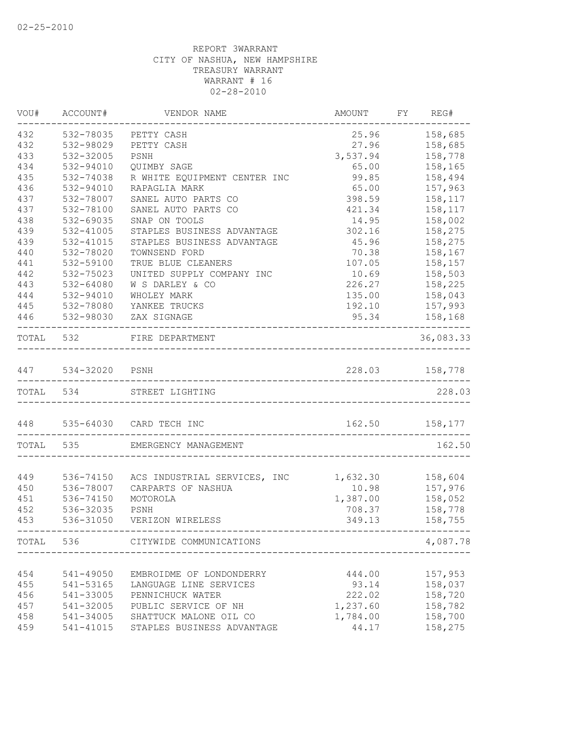02-25-2010

REPORT 3WARRANT
CITY OF NASHUA, NEW HAMPSHIRE
TREASURY WARRANT
WARRANT # 16
02-28-2010

| VOU# | ACCOUNT# | VENDOR NAME | AMOUNT | FY | REG# |
|---|---|---|---|---|---|
| 432 | 532-78035 | PETTY CASH | 25.96 | | 158,685 |
| 432 | 532-98029 | PETTY CASH | 27.96 | | 158,685 |
| 433 | 532-32005 | PSNH | 3,537.94 | | 158,778 |
| 434 | 532-94010 | QUIMBY SAGE | 65.00 | | 158,165 |
| 435 | 532-74038 | R WHITE EQUIPMENT CENTER INC | 99.85 | | 158,494 |
| 436 | 532-94010 | RAPAGLIA MARK | 65.00 | | 157,963 |
| 437 | 532-78007 | SANEL AUTO PARTS CO | 398.59 | | 158,117 |
| 437 | 532-78100 | SANEL AUTO PARTS CO | 421.34 | | 158,117 |
| 438 | 532-69035 | SNAP ON TOOLS | 14.95 | | 158,002 |
| 439 | 532-41005 | STAPLES BUSINESS ADVANTAGE | 302.16 | | 158,275 |
| 439 | 532-41015 | STAPLES BUSINESS ADVANTAGE | 45.96 | | 158,275 |
| 440 | 532-78020 | TOWNSEND FORD | 70.38 | | 158,167 |
| 441 | 532-59100 | TRUE BLUE CLEANERS | 107.05 | | 158,157 |
| 442 | 532-75023 | UNITED SUPPLY COMPANY INC | 10.69 | | 158,503 |
| 443 | 532-64080 | W S DARLEY & CO | 226.27 | | 158,225 |
| 444 | 532-94010 | WHOLEY MARK | 135.00 | | 158,043 |
| 445 | 532-78080 | YANKEE TRUCKS | 192.10 | | 157,993 |
| 446 | 532-98030 | ZAX SIGNAGE | 95.34 | | 158,168 |
| TOTAL | 532 | FIRE DEPARTMENT | | | 36,083.33 |
| 447 | 534-32020 | PSNH | 228.03 | | 158,778 |
| TOTAL | 534 | STREET LIGHTING | | | 228.03 |
| 448 | 535-64030 | CARD TECH INC | 162.50 | | 158,177 |
| TOTAL | 535 | EMERGENCY MANAGEMENT | | | 162.50 |
| 449 | 536-74150 | ACS INDUSTRIAL SERVICES, INC | 1,632.30 | | 158,604 |
| 450 | 536-78007 | CARPARTS OF NASHUA | 10.98 | | 157,976 |
| 451 | 536-74150 | MOTOROLA | 1,387.00 | | 158,052 |
| 452 | 536-32035 | PSNH | 708.37 | | 158,778 |
| 453 | 536-31050 | VERIZON WIRELESS | 349.13 | | 158,755 |
| TOTAL | 536 | CITYWIDE COMMUNICATIONS | | | 4,087.78 |
| 454 | 541-49050 | EMBROIDME OF LONDONDERRY | 444.00 | | 157,953 |
| 455 | 541-53165 | LANGUAGE LINE SERVICES | 93.14 | | 158,037 |
| 456 | 541-33005 | PENNICHUCK WATER | 222.02 | | 158,720 |
| 457 | 541-32005 | PUBLIC SERVICE OF NH | 1,237.60 | | 158,782 |
| 458 | 541-34005 | SHATTUCK MALONE OIL CO | 1,784.00 | | 158,700 |
| 459 | 541-41015 | STAPLES BUSINESS ADVANTAGE | 44.17 | | 158,275 |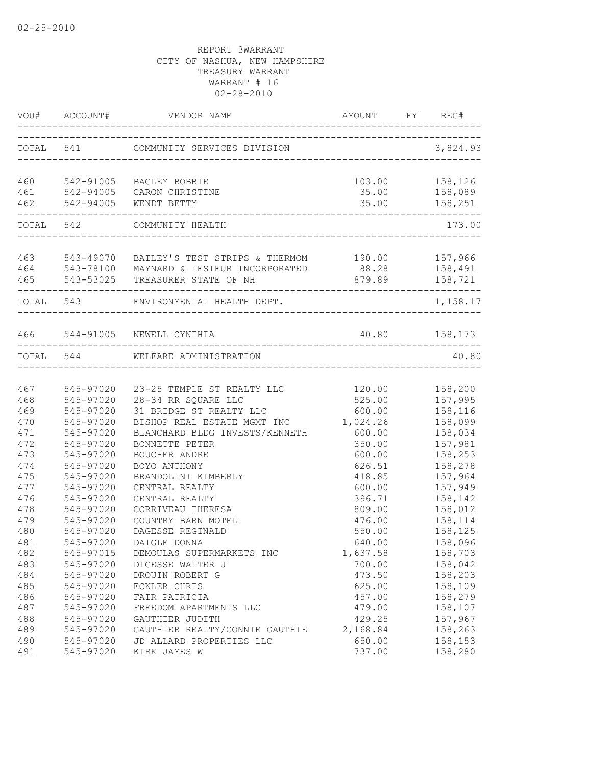02-25-2010

REPORT 3WARRANT
CITY OF NASHUA, NEW HAMPSHIRE
TREASURY WARRANT
WARRANT # 16
02-28-2010

| VOU# | ACCOUNT# | VENDOR NAME | AMOUNT | FY | REG# |
|---|---|---|---|---|---|
| TOTAL 541 | | COMMUNITY SERVICES DIVISION | | | 3,824.93 |
| 460 | 542-91005 | BAGLEY BOBBIE | 103.00 | | 158,126 |
| 461 | 542-94005 | CARON CHRISTINE | 35.00 | | 158,089 |
| 462 | 542-94005 | WENDT BETTY | 35.00 | | 158,251 |
| TOTAL 542 | | COMMUNITY HEALTH | | | 173.00 |
| 463 | 543-49070 | BAILEY'S TEST STRIPS & THERMOM | 190.00 | | 157,966 |
| 464 | 543-78100 | MAYNARD & LESIEUR INCORPORATED | 88.28 | | 158,491 |
| 465 | 543-53025 | TREASURER STATE OF NH | 879.89 | | 158,721 |
| TOTAL 543 | | ENVIRONMENTAL HEALTH DEPT. | | | 1,158.17 |
| 466 | 544-91005 | NEWELL CYNTHIA | 40.80 | | 158,173 |
| TOTAL 544 | | WELFARE ADMINISTRATION | | | 40.80 |
| 467 | 545-97020 | 23-25 TEMPLE ST REALTY LLC | 120.00 | | 158,200 |
| 468 | 545-97020 | 28-34 RR SQUARE LLC | 525.00 | | 157,995 |
| 469 | 545-97020 | 31 BRIDGE ST REALTY LLC | 600.00 | | 158,116 |
| 470 | 545-97020 | BISHOP REAL ESTATE MGMT INC | 1,024.26 | | 158,099 |
| 471 | 545-97020 | BLANCHARD BLDG INVESTS/KENNETH | 600.00 | | 158,034 |
| 472 | 545-97020 | BONNETTE PETER | 350.00 | | 157,981 |
| 473 | 545-97020 | BOUCHER ANDRE | 600.00 | | 158,253 |
| 474 | 545-97020 | BOYO ANTHONY | 626.51 | | 158,278 |
| 475 | 545-97020 | BRANDOLINI KIMBERLY | 418.85 | | 157,964 |
| 477 | 545-97020 | CENTRAL REALTY | 600.00 | | 157,949 |
| 476 | 545-97020 | CENTRAL REALTY | 396.71 | | 158,142 |
| 478 | 545-97020 | CORRIVEAU THERESA | 809.00 | | 158,012 |
| 479 | 545-97020 | COUNTRY BARN MOTEL | 476.00 | | 158,114 |
| 480 | 545-97020 | DAGESSE REGINALD | 550.00 | | 158,125 |
| 481 | 545-97020 | DAIGLE DONNA | 640.00 | | 158,096 |
| 482 | 545-97015 | DEMOULAS SUPERMARKETS INC | 1,637.58 | | 158,703 |
| 483 | 545-97020 | DIGESSE WALTER J | 700.00 | | 158,042 |
| 484 | 545-97020 | DROUIN ROBERT G | 473.50 | | 158,203 |
| 485 | 545-97020 | ECKLER CHRIS | 625.00 | | 158,109 |
| 486 | 545-97020 | FAIR PATRICIA | 457.00 | | 158,279 |
| 487 | 545-97020 | FREEDOM APARTMENTS LLC | 479.00 | | 158,107 |
| 488 | 545-97020 | GAUTHIER JUDITH | 429.25 | | 157,967 |
| 489 | 545-97020 | GAUTHIER REALTY/CONNIE GAUTHIE | 2,168.84 | | 158,263 |
| 490 | 545-97020 | JD ALLARD PROPERTIES LLC | 650.00 | | 158,153 |
| 491 | 545-97020 | KIRK JAMES W | 737.00 | | 158,280 |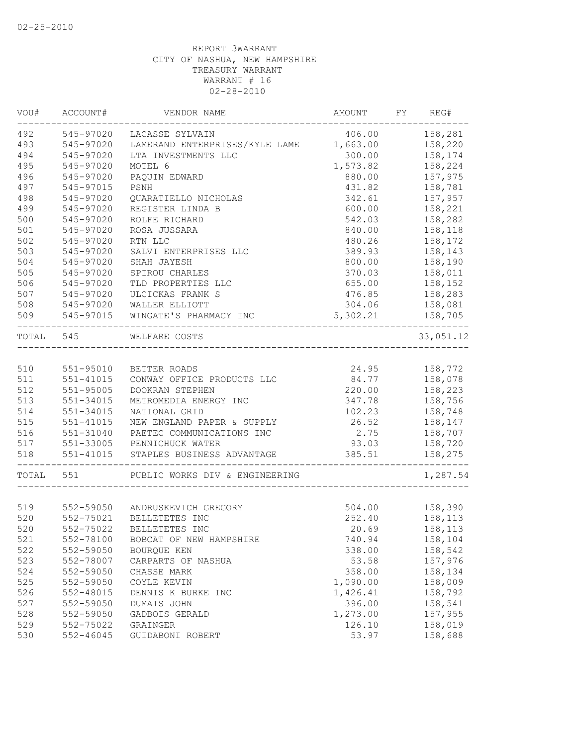02-25-2010

REPORT 3WARRANT
CITY OF NASHUA, NEW HAMPSHIRE
TREASURY WARRANT
WARRANT # 16
02-28-2010

| VOU# | ACCOUNT# | VENDOR NAME | AMOUNT | FY | REG# |
|---|---|---|---|---|---|
| 492 | 545-97020 | LACASSE SYLVAIN | 406.00 | | 158,281 |
| 493 | 545-97020 | LAMERAND ENTERPRISES/KYLE LAME | 1,663.00 | | 158,220 |
| 494 | 545-97020 | LTA INVESTMENTS LLC | 300.00 | | 158,174 |
| 495 | 545-97020 | MOTEL 6 | 1,573.82 | | 158,224 |
| 496 | 545-97020 | PAQUIN EDWARD | 880.00 | | 157,975 |
| 497 | 545-97015 | PSNH | 431.82 | | 158,781 |
| 498 | 545-97020 | QUARATIELLO NICHOLAS | 342.61 | | 157,957 |
| 499 | 545-97020 | REGISTER LINDA B | 600.00 | | 158,221 |
| 500 | 545-97020 | ROLFE RICHARD | 542.03 | | 158,282 |
| 501 | 545-97020 | ROSA JUSSARA | 840.00 | | 158,118 |
| 502 | 545-97020 | RTN LLC | 480.26 | | 158,172 |
| 503 | 545-97020 | SALVI ENTERPRISES LLC | 389.93 | | 158,143 |
| 504 | 545-97020 | SHAH JAYESH | 800.00 | | 158,190 |
| 505 | 545-97020 | SPIROU CHARLES | 370.03 | | 158,011 |
| 506 | 545-97020 | TLD PROPERTIES LLC | 655.00 | | 158,152 |
| 507 | 545-97020 | ULCICKAS FRANK S | 476.85 | | 158,283 |
| 508 | 545-97020 | WALLER ELLIOTT | 304.06 | | 158,081 |
| 509 | 545-97015 | WINGATE'S PHARMACY INC | 5,302.21 | | 158,705 |
| TOTAL | 545 | WELFARE COSTS | | | 33,051.12 |
| 510 | 551-95010 | BETTER ROADS | 24.95 | | 158,772 |
| 511 | 551-41015 | CONWAY OFFICE PRODUCTS LLC | 84.77 | | 158,078 |
| 512 | 551-95005 | DOOKRAN STEPHEN | 220.00 | | 158,223 |
| 513 | 551-34015 | METROMEDIA ENERGY INC | 347.78 | | 158,756 |
| 514 | 551-34015 | NATIONAL GRID | 102.23 | | 158,748 |
| 515 | 551-41015 | NEW ENGLAND PAPER & SUPPLY | 26.52 | | 158,147 |
| 516 | 551-31040 | PAETEC COMMUNICATIONS INC | 2.75 | | 158,707 |
| 517 | 551-33005 | PENNICHUCK WATER | 93.03 | | 158,720 |
| 518 | 551-41015 | STAPLES BUSINESS ADVANTAGE | 385.51 | | 158,275 |
| TOTAL | 551 | PUBLIC WORKS DIV & ENGINEERING | | | 1,287.54 |
| 519 | 552-59050 | ANDRUSKEVICH GREGORY | 504.00 | | 158,390 |
| 520 | 552-75021 | BELLETETES INC | 252.40 | | 158,113 |
| 520 | 552-75022 | BELLETETES INC | 20.69 | | 158,113 |
| 521 | 552-78100 | BOBCAT OF NEW HAMPSHIRE | 740.94 | | 158,104 |
| 522 | 552-59050 | BOURQUE KEN | 338.00 | | 158,542 |
| 523 | 552-78007 | CARPARTS OF NASHUA | 53.58 | | 157,976 |
| 524 | 552-59050 | CHASSE MARK | 358.00 | | 158,134 |
| 525 | 552-59050 | COYLE KEVIN | 1,090.00 | | 158,009 |
| 526 | 552-48015 | DENNIS K BURKE INC | 1,426.41 | | 158,792 |
| 527 | 552-59050 | DUMAIS JOHN | 396.00 | | 158,541 |
| 528 | 552-59050 | GADBOIS GERALD | 1,273.00 | | 157,955 |
| 529 | 552-75022 | GRAINGER | 126.10 | | 158,019 |
| 530 | 552-46045 | GUIDABONI ROBERT | 53.97 | | 158,688 |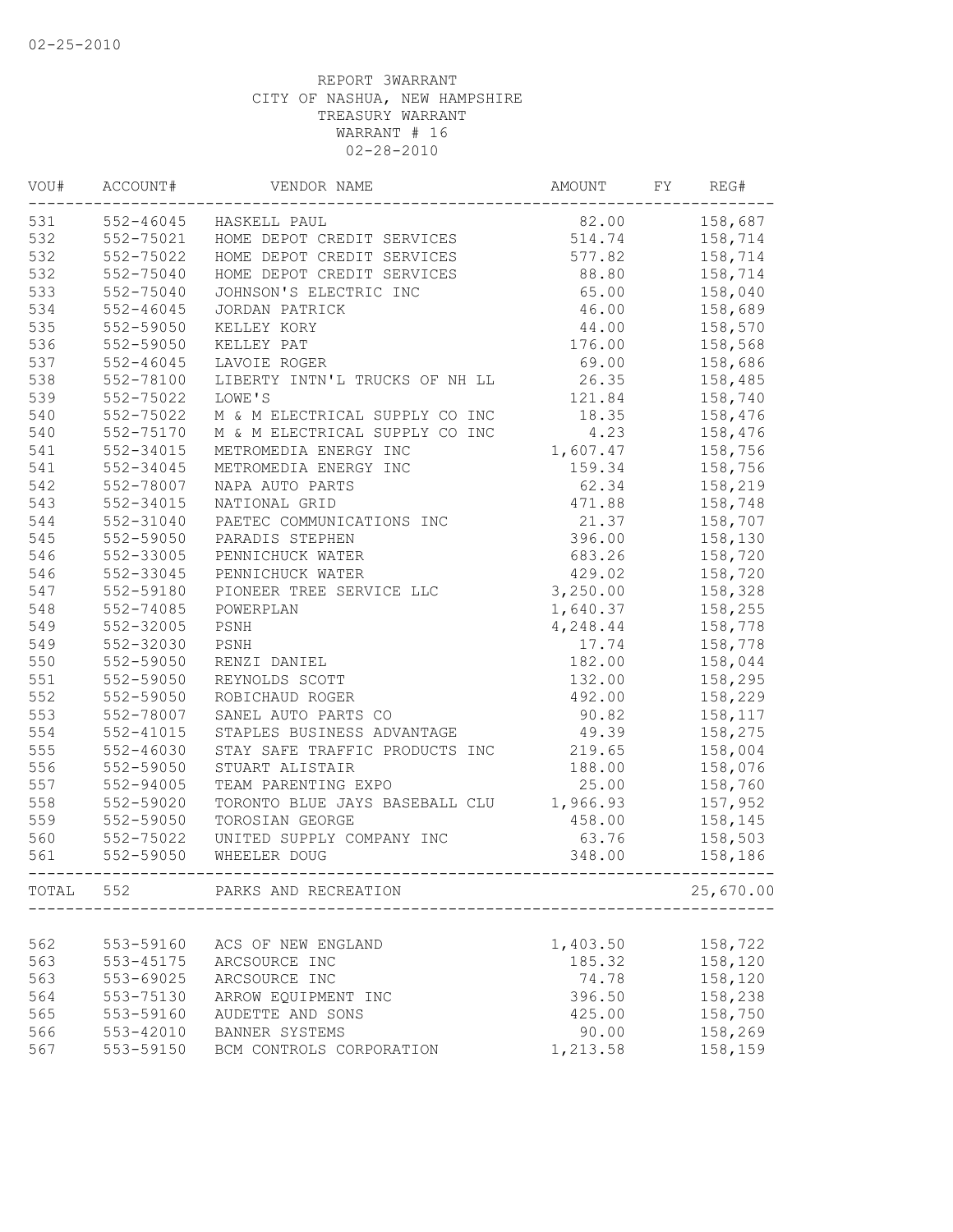02-25-2010

REPORT 3WARRANT
CITY OF NASHUA, NEW HAMPSHIRE
TREASURY WARRANT
WARRANT # 16
02-28-2010

| VOU# | ACCOUNT# | VENDOR NAME | AMOUNT | FY | REG# |
|---|---|---|---|---|---|
| 531 | 552-46045 | HASKELL PAUL | 82.00 | | 158,687 |
| 532 | 552-75021 | HOME DEPOT CREDIT SERVICES | 514.74 | | 158,714 |
| 532 | 552-75022 | HOME DEPOT CREDIT SERVICES | 577.82 | | 158,714 |
| 532 | 552-75040 | HOME DEPOT CREDIT SERVICES | 88.80 | | 158,714 |
| 533 | 552-75040 | JOHNSON'S ELECTRIC INC | 65.00 | | 158,040 |
| 534 | 552-46045 | JORDAN PATRICK | 46.00 | | 158,689 |
| 535 | 552-59050 | KELLEY KORY | 44.00 | | 158,570 |
| 536 | 552-59050 | KELLEY PAT | 176.00 | | 158,568 |
| 537 | 552-46045 | LAVOIE ROGER | 69.00 | | 158,686 |
| 538 | 552-78100 | LIBERTY INTN'L TRUCKS OF NH LL | 26.35 | | 158,485 |
| 539 | 552-75022 | LOWE'S | 121.84 | | 158,740 |
| 540 | 552-75022 | M & M ELECTRICAL SUPPLY CO INC | 18.35 | | 158,476 |
| 540 | 552-75170 | M & M ELECTRICAL SUPPLY CO INC | 4.23 | | 158,476 |
| 541 | 552-34015 | METROMEDIA ENERGY INC | 1,607.47 | | 158,756 |
| 541 | 552-34045 | METROMEDIA ENERGY INC | 159.34 | | 158,756 |
| 542 | 552-78007 | NAPA AUTO PARTS | 62.34 | | 158,219 |
| 543 | 552-34015 | NATIONAL GRID | 471.88 | | 158,748 |
| 544 | 552-31040 | PAETEC COMMUNICATIONS INC | 21.37 | | 158,707 |
| 545 | 552-59050 | PARADIS STEPHEN | 396.00 | | 158,130 |
| 546 | 552-33005 | PENNICHUCK WATER | 683.26 | | 158,720 |
| 546 | 552-33045 | PENNICHUCK WATER | 429.02 | | 158,720 |
| 547 | 552-59180 | PIONEER TREE SERVICE LLC | 3,250.00 | | 158,328 |
| 548 | 552-74085 | POWERPLAN | 1,640.37 | | 158,255 |
| 549 | 552-32005 | PSNH | 4,248.44 | | 158,778 |
| 549 | 552-32030 | PSNH | 17.74 | | 158,778 |
| 550 | 552-59050 | RENZI DANIEL | 182.00 | | 158,044 |
| 551 | 552-59050 | REYNOLDS SCOTT | 132.00 | | 158,295 |
| 552 | 552-59050 | ROBICHAUD ROGER | 492.00 | | 158,229 |
| 553 | 552-78007 | SANEL AUTO PARTS CO | 90.82 | | 158,117 |
| 554 | 552-41015 | STAPLES BUSINESS ADVANTAGE | 49.39 | | 158,275 |
| 555 | 552-46030 | STAY SAFE TRAFFIC PRODUCTS INC | 219.65 | | 158,004 |
| 556 | 552-59050 | STUART ALISTAIR | 188.00 | | 158,076 |
| 557 | 552-94005 | TEAM PARENTING EXPO | 25.00 | | 158,760 |
| 558 | 552-59020 | TORONTO BLUE JAYS BASEBALL CLU | 1,966.93 | | 157,952 |
| 559 | 552-59050 | TOROSIAN GEORGE | 458.00 | | 158,145 |
| 560 | 552-75022 | UNITED SUPPLY COMPANY INC | 63.76 | | 158,503 |
| 561 | 552-59050 | WHEELER DOUG | 348.00 | | 158,186 |
| TOTAL | 552 | PARKS AND RECREATION | | | 25,670.00 |
| 562 | 553-59160 | ACS OF NEW ENGLAND | 1,403.50 | | 158,722 |
| 563 | 553-45175 | ARCSOURCE INC | 185.32 | | 158,120 |
| 563 | 553-69025 | ARCSOURCE INC | 74.78 | | 158,120 |
| 564 | 553-75130 | ARROW EQUIPMENT INC | 396.50 | | 158,238 |
| 565 | 553-59160 | AUDETTE AND SONS | 425.00 | | 158,750 |
| 566 | 553-42010 | BANNER SYSTEMS | 90.00 | | 158,269 |
| 567 | 553-59150 | BCM CONTROLS CORPORATION | 1,213.58 | | 158,159 |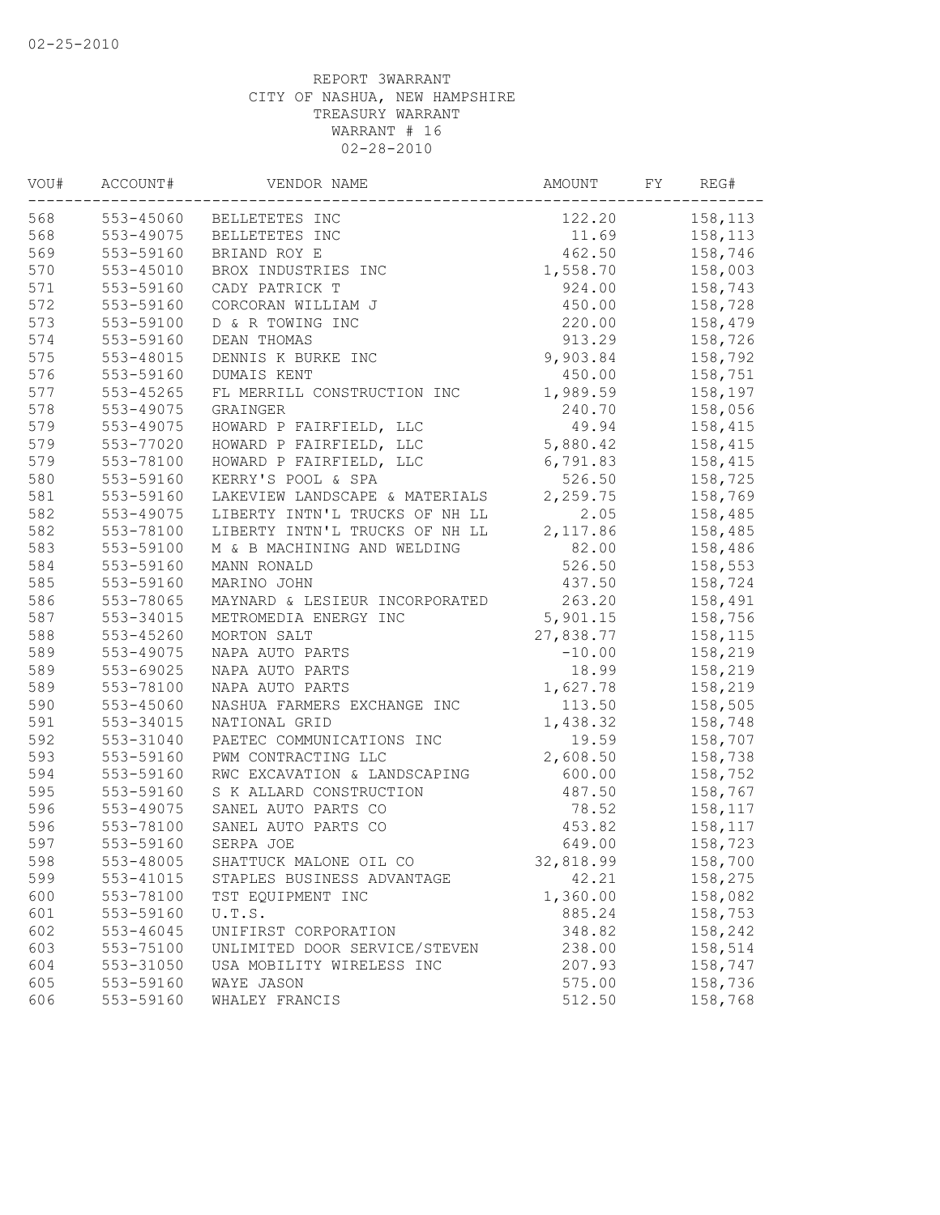02-25-2010

REPORT 3WARRANT
CITY OF NASHUA, NEW HAMPSHIRE
TREASURY WARRANT
WARRANT # 16
02-28-2010

| VOU# | ACCOUNT# | VENDOR NAME | AMOUNT | FY | REG# |
|---|---|---|---|---|---|
| 568 | 553-45060 | BELLETETES INC | 122.20 | | 158,113 |
| 568 | 553-49075 | BELLETETES INC | 11.69 | | 158,113 |
| 569 | 553-59160 | BRIAND ROY E | 462.50 | | 158,746 |
| 570 | 553-45010 | BROX INDUSTRIES INC | 1,558.70 | | 158,003 |
| 571 | 553-59160 | CADY PATRICK T | 924.00 | | 158,743 |
| 572 | 553-59160 | CORCORAN WILLIAM J | 450.00 | | 158,728 |
| 573 | 553-59100 | D & R TOWING INC | 220.00 | | 158,479 |
| 574 | 553-59160 | DEAN THOMAS | 913.29 | | 158,726 |
| 575 | 553-48015 | DENNIS K BURKE INC | 9,903.84 | | 158,792 |
| 576 | 553-59160 | DUMAIS KENT | 450.00 | | 158,751 |
| 577 | 553-45265 | FL MERRILL CONSTRUCTION INC | 1,989.59 | | 158,197 |
| 578 | 553-49075 | GRAINGER | 240.70 | | 158,056 |
| 579 | 553-49075 | HOWARD P FAIRFIELD, LLC | 49.94 | | 158,415 |
| 579 | 553-77020 | HOWARD P FAIRFIELD, LLC | 5,880.42 | | 158,415 |
| 579 | 553-78100 | HOWARD P FAIRFIELD, LLC | 6,791.83 | | 158,415 |
| 580 | 553-59160 | KERRY'S POOL & SPA | 526.50 | | 158,725 |
| 581 | 553-59160 | LAKEVIEW LANDSCAPE & MATERIALS | 2,259.75 | | 158,769 |
| 582 | 553-49075 | LIBERTY INTN'L TRUCKS OF NH LL | 2.05 | | 158,485 |
| 582 | 553-78100 | LIBERTY INTN'L TRUCKS OF NH LL | 2,117.86 | | 158,485 |
| 583 | 553-59100 | M & B MACHINING AND WELDING | 82.00 | | 158,486 |
| 584 | 553-59160 | MANN RONALD | 526.50 | | 158,553 |
| 585 | 553-59160 | MARINO JOHN | 437.50 | | 158,724 |
| 586 | 553-78065 | MAYNARD & LESIEUR INCORPORATED | 263.20 | | 158,491 |
| 587 | 553-34015 | METROMEDIA ENERGY INC | 5,901.15 | | 158,756 |
| 588 | 553-45260 | MORTON SALT | 27,838.77 | | 158,115 |
| 589 | 553-49075 | NAPA AUTO PARTS | -10.00 | | 158,219 |
| 589 | 553-69025 | NAPA AUTO PARTS | 18.99 | | 158,219 |
| 589 | 553-78100 | NAPA AUTO PARTS | 1,627.78 | | 158,219 |
| 590 | 553-45060 | NASHUA FARMERS EXCHANGE INC | 113.50 | | 158,505 |
| 591 | 553-34015 | NATIONAL GRID | 1,438.32 | | 158,748 |
| 592 | 553-31040 | PAETEC COMMUNICATIONS INC | 19.59 | | 158,707 |
| 593 | 553-59160 | PWM CONTRACTING LLC | 2,608.50 | | 158,738 |
| 594 | 553-59160 | RWC EXCAVATION & LANDSCAPING | 600.00 | | 158,752 |
| 595 | 553-59160 | S K ALLARD CONSTRUCTION | 487.50 | | 158,767 |
| 596 | 553-49075 | SANEL AUTO PARTS CO | 78.52 | | 158,117 |
| 596 | 553-78100 | SANEL AUTO PARTS CO | 453.82 | | 158,117 |
| 597 | 553-59160 | SERPA JOE | 649.00 | | 158,723 |
| 598 | 553-48005 | SHATTUCK MALONE OIL CO | 32,818.99 | | 158,700 |
| 599 | 553-41015 | STAPLES BUSINESS ADVANTAGE | 42.21 | | 158,275 |
| 600 | 553-78100 | TST EQUIPMENT INC | 1,360.00 | | 158,082 |
| 601 | 553-59160 | U.T.S. | 885.24 | | 158,753 |
| 602 | 553-46045 | UNIFIRST CORPORATION | 348.82 | | 158,242 |
| 603 | 553-75100 | UNLIMITED DOOR SERVICE/STEVEN | 238.00 | | 158,514 |
| 604 | 553-31050 | USA MOBILITY WIRELESS INC | 207.93 | | 158,747 |
| 605 | 553-59160 | WAYE JASON | 575.00 | | 158,736 |
| 606 | 553-59160 | WHALEY FRANCIS | 512.50 | | 158,768 |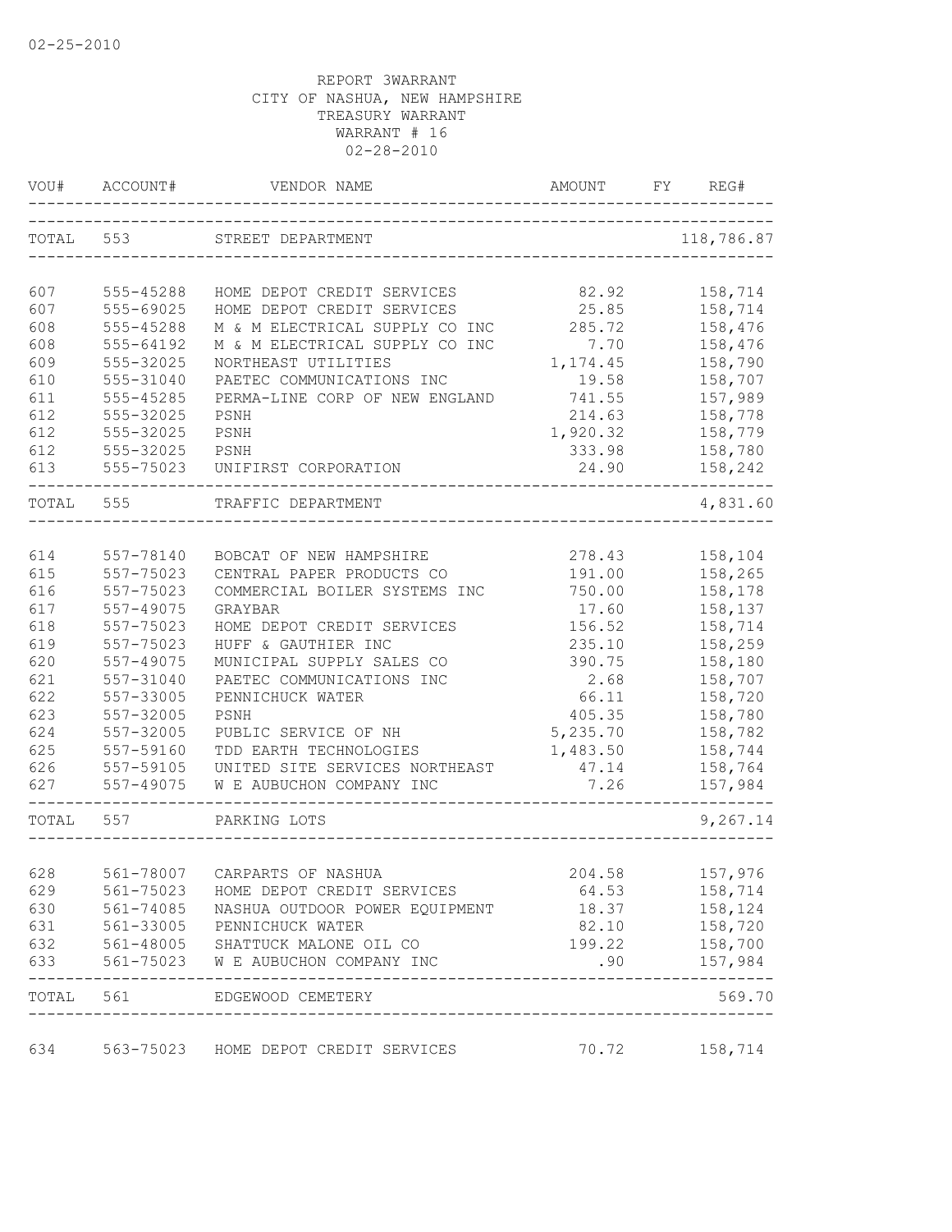02-25-2010

REPORT 3WARRANT
CITY OF NASHUA, NEW HAMPSHIRE
TREASURY WARRANT
WARRANT # 16
02-28-2010

| VOU# | ACCOUNT# | VENDOR NAME | AMOUNT | FY | REG# |
|---|---|---|---|---|---|
| TOTAL | 553 | STREET DEPARTMENT | | | 118,786.87 |
| 607 | 555-45288 | HOME DEPOT CREDIT SERVICES | 82.92 | | 158,714 |
| 607 | 555-69025 | HOME DEPOT CREDIT SERVICES | 25.85 | | 158,714 |
| 608 | 555-45288 | M & M ELECTRICAL SUPPLY CO INC | 285.72 | | 158,476 |
| 608 | 555-64192 | M & M ELECTRICAL SUPPLY CO INC | 7.70 | | 158,476 |
| 609 | 555-32025 | NORTHEAST UTILITIES | 1,174.45 | | 158,790 |
| 610 | 555-31040 | PAETEC COMMUNICATIONS INC | 19.58 | | 158,707 |
| 611 | 555-45285 | PERMA-LINE CORP OF NEW ENGLAND | 741.55 | | 157,989 |
| 612 | 555-32025 | PSNH | 214.63 | | 158,778 |
| 612 | 555-32025 | PSNH | 1,920.32 | | 158,779 |
| 612 | 555-32025 | PSNH | 333.98 | | 158,780 |
| 613 | 555-75023 | UNIFIRST CORPORATION | 24.90 | | 158,242 |
| TOTAL | 555 | TRAFFIC DEPARTMENT | | | 4,831.60 |
| 614 | 557-78140 | BOBCAT OF NEW HAMPSHIRE | 278.43 | | 158,104 |
| 615 | 557-75023 | CENTRAL PAPER PRODUCTS CO | 191.00 | | 158,265 |
| 616 | 557-75023 | COMMERCIAL BOILER SYSTEMS INC | 750.00 | | 158,178 |
| 617 | 557-49075 | GRAYBAR | 17.60 | | 158,137 |
| 618 | 557-75023 | HOME DEPOT CREDIT SERVICES | 156.52 | | 158,714 |
| 619 | 557-75023 | HUFF & GAUTHIER INC | 235.10 | | 158,259 |
| 620 | 557-49075 | MUNICIPAL SUPPLY SALES CO | 390.75 | | 158,180 |
| 621 | 557-31040 | PAETEC COMMUNICATIONS INC | 2.68 | | 158,707 |
| 622 | 557-33005 | PENNICHUCK WATER | 66.11 | | 158,720 |
| 623 | 557-32005 | PSNH | 405.35 | | 158,780 |
| 624 | 557-32005 | PUBLIC SERVICE OF NH | 5,235.70 | | 158,782 |
| 625 | 557-59160 | TDD EARTH TECHNOLOGIES | 1,483.50 | | 158,744 |
| 626 | 557-59105 | UNITED SITE SERVICES NORTHEAST | 47.14 | | 158,764 |
| 627 | 557-49075 | W E AUBUCHON COMPANY INC | 7.26 | | 157,984 |
| TOTAL | 557 | PARKING LOTS | | | 9,267.14 |
| 628 | 561-78007 | CARPARTS OF NASHUA | 204.58 | | 157,976 |
| 629 | 561-75023 | HOME DEPOT CREDIT SERVICES | 64.53 | | 158,714 |
| 630 | 561-74085 | NASHUA OUTDOOR POWER EQUIPMENT | 18.37 | | 158,124 |
| 631 | 561-33005 | PENNICHUCK WATER | 82.10 | | 158,720 |
| 632 | 561-48005 | SHATTUCK MALONE OIL CO | 199.22 | | 158,700 |
| 633 | 561-75023 | W E AUBUCHON COMPANY INC | .90 | | 157,984 |
| TOTAL | 561 | EDGEWOOD CEMETERY | | | 569.70 |
| 634 | 563-75023 | HOME DEPOT CREDIT SERVICES | 70.72 | | 158,714 |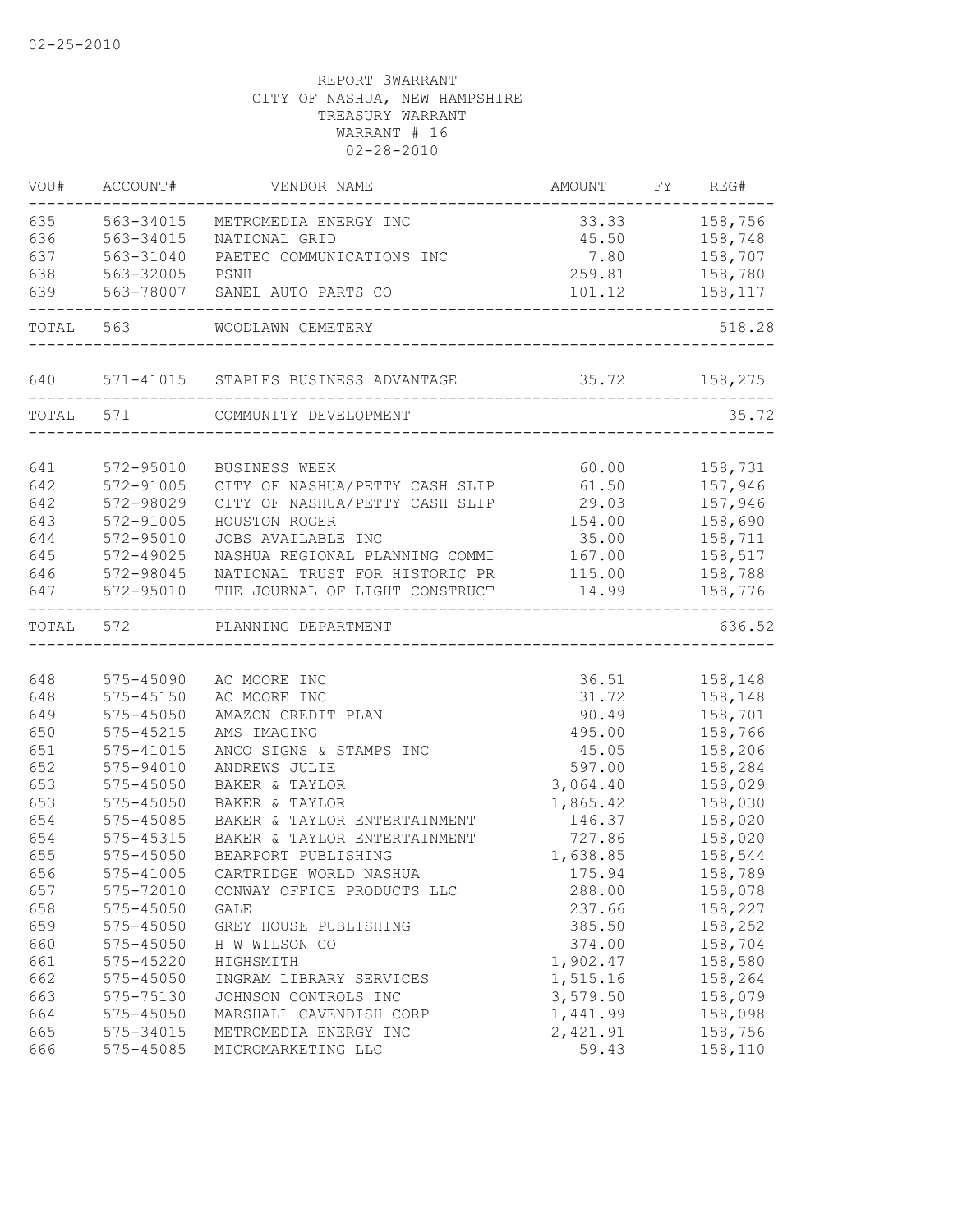02-25-2010

REPORT 3WARRANT
CITY OF NASHUA, NEW HAMPSHIRE
TREASURY WARRANT
WARRANT # 16
02-28-2010

| VOU# | ACCOUNT# | VENDOR NAME | AMOUNT | FY | REG# |
|---|---|---|---|---|---|
| 635 | 563-34015 | METROMEDIA ENERGY INC | 33.33 | | 158,756 |
| 636 | 563-34015 | NATIONAL GRID | 45.50 | | 158,748 |
| 637 | 563-31040 | PAETEC COMMUNICATIONS INC | 7.80 | | 158,707 |
| 638 | 563-32005 | PSNH | 259.81 | | 158,780 |
| 639 | 563-78007 | SANEL AUTO PARTS CO | 101.12 | | 158,117 |
| TOTAL | 563 | WOODLAWN CEMETERY | | | 518.28 |
| 640 | 571-41015 | STAPLES BUSINESS ADVANTAGE | 35.72 | | 158,275 |
| TOTAL | 571 | COMMUNITY DEVELOPMENT | | | 35.72 |
| 641 | 572-95010 | BUSINESS WEEK | 60.00 | | 158,731 |
| 642 | 572-91005 | CITY OF NASHUA/PETTY CASH SLIP | 61.50 | | 157,946 |
| 642 | 572-98029 | CITY OF NASHUA/PETTY CASH SLIP | 29.03 | | 157,946 |
| 643 | 572-91005 | HOUSTON ROGER | 154.00 | | 158,690 |
| 644 | 572-95010 | JOBS AVAILABLE INC | 35.00 | | 158,711 |
| 645 | 572-49025 | NASHUA REGIONAL PLANNING COMMI | 167.00 | | 158,517 |
| 646 | 572-98045 | NATIONAL TRUST FOR HISTORIC PR | 115.00 | | 158,788 |
| 647 | 572-95010 | THE JOURNAL OF LIGHT CONSTRUCT | 14.99 | | 158,776 |
| TOTAL | 572 | PLANNING DEPARTMENT | | | 636.52 |
| 648 | 575-45090 | AC MOORE INC | 36.51 | | 158,148 |
| 648 | 575-45150 | AC MOORE INC | 31.72 | | 158,148 |
| 649 | 575-45050 | AMAZON CREDIT PLAN | 90.49 | | 158,701 |
| 650 | 575-45215 | AMS IMAGING | 495.00 | | 158,766 |
| 651 | 575-41015 | ANCO SIGNS & STAMPS INC | 45.05 | | 158,206 |
| 652 | 575-94010 | ANDREWS JULIE | 597.00 | | 158,284 |
| 653 | 575-45050 | BAKER & TAYLOR | 3,064.40 | | 158,029 |
| 653 | 575-45050 | BAKER & TAYLOR | 1,865.42 | | 158,030 |
| 654 | 575-45085 | BAKER & TAYLOR ENTERTAINMENT | 146.37 | | 158,020 |
| 654 | 575-45315 | BAKER & TAYLOR ENTERTAINMENT | 727.86 | | 158,020 |
| 655 | 575-45050 | BEARPORT PUBLISHING | 1,638.85 | | 158,544 |
| 656 | 575-41005 | CARTRIDGE WORLD NASHUA | 175.94 | | 158,789 |
| 657 | 575-72010 | CONWAY OFFICE PRODUCTS LLC | 288.00 | | 158,078 |
| 658 | 575-45050 | GALE | 237.66 | | 158,227 |
| 659 | 575-45050 | GREY HOUSE PUBLISHING | 385.50 | | 158,252 |
| 660 | 575-45050 | H W WILSON CO | 374.00 | | 158,704 |
| 661 | 575-45220 | HIGHSMITH | 1,902.47 | | 158,580 |
| 662 | 575-45050 | INGRAM LIBRARY SERVICES | 1,515.16 | | 158,264 |
| 663 | 575-75130 | JOHNSON CONTROLS INC | 3,579.50 | | 158,079 |
| 664 | 575-45050 | MARSHALL CAVENDISH CORP | 1,441.99 | | 158,098 |
| 665 | 575-34015 | METROMEDIA ENERGY INC | 2,421.91 | | 158,756 |
| 666 | 575-45085 | MICROMARKETING LLC | 59.43 | | 158,110 |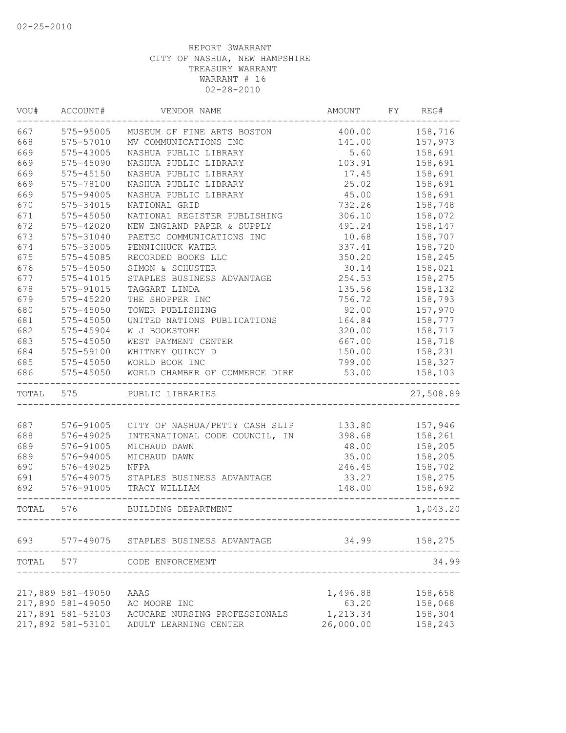02-25-2010

REPORT 3WARRANT
CITY OF NASHUA, NEW HAMPSHIRE
TREASURY WARRANT
WARRANT # 16
02-28-2010

| VOU# | ACCOUNT# | VENDOR NAME | AMOUNT | FY | REG# |
|---|---|---|---|---|---|
| 667 | 575-95005 | MUSEUM OF FINE ARTS BOSTON | 400.00 | | 158,716 |
| 668 | 575-57010 | MV COMMUNICATIONS INC | 141.00 | | 157,973 |
| 669 | 575-43005 | NASHUA PUBLIC LIBRARY | 5.60 | | 158,691 |
| 669 | 575-45090 | NASHUA PUBLIC LIBRARY | 103.91 | | 158,691 |
| 669 | 575-45150 | NASHUA PUBLIC LIBRARY | 17.45 | | 158,691 |
| 669 | 575-78100 | NASHUA PUBLIC LIBRARY | 25.02 | | 158,691 |
| 669 | 575-94005 | NASHUA PUBLIC LIBRARY | 45.00 | | 158,691 |
| 670 | 575-34015 | NATIONAL GRID | 732.26 | | 158,748 |
| 671 | 575-45050 | NATIONAL REGISTER PUBLISHING | 306.10 | | 158,072 |
| 672 | 575-42020 | NEW ENGLAND PAPER & SUPPLY | 491.24 | | 158,147 |
| 673 | 575-31040 | PAETEC COMMUNICATIONS INC | 10.68 | | 158,707 |
| 674 | 575-33005 | PENNICHUCK WATER | 337.41 | | 158,720 |
| 675 | 575-45085 | RECORDED BOOKS LLC | 350.20 | | 158,245 |
| 676 | 575-45050 | SIMON & SCHUSTER | 30.14 | | 158,021 |
| 677 | 575-41015 | STAPLES BUSINESS ADVANTAGE | 254.53 | | 158,275 |
| 678 | 575-91015 | TAGGART LINDA | 135.56 | | 158,132 |
| 679 | 575-45220 | THE SHOPPER INC | 756.72 | | 158,793 |
| 680 | 575-45050 | TOWER PUBLISHING | 92.00 | | 157,970 |
| 681 | 575-45050 | UNITED NATIONS PUBLICATIONS | 164.84 | | 158,777 |
| 682 | 575-45904 | W J BOOKSTORE | 320.00 | | 158,717 |
| 683 | 575-45050 | WEST PAYMENT CENTER | 667.00 | | 158,718 |
| 684 | 575-59100 | WHITNEY QUINCY D | 150.00 | | 158,231 |
| 685 | 575-45050 | WORLD BOOK INC | 799.00 | | 158,327 |
| 686 | 575-45050 | WORLD CHAMBER OF COMMERCE DIRE | 53.00 | | 158,103 |
| TOTAL | 575 | PUBLIC LIBRARIES | | | 27,508.89 |
| 687 | 576-91005 | CITY OF NASHUA/PETTY CASH SLIP | 133.80 | | 157,946 |
| 688 | 576-49025 | INTERNATIONAL CODE COUNCIL, IN | 398.68 | | 158,261 |
| 689 | 576-91005 | MICHAUD DAWN | 48.00 | | 158,205 |
| 689 | 576-94005 | MICHAUD DAWN | 35.00 | | 158,205 |
| 690 | 576-49025 | NFPA | 246.45 | | 158,702 |
| 691 | 576-49075 | STAPLES BUSINESS ADVANTAGE | 33.27 | | 158,275 |
| 692 | 576-91005 | TRACY WILLIAM | 148.00 | | 158,692 |
| TOTAL | 576 | BUILDING DEPARTMENT | | | 1,043.20 |
| 693 | 577-49075 | STAPLES BUSINESS ADVANTAGE | 34.99 | | 158,275 |
| TOTAL | 577 | CODE ENFORCEMENT | | | 34.99 |
| 217,889 | 581-49050 | AAAS | 1,496.88 | | 158,658 |
| 217,890 | 581-49050 | AC MOORE INC | 63.20 | | 158,068 |
| 217,891 | 581-53103 | ACUCARE NURSING PROFESSIONALS | 1,213.34 | | 158,304 |
| 217,892 | 581-53101 | ADULT LEARNING CENTER | 26,000.00 | | 158,243 |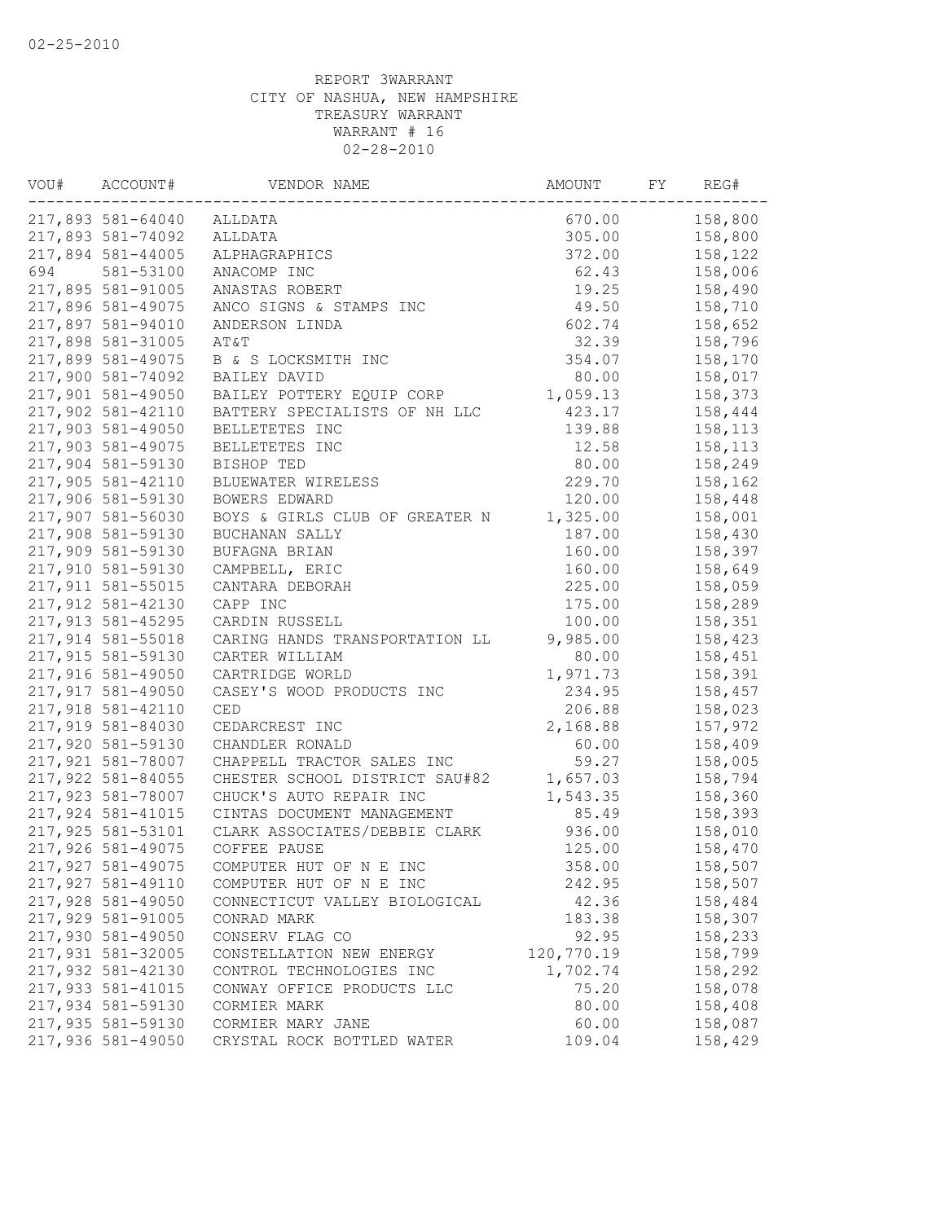02-25-2010

REPORT 3WARRANT
CITY OF NASHUA, NEW HAMPSHIRE
TREASURY WARRANT
WARRANT # 16
02-28-2010

| VOU# | ACCOUNT# | VENDOR NAME | AMOUNT | FY | REG# |
|---|---|---|---|---|---|
| 217,893 | 581-64040 | ALLDATA | 670.00 | | 158,800 |
| 217,893 | 581-74092 | ALLDATA | 305.00 | | 158,800 |
| 217,894 | 581-44005 | ALPHAGRAPHICS | 372.00 | | 158,122 |
| 694 | 581-53100 | ANACOMP INC | 62.43 | | 158,006 |
| 217,895 | 581-91005 | ANASTAS ROBERT | 19.25 | | 158,490 |
| 217,896 | 581-49075 | ANCO SIGNS & STAMPS INC | 49.50 | | 158,710 |
| 217,897 | 581-94010 | ANDERSON LINDA | 602.74 | | 158,652 |
| 217,898 | 581-31005 | AT&T | 32.39 | | 158,796 |
| 217,899 | 581-49075 | B & S LOCKSMITH INC | 354.07 | | 158,170 |
| 217,900 | 581-74092 | BAILEY DAVID | 80.00 | | 158,017 |
| 217,901 | 581-49050 | BAILEY POTTERY EQUIP CORP | 1,059.13 | | 158,373 |
| 217,902 | 581-42110 | BATTERY SPECIALISTS OF NH LLC | 423.17 | | 158,444 |
| 217,903 | 581-49050 | BELLETETES INC | 139.88 | | 158,113 |
| 217,903 | 581-49075 | BELLETETES INC | 12.58 | | 158,113 |
| 217,904 | 581-59130 | BISHOP TED | 80.00 | | 158,249 |
| 217,905 | 581-42110 | BLUEWATER WIRELESS | 229.70 | | 158,162 |
| 217,906 | 581-59130 | BOWERS EDWARD | 120.00 | | 158,448 |
| 217,907 | 581-56030 | BOYS & GIRLS CLUB OF GREATER N | 1,325.00 | | 158,001 |
| 217,908 | 581-59130 | BUCHANAN SALLY | 187.00 | | 158,430 |
| 217,909 | 581-59130 | BUFAGNA BRIAN | 160.00 | | 158,397 |
| 217,910 | 581-59130 | CAMPBELL, ERIC | 160.00 | | 158,649 |
| 217,911 | 581-55015 | CANTARA DEBORAH | 225.00 | | 158,059 |
| 217,912 | 581-42130 | CAPP INC | 175.00 | | 158,289 |
| 217,913 | 581-45295 | CARDIN RUSSELL | 100.00 | | 158,351 |
| 217,914 | 581-55018 | CARING HANDS TRANSPORTATION LL | 9,985.00 | | 158,423 |
| 217,915 | 581-59130 | CARTER WILLIAM | 80.00 | | 158,451 |
| 217,916 | 581-49050 | CARTRIDGE WORLD | 1,971.73 | | 158,391 |
| 217,917 | 581-49050 | CASEY'S WOOD PRODUCTS INC | 234.95 | | 158,457 |
| 217,918 | 581-42110 | CED | 206.88 | | 158,023 |
| 217,919 | 581-84030 | CEDARCREST INC | 2,168.88 | | 157,972 |
| 217,920 | 581-59130 | CHANDLER RONALD | 60.00 | | 158,409 |
| 217,921 | 581-78007 | CHAPPELL TRACTOR SALES INC | 59.27 | | 158,005 |
| 217,922 | 581-84055 | CHESTER SCHOOL DISTRICT SAU#82 | 1,657.03 | | 158,794 |
| 217,923 | 581-78007 | CHUCK'S AUTO REPAIR INC | 1,543.35 | | 158,360 |
| 217,924 | 581-41015 | CINTAS DOCUMENT MANAGEMENT | 85.49 | | 158,393 |
| 217,925 | 581-53101 | CLARK ASSOCIATES/DEBBIE CLARK | 936.00 | | 158,010 |
| 217,926 | 581-49075 | COFFEE PAUSE | 125.00 | | 158,470 |
| 217,927 | 581-49075 | COMPUTER HUT OF N E INC | 358.00 | | 158,507 |
| 217,927 | 581-49110 | COMPUTER HUT OF N E INC | 242.95 | | 158,507 |
| 217,928 | 581-49050 | CONNECTICUT VALLEY BIOLOGICAL | 42.36 | | 158,484 |
| 217,929 | 581-91005 | CONRAD MARK | 183.38 | | 158,307 |
| 217,930 | 581-49050 | CONSERV FLAG CO | 92.95 | | 158,233 |
| 217,931 | 581-32005 | CONSTELLATION NEW ENERGY | 120,770.19 | | 158,799 |
| 217,932 | 581-42130 | CONTROL TECHNOLOGIES INC | 1,702.74 | | 158,292 |
| 217,933 | 581-41015 | CONWAY OFFICE PRODUCTS LLC | 75.20 | | 158,078 |
| 217,934 | 581-59130 | CORMIER MARK | 80.00 | | 158,408 |
| 217,935 | 581-59130 | CORMIER MARY JANE | 60.00 | | 158,087 |
| 217,936 | 581-49050 | CRYSTAL ROCK BOTTLED WATER | 109.04 | | 158,429 |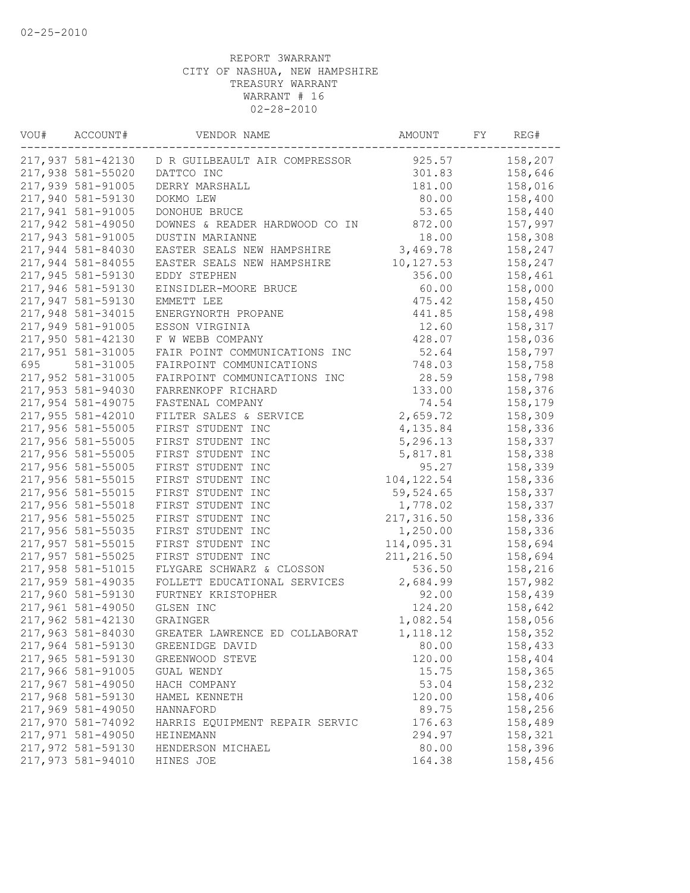02-25-2010

REPORT 3WARRANT
CITY OF NASHUA, NEW HAMPSHIRE
TREASURY WARRANT
WARRANT # 16
02-28-2010

| VOU# | ACCOUNT# | VENDOR NAME | AMOUNT | FY | REG# |
|---|---|---|---|---|---|
| 217,937 | 581-42130 | D R GUILBEAULT AIR COMPRESSOR | 925.57 | | 158,207 |
| 217,938 | 581-55020 | DATTCO INC | 301.83 | | 158,646 |
| 217,939 | 581-91005 | DERRY MARSHALL | 181.00 | | 158,016 |
| 217,940 | 581-59130 | DOKMO LEW | 80.00 | | 158,400 |
| 217,941 | 581-91005 | DONOHUE BRUCE | 53.65 | | 158,440 |
| 217,942 | 581-49050 | DOWNES & READER HARDWOOD CO IN | 872.00 | | 157,997 |
| 217,943 | 581-91005 | DUSTIN MARIANNE | 18.00 | | 158,308 |
| 217,944 | 581-84030 | EASTER SEALS NEW HAMPSHIRE | 3,469.78 | | 158,247 |
| 217,944 | 581-84055 | EASTER SEALS NEW HAMPSHIRE | 10,127.53 | | 158,247 |
| 217,945 | 581-59130 | EDDY STEPHEN | 356.00 | | 158,461 |
| 217,946 | 581-59130 | EINSIDLER-MOORE BRUCE | 60.00 | | 158,000 |
| 217,947 | 581-59130 | EMMETT LEE | 475.42 | | 158,450 |
| 217,948 | 581-34015 | ENERGYNORTH PROPANE | 441.85 | | 158,498 |
| 217,949 | 581-91005 | ESSON VIRGINIA | 12.60 | | 158,317 |
| 217,950 | 581-42130 | F W WEBB COMPANY | 428.07 | | 158,036 |
| 217,951 | 581-31005 | FAIR POINT COMMUNICATIONS INC | 52.64 | | 158,797 |
| 695 | 581-31005 | FAIRPOINT COMMUNICATIONS | 748.03 | | 158,758 |
| 217,952 | 581-31005 | FAIRPOINT COMMUNICATIONS INC | 28.59 | | 158,798 |
| 217,953 | 581-94030 | FARRENKOPF RICHARD | 133.00 | | 158,376 |
| 217,954 | 581-49075 | FASTENAL COMPANY | 74.54 | | 158,179 |
| 217,955 | 581-42010 | FILTER SALES & SERVICE | 2,659.72 | | 158,309 |
| 217,956 | 581-55005 | FIRST STUDENT INC | 4,135.84 | | 158,336 |
| 217,956 | 581-55005 | FIRST STUDENT INC | 5,296.13 | | 158,337 |
| 217,956 | 581-55005 | FIRST STUDENT INC | 5,817.81 | | 158,338 |
| 217,956 | 581-55005 | FIRST STUDENT INC | 95.27 | | 158,339 |
| 217,956 | 581-55015 | FIRST STUDENT INC | 104,122.54 | | 158,336 |
| 217,956 | 581-55015 | FIRST STUDENT INC | 59,524.65 | | 158,337 |
| 217,956 | 581-55018 | FIRST STUDENT INC | 1,778.02 | | 158,337 |
| 217,956 | 581-55025 | FIRST STUDENT INC | 217,316.50 | | 158,336 |
| 217,956 | 581-55035 | FIRST STUDENT INC | 1,250.00 | | 158,336 |
| 217,957 | 581-55015 | FIRST STUDENT INC | 114,095.31 | | 158,694 |
| 217,957 | 581-55025 | FIRST STUDENT INC | 211,216.50 | | 158,694 |
| 217,958 | 581-51015 | FLYGARE SCHWARZ & CLOSSON | 536.50 | | 158,216 |
| 217,959 | 581-49035 | FOLLETT EDUCATIONAL SERVICES | 2,684.99 | | 157,982 |
| 217,960 | 581-59130 | FURTNEY KRISTOPHER | 92.00 | | 158,439 |
| 217,961 | 581-49050 | GLSEN INC | 124.20 | | 158,642 |
| 217,962 | 581-42130 | GRAINGER | 1,082.54 | | 158,056 |
| 217,963 | 581-84030 | GREATER LAWRENCE ED COLLABORAT | 1,118.12 | | 158,352 |
| 217,964 | 581-59130 | GREENIDGE DAVID | 80.00 | | 158,433 |
| 217,965 | 581-59130 | GREENWOOD STEVE | 120.00 | | 158,404 |
| 217,966 | 581-91005 | GUAL WENDY | 15.75 | | 158,365 |
| 217,967 | 581-49050 | HACH COMPANY | 53.04 | | 158,232 |
| 217,968 | 581-59130 | HAMEL KENNETH | 120.00 | | 158,406 |
| 217,969 | 581-49050 | HANNAFORD | 89.75 | | 158,256 |
| 217,970 | 581-74092 | HARRIS EQUIPMENT REPAIR SERVIC | 176.63 | | 158,489 |
| 217,971 | 581-49050 | HEINEMANN | 294.97 | | 158,321 |
| 217,972 | 581-59130 | HENDERSON MICHAEL | 80.00 | | 158,396 |
| 217,973 | 581-94010 | HINES JOE | 164.38 | | 158,456 |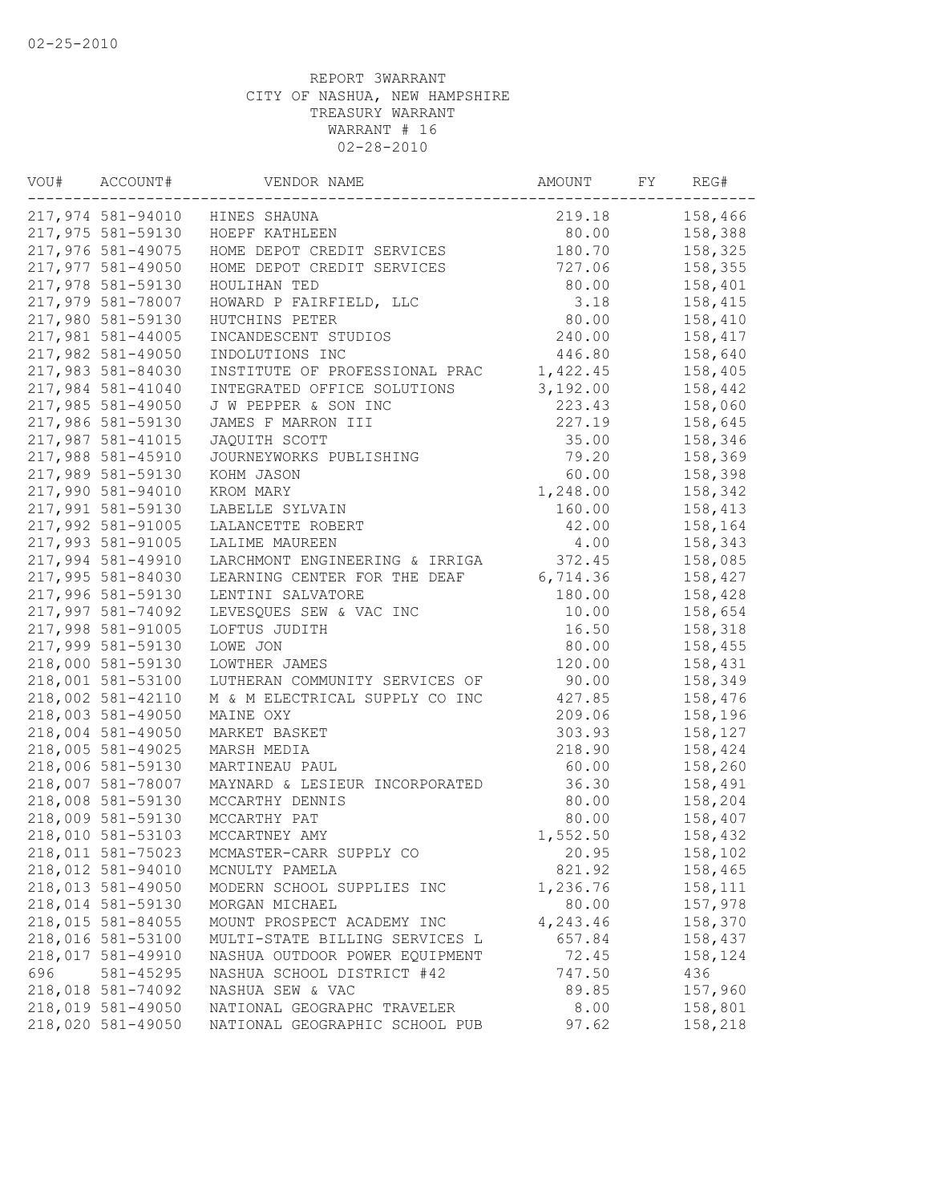02-25-2010

REPORT 3WARRANT
CITY OF NASHUA, NEW HAMPSHIRE
TREASURY WARRANT
WARRANT # 16
02-28-2010

| VOU# | ACCOUNT# | VENDOR NAME | AMOUNT | FY | REG# |
|---|---|---|---|---|---|
| 217,974 | 581-94010 | HINES SHAUNA | 219.18 | | 158,466 |
| 217,975 | 581-59130 | HOEPF KATHLEEN | 80.00 | | 158,388 |
| 217,976 | 581-49075 | HOME DEPOT CREDIT SERVICES | 180.70 | | 158,325 |
| 217,977 | 581-49050 | HOME DEPOT CREDIT SERVICES | 727.06 | | 158,355 |
| 217,978 | 581-59130 | HOULIHAN TED | 80.00 | | 158,401 |
| 217,979 | 581-78007 | HOWARD P FAIRFIELD, LLC | 3.18 | | 158,415 |
| 217,980 | 581-59130 | HUTCHINS PETER | 80.00 | | 158,410 |
| 217,981 | 581-44005 | INCANDESCENT STUDIOS | 240.00 | | 158,417 |
| 217,982 | 581-49050 | INDOLUTIONS INC | 446.80 | | 158,640 |
| 217,983 | 581-84030 | INSTITUTE OF PROFESSIONAL PRAC | 1,422.45 | | 158,405 |
| 217,984 | 581-41040 | INTEGRATED OFFICE SOLUTIONS | 3,192.00 | | 158,442 |
| 217,985 | 581-49050 | J W PEPPER & SON INC | 223.43 | | 158,060 |
| 217,986 | 581-59130 | JAMES F MARRON III | 227.19 | | 158,645 |
| 217,987 | 581-41015 | JAQUITH SCOTT | 35.00 | | 158,346 |
| 217,988 | 581-45910 | JOURNEYWORKS PUBLISHING | 79.20 | | 158,369 |
| 217,989 | 581-59130 | KOHM JASON | 60.00 | | 158,398 |
| 217,990 | 581-94010 | KROM MARY | 1,248.00 | | 158,342 |
| 217,991 | 581-59130 | LABELLE SYLVAIN | 160.00 | | 158,413 |
| 217,992 | 581-91005 | LALANCETTE ROBERT | 42.00 | | 158,164 |
| 217,993 | 581-91005 | LALIME MAUREEN | 4.00 | | 158,343 |
| 217,994 | 581-49910 | LARCHMONT ENGINEERING & IRRIGA | 372.45 | | 158,085 |
| 217,995 | 581-84030 | LEARNING CENTER FOR THE DEAF | 6,714.36 | | 158,427 |
| 217,996 | 581-59130 | LENTINI SALVATORE | 180.00 | | 158,428 |
| 217,997 | 581-74092 | LEVESQUES SEW & VAC INC | 10.00 | | 158,654 |
| 217,998 | 581-91005 | LOFTUS JUDITH | 16.50 | | 158,318 |
| 217,999 | 581-59130 | LOWE JON | 80.00 | | 158,455 |
| 218,000 | 581-59130 | LOWTHER JAMES | 120.00 | | 158,431 |
| 218,001 | 581-53100 | LUTHERAN COMMUNITY SERVICES OF | 90.00 | | 158,349 |
| 218,002 | 581-42110 | M & M ELECTRICAL SUPPLY CO INC | 427.85 | | 158,476 |
| 218,003 | 581-49050 | MAINE OXY | 209.06 | | 158,196 |
| 218,004 | 581-49050 | MARKET BASKET | 303.93 | | 158,127 |
| 218,005 | 581-49025 | MARSH MEDIA | 218.90 | | 158,424 |
| 218,006 | 581-59130 | MARTINEAU PAUL | 60.00 | | 158,260 |
| 218,007 | 581-78007 | MAYNARD & LESIEUR INCORPORATED | 36.30 | | 158,491 |
| 218,008 | 581-59130 | MCCARTHY DENNIS | 80.00 | | 158,204 |
| 218,009 | 581-59130 | MCCARTHY PAT | 80.00 | | 158,407 |
| 218,010 | 581-53103 | MCCARTNEY AMY | 1,552.50 | | 158,432 |
| 218,011 | 581-75023 | MCMASTER-CARR SUPPLY CO | 20.95 | | 158,102 |
| 218,012 | 581-94010 | MCNULTY PAMELA | 821.92 | | 158,465 |
| 218,013 | 581-49050 | MODERN SCHOOL SUPPLIES INC | 1,236.76 | | 158,111 |
| 218,014 | 581-59130 | MORGAN MICHAEL | 80.00 | | 157,978 |
| 218,015 | 581-84055 | MOUNT PROSPECT ACADEMY INC | 4,243.46 | | 158,370 |
| 218,016 | 581-53100 | MULTI-STATE BILLING SERVICES L | 657.84 | | 158,437 |
| 218,017 | 581-49910 | NASHUA OUTDOOR POWER EQUIPMENT | 72.45 | | 158,124 |
| 696 | 581-45295 | NASHUA SCHOOL DISTRICT #42 | 747.50 | | 436 |
| 218,018 | 581-74092 | NASHUA SEW & VAC | 89.85 | | 157,960 |
| 218,019 | 581-49050 | NATIONAL GEOGRAPHC TRAVELER | 8.00 | | 158,801 |
| 218,020 | 581-49050 | NATIONAL GEOGRAPHIC SCHOOL PUB | 97.62 | | 158,218 |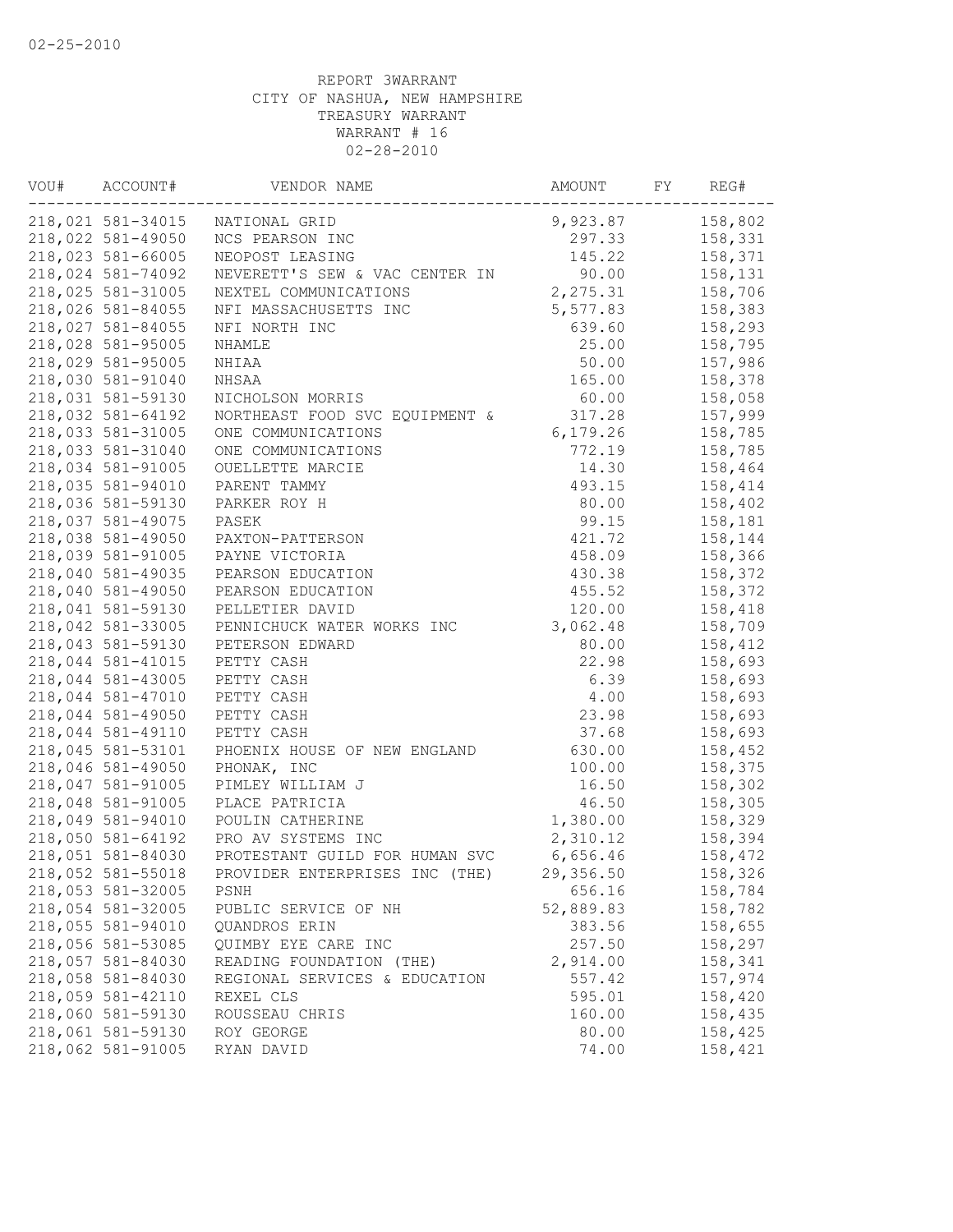02-25-2010

REPORT 3WARRANT
CITY OF NASHUA, NEW HAMPSHIRE
TREASURY WARRANT
WARRANT # 16
02-28-2010

| VOU# | ACCOUNT# | VENDOR NAME | AMOUNT | FY | REG# |
|---|---|---|---|---|---|
| 218,021 | 581-34015 | NATIONAL GRID | 9,923.87 | | 158,802 |
| 218,022 | 581-49050 | NCS PEARSON INC | 297.33 | | 158,331 |
| 218,023 | 581-66005 | NEOPOST LEASING | 145.22 | | 158,371 |
| 218,024 | 581-74092 | NEVERETT'S SEW & VAC CENTER IN | 90.00 | | 158,131 |
| 218,025 | 581-31005 | NEXTEL COMMUNICATIONS | 2,275.31 | | 158,706 |
| 218,026 | 581-84055 | NFI MASSACHUSETTS INC | 5,577.83 | | 158,383 |
| 218,027 | 581-84055 | NFI NORTH INC | 639.60 | | 158,293 |
| 218,028 | 581-95005 | NHAMLE | 25.00 | | 158,795 |
| 218,029 | 581-95005 | NHIAA | 50.00 | | 157,986 |
| 218,030 | 581-91040 | NHSAA | 165.00 | | 158,378 |
| 218,031 | 581-59130 | NICHOLSON MORRIS | 60.00 | | 158,058 |
| 218,032 | 581-64192 | NORTHEAST FOOD SVC EQUIPMENT & | 317.28 | | 157,999 |
| 218,033 | 581-31005 | ONE COMMUNICATIONS | 6,179.26 | | 158,785 |
| 218,033 | 581-31040 | ONE COMMUNICATIONS | 772.19 | | 158,785 |
| 218,034 | 581-91005 | OUELLETTE MARCIE | 14.30 | | 158,464 |
| 218,035 | 581-94010 | PARENT TAMMY | 493.15 | | 158,414 |
| 218,036 | 581-59130 | PARKER ROY H | 80.00 | | 158,402 |
| 218,037 | 581-49075 | PASEK | 99.15 | | 158,181 |
| 218,038 | 581-49050 | PAXTON-PATTERSON | 421.72 | | 158,144 |
| 218,039 | 581-91005 | PAYNE VICTORIA | 458.09 | | 158,366 |
| 218,040 | 581-49035 | PEARSON EDUCATION | 430.38 | | 158,372 |
| 218,040 | 581-49050 | PEARSON EDUCATION | 455.52 | | 158,372 |
| 218,041 | 581-59130 | PELLETIER DAVID | 120.00 | | 158,418 |
| 218,042 | 581-33005 | PENNICHUCK WATER WORKS INC | 3,062.48 | | 158,709 |
| 218,043 | 581-59130 | PETERSON EDWARD | 80.00 | | 158,412 |
| 218,044 | 581-41015 | PETTY CASH | 22.98 | | 158,693 |
| 218,044 | 581-43005 | PETTY CASH | 6.39 | | 158,693 |
| 218,044 | 581-47010 | PETTY CASH | 4.00 | | 158,693 |
| 218,044 | 581-49050 | PETTY CASH | 23.98 | | 158,693 |
| 218,044 | 581-49110 | PETTY CASH | 37.68 | | 158,693 |
| 218,045 | 581-53101 | PHOENIX HOUSE OF NEW ENGLAND | 630.00 | | 158,452 |
| 218,046 | 581-49050 | PHONAK, INC | 100.00 | | 158,375 |
| 218,047 | 581-91005 | PIMLEY WILLIAM J | 16.50 | | 158,302 |
| 218,048 | 581-91005 | PLACE PATRICIA | 46.50 | | 158,305 |
| 218,049 | 581-94010 | POULIN CATHERINE | 1,380.00 | | 158,329 |
| 218,050 | 581-64192 | PRO AV SYSTEMS INC | 2,310.12 | | 158,394 |
| 218,051 | 581-84030 | PROTESTANT GUILD FOR HUMAN SVC | 6,656.46 | | 158,472 |
| 218,052 | 581-55018 | PROVIDER ENTERPRISES INC (THE) | 29,356.50 | | 158,326 |
| 218,053 | 581-32005 | PSNH | 656.16 | | 158,784 |
| 218,054 | 581-32005 | PUBLIC SERVICE OF NH | 52,889.83 | | 158,782 |
| 218,055 | 581-94010 | QUANDROS ERIN | 383.56 | | 158,655 |
| 218,056 | 581-53085 | QUIMBY EYE CARE INC | 257.50 | | 158,297 |
| 218,057 | 581-84030 | READING FOUNDATION (THE) | 2,914.00 | | 158,341 |
| 218,058 | 581-84030 | REGIONAL SERVICES & EDUCATION | 557.42 | | 157,974 |
| 218,059 | 581-42110 | REXEL CLS | 595.01 | | 158,420 |
| 218,060 | 581-59130 | ROUSSEAU CHRIS | 160.00 | | 158,435 |
| 218,061 | 581-59130 | ROY GEORGE | 80.00 | | 158,425 |
| 218,062 | 581-91005 | RYAN DAVID | 74.00 | | 158,421 |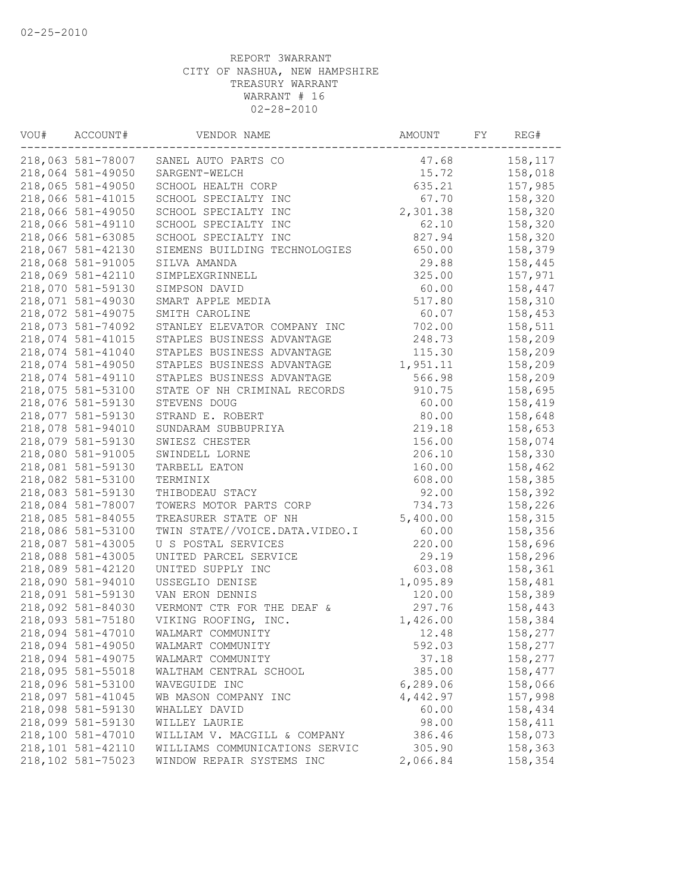02-25-2010

REPORT 3WARRANT
CITY OF NASHUA, NEW HAMPSHIRE
TREASURY WARRANT
WARRANT # 16
02-28-2010

| VOU# | ACCOUNT# | VENDOR NAME | AMOUNT | FY | REG# |
|---|---|---|---|---|---|
| 218,063 | 581-78007 | SANEL AUTO PARTS CO | 47.68 | | 158,117 |
| 218,064 | 581-49050 | SARGENT-WELCH | 15.72 | | 158,018 |
| 218,065 | 581-49050 | SCHOOL HEALTH CORP | 635.21 | | 157,985 |
| 218,066 | 581-41015 | SCHOOL SPECIALTY INC | 67.70 | | 158,320 |
| 218,066 | 581-49050 | SCHOOL SPECIALTY INC | 2,301.38 | | 158,320 |
| 218,066 | 581-49110 | SCHOOL SPECIALTY INC | 62.10 | | 158,320 |
| 218,066 | 581-63085 | SCHOOL SPECIALTY INC | 827.94 | | 158,320 |
| 218,067 | 581-42130 | SIEMENS BUILDING TECHNOLOGIES | 650.00 | | 158,379 |
| 218,068 | 581-91005 | SILVA AMANDA | 29.88 | | 158,445 |
| 218,069 | 581-42110 | SIMPLEXGRINNELL | 325.00 | | 157,971 |
| 218,070 | 581-59130 | SIMPSON DAVID | 60.00 | | 158,447 |
| 218,071 | 581-49030 | SMART APPLE MEDIA | 517.80 | | 158,310 |
| 218,072 | 581-49075 | SMITH CAROLINE | 60.07 | | 158,453 |
| 218,073 | 581-74092 | STANLEY ELEVATOR COMPANY INC | 702.00 | | 158,511 |
| 218,074 | 581-41015 | STAPLES BUSINESS ADVANTAGE | 248.73 | | 158,209 |
| 218,074 | 581-41040 | STAPLES BUSINESS ADVANTAGE | 115.30 | | 158,209 |
| 218,074 | 581-49050 | STAPLES BUSINESS ADVANTAGE | 1,951.11 | | 158,209 |
| 218,074 | 581-49110 | STAPLES BUSINESS ADVANTAGE | 566.98 | | 158,209 |
| 218,075 | 581-53100 | STATE OF NH CRIMINAL RECORDS | 910.75 | | 158,695 |
| 218,076 | 581-59130 | STEVENS DOUG | 60.00 | | 158,419 |
| 218,077 | 581-59130 | STRAND E. ROBERT | 80.00 | | 158,648 |
| 218,078 | 581-94010 | SUNDARAM SUBBUPRIYA | 219.18 | | 158,653 |
| 218,079 | 581-59130 | SWIESZ CHESTER | 156.00 | | 158,074 |
| 218,080 | 581-91005 | SWINDELL LORNE | 206.10 | | 158,330 |
| 218,081 | 581-59130 | TARBELL EATON | 160.00 | | 158,462 |
| 218,082 | 581-53100 | TERMINIX | 608.00 | | 158,385 |
| 218,083 | 581-59130 | THIBODEAU STACY | 92.00 | | 158,392 |
| 218,084 | 581-78007 | TOWERS MOTOR PARTS CORP | 734.73 | | 158,226 |
| 218,085 | 581-84055 | TREASURER STATE OF NH | 5,400.00 | | 158,315 |
| 218,086 | 581-53100 | TWIN STATE//VOICE.DATA.VIDEO.I | 60.00 | | 158,356 |
| 218,087 | 581-43005 | U S POSTAL SERVICES | 220.00 | | 158,696 |
| 218,088 | 581-43005 | UNITED PARCEL SERVICE | 29.19 | | 158,296 |
| 218,089 | 581-42120 | UNITED SUPPLY INC | 603.08 | | 158,361 |
| 218,090 | 581-94010 | USSEGLIO DENISE | 1,095.89 | | 158,481 |
| 218,091 | 581-59130 | VAN ERON DENNIS | 120.00 | | 158,389 |
| 218,092 | 581-84030 | VERMONT CTR FOR THE DEAF & | 297.76 | | 158,443 |
| 218,093 | 581-75180 | VIKING ROOFING, INC. | 1,426.00 | | 158,384 |
| 218,094 | 581-47010 | WALMART COMMUNITY | 12.48 | | 158,277 |
| 218,094 | 581-49050 | WALMART COMMUNITY | 592.03 | | 158,277 |
| 218,094 | 581-49075 | WALMART COMMUNITY | 37.18 | | 158,277 |
| 218,095 | 581-55018 | WALTHAM CENTRAL SCHOOL | 385.00 | | 158,477 |
| 218,096 | 581-53100 | WAVEGUIDE INC | 6,289.06 | | 158,066 |
| 218,097 | 581-41045 | WB MASON COMPANY INC | 4,442.97 | | 157,998 |
| 218,098 | 581-59130 | WHALLEY DAVID | 60.00 | | 158,434 |
| 218,099 | 581-59130 | WILLEY LAURIE | 98.00 | | 158,411 |
| 218,100 | 581-47010 | WILLIAM V. MACGILL & COMPANY | 386.46 | | 158,073 |
| 218,101 | 581-42110 | WILLIAMS COMMUNICATIONS SERVIC | 305.90 | | 158,363 |
| 218,102 | 581-75023 | WINDOW REPAIR SYSTEMS INC | 2,066.84 | | 158,354 |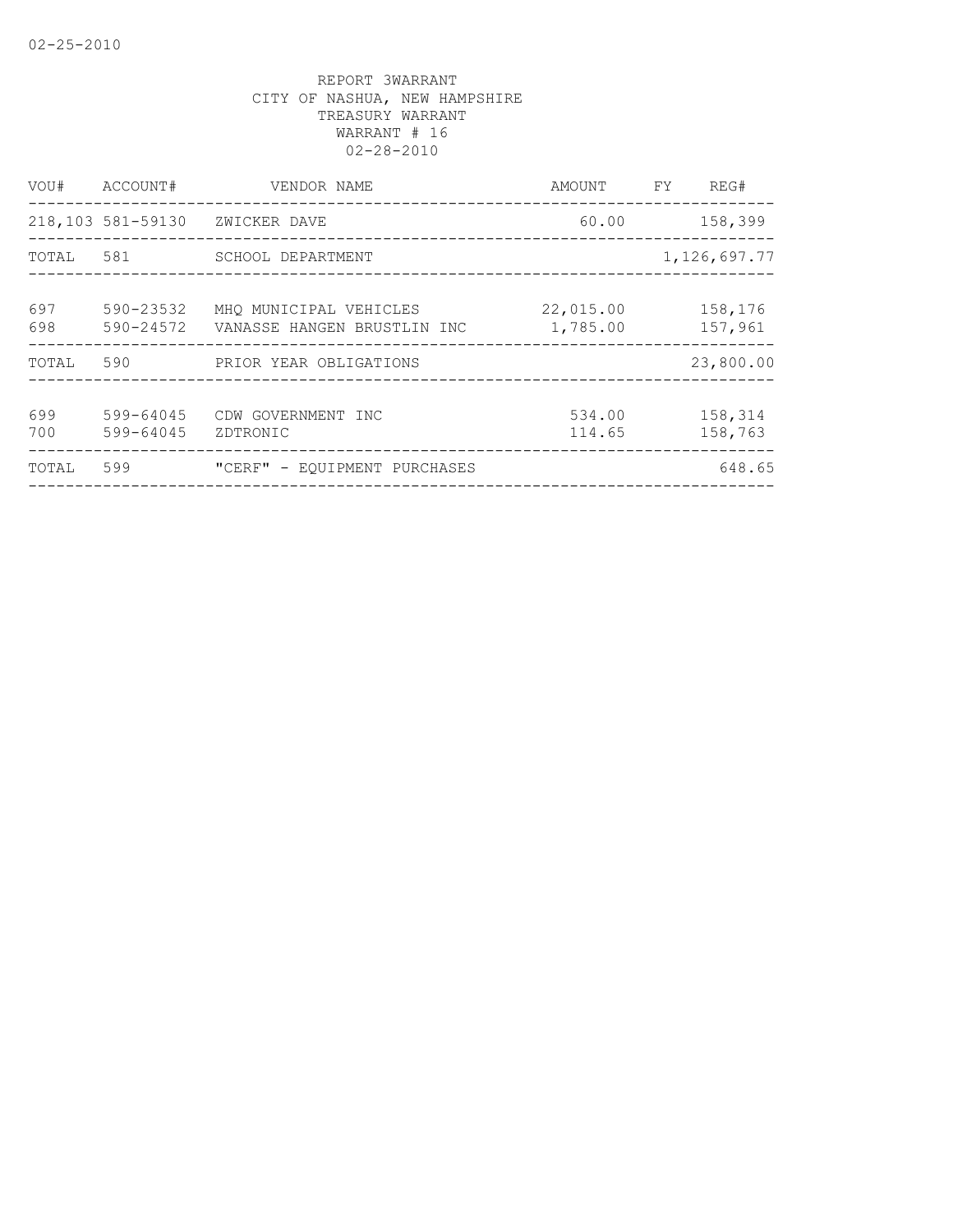REPORT 3WARRANT
CITY OF NASHUA, NEW HAMPSHIRE
TREASURY WARRANT
WARRANT # 16
02-28-2010

| VOU# | ACCOUNT# | VENDOR NAME | AMOUNT | FY | REG# |
|---|---|---|---|---|---|
| 218,103 | 581-59130 | ZWICKER DAVE | 60.00 | | 158,399 |
| TOTAL | 581 | SCHOOL DEPARTMENT | | | 1,126,697.77 |
| 697 | 590-23532 | MHQ MUNICIPAL VEHICLES | 22,015.00 | | 158,176 |
| 698 | 590-24572 | VANASSE HANGEN BRUSTLIN INC | 1,785.00 | | 157,961 |
| TOTAL | 590 | PRIOR YEAR OBLIGATIONS | | | 23,800.00 |
| 699 | 599-64045 | CDW GOVERNMENT INC | 534.00 | | 158,314 |
| 700 | 599-64045 | ZDTRONIC | 114.65 | | 158,763 |
| TOTAL | 599 | "CERF" - EQUIPMENT PURCHASES | | | 648.65 |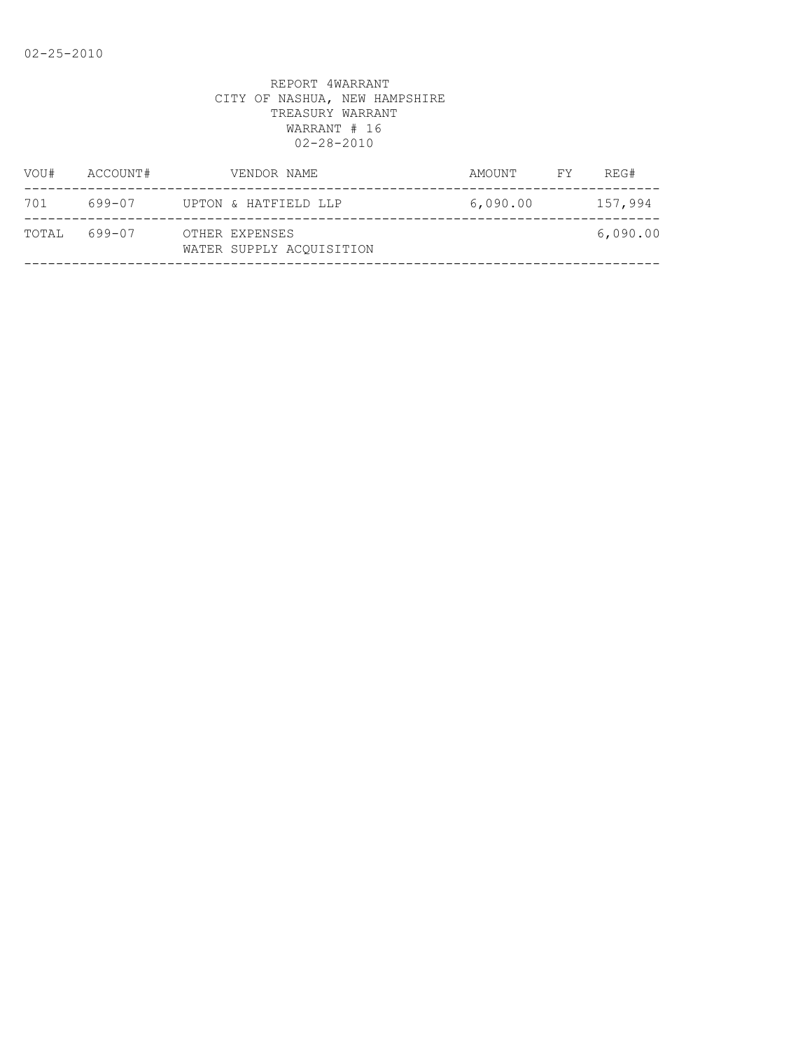02-25-2010

REPORT 4WARRANT
CITY OF NASHUA, NEW HAMPSHIRE
TREASURY WARRANT
WARRANT # 16
02-28-2010

| VOU# | ACCOUNT# | VENDOR NAME | AMOUNT | FY | REG# |
|---|---|---|---|---|---|
| 701 | 699-07 | UPTON & HATFIELD LLP | 6,090.00 | | 157,994 |
| TOTAL | 699-07 | OTHER EXPENSES<br>WATER SUPPLY ACQUISITION | | | 6,090.00 |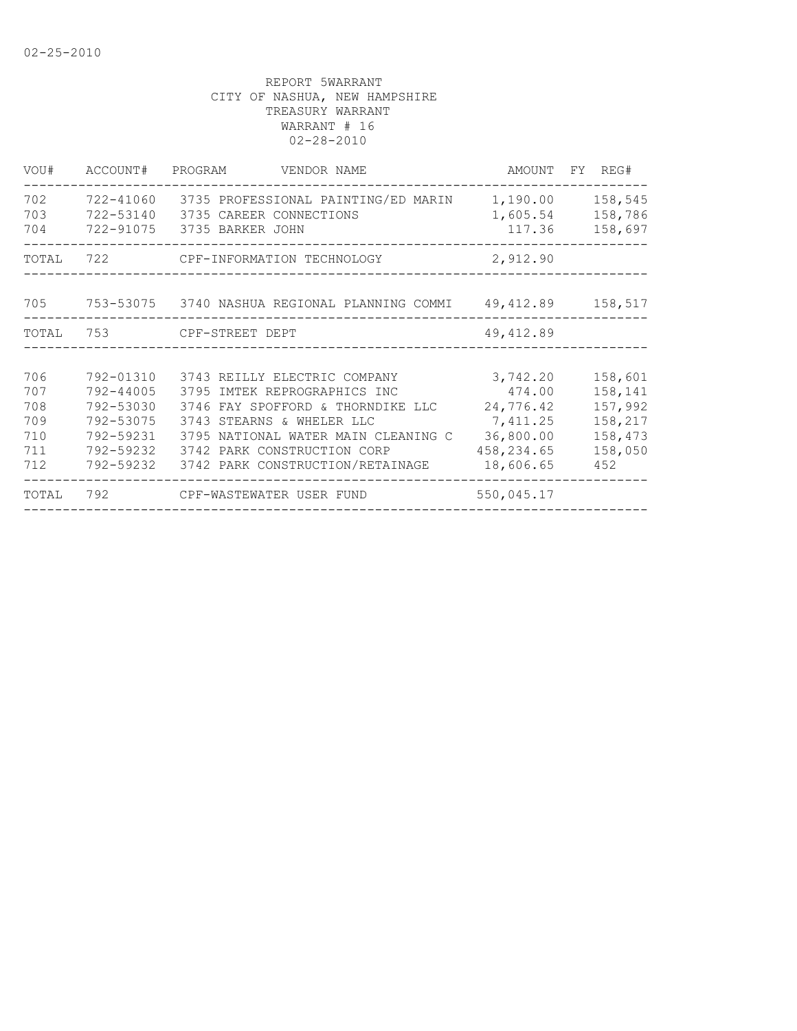02-25-2010

REPORT 5WARRANT
CITY OF NASHUA, NEW HAMPSHIRE
TREASURY WARRANT
WARRANT # 16
02-28-2010

| VOU# | ACCOUNT# | PROGRAM | VENDOR NAME | AMOUNT | FY | REG# |
|---|---|---|---|---|---|---|
| 702 | 722-41060 | 3735 | PROFESSIONAL PAINTING/ED MARIN | 1,190.00 | | 158,545 |
| 703 | 722-53140 | 3735 | CAREER CONNECTIONS | 1,605.54 | | 158,786 |
| 704 | 722-91075 | 3735 | BARKER JOHN | 117.36 | | 158,697 |
| TOTAL | 722 | | CPF-INFORMATION TECHNOLOGY | 2,912.90 | | |
| 705 | 753-53075 | 3740 | NASHUA REGIONAL PLANNING COMMI | 49,412.89 | | 158,517 |
| TOTAL | 753 | | CPF-STREET DEPT | 49,412.89 | | |
| 706 | 792-01310 | 3743 | REILLY ELECTRIC COMPANY | 3,742.20 | | 158,601 |
| 707 | 792-44005 | 3795 | IMTEK REPROGRAPHICS INC | 474.00 | | 158,141 |
| 708 | 792-53030 | 3746 | FAY SPOFFORD & THORNDIKE LLC | 24,776.42 | | 157,992 |
| 709 | 792-53075 | 3743 | STEARNS & WHELER LLC | 7,411.25 | | 158,217 |
| 710 | 792-59231 | 3795 | NATIONAL WATER MAIN CLEANING C | 36,800.00 | | 158,473 |
| 711 | 792-59232 | 3742 | PARK CONSTRUCTION CORP | 458,234.65 | | 158,050 |
| 712 | 792-59232 | 3742 | PARK CONSTRUCTION/RETAINAGE | 18,606.65 | | 452 |
| TOTAL | 792 | | CPF-WASTEWATER USER FUND | 550,045.17 | | |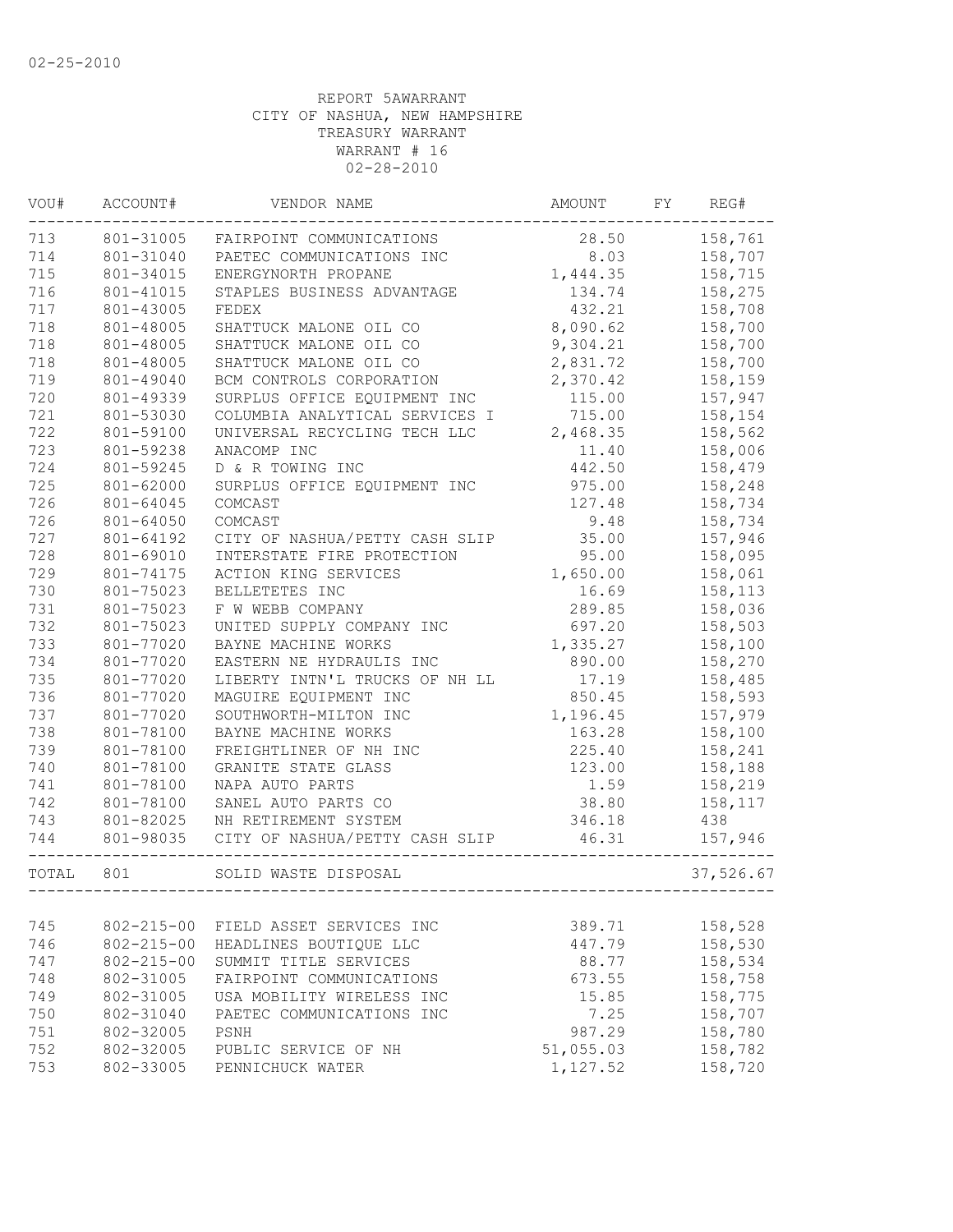02-25-2010

REPORT 5AWARRANT
CITY OF NASHUA, NEW HAMPSHIRE
TREASURY WARRANT
WARRANT # 16
02-28-2010

| VOU# | ACCOUNT# | VENDOR NAME | AMOUNT | FY | REG# |
|---|---|---|---|---|---|
| 713 | 801-31005 | FAIRPOINT COMMUNICATIONS | 28.50 | | 158,761 |
| 714 | 801-31040 | PAETEC COMMUNICATIONS INC | 8.03 | | 158,707 |
| 715 | 801-34015 | ENERGYNORTH PROPANE | 1,444.35 | | 158,715 |
| 716 | 801-41015 | STAPLES BUSINESS ADVANTAGE | 134.74 | | 158,275 |
| 717 | 801-43005 | FEDEX | 432.21 | | 158,708 |
| 718 | 801-48005 | SHATTUCK MALONE OIL CO | 8,090.62 | | 158,700 |
| 718 | 801-48005 | SHATTUCK MALONE OIL CO | 9,304.21 | | 158,700 |
| 718 | 801-48005 | SHATTUCK MALONE OIL CO | 2,831.72 | | 158,700 |
| 719 | 801-49040 | BCM CONTROLS CORPORATION | 2,370.42 | | 158,159 |
| 720 | 801-49339 | SURPLUS OFFICE EQUIPMENT INC | 115.00 | | 157,947 |
| 721 | 801-53030 | COLUMBIA ANALYTICAL SERVICES I | 715.00 | | 158,154 |
| 722 | 801-59100 | UNIVERSAL RECYCLING TECH LLC | 2,468.35 | | 158,562 |
| 723 | 801-59238 | ANACOMP INC | 11.40 | | 158,006 |
| 724 | 801-59245 | D & R TOWING INC | 442.50 | | 158,479 |
| 725 | 801-62000 | SURPLUS OFFICE EQUIPMENT INC | 975.00 | | 158,248 |
| 726 | 801-64045 | COMCAST | 127.48 | | 158,734 |
| 726 | 801-64050 | COMCAST | 9.48 | | 158,734 |
| 727 | 801-64192 | CITY OF NASHUA/PETTY CASH SLIP | 35.00 | | 157,946 |
| 728 | 801-69010 | INTERSTATE FIRE PROTECTION | 95.00 | | 158,095 |
| 729 | 801-74175 | ACTION KING SERVICES | 1,650.00 | | 158,061 |
| 730 | 801-75023 | BELLETETES INC | 16.69 | | 158,113 |
| 731 | 801-75023 | F W WEBB COMPANY | 289.85 | | 158,036 |
| 732 | 801-75023 | UNITED SUPPLY COMPANY INC | 697.20 | | 158,503 |
| 733 | 801-77020 | BAYNE MACHINE WORKS | 1,335.27 | | 158,100 |
| 734 | 801-77020 | EASTERN NE HYDRAULIS INC | 890.00 | | 158,270 |
| 735 | 801-77020 | LIBERTY INTN'L TRUCKS OF NH LL | 17.19 | | 158,485 |
| 736 | 801-77020 | MAGUIRE EQUIPMENT INC | 850.45 | | 158,593 |
| 737 | 801-77020 | SOUTHWORTH-MILTON INC | 1,196.45 | | 157,979 |
| 738 | 801-78100 | BAYNE MACHINE WORKS | 163.28 | | 158,100 |
| 739 | 801-78100 | FREIGHTLINER OF NH INC | 225.40 | | 158,241 |
| 740 | 801-78100 | GRANITE STATE GLASS | 123.00 | | 158,188 |
| 741 | 801-78100 | NAPA AUTO PARTS | 1.59 | | 158,219 |
| 742 | 801-78100 | SANEL AUTO PARTS CO | 38.80 | | 158,117 |
| 743 | 801-82025 | NH RETIREMENT SYSTEM | 346.18 | | 438 |
| 744 | 801-98035 | CITY OF NASHUA/PETTY CASH SLIP | 46.31 | | 157,946 |
| TOTAL | 801 | SOLID WASTE DISPOSAL | | | 37,526.67 |
| 745 | 802-215-00 | FIELD ASSET SERVICES INC | 389.71 | | 158,528 |
| 746 | 802-215-00 | HEADLINES BOUTIQUE LLC | 447.79 | | 158,530 |
| 747 | 802-215-00 | SUMMIT TITLE SERVICES | 88.77 | | 158,534 |
| 748 | 802-31005 | FAIRPOINT COMMUNICATIONS | 673.55 | | 158,758 |
| 749 | 802-31005 | USA MOBILITY WIRELESS INC | 15.85 | | 158,775 |
| 750 | 802-31040 | PAETEC COMMUNICATIONS INC | 7.25 | | 158,707 |
| 751 | 802-32005 | PSNH | 987.29 | | 158,780 |
| 752 | 802-32005 | PUBLIC SERVICE OF NH | 51,055.03 | | 158,782 |
| 753 | 802-33005 | PENNICHUCK WATER | 1,127.52 | | 158,720 |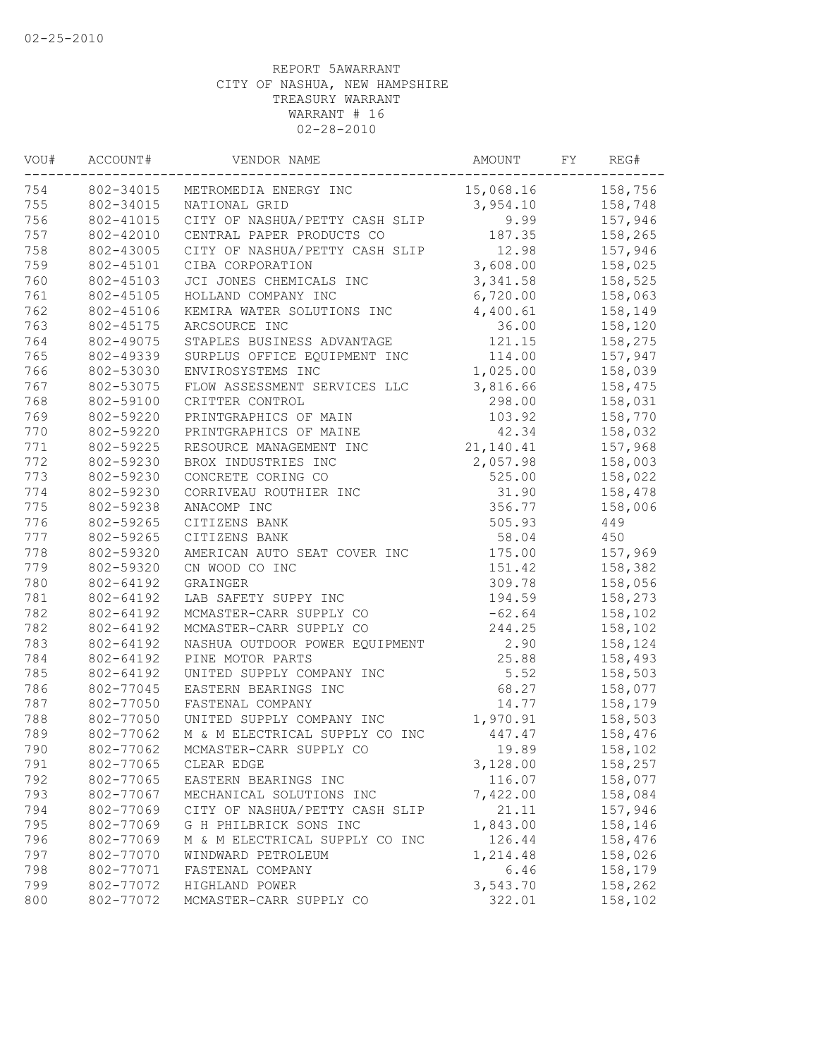02-25-2010

REPORT 5AWARRANT
CITY OF NASHUA, NEW HAMPSHIRE
TREASURY WARRANT
WARRANT # 16
02-28-2010

| VOU# | ACCOUNT# | VENDOR NAME | AMOUNT | FY | REG# |
|---|---|---|---|---|---|
| 754 | 802-34015 | METROMEDIA ENERGY INC | 15,068.16 | | 158,756 |
| 755 | 802-34015 | NATIONAL GRID | 3,954.10 | | 158,748 |
| 756 | 802-41015 | CITY OF NASHUA/PETTY CASH SLIP | 9.99 | | 157,946 |
| 757 | 802-42010 | CENTRAL PAPER PRODUCTS CO | 187.35 | | 158,265 |
| 758 | 802-43005 | CITY OF NASHUA/PETTY CASH SLIP | 12.98 | | 157,946 |
| 759 | 802-45101 | CIBA CORPORATION | 3,608.00 | | 158,025 |
| 760 | 802-45103 | JCI JONES CHEMICALS INC | 3,341.58 | | 158,525 |
| 761 | 802-45105 | HOLLAND COMPANY INC | 6,720.00 | | 158,063 |
| 762 | 802-45106 | KEMIRA WATER SOLUTIONS INC | 4,400.61 | | 158,149 |
| 763 | 802-45175 | ARCSOURCE INC | 36.00 | | 158,120 |
| 764 | 802-49075 | STAPLES BUSINESS ADVANTAGE | 121.15 | | 158,275 |
| 765 | 802-49339 | SURPLUS OFFICE EQUIPMENT INC | 114.00 | | 157,947 |
| 766 | 802-53030 | ENVIROSYSTEMS INC | 1,025.00 | | 158,039 |
| 767 | 802-53075 | FLOW ASSESSMENT SERVICES LLC | 3,816.66 | | 158,475 |
| 768 | 802-59100 | CRITTER CONTROL | 298.00 | | 158,031 |
| 769 | 802-59220 | PRINTGRAPHICS OF MAIN | 103.92 | | 158,770 |
| 770 | 802-59220 | PRINTGRAPHICS OF MAINE | 42.34 | | 158,032 |
| 771 | 802-59225 | RESOURCE MANAGEMENT INC | 21,140.41 | | 157,968 |
| 772 | 802-59230 | BROX INDUSTRIES INC | 2,057.98 | | 158,003 |
| 773 | 802-59230 | CONCRETE CORING CO | 525.00 | | 158,022 |
| 774 | 802-59230 | CORRIVEAU ROUTHIER INC | 31.90 | | 158,478 |
| 775 | 802-59238 | ANACOMP INC | 356.77 | | 158,006 |
| 776 | 802-59265 | CITIZENS BANK | 505.93 | | 449 |
| 777 | 802-59265 | CITIZENS BANK | 58.04 | | 450 |
| 778 | 802-59320 | AMERICAN AUTO SEAT COVER INC | 175.00 | | 157,969 |
| 779 | 802-59320 | CN WOOD CO INC | 151.42 | | 158,382 |
| 780 | 802-64192 | GRAINGER | 309.78 | | 158,056 |
| 781 | 802-64192 | LAB SAFETY SUPPY INC | 194.59 | | 158,273 |
| 782 | 802-64192 | MCMASTER-CARR SUPPLY CO | -62.64 | | 158,102 |
| 782 | 802-64192 | MCMASTER-CARR SUPPLY CO | 244.25 | | 158,102 |
| 783 | 802-64192 | NASHUA OUTDOOR POWER EQUIPMENT | 2.90 | | 158,124 |
| 784 | 802-64192 | PINE MOTOR PARTS | 25.88 | | 158,493 |
| 785 | 802-64192 | UNITED SUPPLY COMPANY INC | 5.52 | | 158,503 |
| 786 | 802-77045 | EASTERN BEARINGS INC | 68.27 | | 158,077 |
| 787 | 802-77050 | FASTENAL COMPANY | 14.77 | | 158,179 |
| 788 | 802-77050 | UNITED SUPPLY COMPANY INC | 1,970.91 | | 158,503 |
| 789 | 802-77062 | M & M ELECTRICAL SUPPLY CO INC | 447.47 | | 158,476 |
| 790 | 802-77062 | MCMASTER-CARR SUPPLY CO | 19.89 | | 158,102 |
| 791 | 802-77065 | CLEAR EDGE | 3,128.00 | | 158,257 |
| 792 | 802-77065 | EASTERN BEARINGS INC | 116.07 | | 158,077 |
| 793 | 802-77067 | MECHANICAL SOLUTIONS INC | 7,422.00 | | 158,084 |
| 794 | 802-77069 | CITY OF NASHUA/PETTY CASH SLIP | 21.11 | | 157,946 |
| 795 | 802-77069 | G H PHILBRICK SONS INC | 1,843.00 | | 158,146 |
| 796 | 802-77069 | M & M ELECTRICAL SUPPLY CO INC | 126.44 | | 158,476 |
| 797 | 802-77070 | WINDWARD PETROLEUM | 1,214.48 | | 158,026 |
| 798 | 802-77071 | FASTENAL COMPANY | 6.46 | | 158,179 |
| 799 | 802-77072 | HIGHLAND POWER | 3,543.70 | | 158,262 |
| 800 | 802-77072 | MCMASTER-CARR SUPPLY CO | 322.01 | | 158,102 |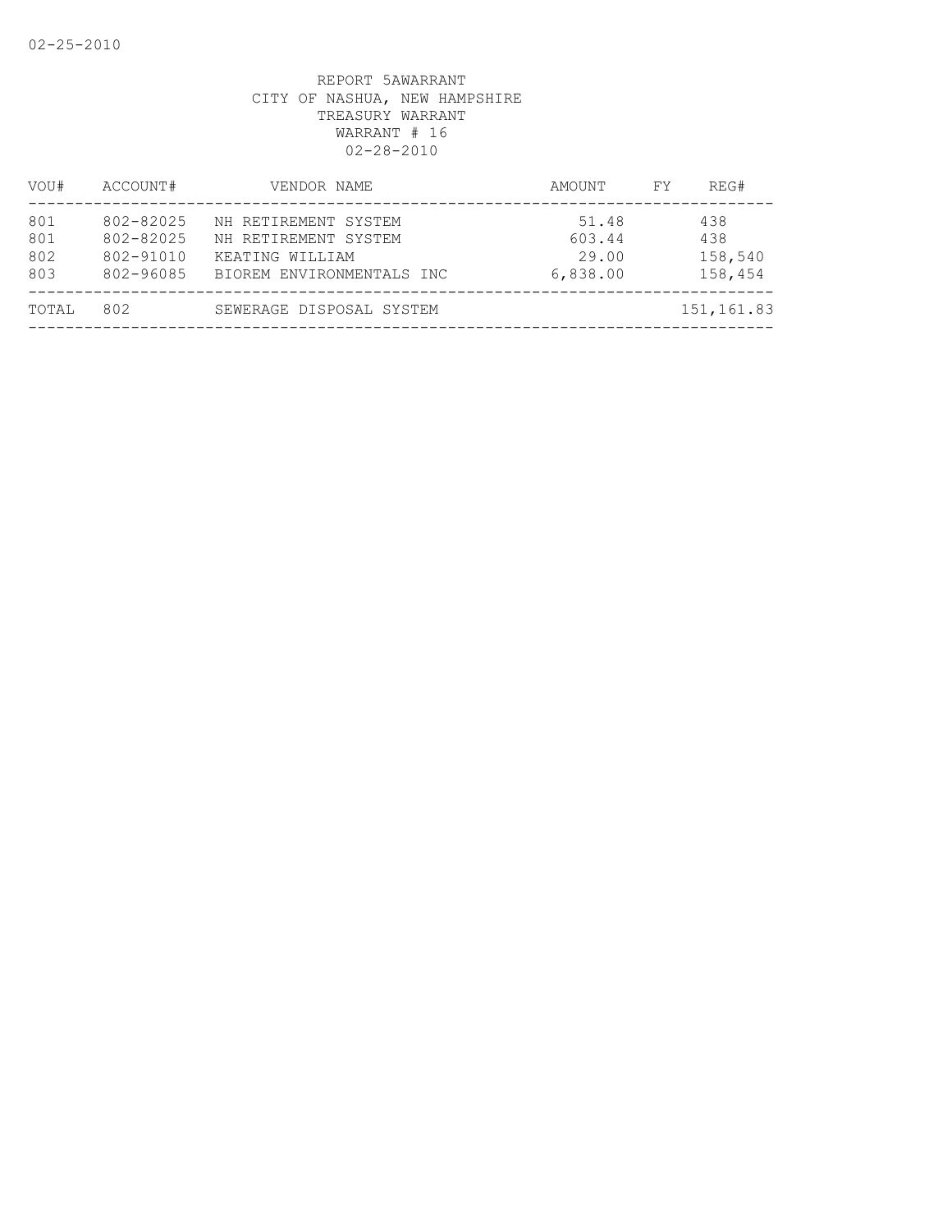02-25-2010

REPORT 5AWARRANT
CITY OF NASHUA, NEW HAMPSHIRE
TREASURY WARRANT
WARRANT # 16
02-28-2010

| VOU# | ACCOUNT# | VENDOR NAME | AMOUNT | FY | REG# |
|---|---|---|---|---|---|
| 801 | 802-82025 | NH RETIREMENT SYSTEM | 51.48 | | 438 |
| 801 | 802-82025 | NH RETIREMENT SYSTEM | 603.44 | | 438 |
| 802 | 802-91010 | KEATING WILLIAM | 29.00 | | 158,540 |
| 803 | 802-96085 | BIOREM ENVIRONMENTALS INC | 6,838.00 | | 158,454 |
| TOTAL | 802 | SEWERAGE DISPOSAL SYSTEM | | | 151,161.83 |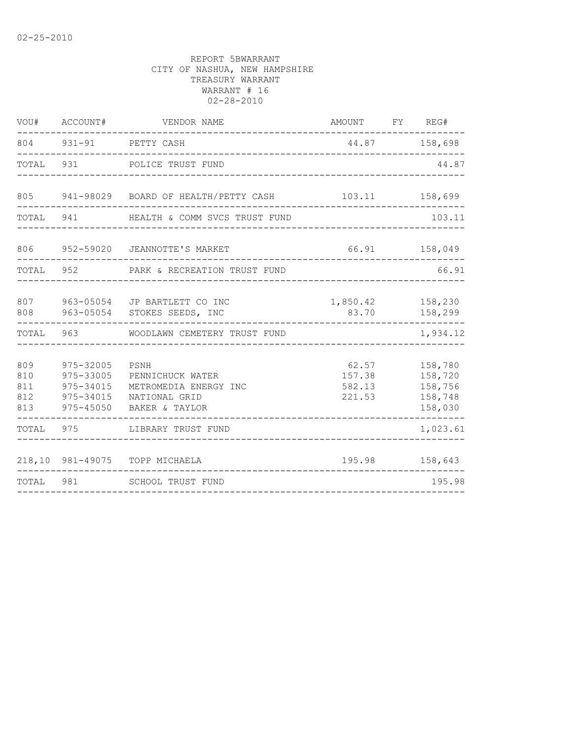02-25-2010

REPORT 5BWARRANT
CITY OF NASHUA, NEW HAMPSHIRE
TREASURY WARRANT
WARRANT # 16
02-28-2010

| VOU# | ACCOUNT# | VENDOR NAME | AMOUNT | FY | REG# |
|---|---|---|---|---|---|
| 804 | 931-91 | PETTY CASH | 44.87 | | 158,698 |
| TOTAL | 931 | POLICE TRUST FUND | | | 44.87 |
| 805 | 941-98029 | BOARD OF HEALTH/PETTY CASH | 103.11 | | 158,699 |
| TOTAL | 941 | HEALTH & COMM SVCS TRUST FUND | | | 103.11 |
| 806 | 952-59020 | JEANNOTTE'S MARKET | 66.91 | | 158,049 |
| TOTAL | 952 | PARK & RECREATION TRUST FUND | | | 66.91 |
| 807 | 963-05054 | JP BARTLETT CO INC | 1,850.42 | | 158,230 |
| 808 | 963-05054 | STOKES SEEDS, INC | 83.70 | | 158,299 |
| TOTAL | 963 | WOODLAWN CEMETERY TRUST FUND | | | 1,934.12 |
| 809 | 975-32005 | PSNH | 62.57 | | 158,780 |
| 810 | 975-33005 | PENNICHUCK WATER | 157.38 | | 158,720 |
| 811 | 975-34015 | METROMEDIA ENERGY INC | 582.13 | | 158,756 |
| 812 | 975-34015 | NATIONAL GRID | 221.53 | | 158,748 |
| 813 | 975-45050 | BAKER & TAYLOR | | | 158,030 |
| TOTAL | 975 | LIBRARY TRUST FUND | | | 1,023.61 |
| 218,10 | 981-49075 | TOPP MICHAELA | 195.98 | | 158,643 |
| TOTAL | 981 | SCHOOL TRUST FUND | | | 195.98 |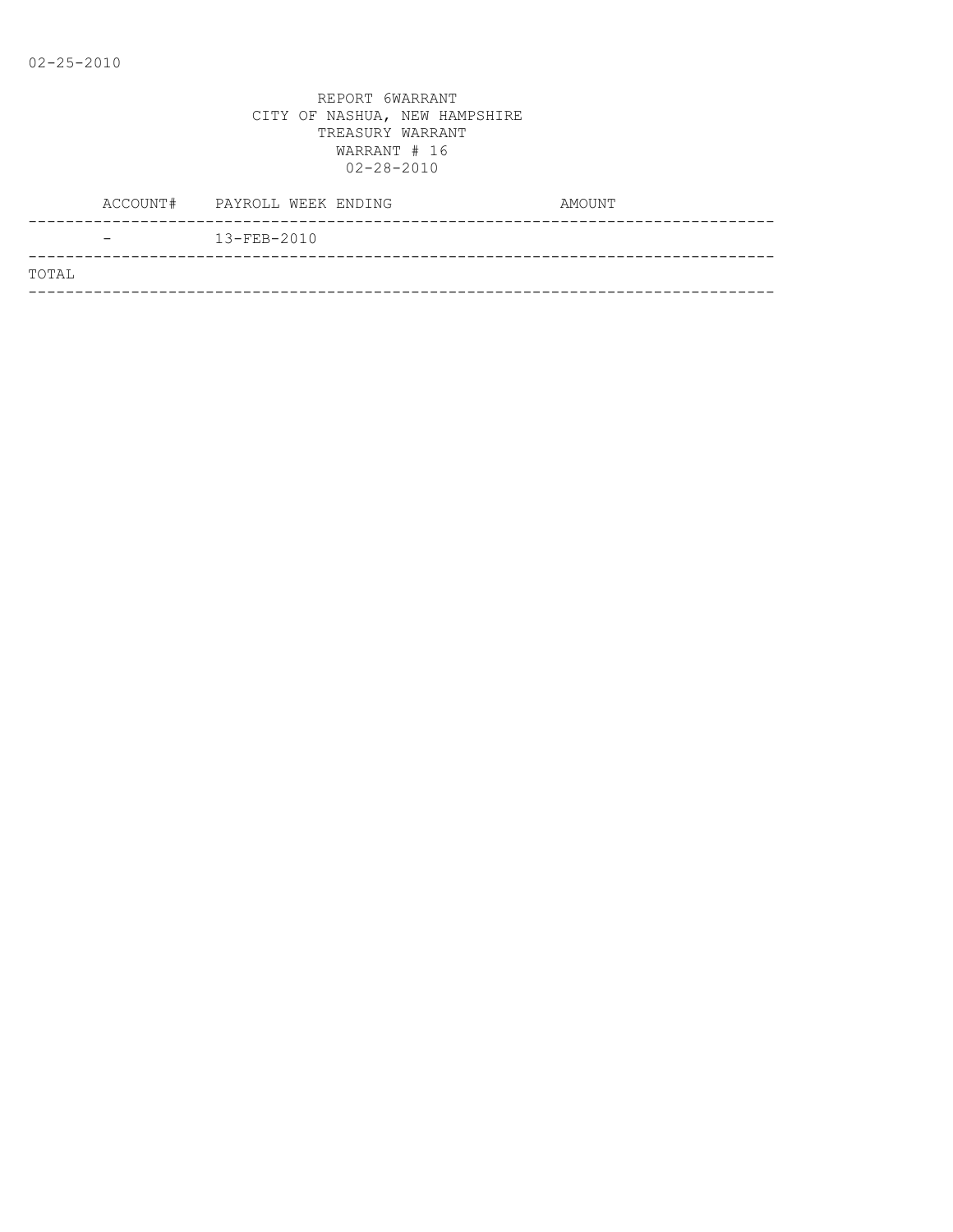REPORT 6WARRANT
CITY OF NASHUA, NEW HAMPSHIRE
TREASURY WARRANT
WARRANT # 16
02-28-2010

| ACCOUNT# | PAYROLL WEEK ENDING | AMOUNT |
|---|---|---|
| - | 13-FEB-2010 | |
| TOTAL | | |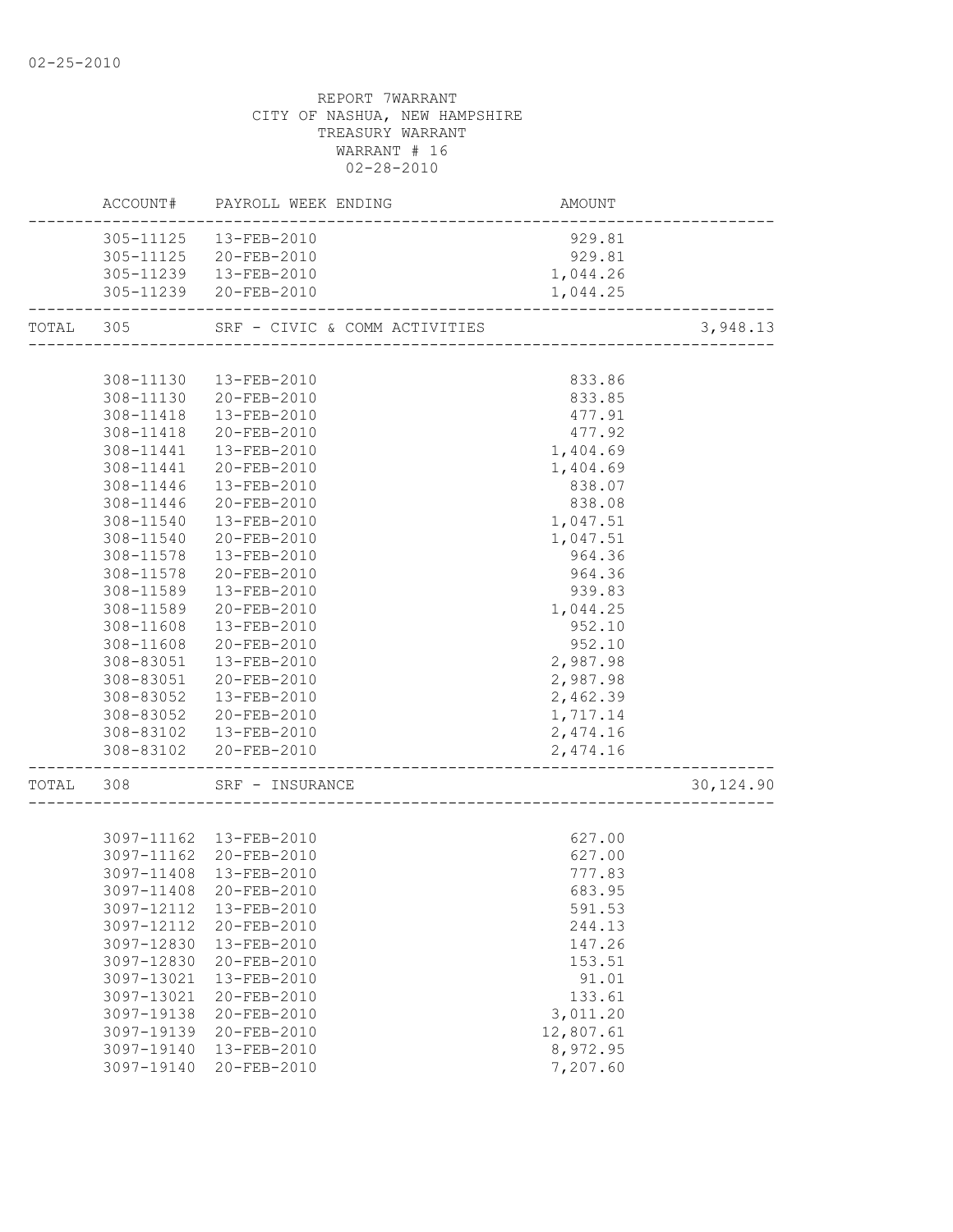REPORT 7WARRANT
CITY OF NASHUA, NEW HAMPSHIRE
TREASURY WARRANT
WARRANT # 16
02-28-2010

| | ACCOUNT# | PAYROLL WEEK ENDING | AMOUNT | |
|---|---|---|---|---|
| | 305-11125 | 13-FEB-2010 | 929.81 | |
| | 305-11125 | 20-FEB-2010 | 929.81 | |
| | 305-11239 | 13-FEB-2010 | 1,044.26 | |
| | 305-11239 | 20-FEB-2010 | 1,044.25 | |
| TOTAL | 305 | SRF - CIVIC & COMM ACTIVITIES | | 3,948.13 |
| | 308-11130 | 13-FEB-2010 | 833.86 | |
| | 308-11130 | 20-FEB-2010 | 833.85 | |
| | 308-11418 | 13-FEB-2010 | 477.91 | |
| | 308-11418 | 20-FEB-2010 | 477.92 | |
| | 308-11441 | 13-FEB-2010 | 1,404.69 | |
| | 308-11441 | 20-FEB-2010 | 1,404.69 | |
| | 308-11446 | 13-FEB-2010 | 838.07 | |
| | 308-11446 | 20-FEB-2010 | 838.08 | |
| | 308-11540 | 13-FEB-2010 | 1,047.51 | |
| | 308-11540 | 20-FEB-2010 | 1,047.51 | |
| | 308-11578 | 13-FEB-2010 | 964.36 | |
| | 308-11578 | 20-FEB-2010 | 964.36 | |
| | 308-11589 | 13-FEB-2010 | 939.83 | |
| | 308-11589 | 20-FEB-2010 | 1,044.25 | |
| | 308-11608 | 13-FEB-2010 | 952.10 | |
| | 308-11608 | 20-FEB-2010 | 952.10 | |
| | 308-83051 | 13-FEB-2010 | 2,987.98 | |
| | 308-83051 | 20-FEB-2010 | 2,987.98 | |
| | 308-83052 | 13-FEB-2010 | 2,462.39 | |
| | 308-83052 | 20-FEB-2010 | 1,717.14 | |
| | 308-83102 | 13-FEB-2010 | 2,474.16 | |
| | 308-83102 | 20-FEB-2010 | 2,474.16 | |
| TOTAL | 308 | SRF - INSURANCE | | 30,124.90 |
| | 3097-11162 | 13-FEB-2010 | 627.00 | |
| | 3097-11162 | 20-FEB-2010 | 627.00 | |
| | 3097-11408 | 13-FEB-2010 | 777.83 | |
| | 3097-11408 | 20-FEB-2010 | 683.95 | |
| | 3097-12112 | 13-FEB-2010 | 591.53 | |
| | 3097-12112 | 20-FEB-2010 | 244.13 | |
| | 3097-12830 | 13-FEB-2010 | 147.26 | |
| | 3097-12830 | 20-FEB-2010 | 153.51 | |
| | 3097-13021 | 13-FEB-2010 | 91.01 | |
| | 3097-13021 | 20-FEB-2010 | 133.61 | |
| | 3097-19138 | 20-FEB-2010 | 3,011.20 | |
| | 3097-19139 | 20-FEB-2010 | 12,807.61 | |
| | 3097-19140 | 13-FEB-2010 | 8,972.95 | |
| | 3097-19140 | 20-FEB-2010 | 7,207.60 | |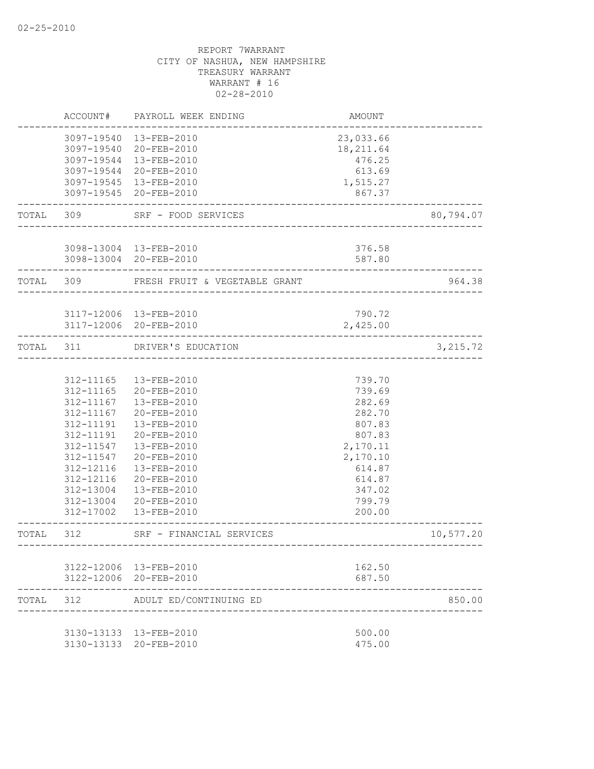02-25-2010

REPORT 7WARRANT
CITY OF NASHUA, NEW HAMPSHIRE
TREASURY WARRANT
WARRANT # 16
02-28-2010

| | ACCOUNT# | PAYROLL WEEK ENDING | AMOUNT | |
|---|---|---|---|---|
| | 3097-19540 | 13-FEB-2010 | 23,033.66 | |
| | 3097-19540 | 20-FEB-2010 | 18,211.64 | |
| | 3097-19544 | 13-FEB-2010 | 476.25 | |
| | 3097-19544 | 20-FEB-2010 | 613.69 | |
| | 3097-19545 | 13-FEB-2010 | 1,515.27 | |
| | 3097-19545 | 20-FEB-2010 | 867.37 | |
| TOTAL | 309 | SRF - FOOD SERVICES | | 80,794.07 |
| | 3098-13004 | 13-FEB-2010 | 376.58 | |
| | 3098-13004 | 20-FEB-2010 | 587.80 | |
| TOTAL | 309 | FRESH FRUIT & VEGETABLE GRANT | | 964.38 |
| | 3117-12006 | 13-FEB-2010 | 790.72 | |
| | 3117-12006 | 20-FEB-2010 | 2,425.00 | |
| TOTAL | 311 | DRIVER'S EDUCATION | | 3,215.72 |
| | 312-11165 | 13-FEB-2010 | 739.70 | |
| | 312-11165 | 20-FEB-2010 | 739.69 | |
| | 312-11167 | 13-FEB-2010 | 282.69 | |
| | 312-11167 | 20-FEB-2010 | 282.70 | |
| | 312-11191 | 13-FEB-2010 | 807.83 | |
| | 312-11191 | 20-FEB-2010 | 807.83 | |
| | 312-11547 | 13-FEB-2010 | 2,170.11 | |
| | 312-11547 | 20-FEB-2010 | 2,170.10 | |
| | 312-12116 | 13-FEB-2010 | 614.87 | |
| | 312-12116 | 20-FEB-2010 | 614.87 | |
| | 312-13004 | 13-FEB-2010 | 347.02 | |
| | 312-13004 | 20-FEB-2010 | 799.79 | |
| | 312-17002 | 13-FEB-2010 | 200.00 | |
| TOTAL | 312 | SRF - FINANCIAL SERVICES | | 10,577.20 |
| | 3122-12006 | 13-FEB-2010 | 162.50 | |
| | 3122-12006 | 20-FEB-2010 | 687.50 | |
| TOTAL | 312 | ADULT ED/CONTINUING ED | | 850.00 |
| | 3130-13133 | 13-FEB-2010 | 500.00 | |
| | 3130-13133 | 20-FEB-2010 | 475.00 | |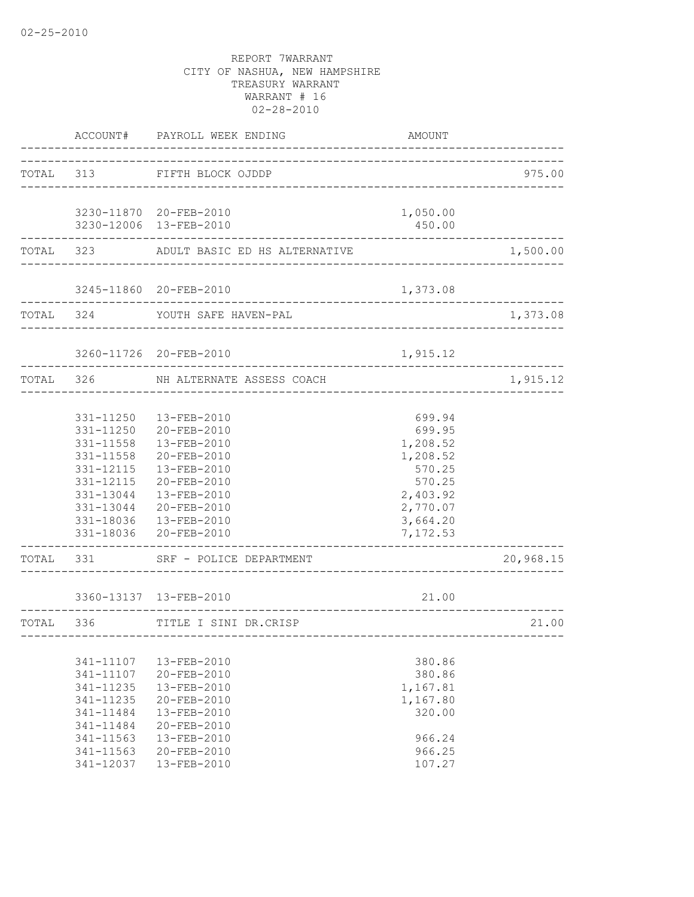02-25-2010

REPORT 7WARRANT
CITY OF NASHUA, NEW HAMPSHIRE
TREASURY WARRANT
WARRANT # 16
02-28-2010

| | ACCOUNT# | PAYROLL WEEK ENDING | AMOUNT | |
|---|---|---|---|---|
| TOTAL | 313 | FIFTH BLOCK OJDDP | | 975.00 |
| | 3230-11870 | 20-FEB-2010 | 1,050.00 | |
| | 3230-12006 | 13-FEB-2010 | 450.00 | |
| TOTAL | 323 | ADULT BASIC ED HS ALTERNATIVE | | 1,500.00 |
| | 3245-11860 | 20-FEB-2010 | 1,373.08 | |
| TOTAL | 324 | YOUTH SAFE HAVEN-PAL | | 1,373.08 |
| | 3260-11726 | 20-FEB-2010 | 1,915.12 | |
| TOTAL | 326 | NH ALTERNATE ASSESS COACH | | 1,915.12 |
| | 331-11250 | 13-FEB-2010 | 699.94 | |
| | 331-11250 | 20-FEB-2010 | 699.95 | |
| | 331-11558 | 13-FEB-2010 | 1,208.52 | |
| | 331-11558 | 20-FEB-2010 | 1,208.52 | |
| | 331-12115 | 13-FEB-2010 | 570.25 | |
| | 331-12115 | 20-FEB-2010 | 570.25 | |
| | 331-13044 | 13-FEB-2010 | 2,403.92 | |
| | 331-13044 | 20-FEB-2010 | 2,770.07 | |
| | 331-18036 | 13-FEB-2010 | 3,664.20 | |
| | 331-18036 | 20-FEB-2010 | 7,172.53 | |
| TOTAL | 331 | SRF - POLICE DEPARTMENT | | 20,968.15 |
| | 3360-13137 | 13-FEB-2010 | 21.00 | |
| TOTAL | 336 | TITLE I SINI DR.CRISP | | 21.00 |
| | 341-11107 | 13-FEB-2010 | 380.86 | |
| | 341-11107 | 20-FEB-2010 | 380.86 | |
| | 341-11235 | 13-FEB-2010 | 1,167.81 | |
| | 341-11235 | 20-FEB-2010 | 1,167.80 | |
| | 341-11484 | 13-FEB-2010 | 320.00 | |
| | 341-11484 | 20-FEB-2010 | | |
| | 341-11563 | 13-FEB-2010 | 966.24 | |
| | 341-11563 | 20-FEB-2010 | 966.25 | |
| | 341-12037 | 13-FEB-2010 | 107.27 | |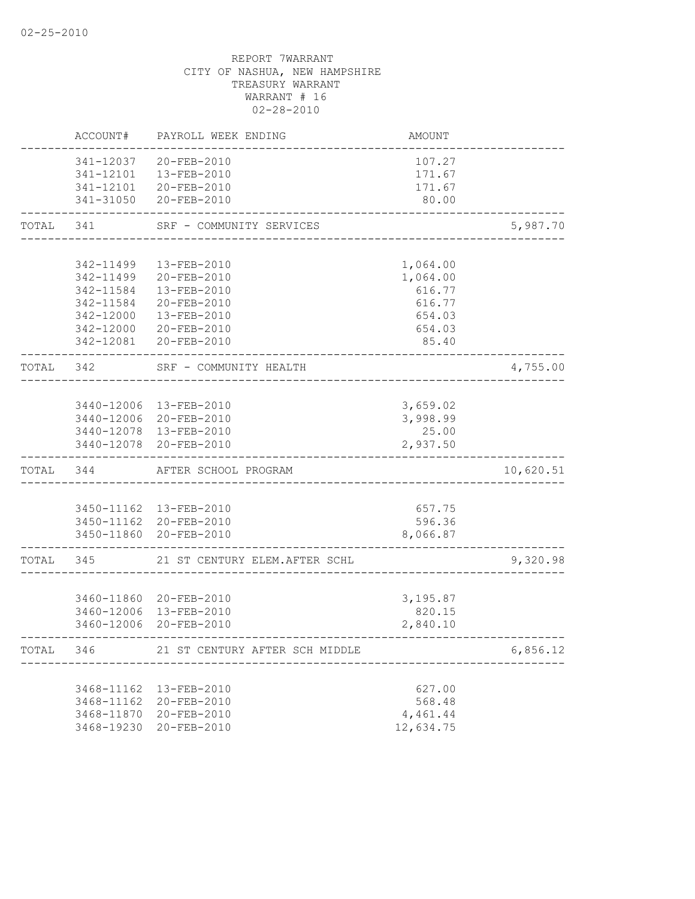02-25-2010

REPORT 7WARRANT
CITY OF NASHUA, NEW HAMPSHIRE
TREASURY WARRANT
WARRANT # 16
02-28-2010

| | ACCOUNT# | PAYROLL WEEK ENDING | AMOUNT | |
|---|---|---|---|---|
| | 341-12037 | 20-FEB-2010 | 107.27 | |
| | 341-12101 | 13-FEB-2010 | 171.67 | |
| | 341-12101 | 20-FEB-2010 | 171.67 | |
| | 341-31050 | 20-FEB-2010 | 80.00 | |
| TOTAL | 341 | SRF - COMMUNITY SERVICES | | 5,987.70 |
| | 342-11499 | 13-FEB-2010 | 1,064.00 | |
| | 342-11499 | 20-FEB-2010 | 1,064.00 | |
| | 342-11584 | 13-FEB-2010 | 616.77 | |
| | 342-11584 | 20-FEB-2010 | 616.77 | |
| | 342-12000 | 13-FEB-2010 | 654.03 | |
| | 342-12000 | 20-FEB-2010 | 654.03 | |
| | 342-12081 | 20-FEB-2010 | 85.40 | |
| TOTAL | 342 | SRF - COMMUNITY HEALTH | | 4,755.00 |
| | 3440-12006 | 13-FEB-2010 | 3,659.02 | |
| | 3440-12006 | 20-FEB-2010 | 3,998.99 | |
| | 3440-12078 | 13-FEB-2010 | 25.00 | |
| | 3440-12078 | 20-FEB-2010 | 2,937.50 | |
| TOTAL | 344 | AFTER SCHOOL PROGRAM | | 10,620.51 |
| | 3450-11162 | 13-FEB-2010 | 657.75 | |
| | 3450-11162 | 20-FEB-2010 | 596.36 | |
| | 3450-11860 | 20-FEB-2010 | 8,066.87 | |
| TOTAL | 345 | 21 ST CENTURY ELEM.AFTER SCHL | | 9,320.98 |
| | 3460-11860 | 20-FEB-2010 | 3,195.87 | |
| | 3460-12006 | 13-FEB-2010 | 820.15 | |
| | 3460-12006 | 20-FEB-2010 | 2,840.10 | |
| TOTAL | 346 | 21 ST CENTURY AFTER SCH MIDDLE | | 6,856.12 |
| | 3468-11162 | 13-FEB-2010 | 627.00 | |
| | 3468-11162 | 20-FEB-2010 | 568.48 | |
| | 3468-11870 | 20-FEB-2010 | 4,461.44 | |
| | 3468-19230 | 20-FEB-2010 | 12,634.75 | |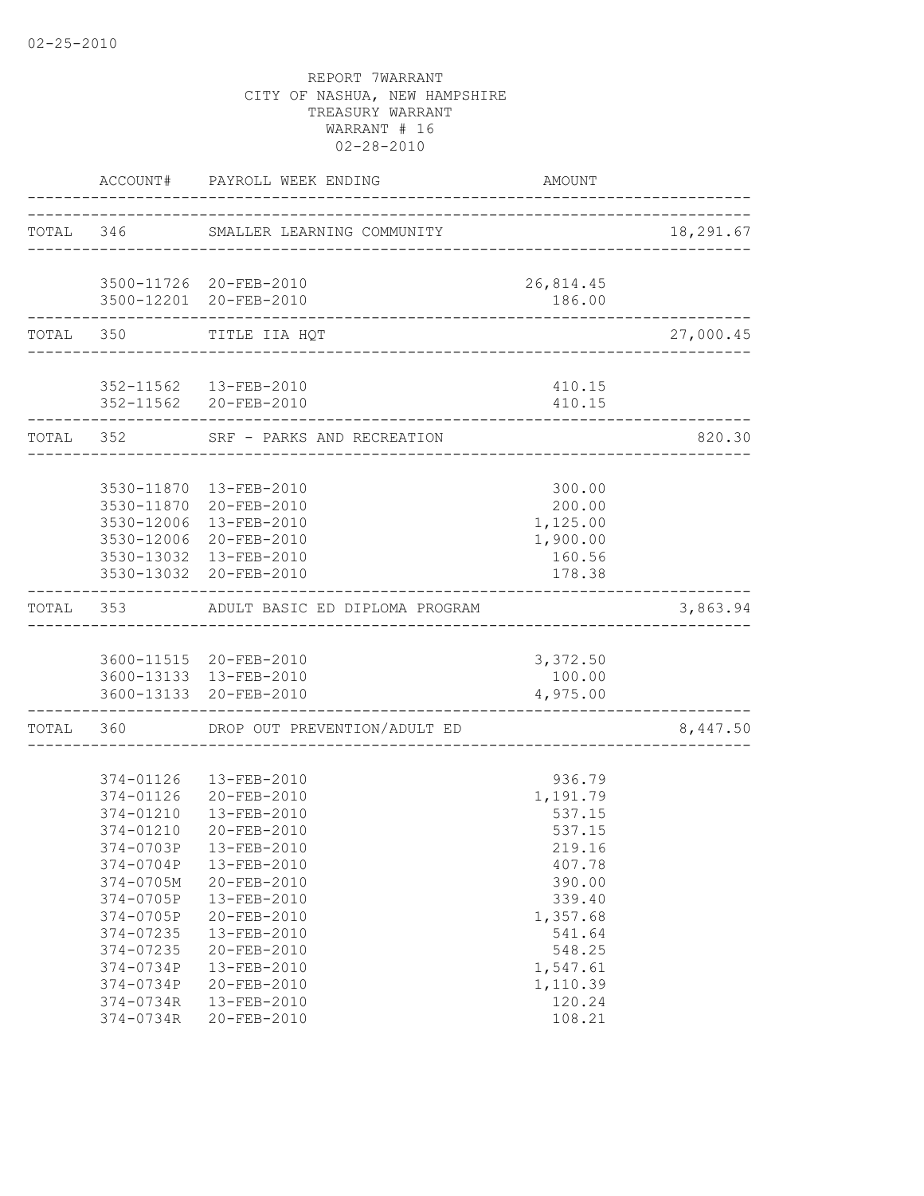02-25-2010

REPORT 7WARRANT
CITY OF NASHUA, NEW HAMPSHIRE
TREASURY WARRANT
WARRANT # 16
02-28-2010

| | ACCOUNT# | PAYROLL WEEK ENDING | AMOUNT | |
|---|---|---|---|---|
| TOTAL | 346 | SMALLER LEARNING COMMUNITY | | 18,291.67 |
| | 3500-11726 | 20-FEB-2010 | 26,814.45 | |
| | 3500-12201 | 20-FEB-2010 | 186.00 | |
| TOTAL | 350 | TITLE IIA HQT | | 27,000.45 |
| | 352-11562 | 13-FEB-2010 | 410.15 | |
| | 352-11562 | 20-FEB-2010 | 410.15 | |
| TOTAL | 352 | SRF - PARKS AND RECREATION | | 820.30 |
| | 3530-11870 | 13-FEB-2010 | 300.00 | |
| | 3530-11870 | 20-FEB-2010 | 200.00 | |
| | 3530-12006 | 13-FEB-2010 | 1,125.00 | |
| | 3530-12006 | 20-FEB-2010 | 1,900.00 | |
| | 3530-13032 | 13-FEB-2010 | 160.56 | |
| | 3530-13032 | 20-FEB-2010 | 178.38 | |
| TOTAL | 353 | ADULT BASIC ED DIPLOMA PROGRAM | | 3,863.94 |
| | 3600-11515 | 20-FEB-2010 | 3,372.50 | |
| | 3600-13133 | 13-FEB-2010 | 100.00 | |
| | 3600-13133 | 20-FEB-2010 | 4,975.00 | |
| TOTAL | 360 | DROP OUT PREVENTION/ADULT ED | | 8,447.50 |
| | 374-01126 | 13-FEB-2010 | 936.79 | |
| | 374-01126 | 20-FEB-2010 | 1,191.79 | |
| | 374-01210 | 13-FEB-2010 | 537.15 | |
| | 374-01210 | 20-FEB-2010 | 537.15 | |
| | 374-0703P | 13-FEB-2010 | 219.16 | |
| | 374-0704P | 13-FEB-2010 | 407.78 | |
| | 374-0705M | 20-FEB-2010 | 390.00 | |
| | 374-0705P | 13-FEB-2010 | 339.40 | |
| | 374-0705P | 20-FEB-2010 | 1,357.68 | |
| | 374-07235 | 13-FEB-2010 | 541.64 | |
| | 374-07235 | 20-FEB-2010 | 548.25 | |
| | 374-0734P | 13-FEB-2010 | 1,547.61 | |
| | 374-0734P | 20-FEB-2010 | 1,110.39 | |
| | 374-0734R | 13-FEB-2010 | 120.24 | |
| | 374-0734R | 20-FEB-2010 | 108.21 | |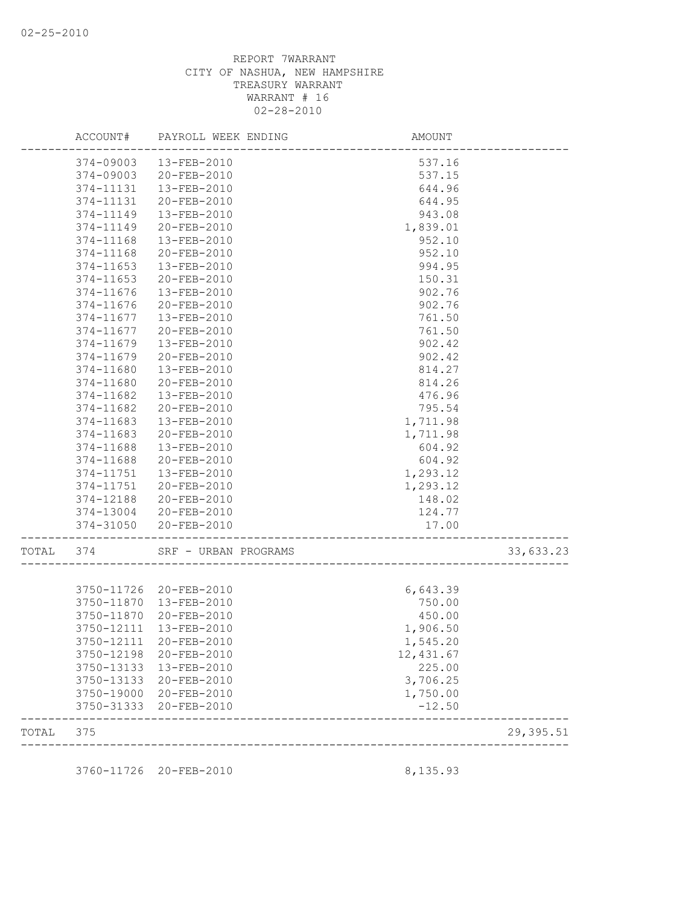02-25-2010

REPORT 7WARRANT
CITY OF NASHUA, NEW HAMPSHIRE
TREASURY WARRANT
WARRANT # 16
02-28-2010

| | ACCOUNT# | PAYROLL WEEK ENDING | AMOUNT | |
|---|---|---|---|---|
| | 374-09003 | 13-FEB-2010 | 537.16 | |
| | 374-09003 | 20-FEB-2010 | 537.15 | |
| | 374-11131 | 13-FEB-2010 | 644.96 | |
| | 374-11131 | 20-FEB-2010 | 644.95 | |
| | 374-11149 | 13-FEB-2010 | 943.08 | |
| | 374-11149 | 20-FEB-2010 | 1,839.01 | |
| | 374-11168 | 13-FEB-2010 | 952.10 | |
| | 374-11168 | 20-FEB-2010 | 952.10 | |
| | 374-11653 | 13-FEB-2010 | 994.95 | |
| | 374-11653 | 20-FEB-2010 | 150.31 | |
| | 374-11676 | 13-FEB-2010 | 902.76 | |
| | 374-11676 | 20-FEB-2010 | 902.76 | |
| | 374-11677 | 13-FEB-2010 | 761.50 | |
| | 374-11677 | 20-FEB-2010 | 761.50 | |
| | 374-11679 | 13-FEB-2010 | 902.42 | |
| | 374-11679 | 20-FEB-2010 | 902.42 | |
| | 374-11680 | 13-FEB-2010 | 814.27 | |
| | 374-11680 | 20-FEB-2010 | 814.26 | |
| | 374-11682 | 13-FEB-2010 | 476.96 | |
| | 374-11682 | 20-FEB-2010 | 795.54 | |
| | 374-11683 | 13-FEB-2010 | 1,711.98 | |
| | 374-11683 | 20-FEB-2010 | 1,711.98 | |
| | 374-11688 | 13-FEB-2010 | 604.92 | |
| | 374-11688 | 20-FEB-2010 | 604.92 | |
| | 374-11751 | 13-FEB-2010 | 1,293.12 | |
| | 374-11751 | 20-FEB-2010 | 1,293.12 | |
| | 374-12188 | 20-FEB-2010 | 148.02 | |
| | 374-13004 | 20-FEB-2010 | 124.77 | |
| | 374-31050 | 20-FEB-2010 | 17.00 | |
| TOTAL | 374 | SRF - URBAN PROGRAMS | | 33,633.23 |
| | 3750-11726 | 20-FEB-2010 | 6,643.39 | |
| | 3750-11870 | 13-FEB-2010 | 750.00 | |
| | 3750-11870 | 20-FEB-2010 | 450.00 | |
| | 3750-12111 | 13-FEB-2010 | 1,906.50 | |
| | 3750-12111 | 20-FEB-2010 | 1,545.20 | |
| | 3750-12198 | 20-FEB-2010 | 12,431.67 | |
| | 3750-13133 | 13-FEB-2010 | 225.00 | |
| | 3750-13133 | 20-FEB-2010 | 3,706.25 | |
| | 3750-19000 | 20-FEB-2010 | 1,750.00 | |
| | 3750-31333 | 20-FEB-2010 | -12.50 | |
| TOTAL | 375 | | | 29,395.51 |
| | 3760-11726 | 20-FEB-2010 | 8,135.93 | |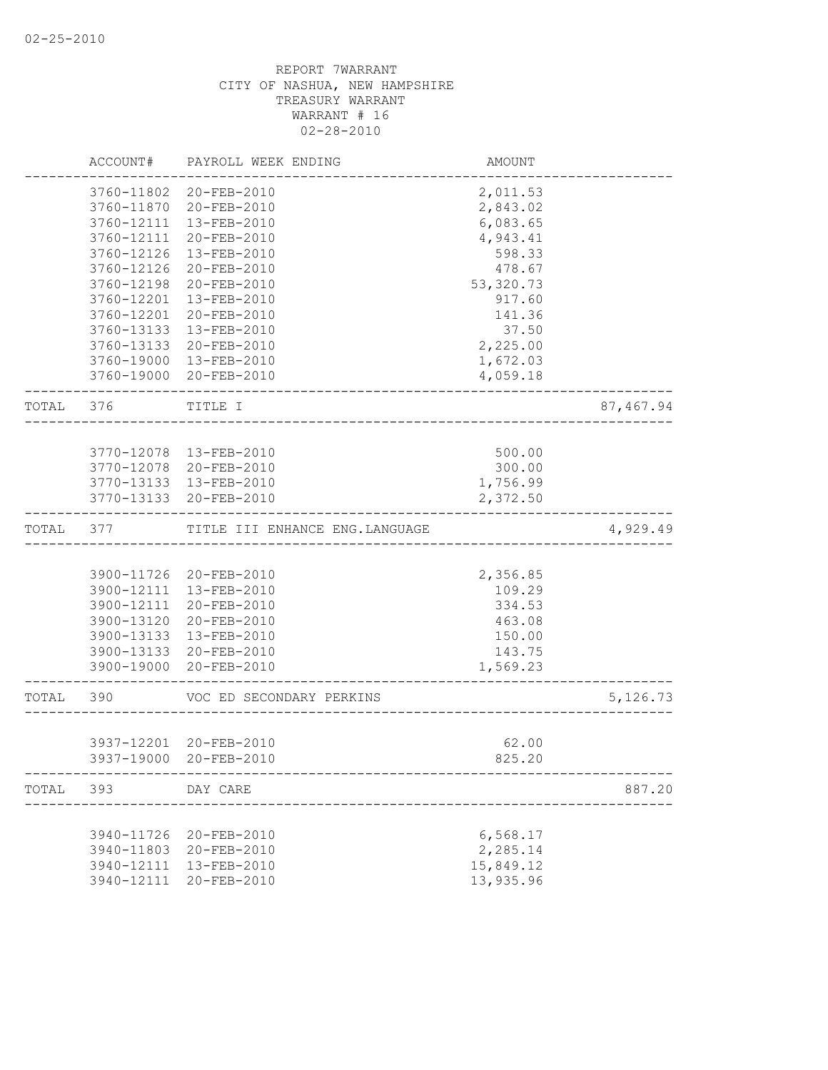02-25-2010

REPORT 7WARRANT
CITY OF NASHUA, NEW HAMPSHIRE
TREASURY WARRANT
WARRANT # 16
02-28-2010

| | ACCOUNT# | PAYROLL WEEK ENDING | AMOUNT | |
|---|---|---|---|---|
| | 3760-11802 | 20-FEB-2010 | 2,011.53 | |
| | 3760-11870 | 20-FEB-2010 | 2,843.02 | |
| | 3760-12111 | 13-FEB-2010 | 6,083.65 | |
| | 3760-12111 | 20-FEB-2010 | 4,943.41 | |
| | 3760-12126 | 13-FEB-2010 | 598.33 | |
| | 3760-12126 | 20-FEB-2010 | 478.67 | |
| | 3760-12198 | 20-FEB-2010 | 53,320.73 | |
| | 3760-12201 | 13-FEB-2010 | 917.60 | |
| | 3760-12201 | 20-FEB-2010 | 141.36 | |
| | 3760-13133 | 13-FEB-2010 | 37.50 | |
| | 3760-13133 | 20-FEB-2010 | 2,225.00 | |
| | 3760-19000 | 13-FEB-2010 | 1,672.03 | |
| | 3760-19000 | 20-FEB-2010 | 4,059.18 | |
| TOTAL | 376 | TITLE I | | 87,467.94 |
| | 3770-12078 | 13-FEB-2010 | 500.00 | |
| | 3770-12078 | 20-FEB-2010 | 300.00 | |
| | 3770-13133 | 13-FEB-2010 | 1,756.99 | |
| | 3770-13133 | 20-FEB-2010 | 2,372.50 | |
| TOTAL | 377 | TITLE III ENHANCE ENG.LANGUAGE | | 4,929.49 |
| | 3900-11726 | 20-FEB-2010 | 2,356.85 | |
| | 3900-12111 | 13-FEB-2010 | 109.29 | |
| | 3900-12111 | 20-FEB-2010 | 334.53 | |
| | 3900-13120 | 20-FEB-2010 | 463.08 | |
| | 3900-13133 | 13-FEB-2010 | 150.00 | |
| | 3900-13133 | 20-FEB-2010 | 143.75 | |
| | 3900-19000 | 20-FEB-2010 | 1,569.23 | |
| TOTAL | 390 | VOC ED SECONDARY PERKINS | | 5,126.73 |
| | 3937-12201 | 20-FEB-2010 | 62.00 | |
| | 3937-19000 | 20-FEB-2010 | 825.20 | |
| TOTAL | 393 | DAY CARE | | 887.20 |
| | 3940-11726 | 20-FEB-2010 | 6,568.17 | |
| | 3940-11803 | 20-FEB-2010 | 2,285.14 | |
| | 3940-12111 | 13-FEB-2010 | 15,849.12 | |
| | 3940-12111 | 20-FEB-2010 | 13,935.96 | |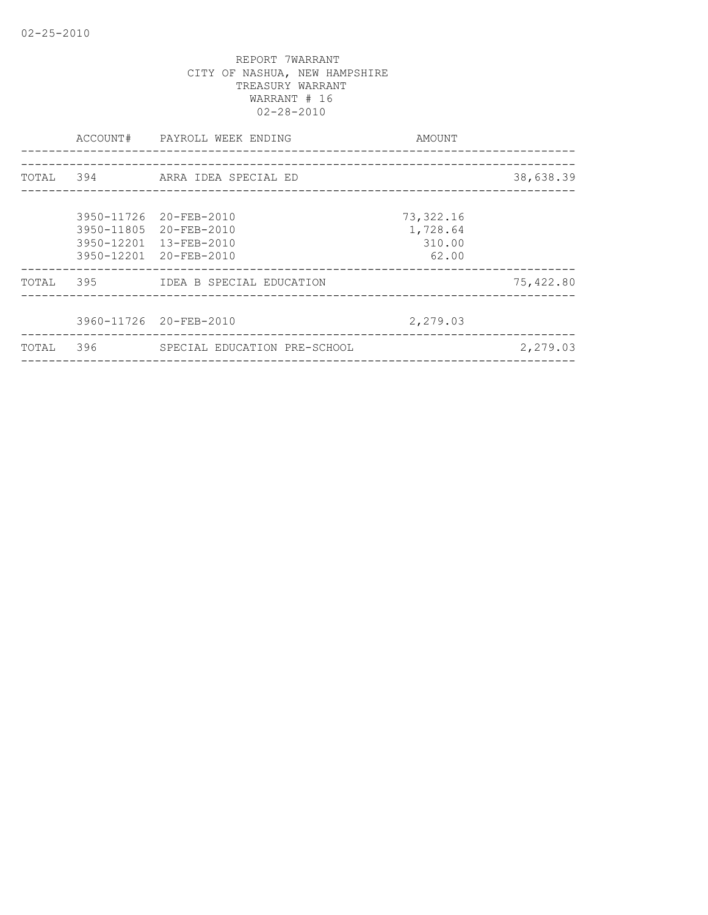02-25-2010

REPORT 7WARRANT
CITY OF NASHUA, NEW HAMPSHIRE
TREASURY WARRANT
WARRANT # 16
02-28-2010

| | ACCOUNT# | PAYROLL WEEK ENDING | AMOUNT | |
|---|---|---|---|---|
| TOTAL | 394 | ARRA IDEA SPECIAL ED | | 38,638.39 |
| | 3950-11726 | 20-FEB-2010 | 73,322.16 | |
| | 3950-11805 | 20-FEB-2010 | 1,728.64 | |
| | 3950-12201 | 13-FEB-2010 | 310.00 | |
| | 3950-12201 | 20-FEB-2010 | 62.00 | |
| TOTAL | 395 | IDEA B SPECIAL EDUCATION | | 75,422.80 |
| | 3960-11726 | 20-FEB-2010 | 2,279.03 | |
| TOTAL | 396 | SPECIAL EDUCATION PRE-SCHOOL | | 2,279.03 |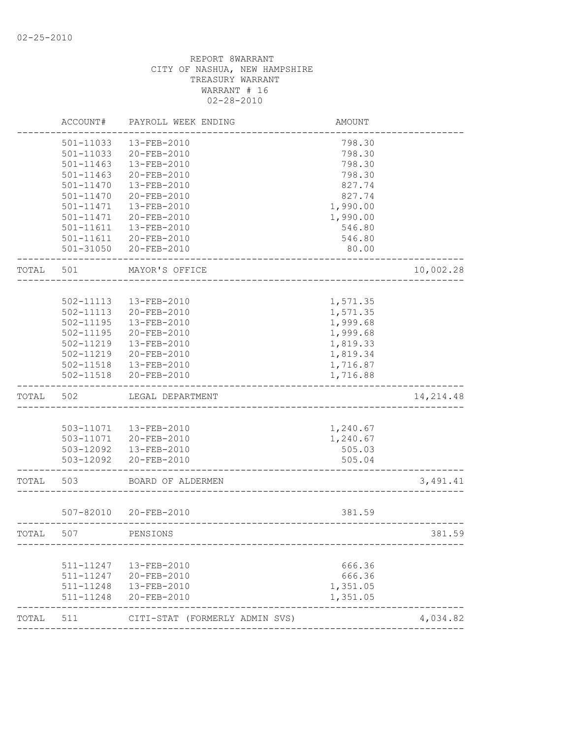02-25-2010

REPORT 8WARRANT
CITY OF NASHUA, NEW HAMPSHIRE
TREASURY WARRANT
WARRANT # 16
02-28-2010

| | ACCOUNT# | PAYROLL WEEK ENDING | AMOUNT | |
|---|---|---|---|---|
| | 501-11033 | 13-FEB-2010 | 798.30 | |
| | 501-11033 | 20-FEB-2010 | 798.30 | |
| | 501-11463 | 13-FEB-2010 | 798.30 | |
| | 501-11463 | 20-FEB-2010 | 798.30 | |
| | 501-11470 | 13-FEB-2010 | 827.74 | |
| | 501-11470 | 20-FEB-2010 | 827.74 | |
| | 501-11471 | 13-FEB-2010 | 1,990.00 | |
| | 501-11471 | 20-FEB-2010 | 1,990.00 | |
| | 501-11611 | 13-FEB-2010 | 546.80 | |
| | 501-11611 | 20-FEB-2010 | 546.80 | |
| | 501-31050 | 20-FEB-2010 | 80.00 | |
| TOTAL | 501 | MAYOR'S OFFICE | | 10,002.28 |
| | 502-11113 | 13-FEB-2010 | 1,571.35 | |
| | 502-11113 | 20-FEB-2010 | 1,571.35 | |
| | 502-11195 | 13-FEB-2010 | 1,999.68 | |
| | 502-11195 | 20-FEB-2010 | 1,999.68 | |
| | 502-11219 | 13-FEB-2010 | 1,819.33 | |
| | 502-11219 | 20-FEB-2010 | 1,819.34 | |
| | 502-11518 | 13-FEB-2010 | 1,716.87 | |
| | 502-11518 | 20-FEB-2010 | 1,716.88 | |
| TOTAL | 502 | LEGAL DEPARTMENT | | 14,214.48 |
| | 503-11071 | 13-FEB-2010 | 1,240.67 | |
| | 503-11071 | 20-FEB-2010 | 1,240.67 | |
| | 503-12092 | 13-FEB-2010 | 505.03 | |
| | 503-12092 | 20-FEB-2010 | 505.04 | |
| TOTAL | 503 | BOARD OF ALDERMEN | | 3,491.41 |
| | 507-82010 | 20-FEB-2010 | 381.59 | |
| TOTAL | 507 | PENSIONS | | 381.59 |
| | 511-11247 | 13-FEB-2010 | 666.36 | |
| | 511-11247 | 20-FEB-2010 | 666.36 | |
| | 511-11248 | 13-FEB-2010 | 1,351.05 | |
| | 511-11248 | 20-FEB-2010 | 1,351.05 | |
| TOTAL | 511 | CITI-STAT (FORMERLY ADMIN SVS) | | 4,034.82 |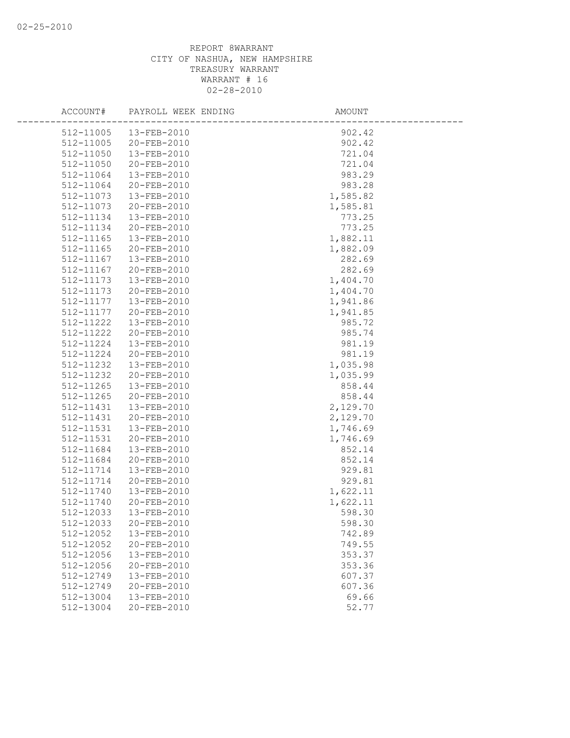REPORT 8WARRANT
CITY OF NASHUA, NEW HAMPSHIRE
TREASURY WARRANT
WARRANT # 16
02-28-2010

| ACCOUNT# | PAYROLL WEEK ENDING | AMOUNT |
|---|---|---|
| 512-11005 | 13-FEB-2010 | 902.42 |
| 512-11005 | 20-FEB-2010 | 902.42 |
| 512-11050 | 13-FEB-2010 | 721.04 |
| 512-11050 | 20-FEB-2010 | 721.04 |
| 512-11064 | 13-FEB-2010 | 983.29 |
| 512-11064 | 20-FEB-2010 | 983.28 |
| 512-11073 | 13-FEB-2010 | 1,585.82 |
| 512-11073 | 20-FEB-2010 | 1,585.81 |
| 512-11134 | 13-FEB-2010 | 773.25 |
| 512-11134 | 20-FEB-2010 | 773.25 |
| 512-11165 | 13-FEB-2010 | 1,882.11 |
| 512-11165 | 20-FEB-2010 | 1,882.09 |
| 512-11167 | 13-FEB-2010 | 282.69 |
| 512-11167 | 20-FEB-2010 | 282.69 |
| 512-11173 | 13-FEB-2010 | 1,404.70 |
| 512-11173 | 20-FEB-2010 | 1,404.70 |
| 512-11177 | 13-FEB-2010 | 1,941.86 |
| 512-11177 | 20-FEB-2010 | 1,941.85 |
| 512-11222 | 13-FEB-2010 | 985.72 |
| 512-11222 | 20-FEB-2010 | 985.74 |
| 512-11224 | 13-FEB-2010 | 981.19 |
| 512-11224 | 20-FEB-2010 | 981.19 |
| 512-11232 | 13-FEB-2010 | 1,035.98 |
| 512-11232 | 20-FEB-2010 | 1,035.99 |
| 512-11265 | 13-FEB-2010 | 858.44 |
| 512-11265 | 20-FEB-2010 | 858.44 |
| 512-11431 | 13-FEB-2010 | 2,129.70 |
| 512-11431 | 20-FEB-2010 | 2,129.70 |
| 512-11531 | 13-FEB-2010 | 1,746.69 |
| 512-11531 | 20-FEB-2010 | 1,746.69 |
| 512-11684 | 13-FEB-2010 | 852.14 |
| 512-11684 | 20-FEB-2010 | 852.14 |
| 512-11714 | 13-FEB-2010 | 929.81 |
| 512-11714 | 20-FEB-2010 | 929.81 |
| 512-11740 | 13-FEB-2010 | 1,622.11 |
| 512-11740 | 20-FEB-2010 | 1,622.11 |
| 512-12033 | 13-FEB-2010 | 598.30 |
| 512-12033 | 20-FEB-2010 | 598.30 |
| 512-12052 | 13-FEB-2010 | 742.89 |
| 512-12052 | 20-FEB-2010 | 749.55 |
| 512-12056 | 13-FEB-2010 | 353.37 |
| 512-12056 | 20-FEB-2010 | 353.36 |
| 512-12749 | 13-FEB-2010 | 607.37 |
| 512-12749 | 20-FEB-2010 | 607.36 |
| 512-13004 | 13-FEB-2010 | 69.66 |
| 512-13004 | 20-FEB-2010 | 52.77 |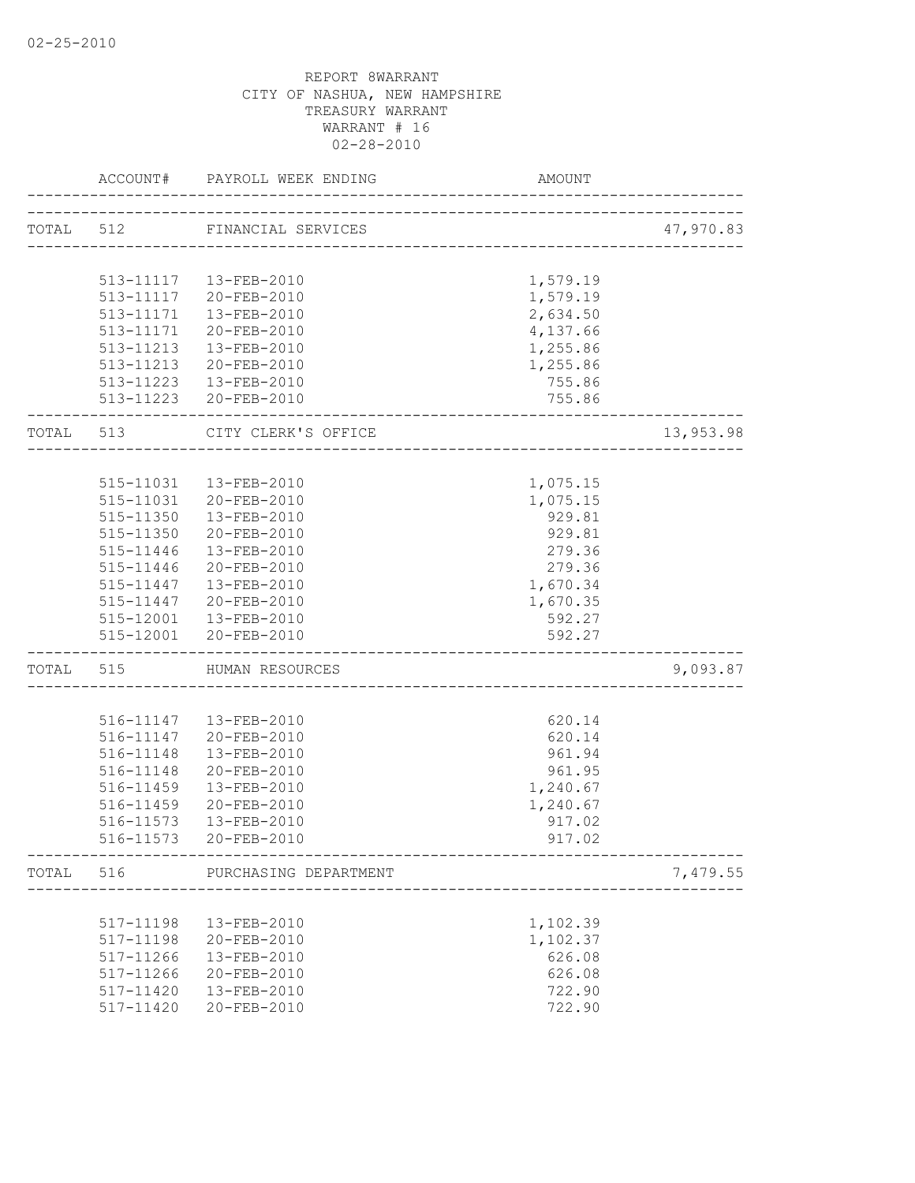02-25-2010

REPORT 8WARRANT
CITY OF NASHUA, NEW HAMPSHIRE
TREASURY WARRANT
WARRANT # 16
02-28-2010

| | ACCOUNT# | PAYROLL WEEK ENDING | AMOUNT | |
|---|---|---|---|---|
| TOTAL | 512 | FINANCIAL SERVICES | | 47,970.83 |
| | 513-11117 | 13-FEB-2010 | 1,579.19 | |
| | 513-11117 | 20-FEB-2010 | 1,579.19 | |
| | 513-11171 | 13-FEB-2010 | 2,634.50 | |
| | 513-11171 | 20-FEB-2010 | 4,137.66 | |
| | 513-11213 | 13-FEB-2010 | 1,255.86 | |
| | 513-11213 | 20-FEB-2010 | 1,255.86 | |
| | 513-11223 | 13-FEB-2010 | 755.86 | |
| | 513-11223 | 20-FEB-2010 | 755.86 | |
| TOTAL | 513 | CITY CLERK'S OFFICE | | 13,953.98 |
| | 515-11031 | 13-FEB-2010 | 1,075.15 | |
| | 515-11031 | 20-FEB-2010 | 1,075.15 | |
| | 515-11350 | 13-FEB-2010 | 929.81 | |
| | 515-11350 | 20-FEB-2010 | 929.81 | |
| | 515-11446 | 13-FEB-2010 | 279.36 | |
| | 515-11446 | 20-FEB-2010 | 279.36 | |
| | 515-11447 | 13-FEB-2010 | 1,670.34 | |
| | 515-11447 | 20-FEB-2010 | 1,670.35 | |
| | 515-12001 | 13-FEB-2010 | 592.27 | |
| | 515-12001 | 20-FEB-2010 | 592.27 | |
| TOTAL | 515 | HUMAN RESOURCES | | 9,093.87 |
| | 516-11147 | 13-FEB-2010 | 620.14 | |
| | 516-11147 | 20-FEB-2010 | 620.14 | |
| | 516-11148 | 13-FEB-2010 | 961.94 | |
| | 516-11148 | 20-FEB-2010 | 961.95 | |
| | 516-11459 | 13-FEB-2010 | 1,240.67 | |
| | 516-11459 | 20-FEB-2010 | 1,240.67 | |
| | 516-11573 | 13-FEB-2010 | 917.02 | |
| | 516-11573 | 20-FEB-2010 | 917.02 | |
| TOTAL | 516 | PURCHASING DEPARTMENT | | 7,479.55 |
| | 517-11198 | 13-FEB-2010 | 1,102.39 | |
| | 517-11198 | 20-FEB-2010 | 1,102.37 | |
| | 517-11266 | 13-FEB-2010 | 626.08 | |
| | 517-11266 | 20-FEB-2010 | 626.08 | |
| | 517-11420 | 13-FEB-2010 | 722.90 | |
| | 517-11420 | 20-FEB-2010 | 722.90 | |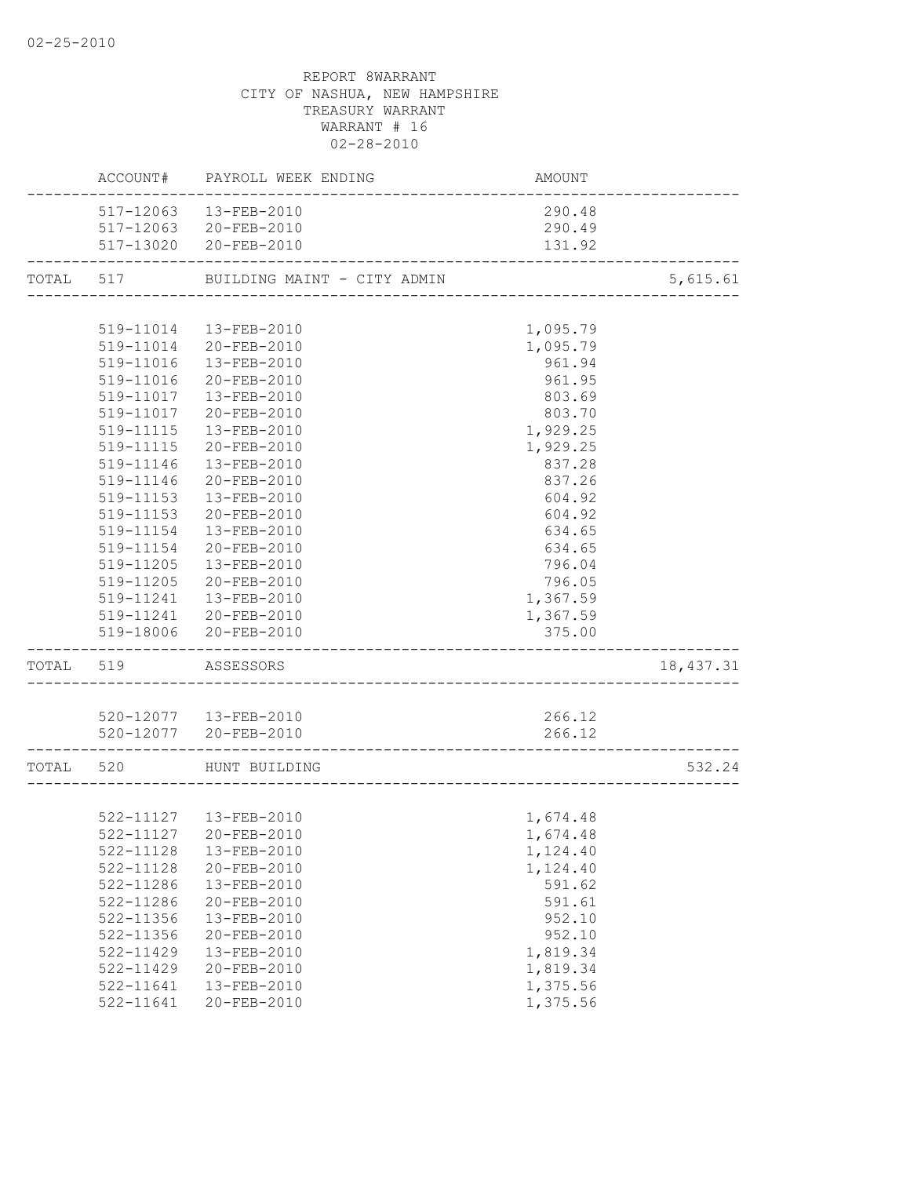REPORT 8WARRANT
CITY OF NASHUA, NEW HAMPSHIRE
TREASURY WARRANT
WARRANT # 16
02-28-2010

| | ACCOUNT# | PAYROLL WEEK ENDING | AMOUNT | |
|---|---|---|---|---|
| | 517-12063 | 13-FEB-2010 | 290.48 | |
| | 517-12063 | 20-FEB-2010 | 290.49 | |
| | 517-13020 | 20-FEB-2010 | 131.92 | |
| TOTAL | 517 | BUILDING MAINT - CITY ADMIN | | 5,615.61 |
| | 519-11014 | 13-FEB-2010 | 1,095.79 | |
| | 519-11014 | 20-FEB-2010 | 1,095.79 | |
| | 519-11016 | 13-FEB-2010 | 961.94 | |
| | 519-11016 | 20-FEB-2010 | 961.95 | |
| | 519-11017 | 13-FEB-2010 | 803.69 | |
| | 519-11017 | 20-FEB-2010 | 803.70 | |
| | 519-11115 | 13-FEB-2010 | 1,929.25 | |
| | 519-11115 | 20-FEB-2010 | 1,929.25 | |
| | 519-11146 | 13-FEB-2010 | 837.28 | |
| | 519-11146 | 20-FEB-2010 | 837.26 | |
| | 519-11153 | 13-FEB-2010 | 604.92 | |
| | 519-11153 | 20-FEB-2010 | 604.92 | |
| | 519-11154 | 13-FEB-2010 | 634.65 | |
| | 519-11154 | 20-FEB-2010 | 634.65 | |
| | 519-11205 | 13-FEB-2010 | 796.04 | |
| | 519-11205 | 20-FEB-2010 | 796.05 | |
| | 519-11241 | 13-FEB-2010 | 1,367.59 | |
| | 519-11241 | 20-FEB-2010 | 1,367.59 | |
| | 519-18006 | 20-FEB-2010 | 375.00 | |
| TOTAL | 519 | ASSESSORS | | 18,437.31 |
| | 520-12077 | 13-FEB-2010 | 266.12 | |
| | 520-12077 | 20-FEB-2010 | 266.12 | |
| TOTAL | 520 | HUNT BUILDING | | 532.24 |
| | 522-11127 | 13-FEB-2010 | 1,674.48 | |
| | 522-11127 | 20-FEB-2010 | 1,674.48 | |
| | 522-11128 | 13-FEB-2010 | 1,124.40 | |
| | 522-11128 | 20-FEB-2010 | 1,124.40 | |
| | 522-11286 | 13-FEB-2010 | 591.62 | |
| | 522-11286 | 20-FEB-2010 | 591.61 | |
| | 522-11356 | 13-FEB-2010 | 952.10 | |
| | 522-11356 | 20-FEB-2010 | 952.10 | |
| | 522-11429 | 13-FEB-2010 | 1,819.34 | |
| | 522-11429 | 20-FEB-2010 | 1,819.34 | |
| | 522-11641 | 13-FEB-2010 | 1,375.56 | |
| | 522-11641 | 20-FEB-2010 | 1,375.56 | |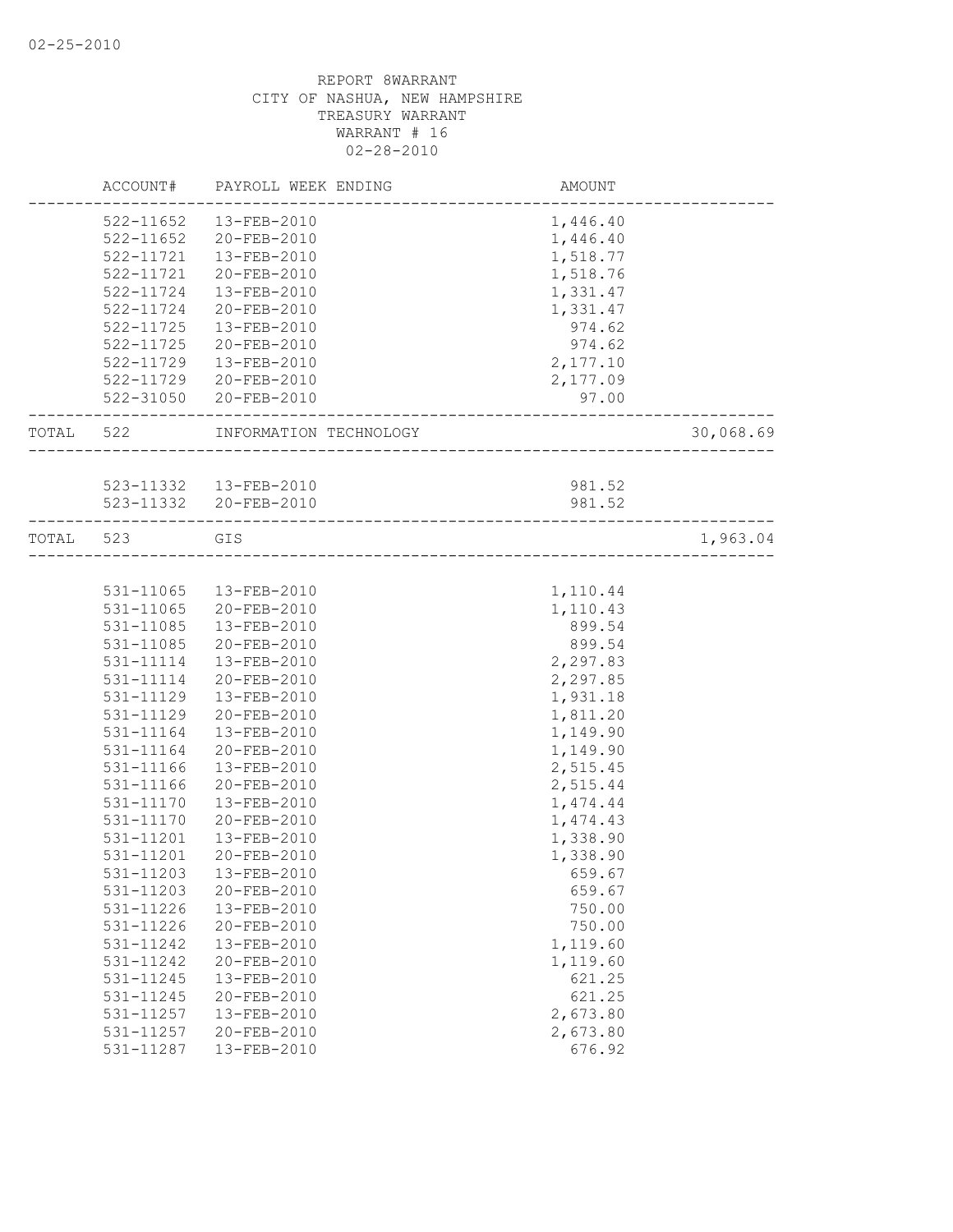REPORT 8WARRANT
CITY OF NASHUA, NEW HAMPSHIRE
TREASURY WARRANT
WARRANT # 16
02-28-2010

| | ACCOUNT# | PAYROLL WEEK ENDING | AMOUNT | |
|---|---|---|---|---|
| | 522-11652 | 13-FEB-2010 | 1,446.40 | |
| | 522-11652 | 20-FEB-2010 | 1,446.40 | |
| | 522-11721 | 13-FEB-2010 | 1,518.77 | |
| | 522-11721 | 20-FEB-2010 | 1,518.76 | |
| | 522-11724 | 13-FEB-2010 | 1,331.47 | |
| | 522-11724 | 20-FEB-2010 | 1,331.47 | |
| | 522-11725 | 13-FEB-2010 | 974.62 | |
| | 522-11725 | 20-FEB-2010 | 974.62 | |
| | 522-11729 | 13-FEB-2010 | 2,177.10 | |
| | 522-11729 | 20-FEB-2010 | 2,177.09 | |
| | 522-31050 | 20-FEB-2010 | 97.00 | |
| TOTAL | 522 | INFORMATION TECHNOLOGY | | 30,068.69 |
| | 523-11332 | 13-FEB-2010 | 981.52 | |
| | 523-11332 | 20-FEB-2010 | 981.52 | |
| TOTAL | 523 | GIS | | 1,963.04 |
| | 531-11065 | 13-FEB-2010 | 1,110.44 | |
| | 531-11065 | 20-FEB-2010 | 1,110.43 | |
| | 531-11085 | 13-FEB-2010 | 899.54 | |
| | 531-11085 | 20-FEB-2010 | 899.54 | |
| | 531-11114 | 13-FEB-2010 | 2,297.83 | |
| | 531-11114 | 20-FEB-2010 | 2,297.85 | |
| | 531-11129 | 13-FEB-2010 | 1,931.18 | |
| | 531-11129 | 20-FEB-2010 | 1,811.20 | |
| | 531-11164 | 13-FEB-2010 | 1,149.90 | |
| | 531-11164 | 20-FEB-2010 | 1,149.90 | |
| | 531-11166 | 13-FEB-2010 | 2,515.45 | |
| | 531-11166 | 20-FEB-2010 | 2,515.44 | |
| | 531-11170 | 13-FEB-2010 | 1,474.44 | |
| | 531-11170 | 20-FEB-2010 | 1,474.43 | |
| | 531-11201 | 13-FEB-2010 | 1,338.90 | |
| | 531-11201 | 20-FEB-2010 | 1,338.90 | |
| | 531-11203 | 13-FEB-2010 | 659.67 | |
| | 531-11203 | 20-FEB-2010 | 659.67 | |
| | 531-11226 | 13-FEB-2010 | 750.00 | |
| | 531-11226 | 20-FEB-2010 | 750.00 | |
| | 531-11242 | 13-FEB-2010 | 1,119.60 | |
| | 531-11242 | 20-FEB-2010 | 1,119.60 | |
| | 531-11245 | 13-FEB-2010 | 621.25 | |
| | 531-11245 | 20-FEB-2010 | 621.25 | |
| | 531-11257 | 13-FEB-2010 | 2,673.80 | |
| | 531-11257 | 20-FEB-2010 | 2,673.80 | |
| | 531-11287 | 13-FEB-2010 | 676.92 | |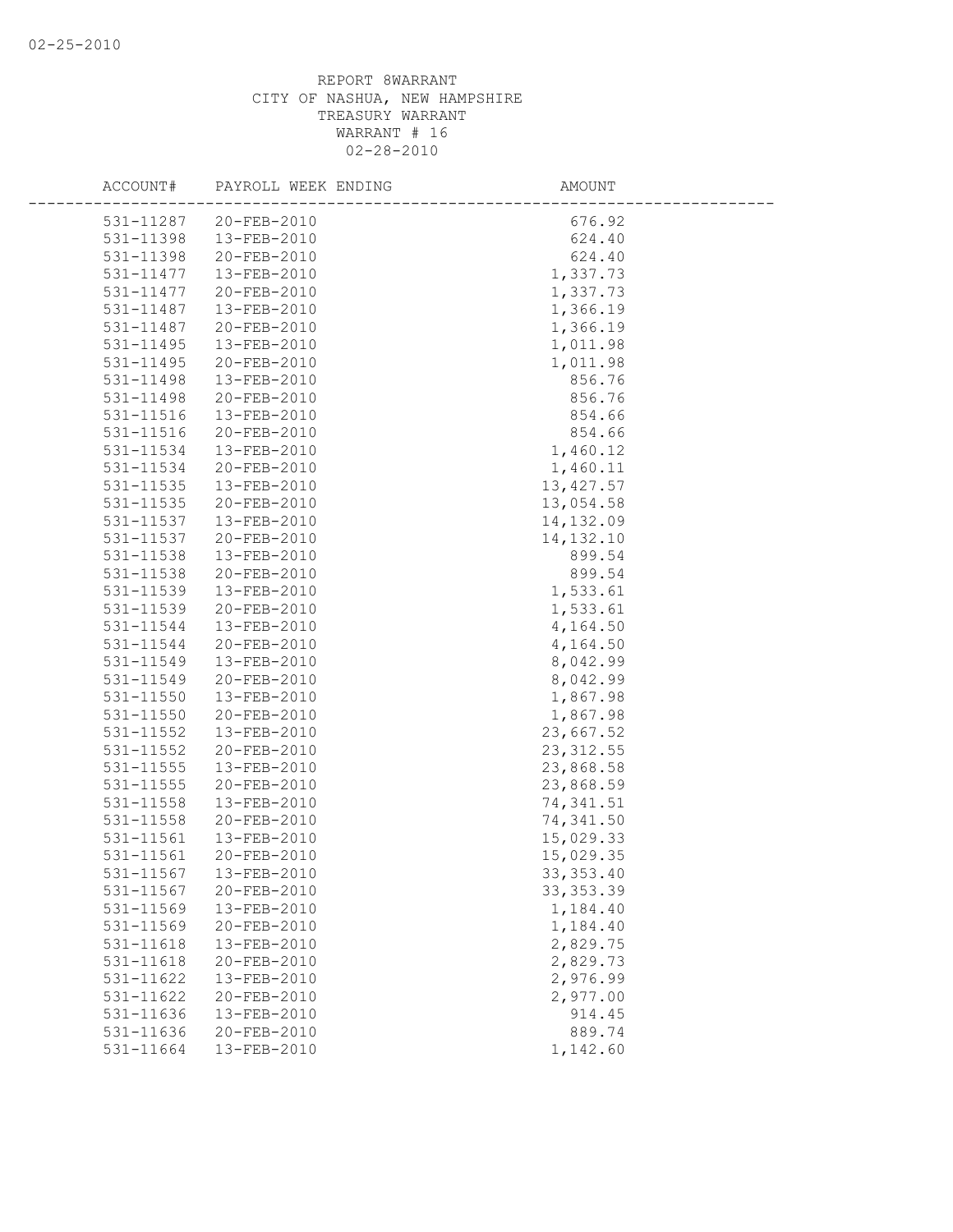REPORT 8WARRANT
CITY OF NASHUA, NEW HAMPSHIRE
TREASURY WARRANT
WARRANT # 16
02-28-2010

| ACCOUNT# | PAYROLL WEEK ENDING | AMOUNT |
|---|---|---|
| 531-11287 | 20-FEB-2010 | 676.92 |
| 531-11398 | 13-FEB-2010 | 624.40 |
| 531-11398 | 20-FEB-2010 | 624.40 |
| 531-11477 | 13-FEB-2010 | 1,337.73 |
| 531-11477 | 20-FEB-2010 | 1,337.73 |
| 531-11487 | 13-FEB-2010 | 1,366.19 |
| 531-11487 | 20-FEB-2010 | 1,366.19 |
| 531-11495 | 13-FEB-2010 | 1,011.98 |
| 531-11495 | 20-FEB-2010 | 1,011.98 |
| 531-11498 | 13-FEB-2010 | 856.76 |
| 531-11498 | 20-FEB-2010 | 856.76 |
| 531-11516 | 13-FEB-2010 | 854.66 |
| 531-11516 | 20-FEB-2010 | 854.66 |
| 531-11534 | 13-FEB-2010 | 1,460.12 |
| 531-11534 | 20-FEB-2010 | 1,460.11 |
| 531-11535 | 13-FEB-2010 | 13,427.57 |
| 531-11535 | 20-FEB-2010 | 13,054.58 |
| 531-11537 | 13-FEB-2010 | 14,132.09 |
| 531-11537 | 20-FEB-2010 | 14,132.10 |
| 531-11538 | 13-FEB-2010 | 899.54 |
| 531-11538 | 20-FEB-2010 | 899.54 |
| 531-11539 | 13-FEB-2010 | 1,533.61 |
| 531-11539 | 20-FEB-2010 | 1,533.61 |
| 531-11544 | 13-FEB-2010 | 4,164.50 |
| 531-11544 | 20-FEB-2010 | 4,164.50 |
| 531-11549 | 13-FEB-2010 | 8,042.99 |
| 531-11549 | 20-FEB-2010 | 8,042.99 |
| 531-11550 | 13-FEB-2010 | 1,867.98 |
| 531-11550 | 20-FEB-2010 | 1,867.98 |
| 531-11552 | 13-FEB-2010 | 23,667.52 |
| 531-11552 | 20-FEB-2010 | 23,312.55 |
| 531-11555 | 13-FEB-2010 | 23,868.58 |
| 531-11555 | 20-FEB-2010 | 23,868.59 |
| 531-11558 | 13-FEB-2010 | 74,341.51 |
| 531-11558 | 20-FEB-2010 | 74,341.50 |
| 531-11561 | 13-FEB-2010 | 15,029.33 |
| 531-11561 | 20-FEB-2010 | 15,029.35 |
| 531-11567 | 13-FEB-2010 | 33,353.40 |
| 531-11567 | 20-FEB-2010 | 33,353.39 |
| 531-11569 | 13-FEB-2010 | 1,184.40 |
| 531-11569 | 20-FEB-2010 | 1,184.40 |
| 531-11618 | 13-FEB-2010 | 2,829.75 |
| 531-11618 | 20-FEB-2010 | 2,829.73 |
| 531-11622 | 13-FEB-2010 | 2,976.99 |
| 531-11622 | 20-FEB-2010 | 2,977.00 |
| 531-11636 | 13-FEB-2010 | 914.45 |
| 531-11636 | 20-FEB-2010 | 889.74 |
| 531-11664 | 13-FEB-2010 | 1,142.60 |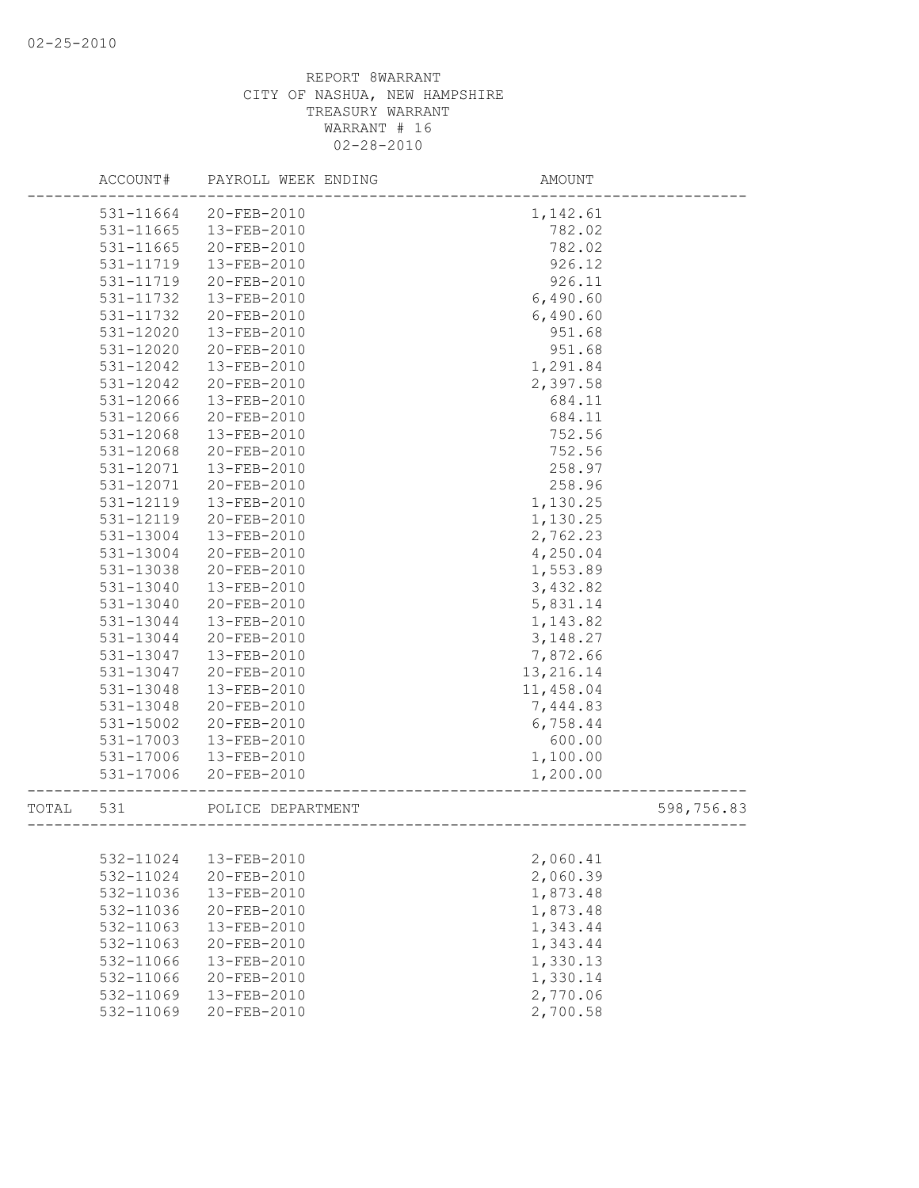02-25-2010

REPORT 8WARRANT
CITY OF NASHUA, NEW HAMPSHIRE
TREASURY WARRANT
WARRANT # 16
02-28-2010

| | ACCOUNT# | PAYROLL WEEK ENDING | AMOUNT | |
|---|---|---|---|---|
| | 531-11664 | 20-FEB-2010 | 1,142.61 | |
| | 531-11665 | 13-FEB-2010 | 782.02 | |
| | 531-11665 | 20-FEB-2010 | 782.02 | |
| | 531-11719 | 13-FEB-2010 | 926.12 | |
| | 531-11719 | 20-FEB-2010 | 926.11 | |
| | 531-11732 | 13-FEB-2010 | 6,490.60 | |
| | 531-11732 | 20-FEB-2010 | 6,490.60 | |
| | 531-12020 | 13-FEB-2010 | 951.68 | |
| | 531-12020 | 20-FEB-2010 | 951.68 | |
| | 531-12042 | 13-FEB-2010 | 1,291.84 | |
| | 531-12042 | 20-FEB-2010 | 2,397.58 | |
| | 531-12066 | 13-FEB-2010 | 684.11 | |
| | 531-12066 | 20-FEB-2010 | 684.11 | |
| | 531-12068 | 13-FEB-2010 | 752.56 | |
| | 531-12068 | 20-FEB-2010 | 752.56 | |
| | 531-12071 | 13-FEB-2010 | 258.97 | |
| | 531-12071 | 20-FEB-2010 | 258.96 | |
| | 531-12119 | 13-FEB-2010 | 1,130.25 | |
| | 531-12119 | 20-FEB-2010 | 1,130.25 | |
| | 531-13004 | 13-FEB-2010 | 2,762.23 | |
| | 531-13004 | 20-FEB-2010 | 4,250.04 | |
| | 531-13038 | 20-FEB-2010 | 1,553.89 | |
| | 531-13040 | 13-FEB-2010 | 3,432.82 | |
| | 531-13040 | 20-FEB-2010 | 5,831.14 | |
| | 531-13044 | 13-FEB-2010 | 1,143.82 | |
| | 531-13044 | 20-FEB-2010 | 3,148.27 | |
| | 531-13047 | 13-FEB-2010 | 7,872.66 | |
| | 531-13047 | 20-FEB-2010 | 13,216.14 | |
| | 531-13048 | 13-FEB-2010 | 11,458.04 | |
| | 531-13048 | 20-FEB-2010 | 7,444.83 | |
| | 531-15002 | 20-FEB-2010 | 6,758.44 | |
| | 531-17003 | 13-FEB-2010 | 600.00 | |
| | 531-17006 | 13-FEB-2010 | 1,100.00 | |
| | 531-17006 | 20-FEB-2010 | 1,200.00 | |
| TOTAL | 531 | POLICE DEPARTMENT | | 598,756.83 |
| | 532-11024 | 13-FEB-2010 | 2,060.41 | |
| | 532-11024 | 20-FEB-2010 | 2,060.39 | |
| | 532-11036 | 13-FEB-2010 | 1,873.48 | |
| | 532-11036 | 20-FEB-2010 | 1,873.48 | |
| | 532-11063 | 13-FEB-2010 | 1,343.44 | |
| | 532-11063 | 20-FEB-2010 | 1,343.44 | |
| | 532-11066 | 13-FEB-2010 | 1,330.13 | |
| | 532-11066 | 20-FEB-2010 | 1,330.14 | |
| | 532-11069 | 13-FEB-2010 | 2,770.06 | |
| | 532-11069 | 20-FEB-2010 | 2,700.58 | |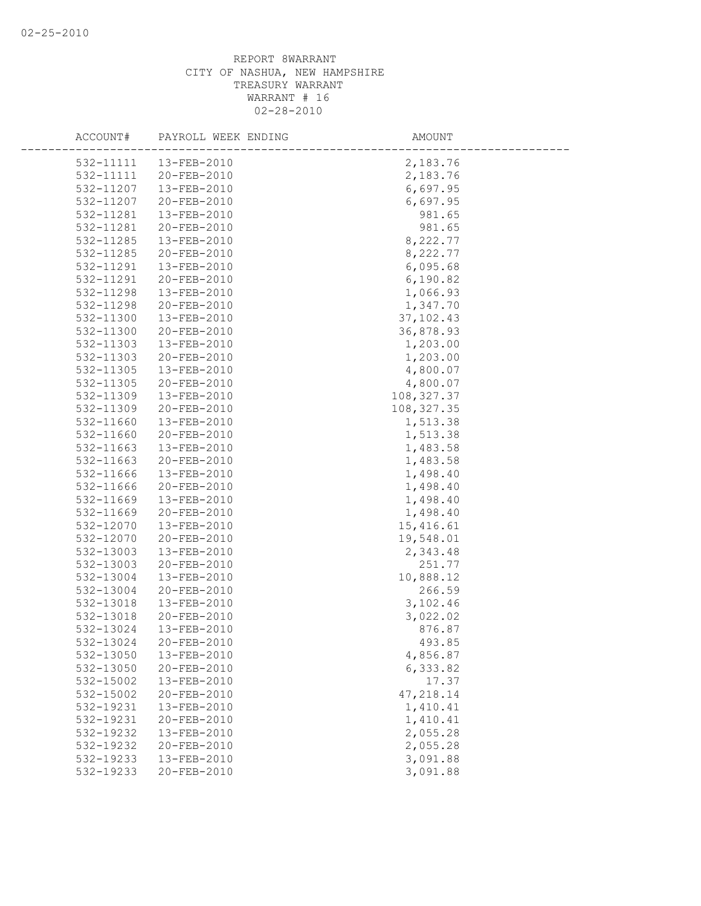02-25-2010

REPORT 8WARRANT
CITY OF NASHUA, NEW HAMPSHIRE
TREASURY WARRANT
WARRANT # 16
02-28-2010

| ACCOUNT# | PAYROLL WEEK ENDING | AMOUNT |
|---|---|---|
| 532-11111 | 13-FEB-2010 | 2,183.76 |
| 532-11111 | 20-FEB-2010 | 2,183.76 |
| 532-11207 | 13-FEB-2010 | 6,697.95 |
| 532-11207 | 20-FEB-2010 | 6,697.95 |
| 532-11281 | 13-FEB-2010 | 981.65 |
| 532-11281 | 20-FEB-2010 | 981.65 |
| 532-11285 | 13-FEB-2010 | 8,222.77 |
| 532-11285 | 20-FEB-2010 | 8,222.77 |
| 532-11291 | 13-FEB-2010 | 6,095.68 |
| 532-11291 | 20-FEB-2010 | 6,190.82 |
| 532-11298 | 13-FEB-2010 | 1,066.93 |
| 532-11298 | 20-FEB-2010 | 1,347.70 |
| 532-11300 | 13-FEB-2010 | 37,102.43 |
| 532-11300 | 20-FEB-2010 | 36,878.93 |
| 532-11303 | 13-FEB-2010 | 1,203.00 |
| 532-11303 | 20-FEB-2010 | 1,203.00 |
| 532-11305 | 13-FEB-2010 | 4,800.07 |
| 532-11305 | 20-FEB-2010 | 4,800.07 |
| 532-11309 | 13-FEB-2010 | 108,327.37 |
| 532-11309 | 20-FEB-2010 | 108,327.35 |
| 532-11660 | 13-FEB-2010 | 1,513.38 |
| 532-11660 | 20-FEB-2010 | 1,513.38 |
| 532-11663 | 13-FEB-2010 | 1,483.58 |
| 532-11663 | 20-FEB-2010 | 1,483.58 |
| 532-11666 | 13-FEB-2010 | 1,498.40 |
| 532-11666 | 20-FEB-2010 | 1,498.40 |
| 532-11669 | 13-FEB-2010 | 1,498.40 |
| 532-11669 | 20-FEB-2010 | 1,498.40 |
| 532-12070 | 13-FEB-2010 | 15,416.61 |
| 532-12070 | 20-FEB-2010 | 19,548.01 |
| 532-13003 | 13-FEB-2010 | 2,343.48 |
| 532-13003 | 20-FEB-2010 | 251.77 |
| 532-13004 | 13-FEB-2010 | 10,888.12 |
| 532-13004 | 20-FEB-2010 | 266.59 |
| 532-13018 | 13-FEB-2010 | 3,102.46 |
| 532-13018 | 20-FEB-2010 | 3,022.02 |
| 532-13024 | 13-FEB-2010 | 876.87 |
| 532-13024 | 20-FEB-2010 | 493.85 |
| 532-13050 | 13-FEB-2010 | 4,856.87 |
| 532-13050 | 20-FEB-2010 | 6,333.82 |
| 532-15002 | 13-FEB-2010 | 17.37 |
| 532-15002 | 20-FEB-2010 | 47,218.14 |
| 532-19231 | 13-FEB-2010 | 1,410.41 |
| 532-19231 | 20-FEB-2010 | 1,410.41 |
| 532-19232 | 13-FEB-2010 | 2,055.28 |
| 532-19232 | 20-FEB-2010 | 2,055.28 |
| 532-19233 | 13-FEB-2010 | 3,091.88 |
| 532-19233 | 20-FEB-2010 | 3,091.88 |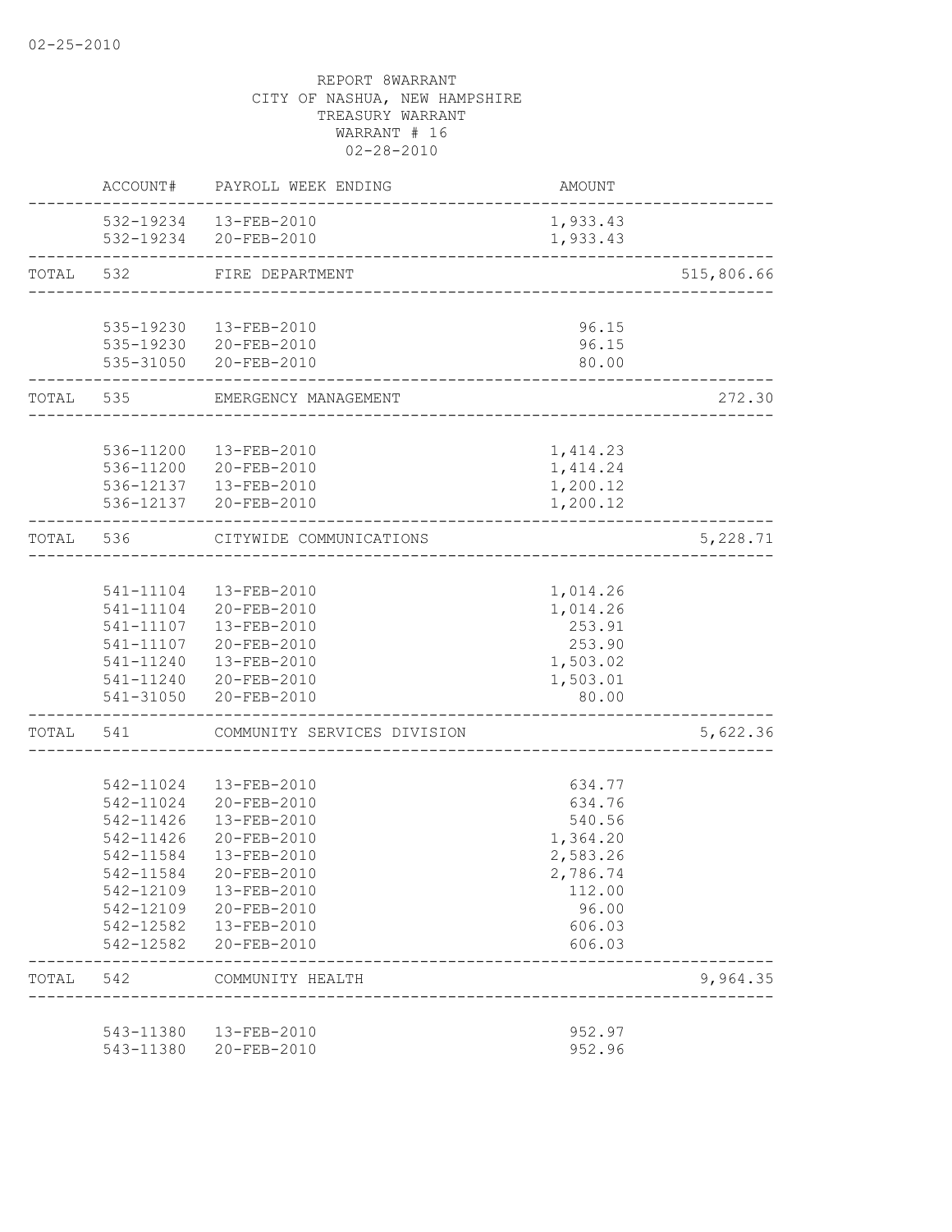02-25-2010

REPORT 8WARRANT
CITY OF NASHUA, NEW HAMPSHIRE
TREASURY WARRANT
WARRANT # 16
02-28-2010

| | ACCOUNT# | PAYROLL WEEK ENDING | AMOUNT | |
|---|---|---|---|---|
| | 532-19234 | 13-FEB-2010 | 1,933.43 | |
| | 532-19234 | 20-FEB-2010 | 1,933.43 | |
| TOTAL | 532 | FIRE DEPARTMENT | | 515,806.66 |
| | 535-19230 | 13-FEB-2010 | 96.15 | |
| | 535-19230 | 20-FEB-2010 | 96.15 | |
| | 535-31050 | 20-FEB-2010 | 80.00 | |
| TOTAL | 535 | EMERGENCY MANAGEMENT | | 272.30 |
| | 536-11200 | 13-FEB-2010 | 1,414.23 | |
| | 536-11200 | 20-FEB-2010 | 1,414.24 | |
| | 536-12137 | 13-FEB-2010 | 1,200.12 | |
| | 536-12137 | 20-FEB-2010 | 1,200.12 | |
| TOTAL | 536 | CITYWIDE COMMUNICATIONS | | 5,228.71 |
| | 541-11104 | 13-FEB-2010 | 1,014.26 | |
| | 541-11104 | 20-FEB-2010 | 1,014.26 | |
| | 541-11107 | 13-FEB-2010 | 253.91 | |
| | 541-11107 | 20-FEB-2010 | 253.90 | |
| | 541-11240 | 13-FEB-2010 | 1,503.02 | |
| | 541-11240 | 20-FEB-2010 | 1,503.01 | |
| | 541-31050 | 20-FEB-2010 | 80.00 | |
| TOTAL | 541 | COMMUNITY SERVICES DIVISION | | 5,622.36 |
| | 542-11024 | 13-FEB-2010 | 634.77 | |
| | 542-11024 | 20-FEB-2010 | 634.76 | |
| | 542-11426 | 13-FEB-2010 | 540.56 | |
| | 542-11426 | 20-FEB-2010 | 1,364.20 | |
| | 542-11584 | 13-FEB-2010 | 2,583.26 | |
| | 542-11584 | 20-FEB-2010 | 2,786.74 | |
| | 542-12109 | 13-FEB-2010 | 112.00 | |
| | 542-12109 | 20-FEB-2010 | 96.00 | |
| | 542-12582 | 13-FEB-2010 | 606.03 | |
| | 542-12582 | 20-FEB-2010 | 606.03 | |
| TOTAL | 542 | COMMUNITY HEALTH | | 9,964.35 |
| | 543-11380 | 13-FEB-2010 | 952.97 | |
| | 543-11380 | 20-FEB-2010 | 952.96 | |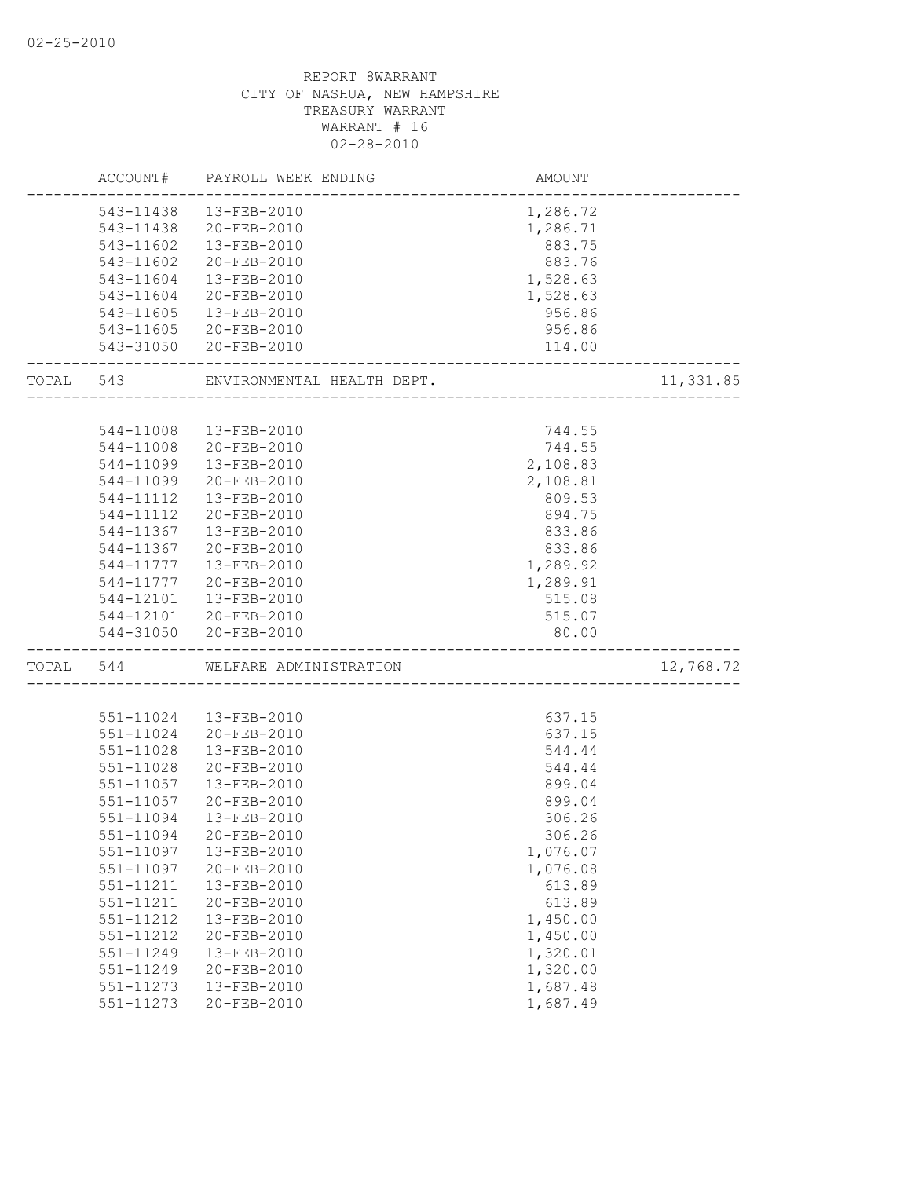02-25-2010

REPORT 8WARRANT
CITY OF NASHUA, NEW HAMPSHIRE
TREASURY WARRANT
WARRANT # 16
02-28-2010

| | ACCOUNT# | PAYROLL WEEK ENDING | AMOUNT | |
|---|---|---|---|---|
| | 543-11438 | 13-FEB-2010 | 1,286.72 | |
| | 543-11438 | 20-FEB-2010 | 1,286.71 | |
| | 543-11602 | 13-FEB-2010 | 883.75 | |
| | 543-11602 | 20-FEB-2010 | 883.76 | |
| | 543-11604 | 13-FEB-2010 | 1,528.63 | |
| | 543-11604 | 20-FEB-2010 | 1,528.63 | |
| | 543-11605 | 13-FEB-2010 | 956.86 | |
| | 543-11605 | 20-FEB-2010 | 956.86 | |
| | 543-31050 | 20-FEB-2010 | 114.00 | |
| TOTAL | 543 | ENVIRONMENTAL HEALTH DEPT. | | 11,331.85 |
| | 544-11008 | 13-FEB-2010 | 744.55 | |
| | 544-11008 | 20-FEB-2010 | 744.55 | |
| | 544-11099 | 13-FEB-2010 | 2,108.83 | |
| | 544-11099 | 20-FEB-2010 | 2,108.81 | |
| | 544-11112 | 13-FEB-2010 | 809.53 | |
| | 544-11112 | 20-FEB-2010 | 894.75 | |
| | 544-11367 | 13-FEB-2010 | 833.86 | |
| | 544-11367 | 20-FEB-2010 | 833.86 | |
| | 544-11777 | 13-FEB-2010 | 1,289.92 | |
| | 544-11777 | 20-FEB-2010 | 1,289.91 | |
| | 544-12101 | 13-FEB-2010 | 515.08 | |
| | 544-12101 | 20-FEB-2010 | 515.07 | |
| | 544-31050 | 20-FEB-2010 | 80.00 | |
| TOTAL | 544 | WELFARE ADMINISTRATION | | 12,768.72 |
| | 551-11024 | 13-FEB-2010 | 637.15 | |
| | 551-11024 | 20-FEB-2010 | 637.15 | |
| | 551-11028 | 13-FEB-2010 | 544.44 | |
| | 551-11028 | 20-FEB-2010 | 544.44 | |
| | 551-11057 | 13-FEB-2010 | 899.04 | |
| | 551-11057 | 20-FEB-2010 | 899.04 | |
| | 551-11094 | 13-FEB-2010 | 306.26 | |
| | 551-11094 | 20-FEB-2010 | 306.26 | |
| | 551-11097 | 13-FEB-2010 | 1,076.07 | |
| | 551-11097 | 20-FEB-2010 | 1,076.08 | |
| | 551-11211 | 13-FEB-2010 | 613.89 | |
| | 551-11211 | 20-FEB-2010 | 613.89 | |
| | 551-11212 | 13-FEB-2010 | 1,450.00 | |
| | 551-11212 | 20-FEB-2010 | 1,450.00 | |
| | 551-11249 | 13-FEB-2010 | 1,320.01 | |
| | 551-11249 | 20-FEB-2010 | 1,320.00 | |
| | 551-11273 | 13-FEB-2010 | 1,687.48 | |
| | 551-11273 | 20-FEB-2010 | 1,687.49 | |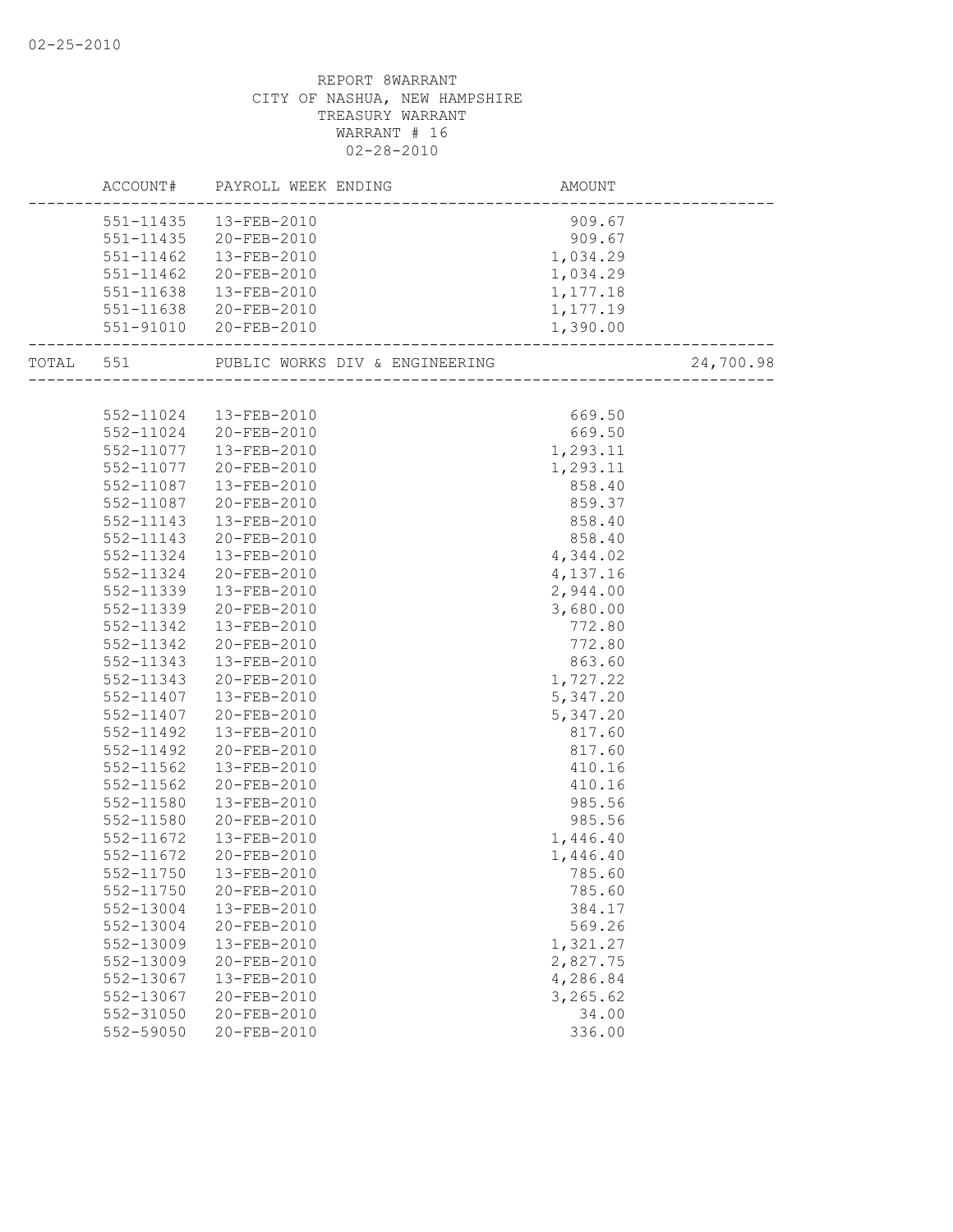REPORT 8WARRANT
CITY OF NASHUA, NEW HAMPSHIRE
TREASURY WARRANT
WARRANT # 16
02-28-2010

| | ACCOUNT# | PAYROLL WEEK ENDING | AMOUNT | |
|---|---|---|---|---|
| | 551-11435 | 13-FEB-2010 | 909.67 | |
| | 551-11435 | 20-FEB-2010 | 909.67 | |
| | 551-11462 | 13-FEB-2010 | 1,034.29 | |
| | 551-11462 | 20-FEB-2010 | 1,034.29 | |
| | 551-11638 | 13-FEB-2010 | 1,177.18 | |
| | 551-11638 | 20-FEB-2010 | 1,177.19 | |
| | 551-91010 | 20-FEB-2010 | 1,390.00 | |
| TOTAL | 551 | PUBLIC WORKS DIV & ENGINEERING | | 24,700.98 |
| | 552-11024 | 13-FEB-2010 | 669.50 | |
| | 552-11024 | 20-FEB-2010 | 669.50 | |
| | 552-11077 | 13-FEB-2010 | 1,293.11 | |
| | 552-11077 | 20-FEB-2010 | 1,293.11 | |
| | 552-11087 | 13-FEB-2010 | 858.40 | |
| | 552-11087 | 20-FEB-2010 | 859.37 | |
| | 552-11143 | 13-FEB-2010 | 858.40 | |
| | 552-11143 | 20-FEB-2010 | 858.40 | |
| | 552-11324 | 13-FEB-2010 | 4,344.02 | |
| | 552-11324 | 20-FEB-2010 | 4,137.16 | |
| | 552-11339 | 13-FEB-2010 | 2,944.00 | |
| | 552-11339 | 20-FEB-2010 | 3,680.00 | |
| | 552-11342 | 13-FEB-2010 | 772.80 | |
| | 552-11342 | 20-FEB-2010 | 772.80 | |
| | 552-11343 | 13-FEB-2010 | 863.60 | |
| | 552-11343 | 20-FEB-2010 | 1,727.22 | |
| | 552-11407 | 13-FEB-2010 | 5,347.20 | |
| | 552-11407 | 20-FEB-2010 | 5,347.20 | |
| | 552-11492 | 13-FEB-2010 | 817.60 | |
| | 552-11492 | 20-FEB-2010 | 817.60 | |
| | 552-11562 | 13-FEB-2010 | 410.16 | |
| | 552-11562 | 20-FEB-2010 | 410.16 | |
| | 552-11580 | 13-FEB-2010 | 985.56 | |
| | 552-11580 | 20-FEB-2010 | 985.56 | |
| | 552-11672 | 13-FEB-2010 | 1,446.40 | |
| | 552-11672 | 20-FEB-2010 | 1,446.40 | |
| | 552-11750 | 13-FEB-2010 | 785.60 | |
| | 552-11750 | 20-FEB-2010 | 785.60 | |
| | 552-13004 | 13-FEB-2010 | 384.17 | |
| | 552-13004 | 20-FEB-2010 | 569.26 | |
| | 552-13009 | 13-FEB-2010 | 1,321.27 | |
| | 552-13009 | 20-FEB-2010 | 2,827.75 | |
| | 552-13067 | 13-FEB-2010 | 4,286.84 | |
| | 552-13067 | 20-FEB-2010 | 3,265.62 | |
| | 552-31050 | 20-FEB-2010 | 34.00 | |
| | 552-59050 | 20-FEB-2010 | 336.00 | |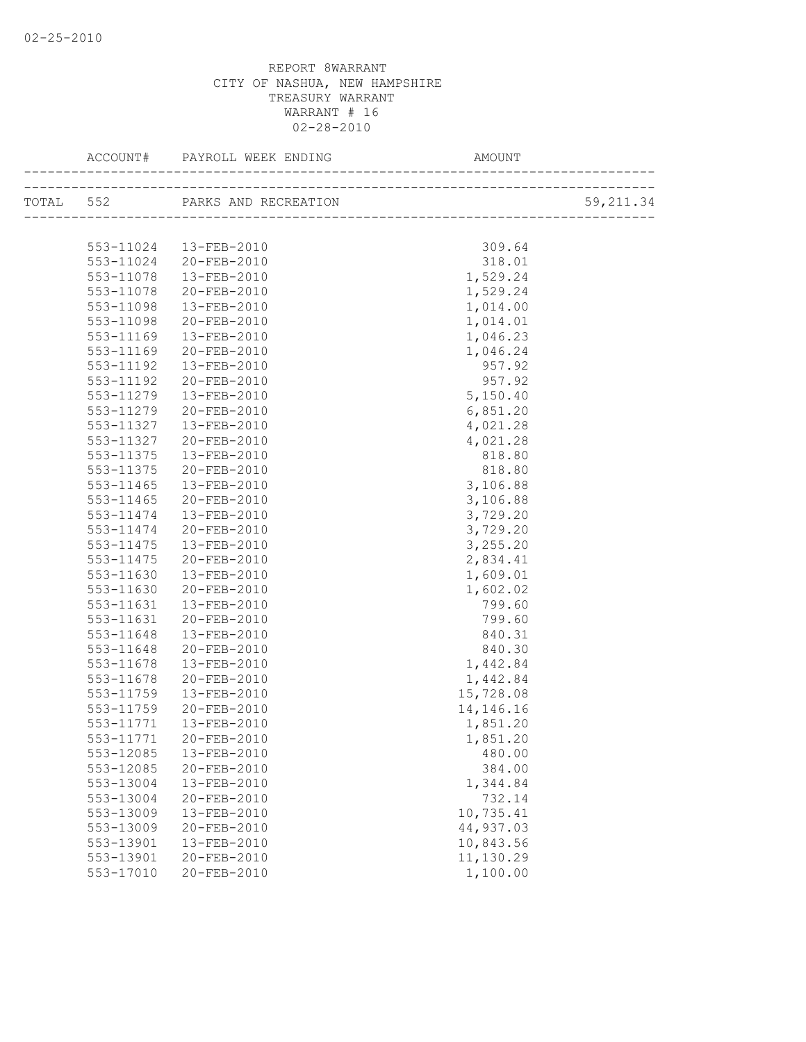REPORT 8WARRANT
CITY OF NASHUA, NEW HAMPSHIRE
TREASURY WARRANT
WARRANT # 16
02-28-2010

| ACCOUNT# | PAYROLL WEEK ENDING | AMOUNT | |
|---|---|---|---|
| TOTAL 552 | PARKS AND RECREATION | | 59,211.34 |
| 553-11024 | 13-FEB-2010 | 309.64 | |
| 553-11024 | 20-FEB-2010 | 318.01 | |
| 553-11078 | 13-FEB-2010 | 1,529.24 | |
| 553-11078 | 20-FEB-2010 | 1,529.24 | |
| 553-11098 | 13-FEB-2010 | 1,014.00 | |
| 553-11098 | 20-FEB-2010 | 1,014.01 | |
| 553-11169 | 13-FEB-2010 | 1,046.23 | |
| 553-11169 | 20-FEB-2010 | 1,046.24 | |
| 553-11192 | 13-FEB-2010 | 957.92 | |
| 553-11192 | 20-FEB-2010 | 957.92 | |
| 553-11279 | 13-FEB-2010 | 5,150.40 | |
| 553-11279 | 20-FEB-2010 | 6,851.20 | |
| 553-11327 | 13-FEB-2010 | 4,021.28 | |
| 553-11327 | 20-FEB-2010 | 4,021.28 | |
| 553-11375 | 13-FEB-2010 | 818.80 | |
| 553-11375 | 20-FEB-2010 | 818.80 | |
| 553-11465 | 13-FEB-2010 | 3,106.88 | |
| 553-11465 | 20-FEB-2010 | 3,106.88 | |
| 553-11474 | 13-FEB-2010 | 3,729.20 | |
| 553-11474 | 20-FEB-2010 | 3,729.20 | |
| 553-11475 | 13-FEB-2010 | 3,255.20 | |
| 553-11475 | 20-FEB-2010 | 2,834.41 | |
| 553-11630 | 13-FEB-2010 | 1,609.01 | |
| 553-11630 | 20-FEB-2010 | 1,602.02 | |
| 553-11631 | 13-FEB-2010 | 799.60 | |
| 553-11631 | 20-FEB-2010 | 799.60 | |
| 553-11648 | 13-FEB-2010 | 840.31 | |
| 553-11648 | 20-FEB-2010 | 840.30 | |
| 553-11678 | 13-FEB-2010 | 1,442.84 | |
| 553-11678 | 20-FEB-2010 | 1,442.84 | |
| 553-11759 | 13-FEB-2010 | 15,728.08 | |
| 553-11759 | 20-FEB-2010 | 14,146.16 | |
| 553-11771 | 13-FEB-2010 | 1,851.20 | |
| 553-11771 | 20-FEB-2010 | 1,851.20 | |
| 553-12085 | 13-FEB-2010 | 480.00 | |
| 553-12085 | 20-FEB-2010 | 384.00 | |
| 553-13004 | 13-FEB-2010 | 1,344.84 | |
| 553-13004 | 20-FEB-2010 | 732.14 | |
| 553-13009 | 13-FEB-2010 | 10,735.41 | |
| 553-13009 | 20-FEB-2010 | 44,937.03 | |
| 553-13901 | 13-FEB-2010 | 10,843.56 | |
| 553-13901 | 20-FEB-2010 | 11,130.29 | |
| 553-17010 | 20-FEB-2010 | 1,100.00 | |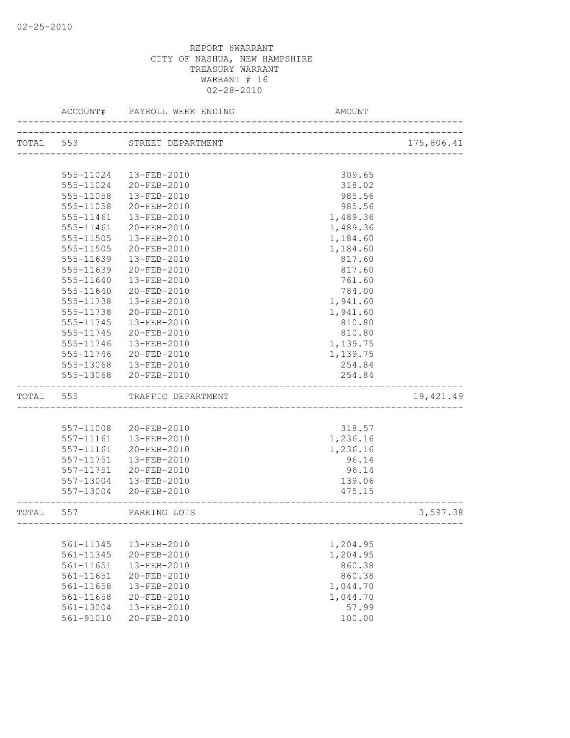REPORT 8WARRANT
CITY OF NASHUA, NEW HAMPSHIRE
TREASURY WARRANT
WARRANT # 16
02-28-2010

| ACCOUNT# | PAYROLL WEEK ENDING | AMOUNT | |
|---|---|---|---|
| TOTAL 553 | STREET DEPARTMENT | | 175,806.41 |
| 555-11024 | 13-FEB-2010 | 309.65 | |
| 555-11024 | 20-FEB-2010 | 318.02 | |
| 555-11058 | 13-FEB-2010 | 985.56 | |
| 555-11058 | 20-FEB-2010 | 985.56 | |
| 555-11461 | 13-FEB-2010 | 1,489.36 | |
| 555-11461 | 20-FEB-2010 | 1,489.36 | |
| 555-11505 | 13-FEB-2010 | 1,184.60 | |
| 555-11505 | 20-FEB-2010 | 1,184.60 | |
| 555-11639 | 13-FEB-2010 | 817.60 | |
| 555-11639 | 20-FEB-2010 | 817.60 | |
| 555-11640 | 13-FEB-2010 | 761.60 | |
| 555-11640 | 20-FEB-2010 | 784.00 | |
| 555-11738 | 13-FEB-2010 | 1,941.60 | |
| 555-11738 | 20-FEB-2010 | 1,941.60 | |
| 555-11745 | 13-FEB-2010 | 810.80 | |
| 555-11745 | 20-FEB-2010 | 810.80 | |
| 555-11746 | 13-FEB-2010 | 1,139.75 | |
| 555-11746 | 20-FEB-2010 | 1,139.75 | |
| 555-13068 | 13-FEB-2010 | 254.84 | |
| 555-13068 | 20-FEB-2010 | 254.84 | |
| TOTAL 555 | TRAFFIC DEPARTMENT | | 19,421.49 |
| 557-11008 | 20-FEB-2010 | 318.57 | |
| 557-11161 | 13-FEB-2010 | 1,236.16 | |
| 557-11161 | 20-FEB-2010 | 1,236.16 | |
| 557-11751 | 13-FEB-2010 | 96.14 | |
| 557-11751 | 20-FEB-2010 | 96.14 | |
| 557-13004 | 13-FEB-2010 | 139.06 | |
| 557-13004 | 20-FEB-2010 | 475.15 | |
| TOTAL 557 | PARKING LOTS | | 3,597.38 |
| 561-11345 | 13-FEB-2010 | 1,204.95 | |
| 561-11345 | 20-FEB-2010 | 1,204.95 | |
| 561-11651 | 13-FEB-2010 | 860.38 | |
| 561-11651 | 20-FEB-2010 | 860.38 | |
| 561-11658 | 13-FEB-2010 | 1,044.70 | |
| 561-11658 | 20-FEB-2010 | 1,044.70 | |
| 561-13004 | 13-FEB-2010 | 57.99 | |
| 561-91010 | 20-FEB-2010 | 100.00 | |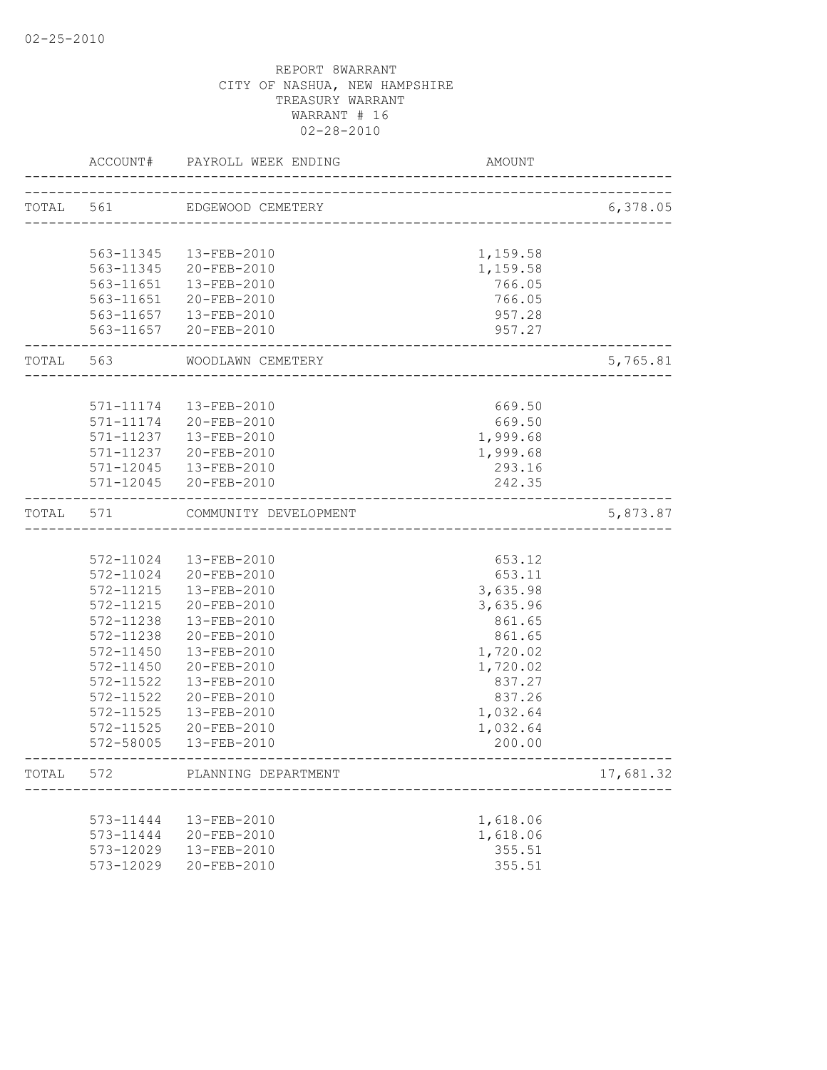REPORT 8WARRANT
CITY OF NASHUA, NEW HAMPSHIRE
TREASURY WARRANT
WARRANT # 16
02-28-2010

| | ACCOUNT# | PAYROLL WEEK ENDING | AMOUNT | |
|---|---|---|---|---|
| TOTAL | 561 | EDGEWOOD CEMETERY | | 6,378.05 |
| | 563-11345 | 13-FEB-2010 | 1,159.58 | |
| | 563-11345 | 20-FEB-2010 | 1,159.58 | |
| | 563-11651 | 13-FEB-2010 | 766.05 | |
| | 563-11651 | 20-FEB-2010 | 766.05 | |
| | 563-11657 | 13-FEB-2010 | 957.28 | |
| | 563-11657 | 20-FEB-2010 | 957.27 | |
| TOTAL | 563 | WOODLAWN CEMETERY | | 5,765.81 |
| | 571-11174 | 13-FEB-2010 | 669.50 | |
| | 571-11174 | 20-FEB-2010 | 669.50 | |
| | 571-11237 | 13-FEB-2010 | 1,999.68 | |
| | 571-11237 | 20-FEB-2010 | 1,999.68 | |
| | 571-12045 | 13-FEB-2010 | 293.16 | |
| | 571-12045 | 20-FEB-2010 | 242.35 | |
| TOTAL | 571 | COMMUNITY DEVELOPMENT | | 5,873.87 |
| | 572-11024 | 13-FEB-2010 | 653.12 | |
| | 572-11024 | 20-FEB-2010 | 653.11 | |
| | 572-11215 | 13-FEB-2010 | 3,635.98 | |
| | 572-11215 | 20-FEB-2010 | 3,635.96 | |
| | 572-11238 | 13-FEB-2010 | 861.65 | |
| | 572-11238 | 20-FEB-2010 | 861.65 | |
| | 572-11450 | 13-FEB-2010 | 1,720.02 | |
| | 572-11450 | 20-FEB-2010 | 1,720.02 | |
| | 572-11522 | 13-FEB-2010 | 837.27 | |
| | 572-11522 | 20-FEB-2010 | 837.26 | |
| | 572-11525 | 13-FEB-2010 | 1,032.64 | |
| | 572-11525 | 20-FEB-2010 | 1,032.64 | |
| | 572-58005 | 13-FEB-2010 | 200.00 | |
| TOTAL | 572 | PLANNING DEPARTMENT | | 17,681.32 |
| | 573-11444 | 13-FEB-2010 | 1,618.06 | |
| | 573-11444 | 20-FEB-2010 | 1,618.06 | |
| | 573-12029 | 13-FEB-2010 | 355.51 | |
| | 573-12029 | 20-FEB-2010 | 355.51 | |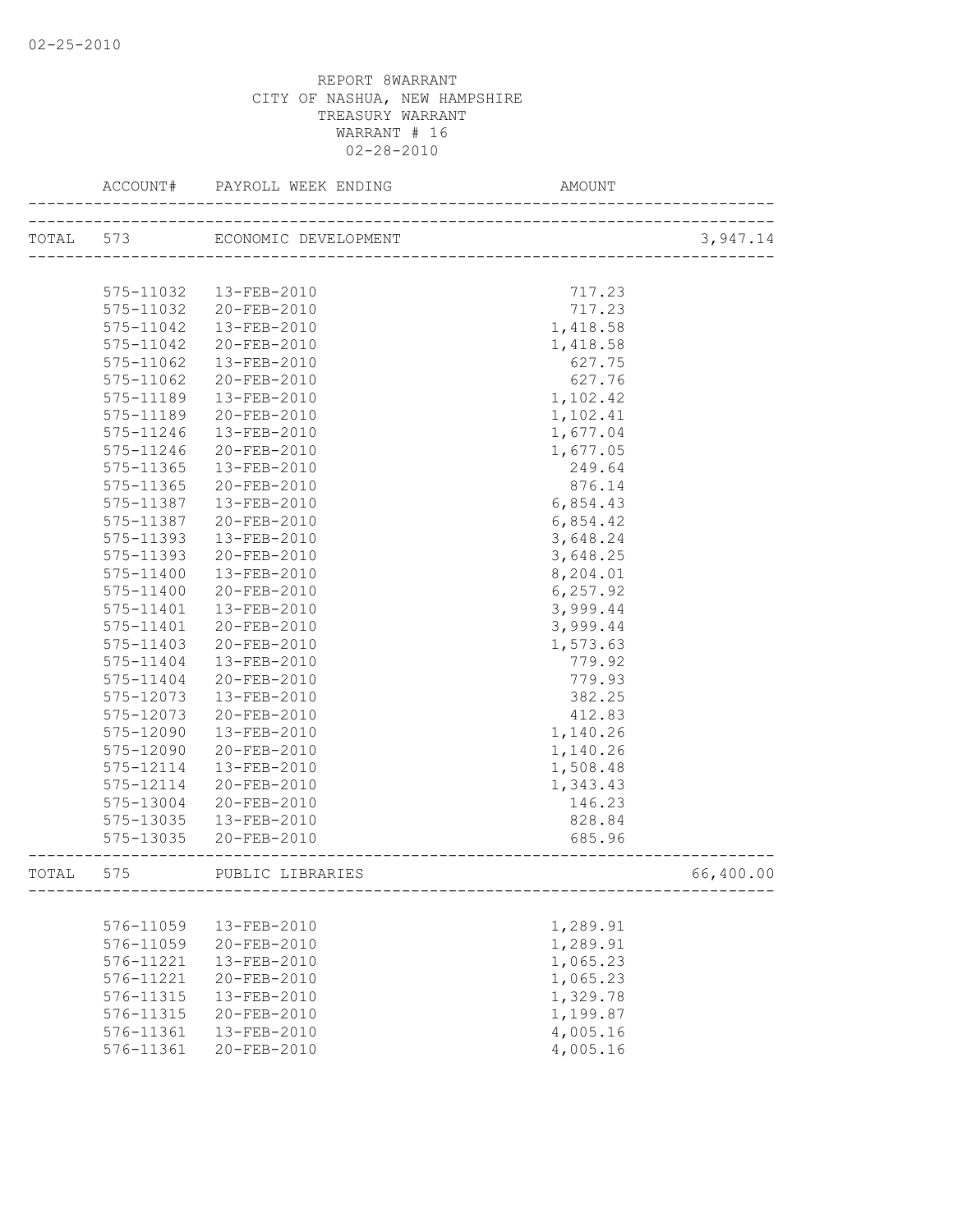02-25-2010

REPORT 8WARRANT
CITY OF NASHUA, NEW HAMPSHIRE
TREASURY WARRANT
WARRANT # 16
02-28-2010

| ACCOUNT# | PAYROLL WEEK ENDING | AMOUNT | |
|---|---|---|---|
| TOTAL 573 | ECONOMIC DEVELOPMENT | | 3,947.14 |
| 575-11032 | 13-FEB-2010 | 717.23 | |
| 575-11032 | 20-FEB-2010 | 717.23 | |
| 575-11042 | 13-FEB-2010 | 1,418.58 | |
| 575-11042 | 20-FEB-2010 | 1,418.58 | |
| 575-11062 | 13-FEB-2010 | 627.75 | |
| 575-11062 | 20-FEB-2010 | 627.76 | |
| 575-11189 | 13-FEB-2010 | 1,102.42 | |
| 575-11189 | 20-FEB-2010 | 1,102.41 | |
| 575-11246 | 13-FEB-2010 | 1,677.04 | |
| 575-11246 | 20-FEB-2010 | 1,677.05 | |
| 575-11365 | 13-FEB-2010 | 249.64 | |
| 575-11365 | 20-FEB-2010 | 876.14 | |
| 575-11387 | 13-FEB-2010 | 6,854.43 | |
| 575-11387 | 20-FEB-2010 | 6,854.42 | |
| 575-11393 | 13-FEB-2010 | 3,648.24 | |
| 575-11393 | 20-FEB-2010 | 3,648.25 | |
| 575-11400 | 13-FEB-2010 | 8,204.01 | |
| 575-11400 | 20-FEB-2010 | 6,257.92 | |
| 575-11401 | 13-FEB-2010 | 3,999.44 | |
| 575-11401 | 20-FEB-2010 | 3,999.44 | |
| 575-11403 | 20-FEB-2010 | 1,573.63 | |
| 575-11404 | 13-FEB-2010 | 779.92 | |
| 575-11404 | 20-FEB-2010 | 779.93 | |
| 575-12073 | 13-FEB-2010 | 382.25 | |
| 575-12073 | 20-FEB-2010 | 412.83 | |
| 575-12090 | 13-FEB-2010 | 1,140.26 | |
| 575-12090 | 20-FEB-2010 | 1,140.26 | |
| 575-12114 | 13-FEB-2010 | 1,508.48 | |
| 575-12114 | 20-FEB-2010 | 1,343.43 | |
| 575-13004 | 20-FEB-2010 | 146.23 | |
| 575-13035 | 13-FEB-2010 | 828.84 | |
| 575-13035 | 20-FEB-2010 | 685.96 | |
| TOTAL 575 | PUBLIC LIBRARIES | | 66,400.00 |
| 576-11059 | 13-FEB-2010 | 1,289.91 | |
| 576-11059 | 20-FEB-2010 | 1,289.91 | |
| 576-11221 | 13-FEB-2010 | 1,065.23 | |
| 576-11221 | 20-FEB-2010 | 1,065.23 | |
| 576-11315 | 13-FEB-2010 | 1,329.78 | |
| 576-11315 | 20-FEB-2010 | 1,199.87 | |
| 576-11361 | 13-FEB-2010 | 4,005.16 | |
| 576-11361 | 20-FEB-2010 | 4,005.16 | |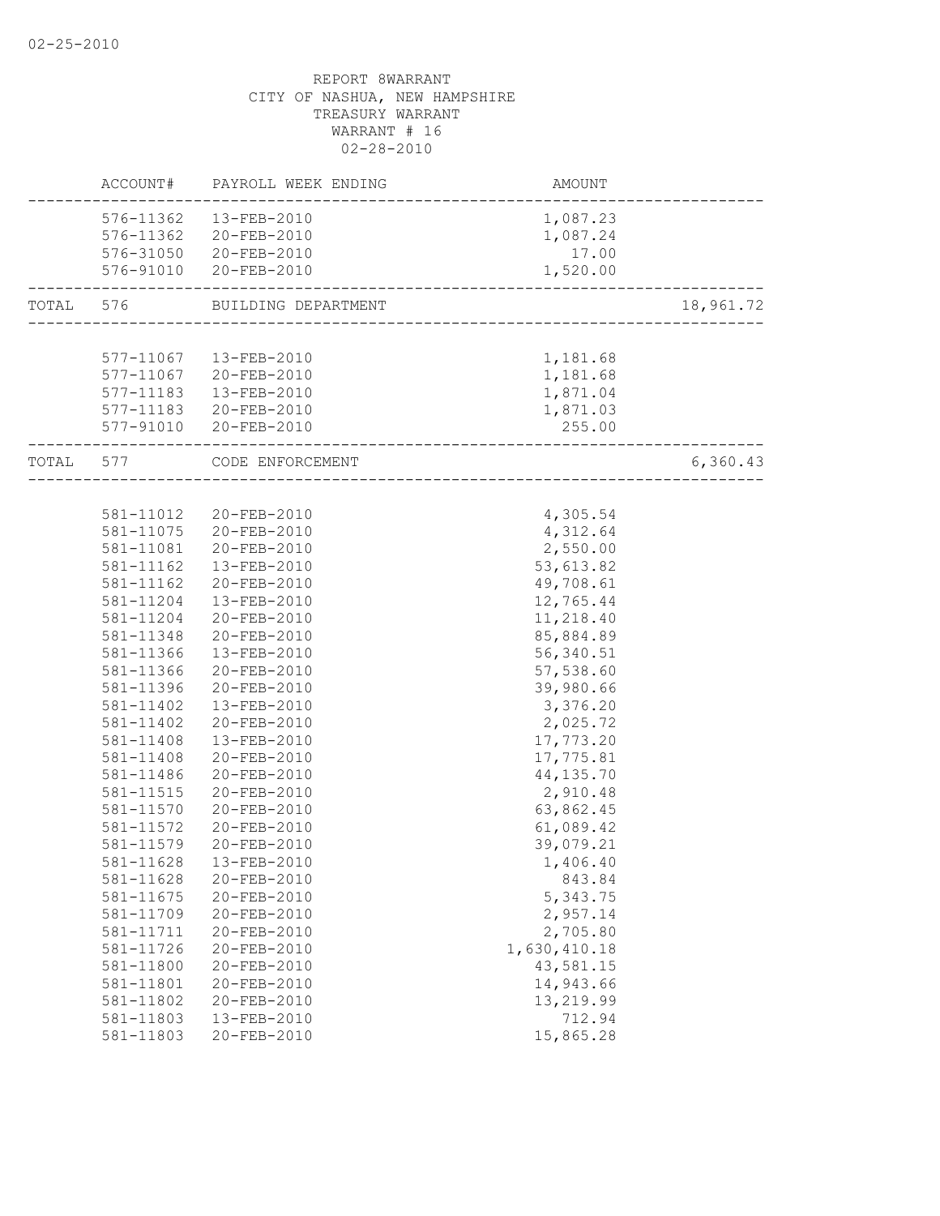02-25-2010

REPORT 8WARRANT
CITY OF NASHUA, NEW HAMPSHIRE
TREASURY WARRANT
WARRANT # 16
02-28-2010

| | ACCOUNT# | PAYROLL WEEK ENDING | AMOUNT | |
|---|---|---|---|---|
| | 576-11362 | 13-FEB-2010 | 1,087.23 | |
| | 576-11362 | 20-FEB-2010 | 1,087.24 | |
| | 576-31050 | 20-FEB-2010 | 17.00 | |
| | 576-91010 | 20-FEB-2010 | 1,520.00 | |
| TOTAL | 576 | BUILDING DEPARTMENT | | 18,961.72 |
| | 577-11067 | 13-FEB-2010 | 1,181.68 | |
| | 577-11067 | 20-FEB-2010 | 1,181.68 | |
| | 577-11183 | 13-FEB-2010 | 1,871.04 | |
| | 577-11183 | 20-FEB-2010 | 1,871.03 | |
| | 577-91010 | 20-FEB-2010 | 255.00 | |
| TOTAL | 577 | CODE ENFORCEMENT | | 6,360.43 |
| | 581-11012 | 20-FEB-2010 | 4,305.54 | |
| | 581-11075 | 20-FEB-2010 | 4,312.64 | |
| | 581-11081 | 20-FEB-2010 | 2,550.00 | |
| | 581-11162 | 13-FEB-2010 | 53,613.82 | |
| | 581-11162 | 20-FEB-2010 | 49,708.61 | |
| | 581-11204 | 13-FEB-2010 | 12,765.44 | |
| | 581-11204 | 20-FEB-2010 | 11,218.40 | |
| | 581-11348 | 20-FEB-2010 | 85,884.89 | |
| | 581-11366 | 13-FEB-2010 | 56,340.51 | |
| | 581-11366 | 20-FEB-2010 | 57,538.60 | |
| | 581-11396 | 20-FEB-2010 | 39,980.66 | |
| | 581-11402 | 13-FEB-2010 | 3,376.20 | |
| | 581-11402 | 20-FEB-2010 | 2,025.72 | |
| | 581-11408 | 13-FEB-2010 | 17,773.20 | |
| | 581-11408 | 20-FEB-2010 | 17,775.81 | |
| | 581-11486 | 20-FEB-2010 | 44,135.70 | |
| | 581-11515 | 20-FEB-2010 | 2,910.48 | |
| | 581-11570 | 20-FEB-2010 | 63,862.45 | |
| | 581-11572 | 20-FEB-2010 | 61,089.42 | |
| | 581-11579 | 20-FEB-2010 | 39,079.21 | |
| | 581-11628 | 13-FEB-2010 | 1,406.40 | |
| | 581-11628 | 20-FEB-2010 | 843.84 | |
| | 581-11675 | 20-FEB-2010 | 5,343.75 | |
| | 581-11709 | 20-FEB-2010 | 2,957.14 | |
| | 581-11711 | 20-FEB-2010 | 2,705.80 | |
| | 581-11726 | 20-FEB-2010 | 1,630,410.18 | |
| | 581-11800 | 20-FEB-2010 | 43,581.15 | |
| | 581-11801 | 20-FEB-2010 | 14,943.66 | |
| | 581-11802 | 20-FEB-2010 | 13,219.99 | |
| | 581-11803 | 13-FEB-2010 | 712.94 | |
| | 581-11803 | 20-FEB-2010 | 15,865.28 | |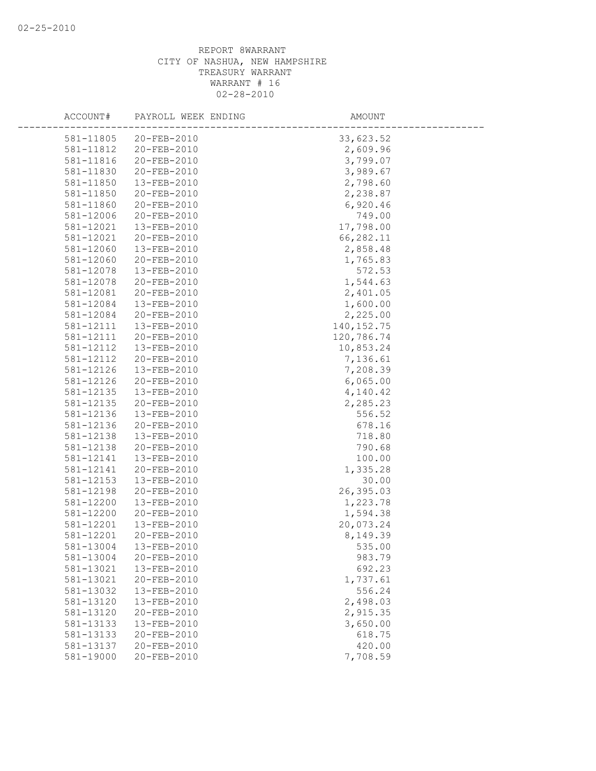02-25-2010

REPORT 8WARRANT
CITY OF NASHUA, NEW HAMPSHIRE
TREASURY WARRANT
WARRANT # 16
02-28-2010

| ACCOUNT# | PAYROLL WEEK ENDING | AMOUNT |
|---|---|---|
| 581-11805 | 20-FEB-2010 | 33,623.52 |
| 581-11812 | 20-FEB-2010 | 2,609.96 |
| 581-11816 | 20-FEB-2010 | 3,799.07 |
| 581-11830 | 20-FEB-2010 | 3,989.67 |
| 581-11850 | 13-FEB-2010 | 2,798.60 |
| 581-11850 | 20-FEB-2010 | 2,238.87 |
| 581-11860 | 20-FEB-2010 | 6,920.46 |
| 581-12006 | 20-FEB-2010 | 749.00 |
| 581-12021 | 13-FEB-2010 | 17,798.00 |
| 581-12021 | 20-FEB-2010 | 66,282.11 |
| 581-12060 | 13-FEB-2010 | 2,858.48 |
| 581-12060 | 20-FEB-2010 | 1,765.83 |
| 581-12078 | 13-FEB-2010 | 572.53 |
| 581-12078 | 20-FEB-2010 | 1,544.63 |
| 581-12081 | 20-FEB-2010 | 2,401.05 |
| 581-12084 | 13-FEB-2010 | 1,600.00 |
| 581-12084 | 20-FEB-2010 | 2,225.00 |
| 581-12111 | 13-FEB-2010 | 140,152.75 |
| 581-12111 | 20-FEB-2010 | 120,786.74 |
| 581-12112 | 13-FEB-2010 | 10,853.24 |
| 581-12112 | 20-FEB-2010 | 7,136.61 |
| 581-12126 | 13-FEB-2010 | 7,208.39 |
| 581-12126 | 20-FEB-2010 | 6,065.00 |
| 581-12135 | 13-FEB-2010 | 4,140.42 |
| 581-12135 | 20-FEB-2010 | 2,285.23 |
| 581-12136 | 13-FEB-2010 | 556.52 |
| 581-12136 | 20-FEB-2010 | 678.16 |
| 581-12138 | 13-FEB-2010 | 718.80 |
| 581-12138 | 20-FEB-2010 | 790.68 |
| 581-12141 | 13-FEB-2010 | 100.00 |
| 581-12141 | 20-FEB-2010 | 1,335.28 |
| 581-12153 | 13-FEB-2010 | 30.00 |
| 581-12198 | 20-FEB-2010 | 26,395.03 |
| 581-12200 | 13-FEB-2010 | 1,223.78 |
| 581-12200 | 20-FEB-2010 | 1,594.38 |
| 581-12201 | 13-FEB-2010 | 20,073.24 |
| 581-12201 | 20-FEB-2010 | 8,149.39 |
| 581-13004 | 13-FEB-2010 | 535.00 |
| 581-13004 | 20-FEB-2010 | 983.79 |
| 581-13021 | 13-FEB-2010 | 692.23 |
| 581-13021 | 20-FEB-2010 | 1,737.61 |
| 581-13032 | 13-FEB-2010 | 556.24 |
| 581-13120 | 13-FEB-2010 | 2,498.03 |
| 581-13120 | 20-FEB-2010 | 2,915.35 |
| 581-13133 | 13-FEB-2010 | 3,650.00 |
| 581-13133 | 20-FEB-2010 | 618.75 |
| 581-13137 | 20-FEB-2010 | 420.00 |
| 581-19000 | 20-FEB-2010 | 7,708.59 |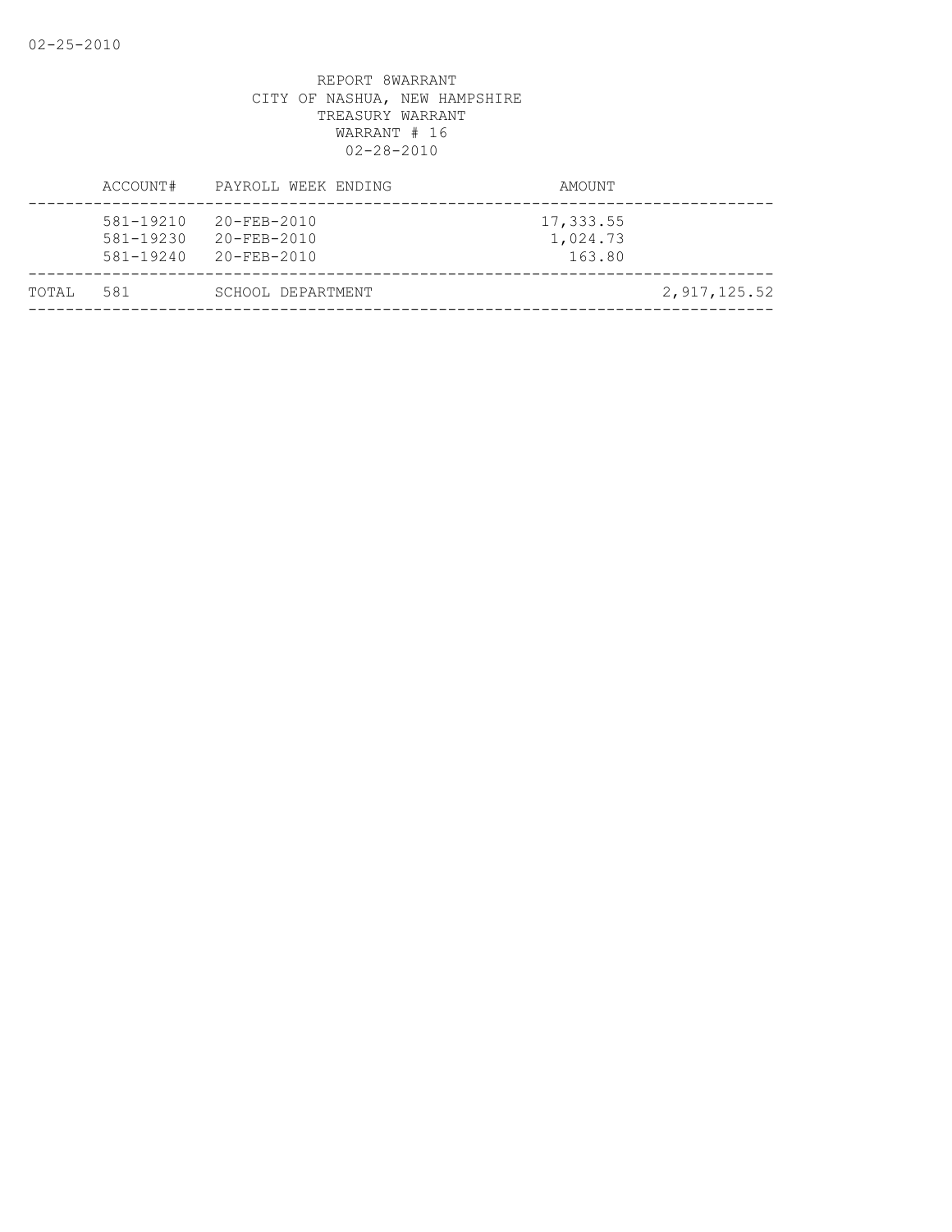REPORT 8WARRANT
CITY OF NASHUA, NEW HAMPSHIRE
TREASURY WARRANT
WARRANT # 16
02-28-2010

| | ACCOUNT# | PAYROLL WEEK ENDING | AMOUNT | |
|---|---|---|---|---|
| | 581-19210 | 20-FEB-2010 | 17,333.55 | |
| | 581-19230 | 20-FEB-2010 | 1,024.73 | |
| | 581-19240 | 20-FEB-2010 | 163.80 | |
| TOTAL | 581 | SCHOOL DEPARTMENT | | 2,917,125.52 |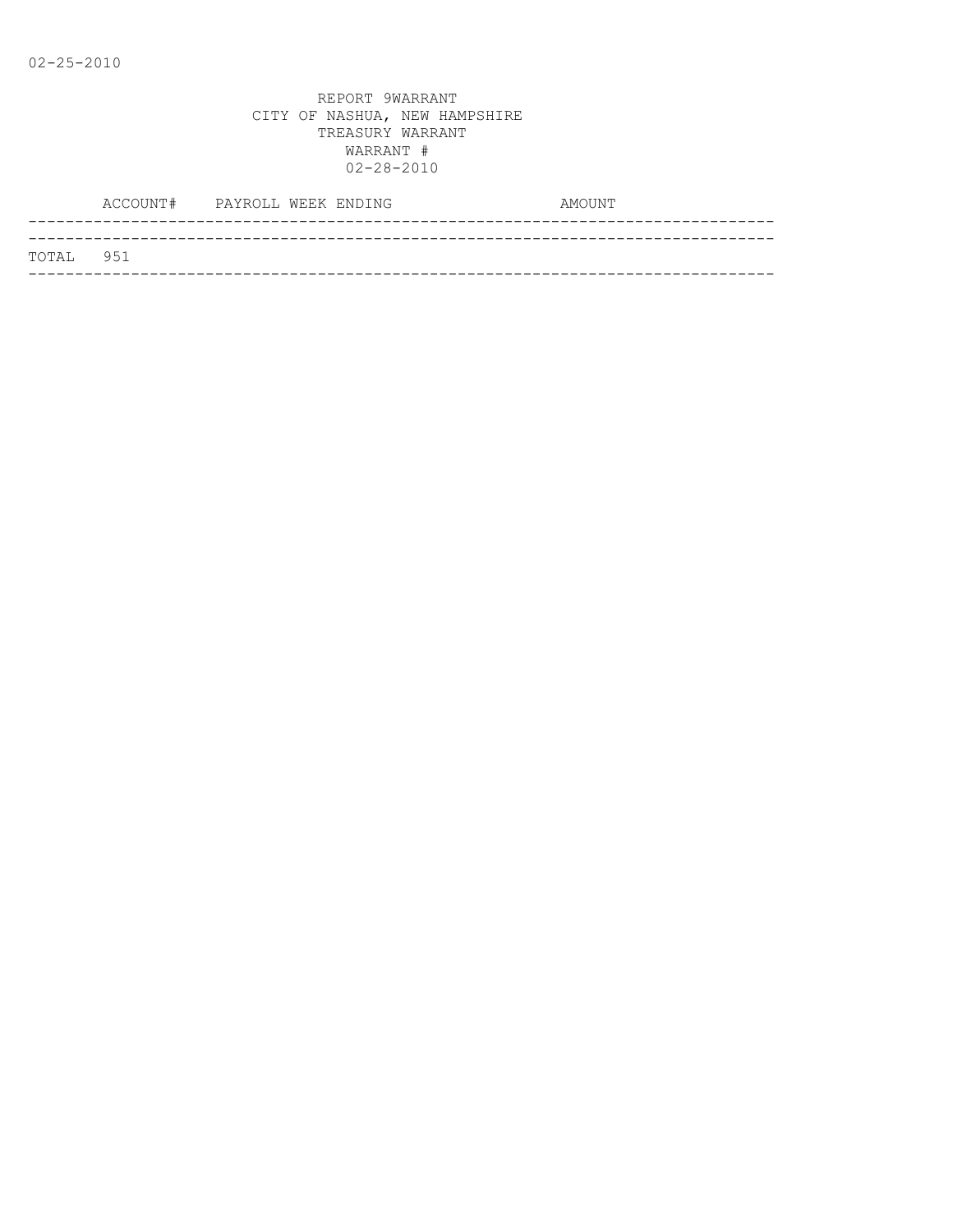REPORT 9WARRANT
CITY OF NASHUA, NEW HAMPSHIRE
TREASURY WARRANT
WARRANT #
02-28-2010

| ACCOUNT# | PAYROLL WEEK ENDING | AMOUNT |
|---|---|---|
| TOTAL 951 | | |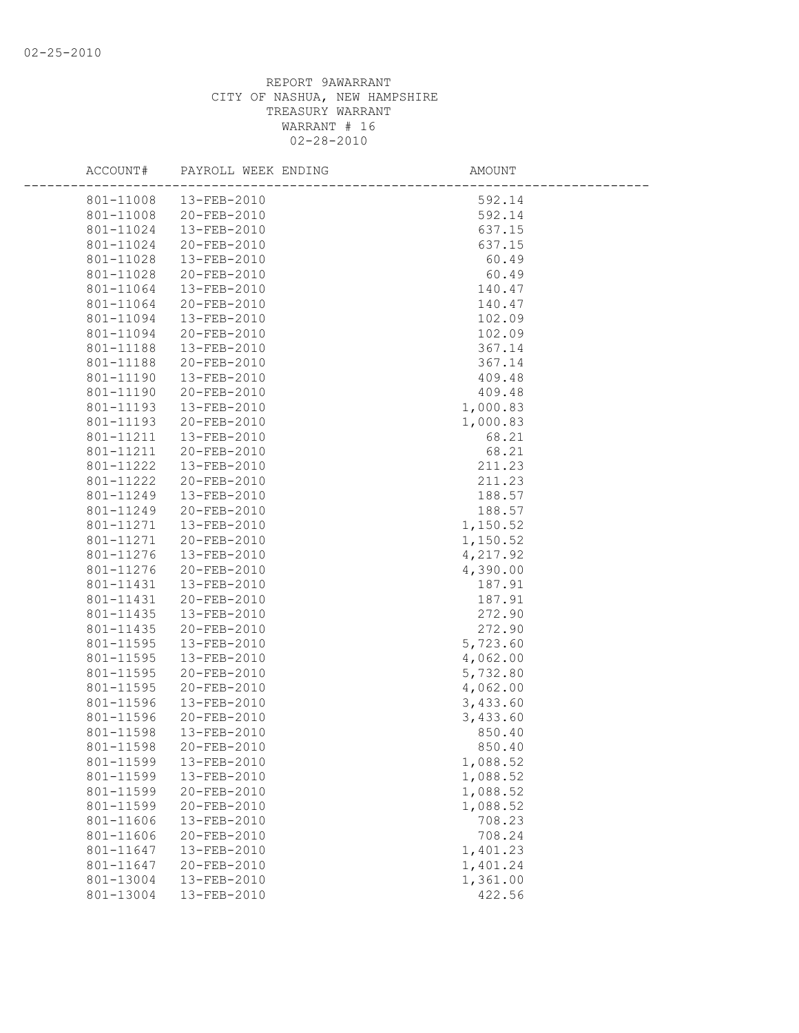REPORT 9AWARRANT
CITY OF NASHUA, NEW HAMPSHIRE
TREASURY WARRANT
WARRANT # 16
02-28-2010

| ACCOUNT# | PAYROLL WEEK ENDING | AMOUNT |
|---|---|---|
| 801-11008 | 13-FEB-2010 | 592.14 |
| 801-11008 | 20-FEB-2010 | 592.14 |
| 801-11024 | 13-FEB-2010 | 637.15 |
| 801-11024 | 20-FEB-2010 | 637.15 |
| 801-11028 | 13-FEB-2010 | 60.49 |
| 801-11028 | 20-FEB-2010 | 60.49 |
| 801-11064 | 13-FEB-2010 | 140.47 |
| 801-11064 | 20-FEB-2010 | 140.47 |
| 801-11094 | 13-FEB-2010 | 102.09 |
| 801-11094 | 20-FEB-2010 | 102.09 |
| 801-11188 | 13-FEB-2010 | 367.14 |
| 801-11188 | 20-FEB-2010 | 367.14 |
| 801-11190 | 13-FEB-2010 | 409.48 |
| 801-11190 | 20-FEB-2010 | 409.48 |
| 801-11193 | 13-FEB-2010 | 1,000.83 |
| 801-11193 | 20-FEB-2010 | 1,000.83 |
| 801-11211 | 13-FEB-2010 | 68.21 |
| 801-11211 | 20-FEB-2010 | 68.21 |
| 801-11222 | 13-FEB-2010 | 211.23 |
| 801-11222 | 20-FEB-2010 | 211.23 |
| 801-11249 | 13-FEB-2010 | 188.57 |
| 801-11249 | 20-FEB-2010 | 188.57 |
| 801-11271 | 13-FEB-2010 | 1,150.52 |
| 801-11271 | 20-FEB-2010 | 1,150.52 |
| 801-11276 | 13-FEB-2010 | 4,217.92 |
| 801-11276 | 20-FEB-2010 | 4,390.00 |
| 801-11431 | 13-FEB-2010 | 187.91 |
| 801-11431 | 20-FEB-2010 | 187.91 |
| 801-11435 | 13-FEB-2010 | 272.90 |
| 801-11435 | 20-FEB-2010 | 272.90 |
| 801-11595 | 13-FEB-2010 | 5,723.60 |
| 801-11595 | 13-FEB-2010 | 4,062.00 |
| 801-11595 | 20-FEB-2010 | 5,732.80 |
| 801-11595 | 20-FEB-2010 | 4,062.00 |
| 801-11596 | 13-FEB-2010 | 3,433.60 |
| 801-11596 | 20-FEB-2010 | 3,433.60 |
| 801-11598 | 13-FEB-2010 | 850.40 |
| 801-11598 | 20-FEB-2010 | 850.40 |
| 801-11599 | 13-FEB-2010 | 1,088.52 |
| 801-11599 | 13-FEB-2010 | 1,088.52 |
| 801-11599 | 20-FEB-2010 | 1,088.52 |
| 801-11599 | 20-FEB-2010 | 1,088.52 |
| 801-11606 | 13-FEB-2010 | 708.23 |
| 801-11606 | 20-FEB-2010 | 708.24 |
| 801-11647 | 13-FEB-2010 | 1,401.23 |
| 801-11647 | 20-FEB-2010 | 1,401.24 |
| 801-13004 | 13-FEB-2010 | 1,361.00 |
| 801-13004 | 13-FEB-2010 | 422.56 |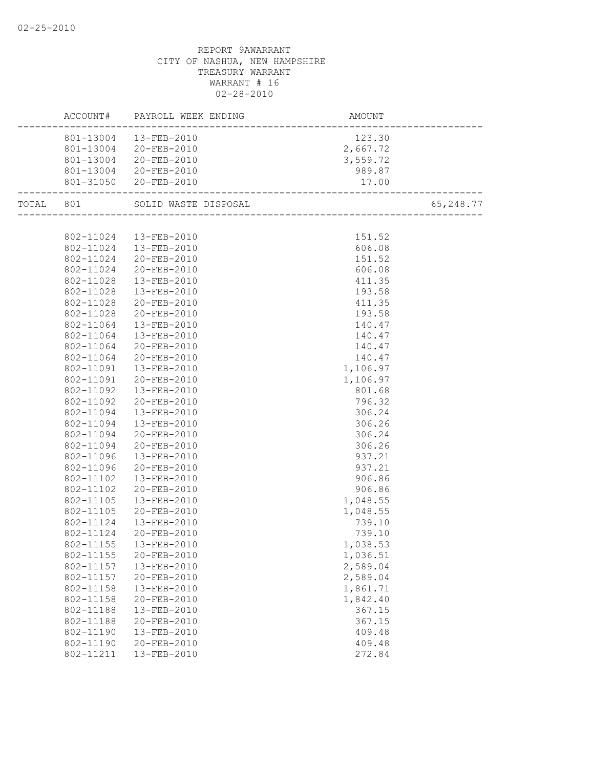02-25-2010

REPORT 9AWARRANT
CITY OF NASHUA, NEW HAMPSHIRE
TREASURY WARRANT
WARRANT # 16
02-28-2010

| | ACCOUNT# | PAYROLL WEEK ENDING | AMOUNT | |
|---|---|---|---|---|
| | 801-13004 | 13-FEB-2010 | 123.30 | |
| | 801-13004 | 20-FEB-2010 | 2,667.72 | |
| | 801-13004 | 20-FEB-2010 | 3,559.72 | |
| | 801-13004 | 20-FEB-2010 | 989.87 | |
| | 801-31050 | 20-FEB-2010 | 17.00 | |
| TOTAL | 801 | SOLID WASTE DISPOSAL | | 65,248.77 |
| | 802-11024 | 13-FEB-2010 | 151.52 | |
| | 802-11024 | 13-FEB-2010 | 606.08 | |
| | 802-11024 | 20-FEB-2010 | 151.52 | |
| | 802-11024 | 20-FEB-2010 | 606.08 | |
| | 802-11028 | 13-FEB-2010 | 411.35 | |
| | 802-11028 | 13-FEB-2010 | 193.58 | |
| | 802-11028 | 20-FEB-2010 | 411.35 | |
| | 802-11028 | 20-FEB-2010 | 193.58 | |
| | 802-11064 | 13-FEB-2010 | 140.47 | |
| | 802-11064 | 13-FEB-2010 | 140.47 | |
| | 802-11064 | 20-FEB-2010 | 140.47 | |
| | 802-11064 | 20-FEB-2010 | 140.47 | |
| | 802-11091 | 13-FEB-2010 | 1,106.97 | |
| | 802-11091 | 20-FEB-2010 | 1,106.97 | |
| | 802-11092 | 13-FEB-2010 | 801.68 | |
| | 802-11092 | 20-FEB-2010 | 796.32 | |
| | 802-11094 | 13-FEB-2010 | 306.24 | |
| | 802-11094 | 13-FEB-2010 | 306.26 | |
| | 802-11094 | 20-FEB-2010 | 306.24 | |
| | 802-11094 | 20-FEB-2010 | 306.26 | |
| | 802-11096 | 13-FEB-2010 | 937.21 | |
| | 802-11096 | 20-FEB-2010 | 937.21 | |
| | 802-11102 | 13-FEB-2010 | 906.86 | |
| | 802-11102 | 20-FEB-2010 | 906.86 | |
| | 802-11105 | 13-FEB-2010 | 1,048.55 | |
| | 802-11105 | 20-FEB-2010 | 1,048.55 | |
| | 802-11124 | 13-FEB-2010 | 739.10 | |
| | 802-11124 | 20-FEB-2010 | 739.10 | |
| | 802-11155 | 13-FEB-2010 | 1,038.53 | |
| | 802-11155 | 20-FEB-2010 | 1,036.51 | |
| | 802-11157 | 13-FEB-2010 | 2,589.04 | |
| | 802-11157 | 20-FEB-2010 | 2,589.04 | |
| | 802-11158 | 13-FEB-2010 | 1,861.71 | |
| | 802-11158 | 20-FEB-2010 | 1,842.40 | |
| | 802-11188 | 13-FEB-2010 | 367.15 | |
| | 802-11188 | 20-FEB-2010 | 367.15 | |
| | 802-11190 | 13-FEB-2010 | 409.48 | |
| | 802-11190 | 20-FEB-2010 | 409.48 | |
| | 802-11211 | 13-FEB-2010 | 272.84 | |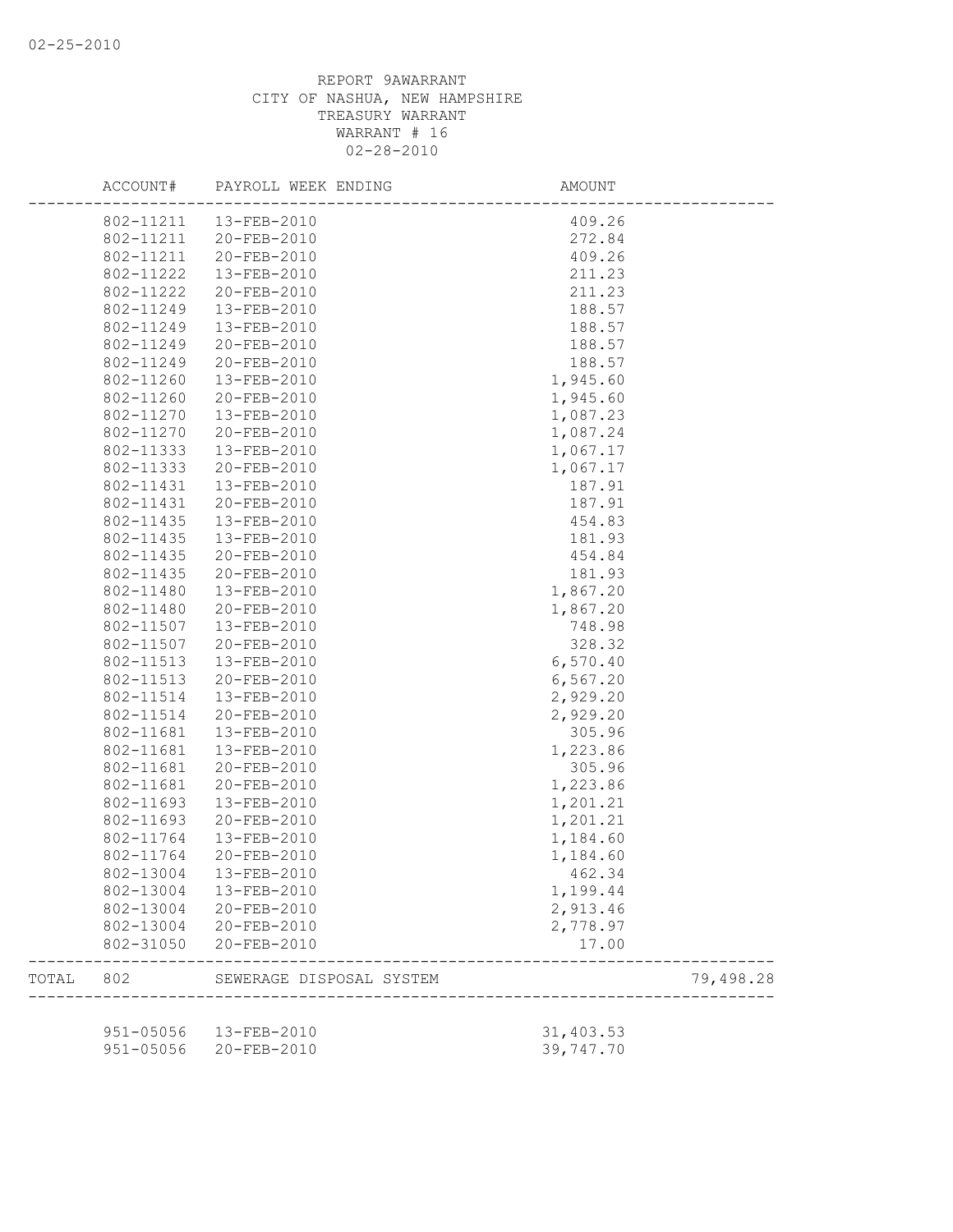02-25-2010

REPORT 9AWARRANT
CITY OF NASHUA, NEW HAMPSHIRE
TREASURY WARRANT
WARRANT # 16
02-28-2010

| ACCOUNT# | PAYROLL WEEK ENDING | AMOUNT | |
|---|---|---|---|
| 802-11211 | 13-FEB-2010 | 409.26 | |
| 802-11211 | 20-FEB-2010 | 272.84 | |
| 802-11211 | 20-FEB-2010 | 409.26 | |
| 802-11222 | 13-FEB-2010 | 211.23 | |
| 802-11222 | 20-FEB-2010 | 211.23 | |
| 802-11249 | 13-FEB-2010 | 188.57 | |
| 802-11249 | 13-FEB-2010 | 188.57 | |
| 802-11249 | 20-FEB-2010 | 188.57 | |
| 802-11249 | 20-FEB-2010 | 188.57 | |
| 802-11260 | 13-FEB-2010 | 1,945.60 | |
| 802-11260 | 20-FEB-2010 | 1,945.60 | |
| 802-11270 | 13-FEB-2010 | 1,087.23 | |
| 802-11270 | 20-FEB-2010 | 1,087.24 | |
| 802-11333 | 13-FEB-2010 | 1,067.17 | |
| 802-11333 | 20-FEB-2010 | 1,067.17 | |
| 802-11431 | 13-FEB-2010 | 187.91 | |
| 802-11431 | 20-FEB-2010 | 187.91 | |
| 802-11435 | 13-FEB-2010 | 454.83 | |
| 802-11435 | 13-FEB-2010 | 181.93 | |
| 802-11435 | 20-FEB-2010 | 454.84 | |
| 802-11435 | 20-FEB-2010 | 181.93 | |
| 802-11480 | 13-FEB-2010 | 1,867.20 | |
| 802-11480 | 20-FEB-2010 | 1,867.20 | |
| 802-11507 | 13-FEB-2010 | 748.98 | |
| 802-11507 | 20-FEB-2010 | 328.32 | |
| 802-11513 | 13-FEB-2010 | 6,570.40 | |
| 802-11513 | 20-FEB-2010 | 6,567.20 | |
| 802-11514 | 13-FEB-2010 | 2,929.20 | |
| 802-11514 | 20-FEB-2010 | 2,929.20 | |
| 802-11681 | 13-FEB-2010 | 305.96 | |
| 802-11681 | 13-FEB-2010 | 1,223.86 | |
| 802-11681 | 20-FEB-2010 | 305.96 | |
| 802-11681 | 20-FEB-2010 | 1,223.86 | |
| 802-11693 | 13-FEB-2010 | 1,201.21 | |
| 802-11693 | 20-FEB-2010 | 1,201.21 | |
| 802-11764 | 13-FEB-2010 | 1,184.60 | |
| 802-11764 | 20-FEB-2010 | 1,184.60 | |
| 802-13004 | 13-FEB-2010 | 462.34 | |
| 802-13004 | 13-FEB-2010 | 1,199.44 | |
| 802-13004 | 20-FEB-2010 | 2,913.46 | |
| 802-13004 | 20-FEB-2010 | 2,778.97 | |
| 802-31050 | 20-FEB-2010 | 17.00 | |
| TOTAL 802 | SEWERAGE DISPOSAL SYSTEM | | 79,498.28 |
| 951-05056 | 13-FEB-2010 | 31,403.53 | |
| 951-05056 | 20-FEB-2010 | 39,747.70 | |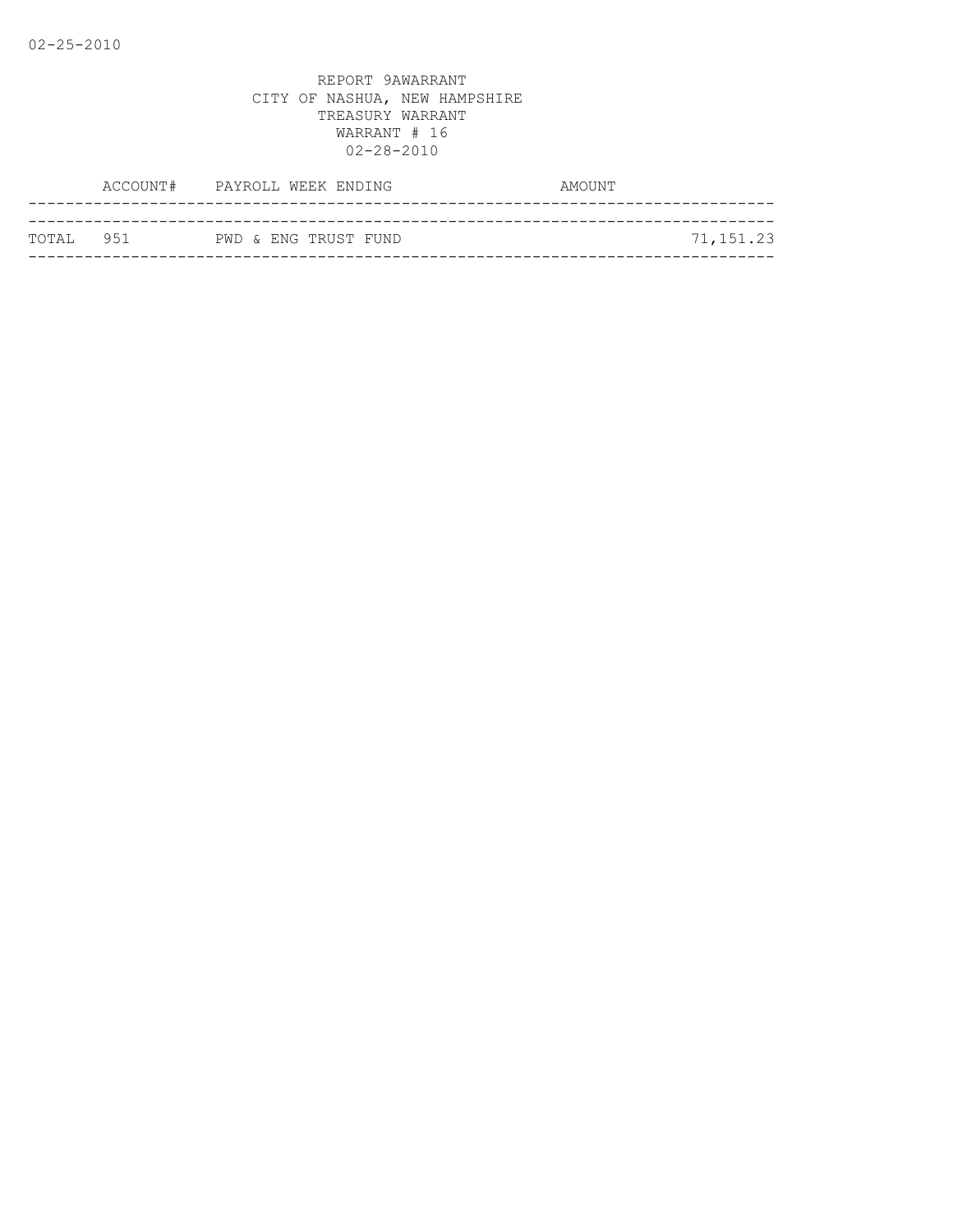REPORT 9AWARRANT
CITY OF NASHUA, NEW HAMPSHIRE
TREASURY WARRANT
WARRANT # 16
02-28-2010

| | ACCOUNT# | PAYROLL WEEK ENDING | AMOUNT |
|---|---|---|---|
| TOTAL | 951 | PWD & ENG TRUST FUND | 71,151.23 |